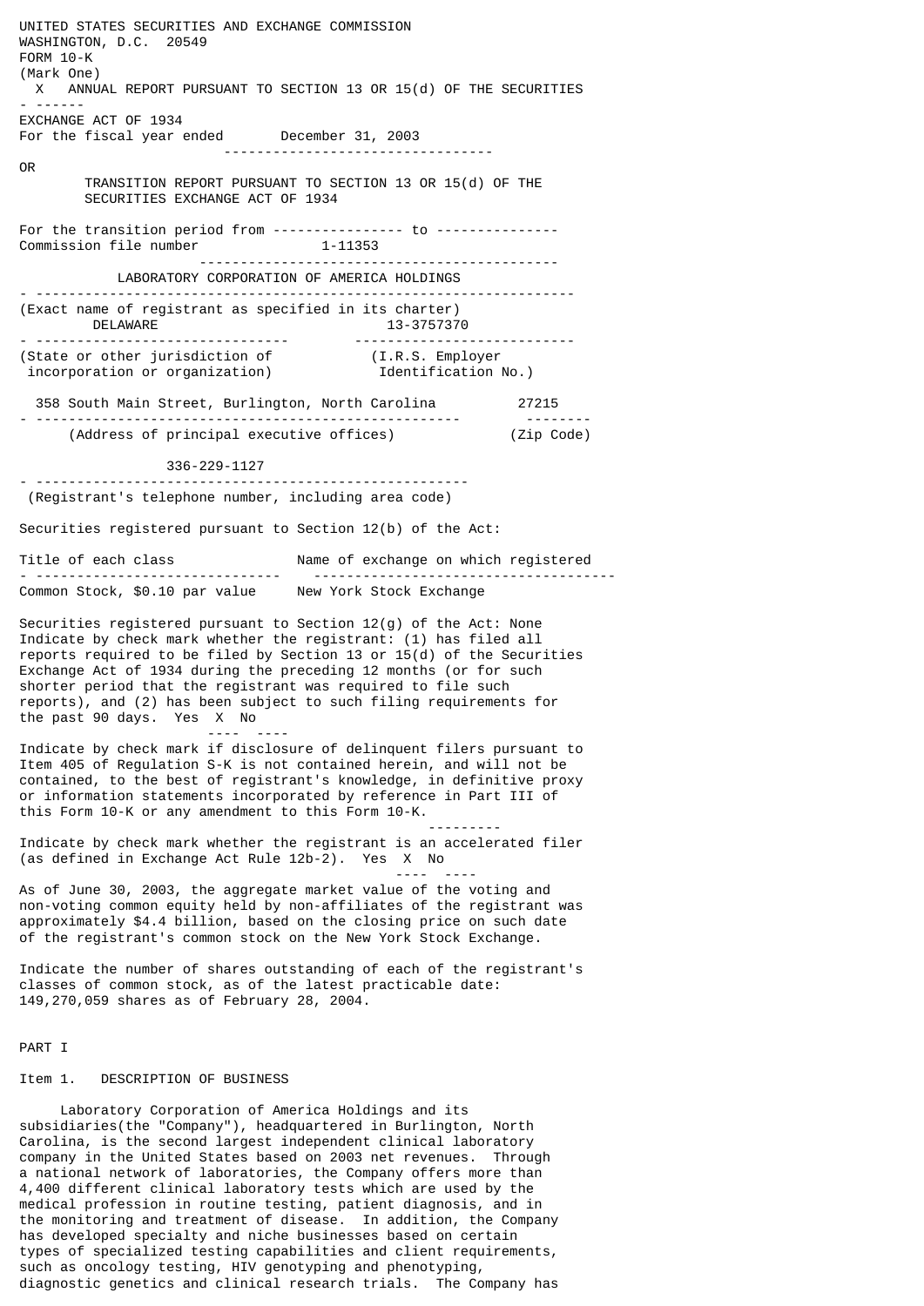UNITED STATES SECURITIES AND EXCHANGE COMMISSION
WASHINGTON, D.C. 20549

FORM 10-K

(Mark One)

X ANNUAL REPORT PURSUANT TO SECTION 13 OR 15(d) OF THE SECURITIES EXCHANGE ACT OF 1934

For the fiscal year ended December 31, 2003

OR

TRANSITION REPORT PURSUANT TO SECTION 13 OR 15(d) OF THE SECURITIES EXCHANGE ACT OF 1934

For the transition period from ---------------- to ---------------

Commission file number 1-11353

LABORATORY CORPORATION OF AMERICA HOLDINGS

(Exact name of registrant as specified in its charter)

| DELAWARE | 13-3757370 |
|---|---|
| (State or other jurisdiction of incorporation or organization) | (I.R.S. Employer Identification No.) |

| 358 South Main Street, Burlington, North Carolina | 27215 |
|---|---|
| (Address of principal executive offices) | (Zip Code) |

336-229-1127

(Registrant's telephone number, including area code)

Securities registered pursuant to Section 12(b) of the Act:

| Title of each class | Name of exchange on which registered |
|---|---|
| Common Stock, $0.10 par value | New York Stock Exchange |

Securities registered pursuant to Section 12(g) of the Act: None

Indicate by check mark whether the registrant: (1) has filed all reports required to be filed by Section 13 or 15(d) of the Securities Exchange Act of 1934 during the preceding 12 months (or for such shorter period that the registrant was required to file such reports), and (2) has been subject to such filing requirements for the past 90 days. Yes X No

Indicate by check mark if disclosure of delinquent filers pursuant to Item 405 of Regulation S-K is not contained herein, and will not be contained, to the best of registrant's knowledge, in definitive proxy or information statements incorporated by reference in Part III of this Form 10-K or any amendment to this Form 10-K.

Indicate by check mark whether the registrant is an accelerated filer (as defined in Exchange Act Rule 12b-2). Yes X No

As of June 30, 2003, the aggregate market value of the voting and non-voting common equity held by non-affiliates of the registrant was approximately $4.4 billion, based on the closing price on such date of the registrant's common stock on the New York Stock Exchange.

Indicate the number of shares outstanding of each of the registrant's classes of common stock, as of the latest practicable date: 149,270,059 shares as of February 28, 2004.

# PART I

## Item 1. DESCRIPTION OF BUSINESS

Laboratory Corporation of America Holdings and its subsidiaries(the "Company"), headquartered in Burlington, North Carolina, is the second largest independent clinical laboratory company in the United States based on 2003 net revenues. Through a national network of laboratories, the Company offers more than 4,400 different clinical laboratory tests which are used by the medical profession in routine testing, patient diagnosis, and in the monitoring and treatment of disease. In addition, the Company has developed specialty and niche businesses based on certain types of specialized testing capabilities and client requirements, such as oncology testing, HIV genotyping and phenotyping, diagnostic genetics and clinical research trials. The Company has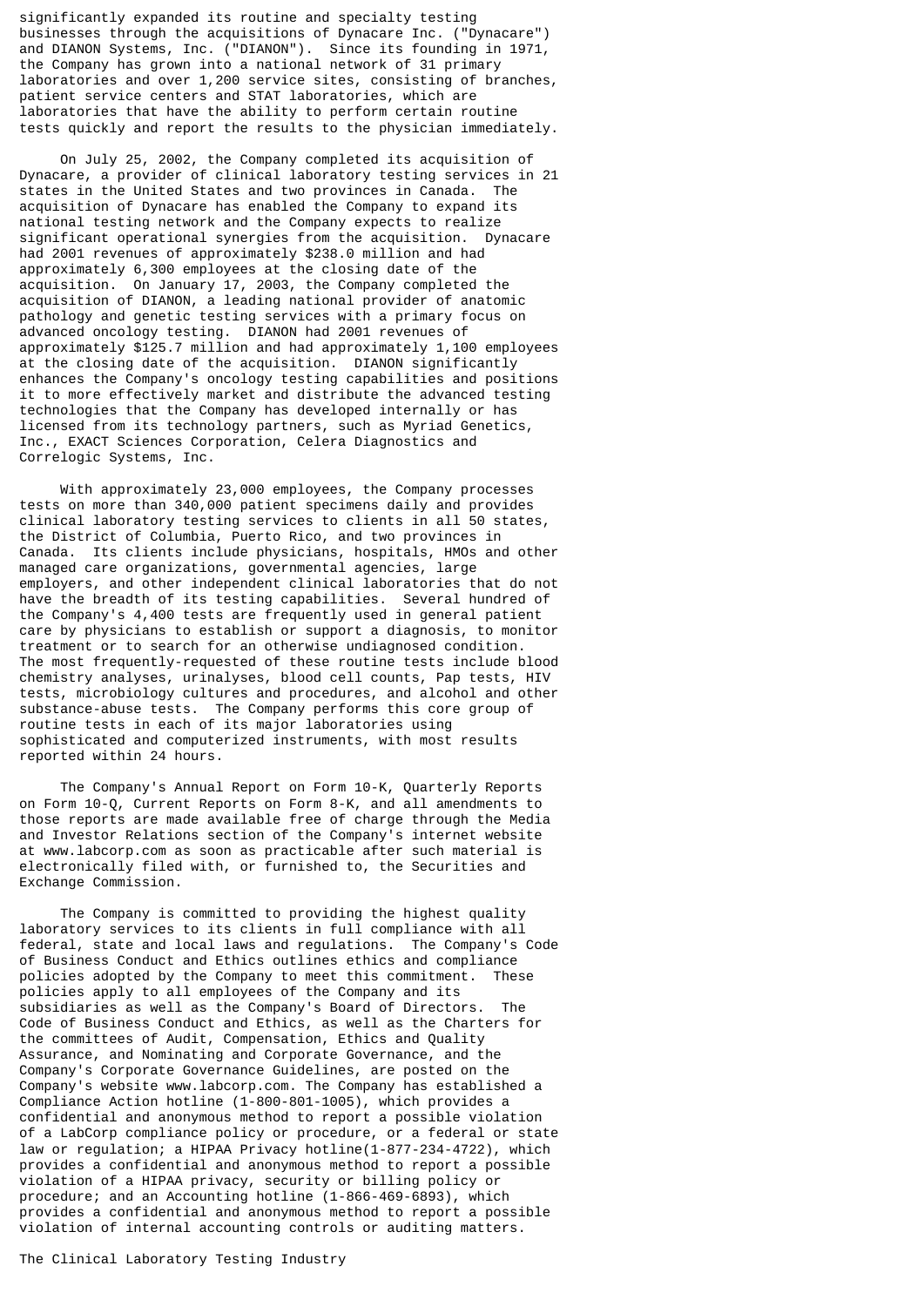significantly expanded its routine and specialty testing businesses through the acquisitions of Dynacare Inc. ("Dynacare") and DIANON Systems, Inc. ("DIANON"). Since its founding in 1971, the Company has grown into a national network of 31 primary laboratories and over 1,200 service sites, consisting of branches, patient service centers and STAT laboratories, which are laboratories that have the ability to perform certain routine tests quickly and report the results to the physician immediately.

On July 25, 2002, the Company completed its acquisition of Dynacare, a provider of clinical laboratory testing services in 21 states in the United States and two provinces in Canada. The acquisition of Dynacare has enabled the Company to expand its national testing network and the Company expects to realize significant operational synergies from the acquisition. Dynacare had 2001 revenues of approximately $238.0 million and had approximately 6,300 employees at the closing date of the acquisition. On January 17, 2003, the Company completed the acquisition of DIANON, a leading national provider of anatomic pathology and genetic testing services with a primary focus on advanced oncology testing. DIANON had 2001 revenues of approximately $125.7 million and had approximately 1,100 employees at the closing date of the acquisition. DIANON significantly enhances the Company's oncology testing capabilities and positions it to more effectively market and distribute the advanced testing technologies that the Company has developed internally or has licensed from its technology partners, such as Myriad Genetics, Inc., EXACT Sciences Corporation, Celera Diagnostics and Correlogic Systems, Inc.

With approximately 23,000 employees, the Company processes tests on more than 340,000 patient specimens daily and provides clinical laboratory testing services to clients in all 50 states, the District of Columbia, Puerto Rico, and two provinces in Canada. Its clients include physicians, hospitals, HMOs and other managed care organizations, governmental agencies, large employers, and other independent clinical laboratories that do not have the breadth of its testing capabilities. Several hundred of the Company's 4,400 tests are frequently used in general patient care by physicians to establish or support a diagnosis, to monitor treatment or to search for an otherwise undiagnosed condition. The most frequently-requested of these routine tests include blood chemistry analyses, urinalyses, blood cell counts, Pap tests, HIV tests, microbiology cultures and procedures, and alcohol and other substance-abuse tests. The Company performs this core group of routine tests in each of its major laboratories using sophisticated and computerized instruments, with most results reported within 24 hours.

The Company's Annual Report on Form 10-K, Quarterly Reports on Form 10-Q, Current Reports on Form 8-K, and all amendments to those reports are made available free of charge through the Media and Investor Relations section of the Company's internet website at www.labcorp.com as soon as practicable after such material is electronically filed with, or furnished to, the Securities and Exchange Commission.

The Company is committed to providing the highest quality laboratory services to its clients in full compliance with all federal, state and local laws and regulations. The Company's Code of Business Conduct and Ethics outlines ethics and compliance policies adopted by the Company to meet this commitment. These policies apply to all employees of the Company and its subsidiaries as well as the Company's Board of Directors. The Code of Business Conduct and Ethics, as well as the Charters for the committees of Audit, Compensation, Ethics and Quality Assurance, and Nominating and Corporate Governance, and the Company's Corporate Governance Guidelines, are posted on the Company's website www.labcorp.com. The Company has established a Compliance Action hotline (1-800-801-1005), which provides a confidential and anonymous method to report a possible violation of a LabCorp compliance policy or procedure, or a federal or state law or regulation; a HIPAA Privacy hotline(1-877-234-4722), which provides a confidential and anonymous method to report a possible violation of a HIPAA privacy, security or billing policy or procedure; and an Accounting hotline (1-866-469-6893), which provides a confidential and anonymous method to report a possible violation of internal accounting controls or auditing matters.

## The Clinical Laboratory Testing Industry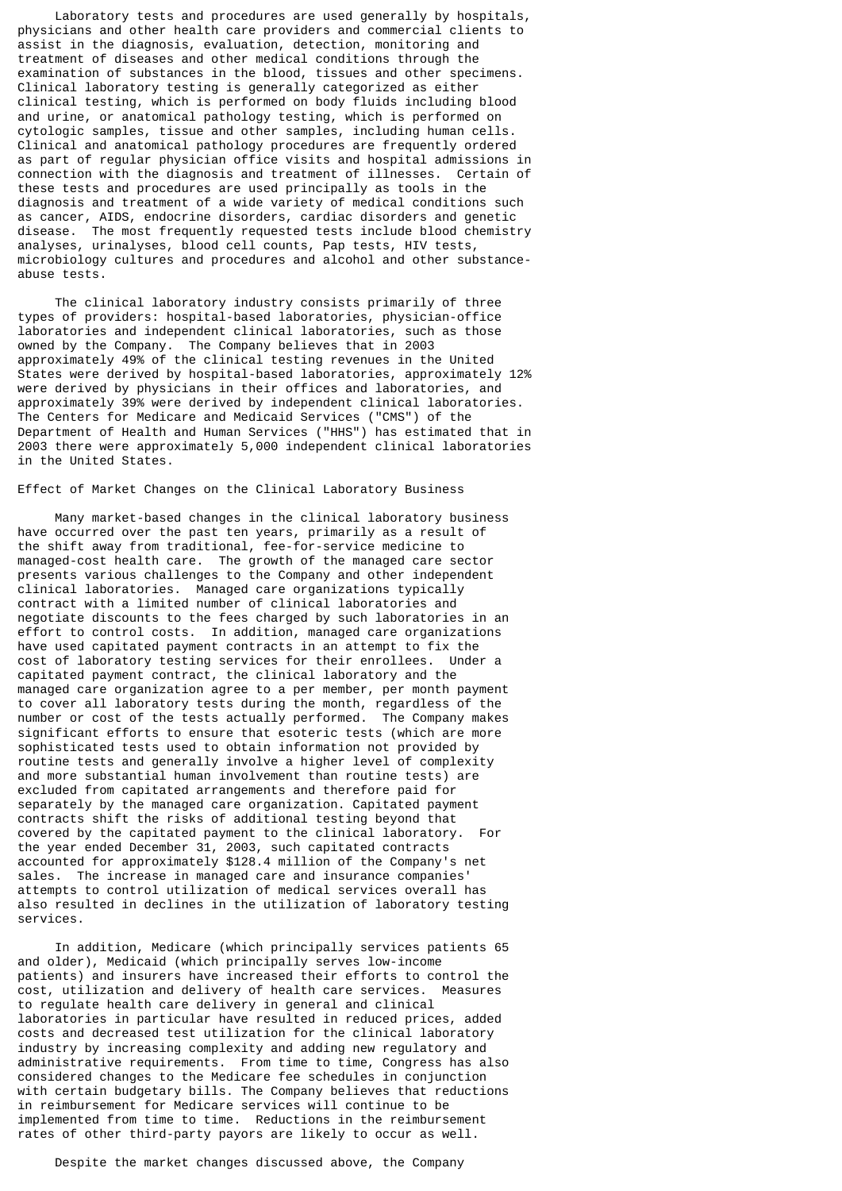Laboratory tests and procedures are used generally by hospitals, physicians and other health care providers and commercial clients to assist in the diagnosis, evaluation, detection, monitoring and treatment of diseases and other medical conditions through the examination of substances in the blood, tissues and other specimens. Clinical laboratory testing is generally categorized as either clinical testing, which is performed on body fluids including blood and urine, or anatomical pathology testing, which is performed on cytologic samples, tissue and other samples, including human cells. Clinical and anatomical pathology procedures are frequently ordered as part of regular physician office visits and hospital admissions in connection with the diagnosis and treatment of illnesses. Certain of these tests and procedures are used principally as tools in the diagnosis and treatment of a wide variety of medical conditions such as cancer, AIDS, endocrine disorders, cardiac disorders and genetic disease. The most frequently requested tests include blood chemistry analyses, urinalyses, blood cell counts, Pap tests, HIV tests, microbiology cultures and procedures and alcohol and other substance-abuse tests.

The clinical laboratory industry consists primarily of three types of providers: hospital-based laboratories, physician-office laboratories and independent clinical laboratories, such as those owned by the Company. The Company believes that in 2003 approximately 49% of the clinical testing revenues in the United States were derived by hospital-based laboratories, approximately 12% were derived by physicians in their offices and laboratories, and approximately 39% were derived by independent clinical laboratories. The Centers for Medicare and Medicaid Services ("CMS") of the Department of Health and Human Services ("HHS") has estimated that in 2003 there were approximately 5,000 independent clinical laboratories in the United States.

Effect of Market Changes on the Clinical Laboratory Business

Many market-based changes in the clinical laboratory business have occurred over the past ten years, primarily as a result of the shift away from traditional, fee-for-service medicine to managed-cost health care. The growth of the managed care sector presents various challenges to the Company and other independent clinical laboratories. Managed care organizations typically contract with a limited number of clinical laboratories and negotiate discounts to the fees charged by such laboratories in an effort to control costs. In addition, managed care organizations have used capitated payment contracts in an attempt to fix the cost of laboratory testing services for their enrollees. Under a capitated payment contract, the clinical laboratory and the managed care organization agree to a per member, per month payment to cover all laboratory tests during the month, regardless of the number or cost of the tests actually performed. The Company makes significant efforts to ensure that esoteric tests (which are more sophisticated tests used to obtain information not provided by routine tests and generally involve a higher level of complexity and more substantial human involvement than routine tests) are excluded from capitated arrangements and therefore paid for separately by the managed care organization. Capitated payment contracts shift the risks of additional testing beyond that covered by the capitated payment to the clinical laboratory. For the year ended December 31, 2003, such capitated contracts accounted for approximately $128.4 million of the Company's net sales. The increase in managed care and insurance companies' attempts to control utilization of medical services overall has also resulted in declines in the utilization of laboratory testing services.

In addition, Medicare (which principally services patients 65 and older), Medicaid (which principally serves low-income patients) and insurers have increased their efforts to control the cost, utilization and delivery of health care services. Measures to regulate health care delivery in general and clinical laboratories in particular have resulted in reduced prices, added costs and decreased test utilization for the clinical laboratory industry by increasing complexity and adding new regulatory and administrative requirements. From time to time, Congress has also considered changes to the Medicare fee schedules in conjunction with certain budgetary bills. The Company believes that reductions in reimbursement for Medicare services will continue to be implemented from time to time. Reductions in the reimbursement rates of other third-party payors are likely to occur as well.

Despite the market changes discussed above, the Company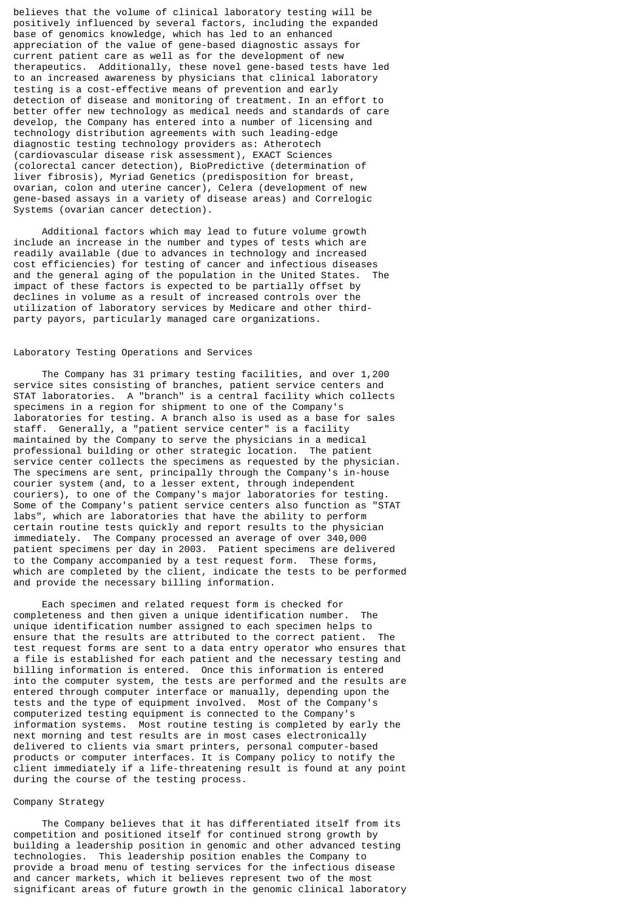believes that the volume of clinical laboratory testing will be positively influenced by several factors, including the expanded base of genomics knowledge, which has led to an enhanced appreciation of the value of gene-based diagnostic assays for current patient care as well as for the development of new therapeutics. Additionally, these novel gene-based tests have led to an increased awareness by physicians that clinical laboratory testing is a cost-effective means of prevention and early detection of disease and monitoring of treatment. In an effort to better offer new technology as medical needs and standards of care develop, the Company has entered into a number of licensing and technology distribution agreements with such leading-edge diagnostic testing technology providers as: Atherotech (cardiovascular disease risk assessment), EXACT Sciences (colorectal cancer detection), BioPredictive (determination of liver fibrosis), Myriad Genetics (predisposition for breast, ovarian, colon and uterine cancer), Celera (development of new gene-based assays in a variety of disease areas) and Correlogic Systems (ovarian cancer detection).

Additional factors which may lead to future volume growth include an increase in the number and types of tests which are readily available (due to advances in technology and increased cost efficiencies) for testing of cancer and infectious diseases and the general aging of the population in the United States. The impact of these factors is expected to be partially offset by declines in volume as a result of increased controls over the utilization of laboratory services by Medicare and other third-party payors, particularly managed care organizations.

## Laboratory Testing Operations and Services

The Company has 31 primary testing facilities, and over 1,200 service sites consisting of branches, patient service centers and STAT laboratories. A "branch" is a central facility which collects specimens in a region for shipment to one of the Company's laboratories for testing. A branch also is used as a base for sales staff. Generally, a "patient service center" is a facility maintained by the Company to serve the physicians in a medical professional building or other strategic location. The patient service center collects the specimens as requested by the physician. The specimens are sent, principally through the Company's in-house courier system (and, to a lesser extent, through independent couriers), to one of the Company's major laboratories for testing. Some of the Company's patient service centers also function as "STAT labs", which are laboratories that have the ability to perform certain routine tests quickly and report results to the physician immediately. The Company processed an average of over 340,000 patient specimens per day in 2003. Patient specimens are delivered to the Company accompanied by a test request form. These forms, which are completed by the client, indicate the tests to be performed and provide the necessary billing information.

Each specimen and related request form is checked for completeness and then given a unique identification number. The unique identification number assigned to each specimen helps to ensure that the results are attributed to the correct patient. The test request forms are sent to a data entry operator who ensures that a file is established for each patient and the necessary testing and billing information is entered. Once this information is entered into the computer system, the tests are performed and the results are entered through computer interface or manually, depending upon the tests and the type of equipment involved. Most of the Company's computerized testing equipment is connected to the Company's information systems. Most routine testing is completed by early the next morning and test results are in most cases electronically delivered to clients via smart printers, personal computer-based products or computer interfaces. It is Company policy to notify the client immediately if a life-threatening result is found at any point during the course of the testing process.

## Company Strategy

The Company believes that it has differentiated itself from its competition and positioned itself for continued strong growth by building a leadership position in genomic and other advanced testing technologies. This leadership position enables the Company to provide a broad menu of testing services for the infectious disease and cancer markets, which it believes represent two of the most significant areas of future growth in the genomic clinical laboratory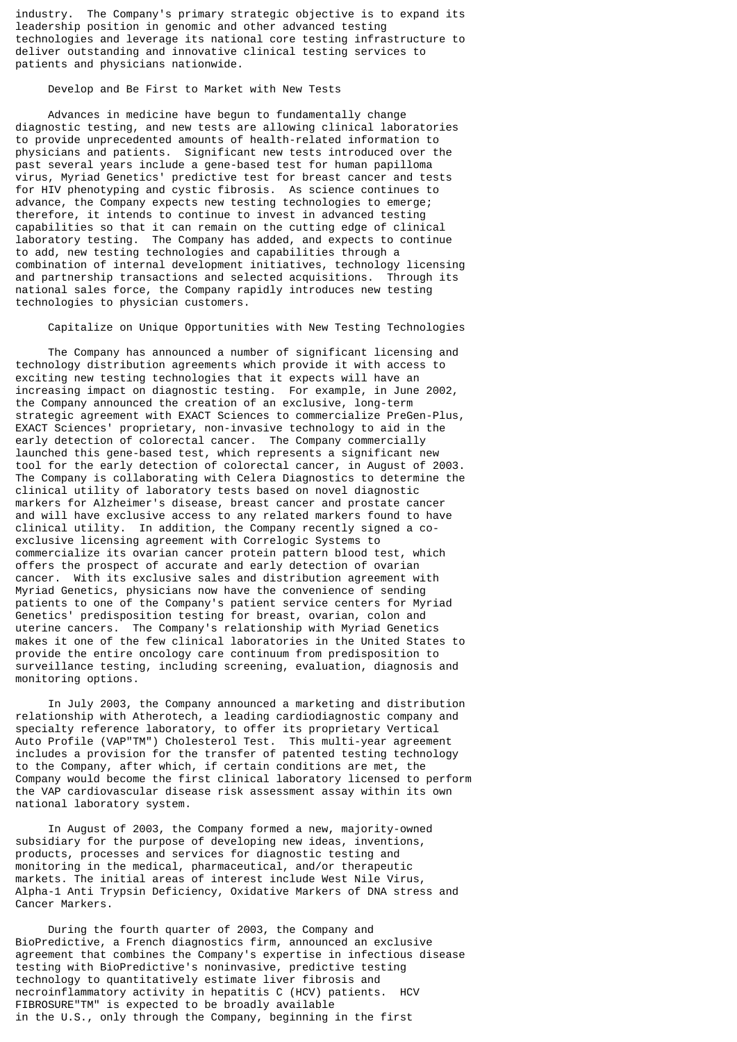industry. The Company's primary strategic objective is to expand its leadership position in genomic and other advanced testing technologies and leverage its national core testing infrastructure to deliver outstanding and innovative clinical testing services to patients and physicians nationwide.

### Develop and Be First to Market with New Tests

Advances in medicine have begun to fundamentally change diagnostic testing, and new tests are allowing clinical laboratories to provide unprecedented amounts of health-related information to physicians and patients. Significant new tests introduced over the past several years include a gene-based test for human papilloma virus, Myriad Genetics' predictive test for breast cancer and tests for HIV phenotyping and cystic fibrosis. As science continues to advance, the Company expects new testing technologies to emerge; therefore, it intends to continue to invest in advanced testing capabilities so that it can remain on the cutting edge of clinical laboratory testing. The Company has added, and expects to continue to add, new testing technologies and capabilities through a combination of internal development initiatives, technology licensing and partnership transactions and selected acquisitions. Through its national sales force, the Company rapidly introduces new testing technologies to physician customers.

### Capitalize on Unique Opportunities with New Testing Technologies

The Company has announced a number of significant licensing and technology distribution agreements which provide it with access to exciting new testing technologies that it expects will have an increasing impact on diagnostic testing. For example, in June 2002, the Company announced the creation of an exclusive, long-term strategic agreement with EXACT Sciences to commercialize PreGen-Plus, EXACT Sciences' proprietary, non-invasive technology to aid in the early detection of colorectal cancer. The Company commercially launched this gene-based test, which represents a significant new tool for the early detection of colorectal cancer, in August of 2003. The Company is collaborating with Celera Diagnostics to determine the clinical utility of laboratory tests based on novel diagnostic markers for Alzheimer's disease, breast cancer and prostate cancer and will have exclusive access to any related markers found to have clinical utility. In addition, the Company recently signed a co-exclusive licensing agreement with Correlogic Systems to commercialize its ovarian cancer protein pattern blood test, which offers the prospect of accurate and early detection of ovarian cancer. With its exclusive sales and distribution agreement with Myriad Genetics, physicians now have the convenience of sending patients to one of the Company's patient service centers for Myriad Genetics' predisposition testing for breast, ovarian, colon and uterine cancers. The Company's relationship with Myriad Genetics makes it one of the few clinical laboratories in the United States to provide the entire oncology care continuum from predisposition to surveillance testing, including screening, evaluation, diagnosis and monitoring options.

In July 2003, the Company announced a marketing and distribution relationship with Atherotech, a leading cardiodiagnostic company and specialty reference laboratory, to offer its proprietary Vertical Auto Profile (VAP"TM") Cholesterol Test. This multi-year agreement includes a provision for the transfer of patented testing technology to the Company, after which, if certain conditions are met, the Company would become the first clinical laboratory licensed to perform the VAP cardiovascular disease risk assessment assay within its own national laboratory system.

In August of 2003, the Company formed a new, majority-owned subsidiary for the purpose of developing new ideas, inventions, products, processes and services for diagnostic testing and monitoring in the medical, pharmaceutical, and/or therapeutic markets. The initial areas of interest include West Nile Virus, Alpha-1 Anti Trypsin Deficiency, Oxidative Markers of DNA stress and Cancer Markers.

During the fourth quarter of 2003, the Company and BioPredictive, a French diagnostics firm, announced an exclusive agreement that combines the Company's expertise in infectious disease testing with BioPredictive's noninvasive, predictive testing technology to quantitatively estimate liver fibrosis and necroinflammatory activity in hepatitis C (HCV) patients. HCV FIBROSURE"TM" is expected to be broadly available in the U.S., only through the Company, beginning in the first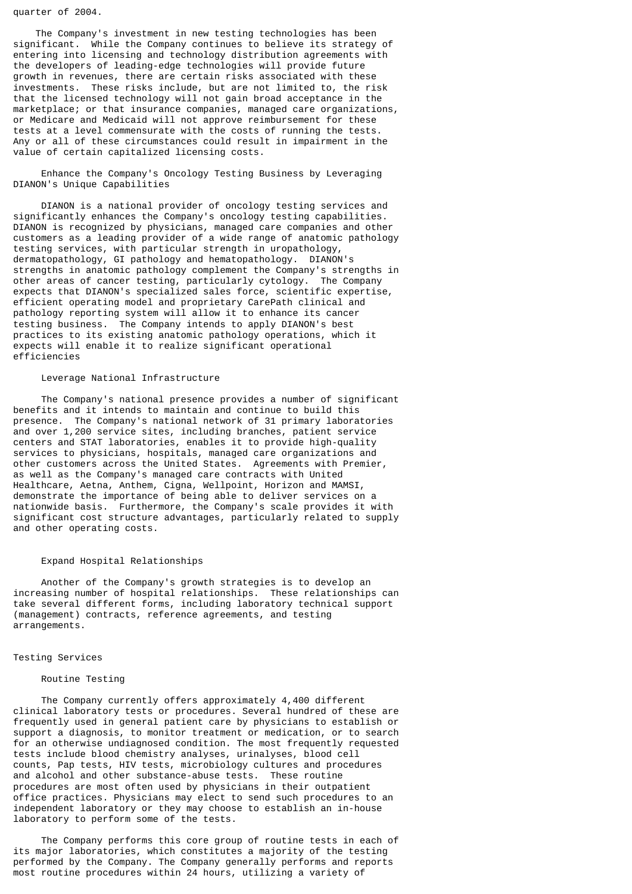quarter of 2004.

The Company's investment in new testing technologies has been significant. While the Company continues to believe its strategy of entering into licensing and technology distribution agreements with the developers of leading-edge technologies will provide future growth in revenues, there are certain risks associated with these investments. These risks include, but are not limited to, the risk that the licensed technology will not gain broad acceptance in the marketplace; or that insurance companies, managed care organizations, or Medicare and Medicaid will not approve reimbursement for these tests at a level commensurate with the costs of running the tests. Any or all of these circumstances could result in impairment in the value of certain capitalized licensing costs.

### Enhance the Company's Oncology Testing Business by Leveraging DIANON's Unique Capabilities

DIANON is a national provider of oncology testing services and significantly enhances the Company's oncology testing capabilities. DIANON is recognized by physicians, managed care companies and other customers as a leading provider of a wide range of anatomic pathology testing services, with particular strength in uropathology, dermatopathology, GI pathology and hematopathology. DIANON's strengths in anatomic pathology complement the Company's strengths in other areas of cancer testing, particularly cytology. The Company expects that DIANON's specialized sales force, scientific expertise, efficient operating model and proprietary CarePath clinical and pathology reporting system will allow it to enhance its cancer testing business. The Company intends to apply DIANON's best practices to its existing anatomic pathology operations, which it expects will enable it to realize significant operational efficiencies

### Leverage National Infrastructure

The Company's national presence provides a number of significant benefits and it intends to maintain and continue to build this presence. The Company's national network of 31 primary laboratories and over 1,200 service sites, including branches, patient service centers and STAT laboratories, enables it to provide high-quality services to physicians, hospitals, managed care organizations and other customers across the United States. Agreements with Premier, as well as the Company's managed care contracts with United Healthcare, Aetna, Anthem, Cigna, Wellpoint, Horizon and MAMSI, demonstrate the importance of being able to deliver services on a nationwide basis. Furthermore, the Company's scale provides it with significant cost structure advantages, particularly related to supply and other operating costs.

### Expand Hospital Relationships

Another of the Company's growth strategies is to develop an increasing number of hospital relationships. These relationships can take several different forms, including laboratory technical support (management) contracts, reference agreements, and testing arrangements.

## Testing Services

### Routine Testing

The Company currently offers approximately 4,400 different clinical laboratory tests or procedures. Several hundred of these are frequently used in general patient care by physicians to establish or support a diagnosis, to monitor treatment or medication, or to search for an otherwise undiagnosed condition. The most frequently requested tests include blood chemistry analyses, urinalyses, blood cell counts, Pap tests, HIV tests, microbiology cultures and procedures and alcohol and other substance-abuse tests. These routine procedures are most often used by physicians in their outpatient office practices. Physicians may elect to send such procedures to an independent laboratory or they may choose to establish an in-house laboratory to perform some of the tests.

The Company performs this core group of routine tests in each of its major laboratories, which constitutes a majority of the testing performed by the Company. The Company generally performs and reports most routine procedures within 24 hours, utilizing a variety of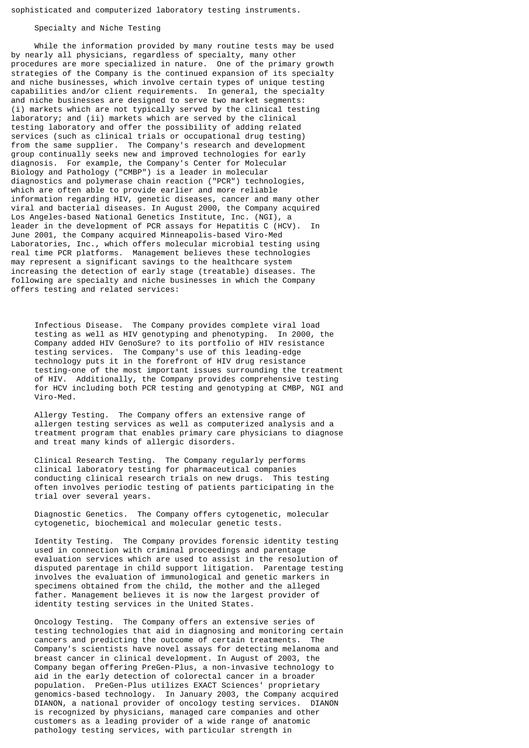sophisticated and computerized laboratory testing instruments.

### Specialty and Niche Testing

While the information provided by many routine tests may be used by nearly all physicians, regardless of specialty, many other procedures are more specialized in nature. One of the primary growth strategies of the Company is the continued expansion of its specialty and niche businesses, which involve certain types of unique testing capabilities and/or client requirements. In general, the specialty and niche businesses are designed to serve two market segments: (i) markets which are not typically served by the clinical testing laboratory; and (ii) markets which are served by the clinical testing laboratory and offer the possibility of adding related services (such as clinical trials or occupational drug testing) from the same supplier. The Company's research and development group continually seeks new and improved technologies for early diagnosis. For example, the Company's Center for Molecular Biology and Pathology ("CMBP") is a leader in molecular diagnostics and polymerase chain reaction ("PCR") technologies, which are often able to provide earlier and more reliable information regarding HIV, genetic diseases, cancer and many other viral and bacterial diseases. In August 2000, the Company acquired Los Angeles-based National Genetics Institute, Inc. (NGI), a leader in the development of PCR assays for Hepatitis C (HCV). In June 2001, the Company acquired Minneapolis-based Viro-Med Laboratories, Inc., which offers molecular microbial testing using real time PCR platforms. Management believes these technologies may represent a significant savings to the healthcare system increasing the detection of early stage (treatable) diseases. The following are specialty and niche businesses in which the Company offers testing and related services:

Infectious Disease. The Company provides complete viral load testing as well as HIV genotyping and phenotyping. In 2000, the Company added HIV GenoSure? to its portfolio of HIV resistance testing services. The Company's use of this leading-edge technology puts it in the forefront of HIV drug resistance testing-one of the most important issues surrounding the treatment of HIV. Additionally, the Company provides comprehensive testing for HCV including both PCR testing and genotyping at CMBP, NGI and Viro-Med.

Allergy Testing. The Company offers an extensive range of allergen testing services as well as computerized analysis and a treatment program that enables primary care physicians to diagnose and treat many kinds of allergic disorders.

Clinical Research Testing. The Company regularly performs clinical laboratory testing for pharmaceutical companies conducting clinical research trials on new drugs. This testing often involves periodic testing of patients participating in the trial over several years.

Diagnostic Genetics. The Company offers cytogenetic, molecular cytogenetic, biochemical and molecular genetic tests.

Identity Testing. The Company provides forensic identity testing used in connection with criminal proceedings and parentage evaluation services which are used to assist in the resolution of disputed parentage in child support litigation. Parentage testing involves the evaluation of immunological and genetic markers in specimens obtained from the child, the mother and the alleged father. Management believes it is now the largest provider of identity testing services in the United States.

Oncology Testing. The Company offers an extensive series of testing technologies that aid in diagnosing and monitoring certain cancers and predicting the outcome of certain treatments. The Company's scientists have novel assays for detecting melanoma and breast cancer in clinical development. In August of 2003, the Company began offering PreGen-Plus, a non-invasive technology to aid in the early detection of colorectal cancer in a broader population. PreGen-Plus utilizes EXACT Sciences' proprietary genomics-based technology. In January 2003, the Company acquired DIANON, a national provider of oncology testing services. DIANON is recognized by physicians, managed care companies and other customers as a leading provider of a wide range of anatomic pathology testing services, with particular strength in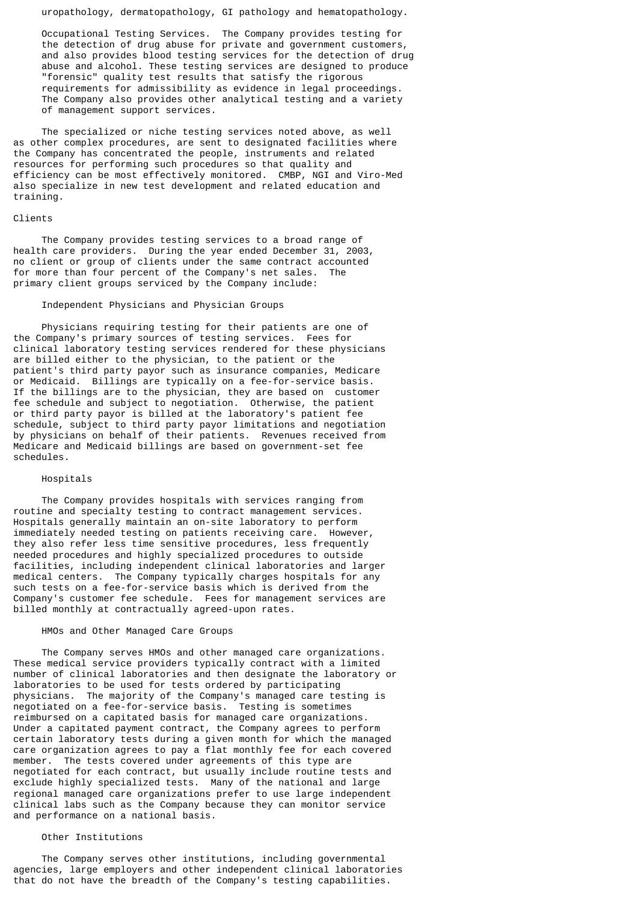uropathology, dermatopathology, GI pathology and hematopathology.

Occupational Testing Services. The Company provides testing for the detection of drug abuse for private and government customers, and also provides blood testing services for the detection of drug abuse and alcohol. These testing services are designed to produce "forensic" quality test results that satisfy the rigorous requirements for admissibility as evidence in legal proceedings. The Company also provides other analytical testing and a variety of management support services.

The specialized or niche testing services noted above, as well as other complex procedures, are sent to designated facilities where the Company has concentrated the people, instruments and related resources for performing such procedures so that quality and efficiency can be most effectively monitored. CMBP, NGI and Viro-Med also specialize in new test development and related education and training.

## Clients

The Company provides testing services to a broad range of health care providers. During the year ended December 31, 2003, no client or group of clients under the same contract accounted for more than four percent of the Company's net sales. The primary client groups serviced by the Company include:

### Independent Physicians and Physician Groups

Physicians requiring testing for their patients are one of the Company's primary sources of testing services. Fees for clinical laboratory testing services rendered for these physicians are billed either to the physician, to the patient or the patient's third party payor such as insurance companies, Medicare or Medicaid. Billings are typically on a fee-for-service basis. If the billings are to the physician, they are based on customer fee schedule and subject to negotiation. Otherwise, the patient or third party payor is billed at the laboratory's patient fee schedule, subject to third party payor limitations and negotiation by physicians on behalf of their patients. Revenues received from Medicare and Medicaid billings are based on government-set fee schedules.

### Hospitals

The Company provides hospitals with services ranging from routine and specialty testing to contract management services. Hospitals generally maintain an on-site laboratory to perform immediately needed testing on patients receiving care. However, they also refer less time sensitive procedures, less frequently needed procedures and highly specialized procedures to outside facilities, including independent clinical laboratories and larger medical centers. The Company typically charges hospitals for any such tests on a fee-for-service basis which is derived from the Company's customer fee schedule. Fees for management services are billed monthly at contractually agreed-upon rates.

### HMOs and Other Managed Care Groups

The Company serves HMOs and other managed care organizations. These medical service providers typically contract with a limited number of clinical laboratories and then designate the laboratory or laboratories to be used for tests ordered by participating physicians. The majority of the Company's managed care testing is negotiated on a fee-for-service basis. Testing is sometimes reimbursed on a capitated basis for managed care organizations. Under a capitated payment contract, the Company agrees to perform certain laboratory tests during a given month for which the managed care organization agrees to pay a flat monthly fee for each covered member. The tests covered under agreements of this type are negotiated for each contract, but usually include routine tests and exclude highly specialized tests. Many of the national and large regional managed care organizations prefer to use large independent clinical labs such as the Company because they can monitor service and performance on a national basis.

### Other Institutions

The Company serves other institutions, including governmental agencies, large employers and other independent clinical laboratories that do not have the breadth of the Company's testing capabilities.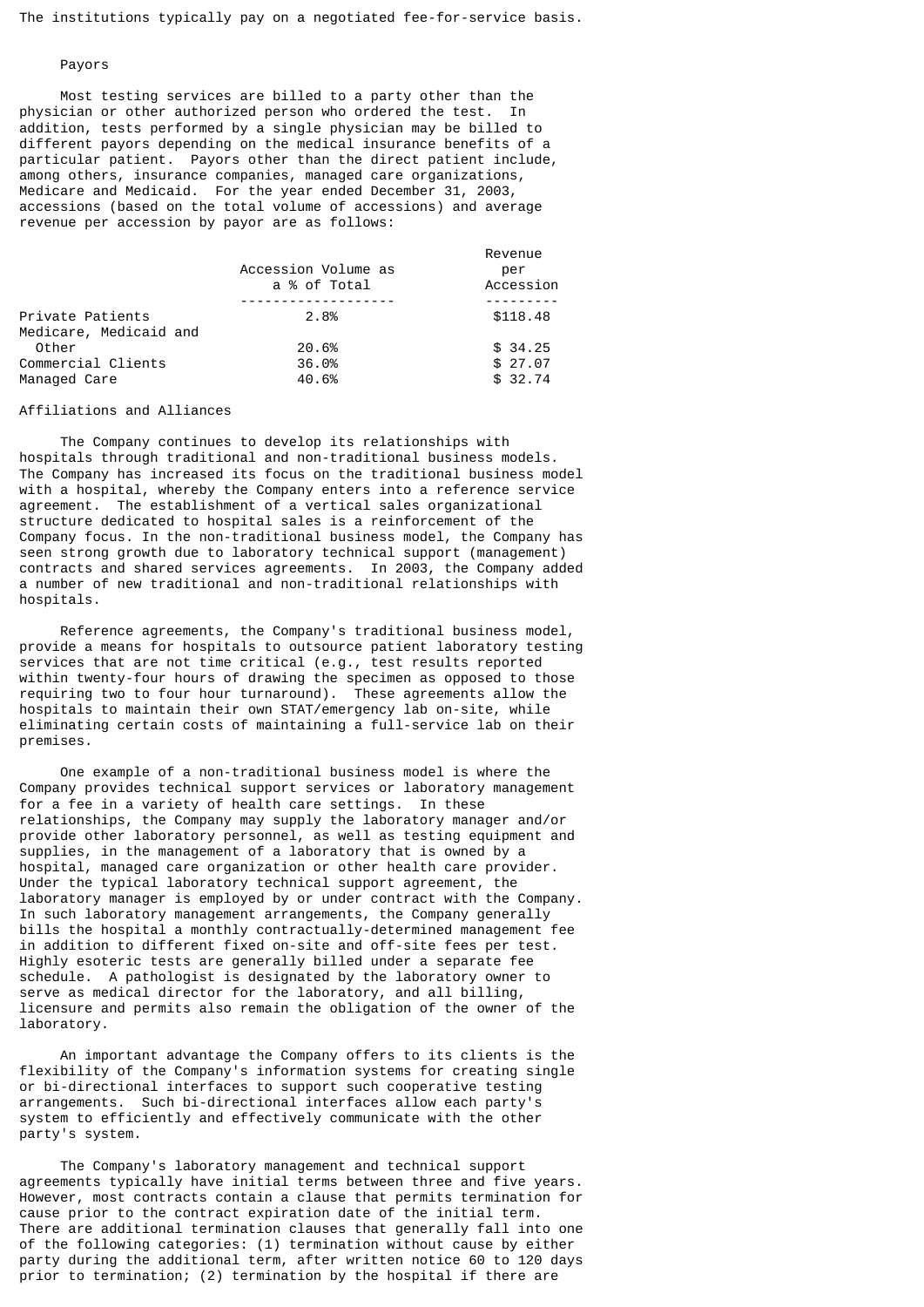The institutions typically pay on a negotiated fee-for-service basis.

### Payors

Most testing services are billed to a party other than the physician or other authorized person who ordered the test. In addition, tests performed by a single physician may be billed to different payors depending on the medical insurance benefits of a particular patient. Payors other than the direct patient include, among others, insurance companies, managed care organizations, Medicare and Medicaid. For the year ended December 31, 2003, accessions (based on the total volume of accessions) and average revenue per accession by payor are as follows:

| | Accession Volume as a % of Total | Revenue per Accession |
|---|---|---|
| Private Patients | 2.8% | $118.48 |
| Medicare, Medicaid and Other | 20.6% | $ 34.25 |
| Commercial Clients | 36.0% | $ 27.07 |
| Managed Care | 40.6% | $ 32.74 |

### Affiliations and Alliances

The Company continues to develop its relationships with hospitals through traditional and non-traditional business models. The Company has increased its focus on the traditional business model with a hospital, whereby the Company enters into a reference service agreement. The establishment of a vertical sales organizational structure dedicated to hospital sales is a reinforcement of the Company focus. In the non-traditional business model, the Company has seen strong growth due to laboratory technical support (management) contracts and shared services agreements. In 2003, the Company added a number of new traditional and non-traditional relationships with hospitals.

Reference agreements, the Company's traditional business model, provide a means for hospitals to outsource patient laboratory testing services that are not time critical (e.g., test results reported within twenty-four hours of drawing the specimen as opposed to those requiring two to four hour turnaround). These agreements allow the hospitals to maintain their own STAT/emergency lab on-site, while eliminating certain costs of maintaining a full-service lab on their premises.

One example of a non-traditional business model is where the Company provides technical support services or laboratory management for a fee in a variety of health care settings. In these relationships, the Company may supply the laboratory manager and/or provide other laboratory personnel, as well as testing equipment and supplies, in the management of a laboratory that is owned by a hospital, managed care organization or other health care provider. Under the typical laboratory technical support agreement, the laboratory manager is employed by or under contract with the Company. In such laboratory management arrangements, the Company generally bills the hospital a monthly contractually-determined management fee in addition to different fixed on-site and off-site fees per test. Highly esoteric tests are generally billed under a separate fee schedule. A pathologist is designated by the laboratory owner to serve as medical director for the laboratory, and all billing, licensure and permits also remain the obligation of the owner of the laboratory.

An important advantage the Company offers to its clients is the flexibility of the Company's information systems for creating single or bi-directional interfaces to support such cooperative testing arrangements. Such bi-directional interfaces allow each party's system to efficiently and effectively communicate with the other party's system.

The Company's laboratory management and technical support agreements typically have initial terms between three and five years. However, most contracts contain a clause that permits termination for cause prior to the contract expiration date of the initial term. There are additional termination clauses that generally fall into one of the following categories: (1) termination without cause by either party during the additional term, after written notice 60 to 120 days prior to termination; (2) termination by the hospital if there are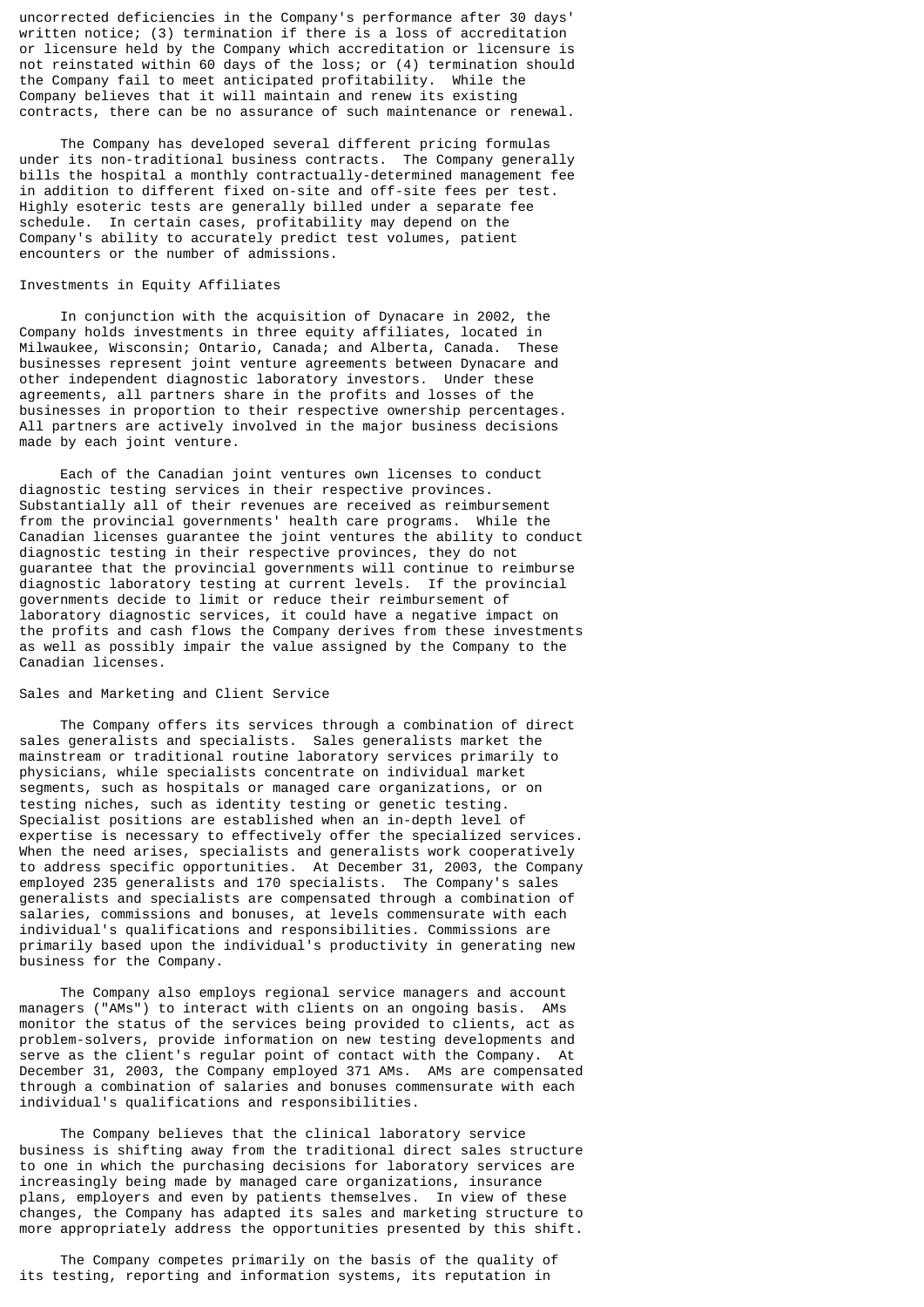uncorrected deficiencies in the Company's performance after 30 days' written notice; (3) termination if there is a loss of accreditation or licensure held by the Company which accreditation or licensure is not reinstated within 60 days of the loss; or (4) termination should the Company fail to meet anticipated profitability. While the Company believes that it will maintain and renew its existing contracts, there can be no assurance of such maintenance or renewal.

The Company has developed several different pricing formulas under its non-traditional business contracts. The Company generally bills the hospital a monthly contractually-determined management fee in addition to different fixed on-site and off-site fees per test. Highly esoteric tests are generally billed under a separate fee schedule. In certain cases, profitability may depend on the Company's ability to accurately predict test volumes, patient encounters or the number of admissions.

## Investments in Equity Affiliates

In conjunction with the acquisition of Dynacare in 2002, the Company holds investments in three equity affiliates, located in Milwaukee, Wisconsin; Ontario, Canada; and Alberta, Canada. These businesses represent joint venture agreements between Dynacare and other independent diagnostic laboratory investors. Under these agreements, all partners share in the profits and losses of the businesses in proportion to their respective ownership percentages. All partners are actively involved in the major business decisions made by each joint venture.

Each of the Canadian joint ventures own licenses to conduct diagnostic testing services in their respective provinces. Substantially all of their revenues are received as reimbursement from the provincial governments' health care programs. While the Canadian licenses guarantee the joint ventures the ability to conduct diagnostic testing in their respective provinces, they do not guarantee that the provincial governments will continue to reimburse diagnostic laboratory testing at current levels. If the provincial governments decide to limit or reduce their reimbursement of laboratory diagnostic services, it could have a negative impact on the profits and cash flows the Company derives from these investments as well as possibly impair the value assigned by the Company to the Canadian licenses.

## Sales and Marketing and Client Service

The Company offers its services through a combination of direct sales generalists and specialists. Sales generalists market the mainstream or traditional routine laboratory services primarily to physicians, while specialists concentrate on individual market segments, such as hospitals or managed care organizations, or on testing niches, such as identity testing or genetic testing. Specialist positions are established when an in-depth level of expertise is necessary to effectively offer the specialized services. When the need arises, specialists and generalists work cooperatively to address specific opportunities. At December 31, 2003, the Company employed 235 generalists and 170 specialists. The Company's sales generalists and specialists are compensated through a combination of salaries, commissions and bonuses, at levels commensurate with each individual's qualifications and responsibilities. Commissions are primarily based upon the individual's productivity in generating new business for the Company.

The Company also employs regional service managers and account managers ("AMs") to interact with clients on an ongoing basis. AMs monitor the status of the services being provided to clients, act as problem-solvers, provide information on new testing developments and serve as the client's regular point of contact with the Company. At December 31, 2003, the Company employed 371 AMs. AMs are compensated through a combination of salaries and bonuses commensurate with each individual's qualifications and responsibilities.

The Company believes that the clinical laboratory service business is shifting away from the traditional direct sales structure to one in which the purchasing decisions for laboratory services are increasingly being made by managed care organizations, insurance plans, employers and even by patients themselves. In view of these changes, the Company has adapted its sales and marketing structure to more appropriately address the opportunities presented by this shift.

The Company competes primarily on the basis of the quality of its testing, reporting and information systems, its reputation in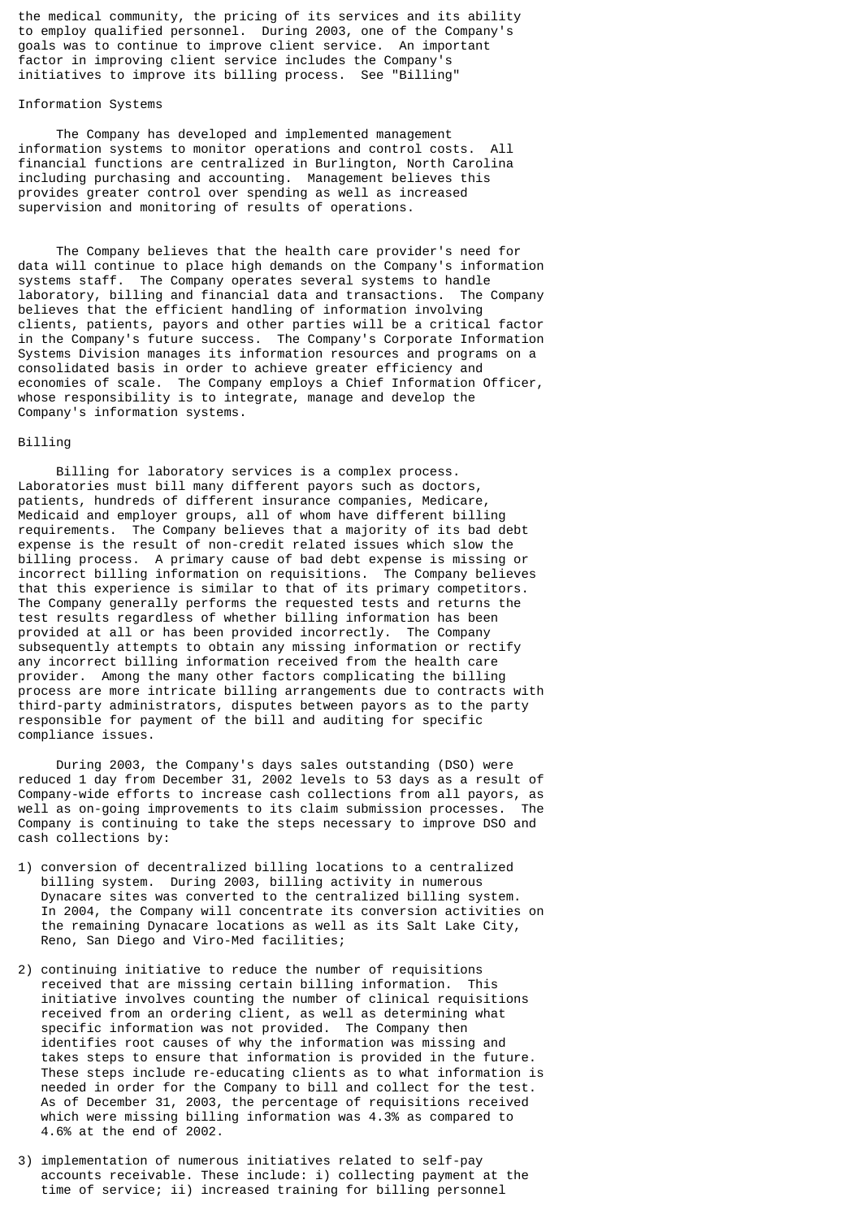the medical community, the pricing of its services and its ability to employ qualified personnel. During 2003, one of the Company's goals was to continue to improve client service. An important factor in improving client service includes the Company's initiatives to improve its billing process. See "Billing"

## Information Systems

The Company has developed and implemented management information systems to monitor operations and control costs. All financial functions are centralized in Burlington, North Carolina including purchasing and accounting. Management believes this provides greater control over spending as well as increased supervision and monitoring of results of operations.

The Company believes that the health care provider's need for data will continue to place high demands on the Company's information systems staff. The Company operates several systems to handle laboratory, billing and financial data and transactions. The Company believes that the efficient handling of information involving clients, patients, payors and other parties will be a critical factor in the Company's future success. The Company's Corporate Information Systems Division manages its information resources and programs on a consolidated basis in order to achieve greater efficiency and economies of scale. The Company employs a Chief Information Officer, whose responsibility is to integrate, manage and develop the Company's information systems.

## Billing

Billing for laboratory services is a complex process. Laboratories must bill many different payors such as doctors, patients, hundreds of different insurance companies, Medicare, Medicaid and employer groups, all of whom have different billing requirements. The Company believes that a majority of its bad debt expense is the result of non-credit related issues which slow the billing process. A primary cause of bad debt expense is missing or incorrect billing information on requisitions. The Company believes that this experience is similar to that of its primary competitors. The Company generally performs the requested tests and returns the test results regardless of whether billing information has been provided at all or has been provided incorrectly. The Company subsequently attempts to obtain any missing information or rectify any incorrect billing information received from the health care provider. Among the many other factors complicating the billing process are more intricate billing arrangements due to contracts with third-party administrators, disputes between payors as to the party responsible for payment of the bill and auditing for specific compliance issues.

During 2003, the Company's days sales outstanding (DSO) were reduced 1 day from December 31, 2002 levels to 53 days as a result of Company-wide efforts to increase cash collections from all payors, as well as on-going improvements to its claim submission processes. The Company is continuing to take the steps necessary to improve DSO and cash collections by:

1) conversion of decentralized billing locations to a centralized billing system. During 2003, billing activity in numerous Dynacare sites was converted to the centralized billing system. In 2004, the Company will concentrate its conversion activities on the remaining Dynacare locations as well as its Salt Lake City, Reno, San Diego and Viro-Med facilities;

2) continuing initiative to reduce the number of requisitions received that are missing certain billing information. This initiative involves counting the number of clinical requisitions received from an ordering client, as well as determining what specific information was not provided. The Company then identifies root causes of why the information was missing and takes steps to ensure that information is provided in the future. These steps include re-educating clients as to what information is needed in order for the Company to bill and collect for the test. As of December 31, 2003, the percentage of requisitions received which were missing billing information was 4.3% as compared to 4.6% at the end of 2002.

3) implementation of numerous initiatives related to self-pay accounts receivable. These include: i) collecting payment at the time of service; ii) increased training for billing personnel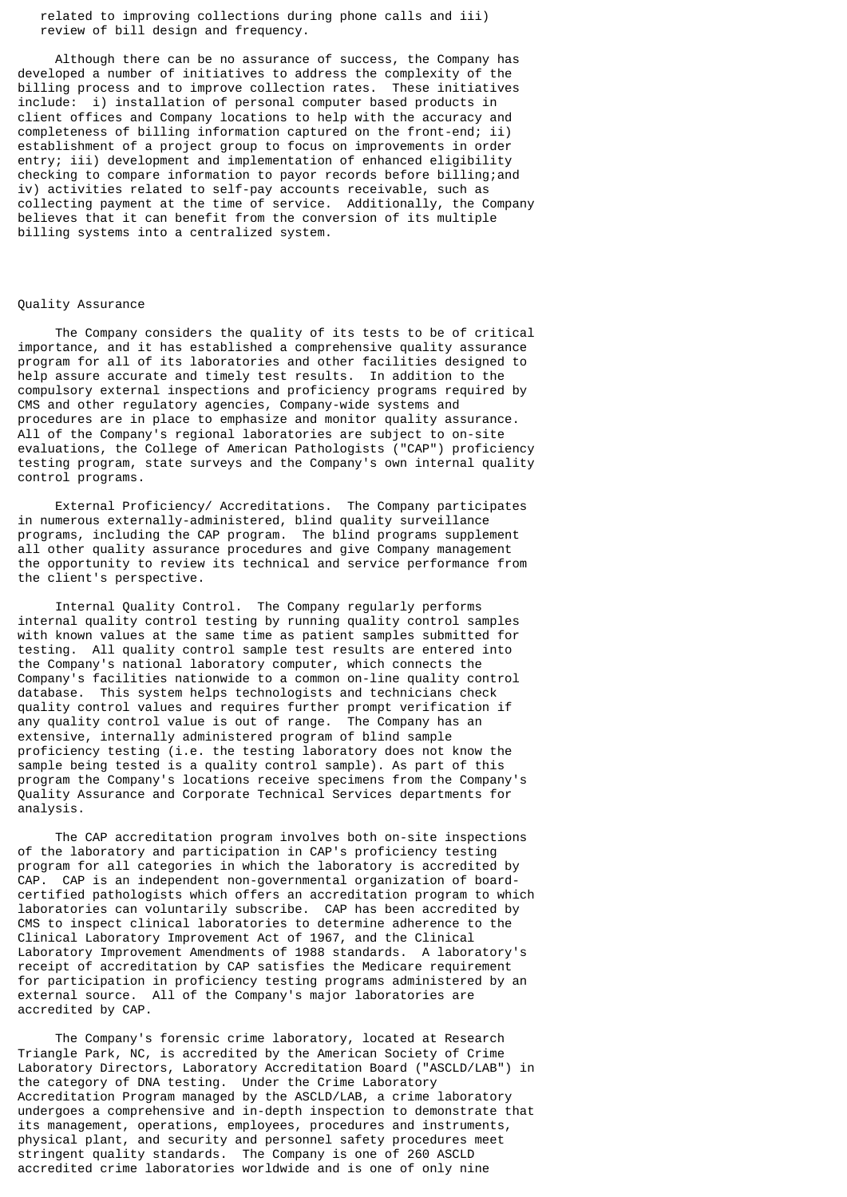related to improving collections during phone calls and iii) review of bill design and frequency.

Although there can be no assurance of success, the Company has developed a number of initiatives to address the complexity of the billing process and to improve collection rates. These initiatives include: i) installation of personal computer based products in client offices and Company locations to help with the accuracy and completeness of billing information captured on the front-end; ii) establishment of a project group to focus on improvements in order entry; iii) development and implementation of enhanced eligibility checking to compare information to payor records before billing;and iv) activities related to self-pay accounts receivable, such as collecting payment at the time of service. Additionally, the Company believes that it can benefit from the conversion of its multiple billing systems into a centralized system.

## Quality Assurance

The Company considers the quality of its tests to be of critical importance, and it has established a comprehensive quality assurance program for all of its laboratories and other facilities designed to help assure accurate and timely test results. In addition to the compulsory external inspections and proficiency programs required by CMS and other regulatory agencies, Company-wide systems and procedures are in place to emphasize and monitor quality assurance. All of the Company's regional laboratories are subject to on-site evaluations, the College of American Pathologists ("CAP") proficiency testing program, state surveys and the Company's own internal quality control programs.

External Proficiency/ Accreditations. The Company participates in numerous externally-administered, blind quality surveillance programs, including the CAP program. The blind programs supplement all other quality assurance procedures and give Company management the opportunity to review its technical and service performance from the client's perspective.

Internal Quality Control. The Company regularly performs internal quality control testing by running quality control samples with known values at the same time as patient samples submitted for testing. All quality control sample test results are entered into the Company's national laboratory computer, which connects the Company's facilities nationwide to a common on-line quality control database. This system helps technologists and technicians check quality control values and requires further prompt verification if any quality control value is out of range. The Company has an extensive, internally administered program of blind sample proficiency testing (i.e. the testing laboratory does not know the sample being tested is a quality control sample). As part of this program the Company's locations receive specimens from the Company's Quality Assurance and Corporate Technical Services departments for analysis.

The CAP accreditation program involves both on-site inspections of the laboratory and participation in CAP's proficiency testing program for all categories in which the laboratory is accredited by CAP. CAP is an independent non-governmental organization of board-certified pathologists which offers an accreditation program to which laboratories can voluntarily subscribe. CAP has been accredited by CMS to inspect clinical laboratories to determine adherence to the Clinical Laboratory Improvement Act of 1967, and the Clinical Laboratory Improvement Amendments of 1988 standards. A laboratory's receipt of accreditation by CAP satisfies the Medicare requirement for participation in proficiency testing programs administered by an external source. All of the Company's major laboratories are accredited by CAP.

The Company's forensic crime laboratory, located at Research Triangle Park, NC, is accredited by the American Society of Crime Laboratory Directors, Laboratory Accreditation Board ("ASCLD/LAB") in the category of DNA testing. Under the Crime Laboratory Accreditation Program managed by the ASCLD/LAB, a crime laboratory undergoes a comprehensive and in-depth inspection to demonstrate that its management, operations, employees, procedures and instruments, physical plant, and security and personnel safety procedures meet stringent quality standards. The Company is one of 260 ASCLD accredited crime laboratories worldwide and is one of only nine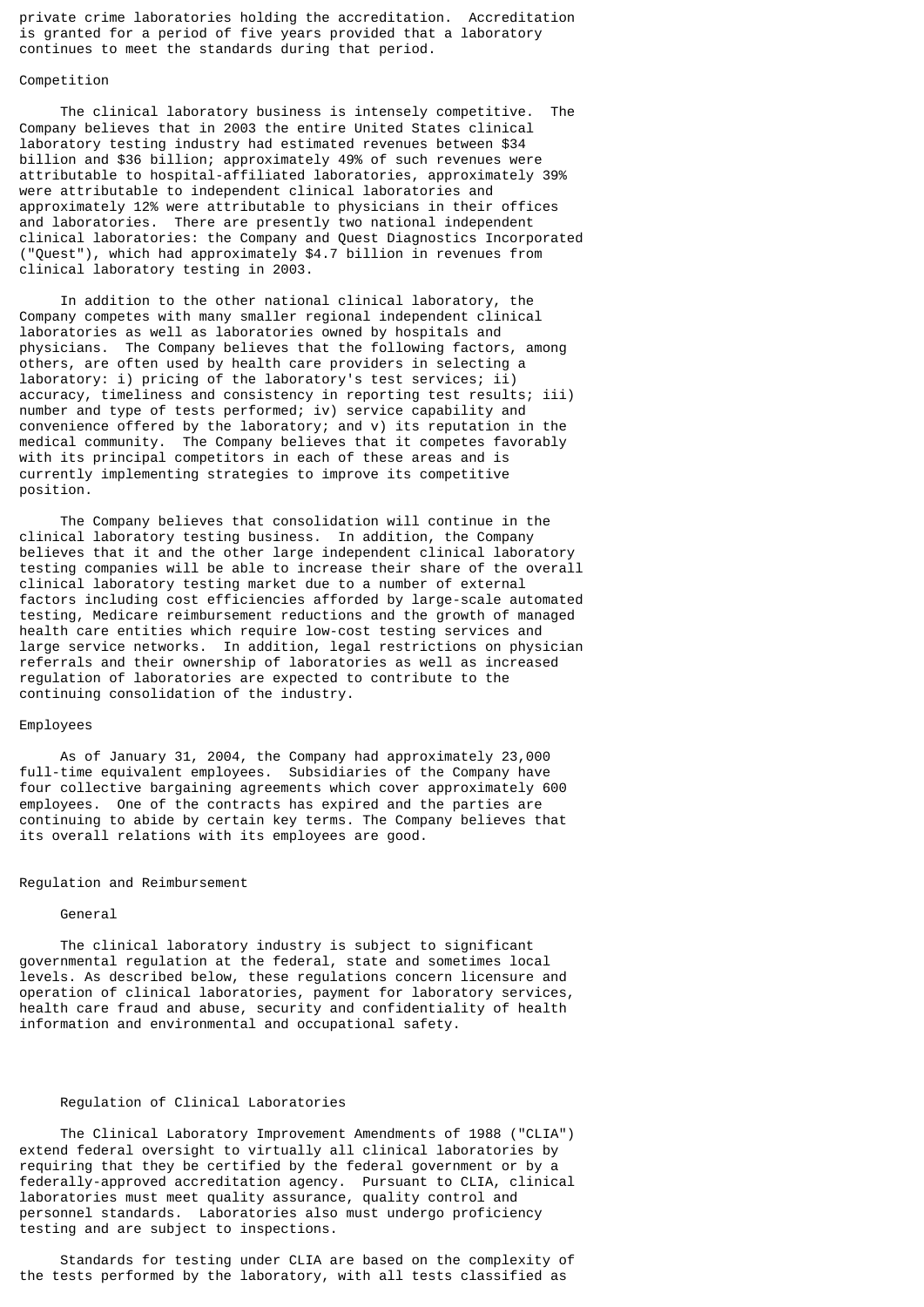private crime laboratories holding the accreditation. Accreditation is granted for a period of five years provided that a laboratory continues to meet the standards during that period.

## Competition

The clinical laboratory business is intensely competitive. The Company believes that in 2003 the entire United States clinical laboratory testing industry had estimated revenues between $34 billion and $36 billion; approximately 49% of such revenues were attributable to hospital-affiliated laboratories, approximately 39% were attributable to independent clinical laboratories and approximately 12% were attributable to physicians in their offices and laboratories. There are presently two national independent clinical laboratories: the Company and Quest Diagnostics Incorporated ("Quest"), which had approximately $4.7 billion in revenues from clinical laboratory testing in 2003.

In addition to the other national clinical laboratory, the Company competes with many smaller regional independent clinical laboratories as well as laboratories owned by hospitals and physicians. The Company believes that the following factors, among others, are often used by health care providers in selecting a laboratory: i) pricing of the laboratory's test services; ii) accuracy, timeliness and consistency in reporting test results; iii) number and type of tests performed; iv) service capability and convenience offered by the laboratory; and v) its reputation in the medical community. The Company believes that it competes favorably with its principal competitors in each of these areas and is currently implementing strategies to improve its competitive position.

The Company believes that consolidation will continue in the clinical laboratory testing business. In addition, the Company believes that it and the other large independent clinical laboratory testing companies will be able to increase their share of the overall clinical laboratory testing market due to a number of external factors including cost efficiencies afforded by large-scale automated testing, Medicare reimbursement reductions and the growth of managed health care entities which require low-cost testing services and large service networks. In addition, legal restrictions on physician referrals and their ownership of laboratories as well as increased regulation of laboratories are expected to contribute to the continuing consolidation of the industry.

## Employees

As of January 31, 2004, the Company had approximately 23,000 full-time equivalent employees. Subsidiaries of the Company have four collective bargaining agreements which cover approximately 600 employees. One of the contracts has expired and the parties are continuing to abide by certain key terms. The Company believes that its overall relations with its employees are good.

## Regulation and Reimbursement

### General

The clinical laboratory industry is subject to significant governmental regulation at the federal, state and sometimes local levels. As described below, these regulations concern licensure and operation of clinical laboratories, payment for laboratory services, health care fraud and abuse, security and confidentiality of health information and environmental and occupational safety.

### Regulation of Clinical Laboratories

The Clinical Laboratory Improvement Amendments of 1988 ("CLIA") extend federal oversight to virtually all clinical laboratories by requiring that they be certified by the federal government or by a federally-approved accreditation agency. Pursuant to CLIA, clinical laboratories must meet quality assurance, quality control and personnel standards. Laboratories also must undergo proficiency testing and are subject to inspections.

Standards for testing under CLIA are based on the complexity of the tests performed by the laboratory, with all tests classified as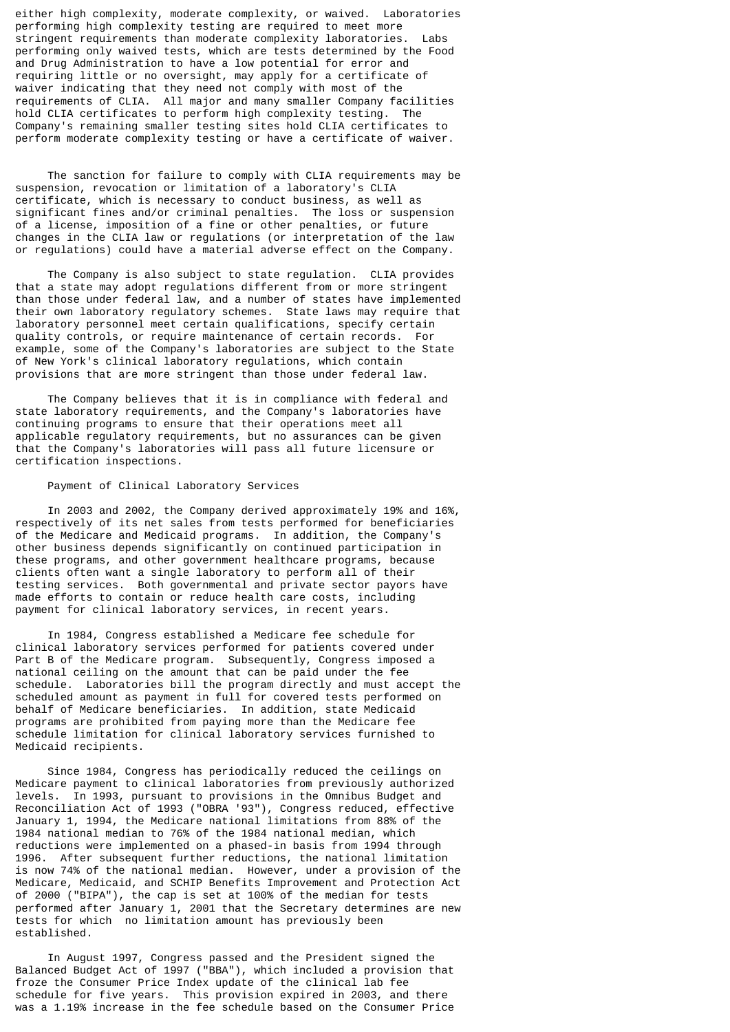either high complexity, moderate complexity, or waived. Laboratories performing high complexity testing are required to meet more stringent requirements than moderate complexity laboratories. Labs performing only waived tests, which are tests determined by the Food and Drug Administration to have a low potential for error and requiring little or no oversight, may apply for a certificate of waiver indicating that they need not comply with most of the requirements of CLIA. All major and many smaller Company facilities hold CLIA certificates to perform high complexity testing. The Company's remaining smaller testing sites hold CLIA certificates to perform moderate complexity testing or have a certificate of waiver.

The sanction for failure to comply with CLIA requirements may be suspension, revocation or limitation of a laboratory's CLIA certificate, which is necessary to conduct business, as well as significant fines and/or criminal penalties. The loss or suspension of a license, imposition of a fine or other penalties, or future changes in the CLIA law or regulations (or interpretation of the law or regulations) could have a material adverse effect on the Company.

The Company is also subject to state regulation. CLIA provides that a state may adopt regulations different from or more stringent than those under federal law, and a number of states have implemented their own laboratory regulatory schemes. State laws may require that laboratory personnel meet certain qualifications, specify certain quality controls, or require maintenance of certain records. For example, some of the Company's laboratories are subject to the State of New York's clinical laboratory regulations, which contain provisions that are more stringent than those under federal law.

The Company believes that it is in compliance with federal and state laboratory requirements, and the Company's laboratories have continuing programs to ensure that their operations meet all applicable regulatory requirements, but no assurances can be given that the Company's laboratories will pass all future licensure or certification inspections.

Payment of Clinical Laboratory Services

In 2003 and 2002, the Company derived approximately 19% and 16%, respectively of its net sales from tests performed for beneficiaries of the Medicare and Medicaid programs. In addition, the Company's other business depends significantly on continued participation in these programs, and other government healthcare programs, because clients often want a single laboratory to perform all of their testing services. Both governmental and private sector payors have made efforts to contain or reduce health care costs, including payment for clinical laboratory services, in recent years.

In 1984, Congress established a Medicare fee schedule for clinical laboratory services performed for patients covered under Part B of the Medicare program. Subsequently, Congress imposed a national ceiling on the amount that can be paid under the fee schedule. Laboratories bill the program directly and must accept the scheduled amount as payment in full for covered tests performed on behalf of Medicare beneficiaries. In addition, state Medicaid programs are prohibited from paying more than the Medicare fee schedule limitation for clinical laboratory services furnished to Medicaid recipients.

Since 1984, Congress has periodically reduced the ceilings on Medicare payment to clinical laboratories from previously authorized levels. In 1993, pursuant to provisions in the Omnibus Budget and Reconciliation Act of 1993 ("OBRA '93"), Congress reduced, effective January 1, 1994, the Medicare national limitations from 88% of the 1984 national median to 76% of the 1984 national median, which reductions were implemented on a phased-in basis from 1994 through 1996. After subsequent further reductions, the national limitation is now 74% of the national median. However, under a provision of the Medicare, Medicaid, and SCHIP Benefits Improvement and Protection Act of 2000 ("BIPA"), the cap is set at 100% of the median for tests performed after January 1, 2001 that the Secretary determines are new tests for which no limitation amount has previously been established.

In August 1997, Congress passed and the President signed the Balanced Budget Act of 1997 ("BBA"), which included a provision that froze the Consumer Price Index update of the clinical lab fee schedule for five years. This provision expired in 2003, and there was a 1.19% increase in the fee schedule based on the Consumer Price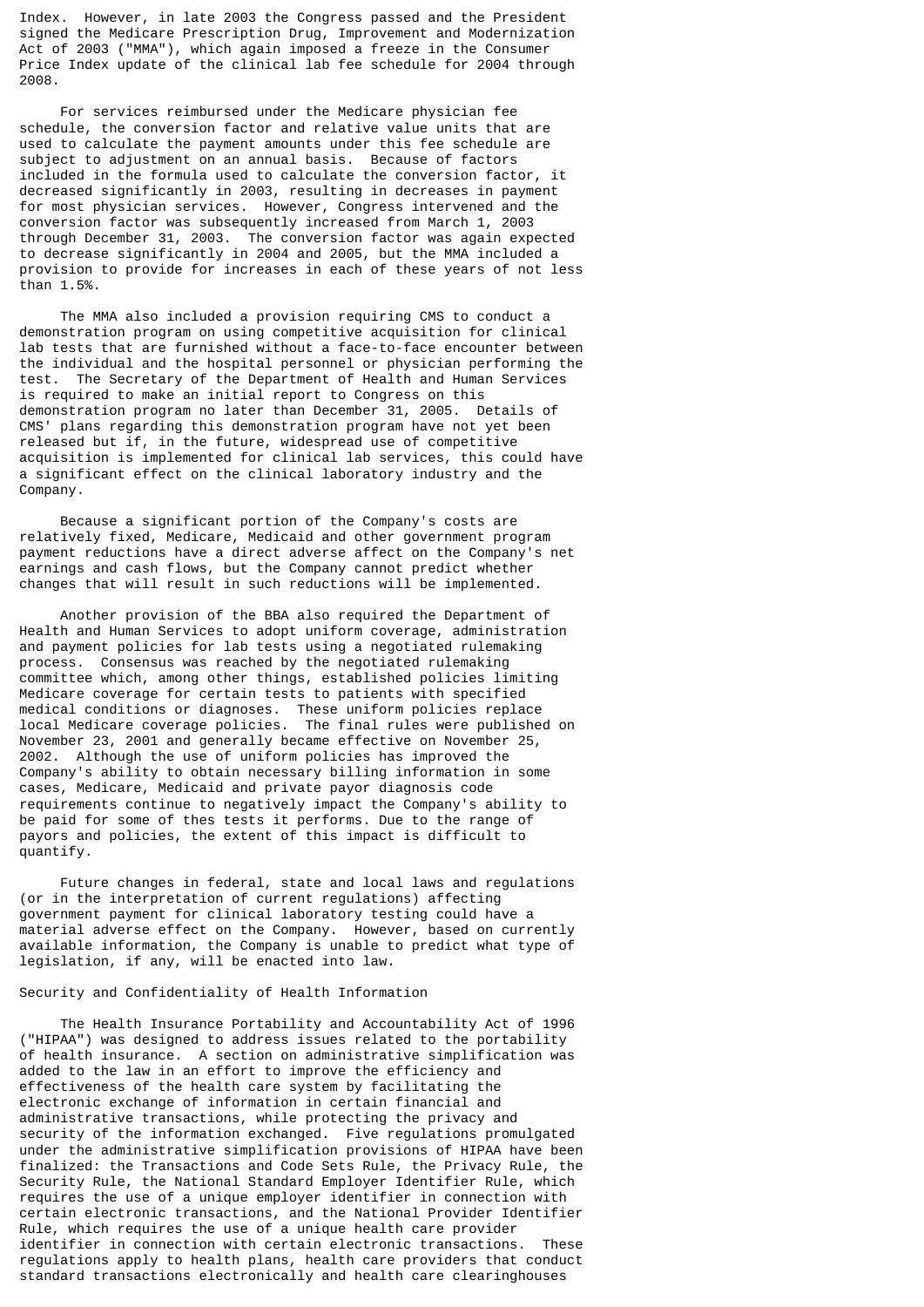Index. However, in late 2003 the Congress passed and the President signed the Medicare Prescription Drug, Improvement and Modernization Act of 2003 ("MMA"), which again imposed a freeze in the Consumer Price Index update of the clinical lab fee schedule for 2004 through 2008.

For services reimbursed under the Medicare physician fee schedule, the conversion factor and relative value units that are used to calculate the payment amounts under this fee schedule are subject to adjustment on an annual basis. Because of factors included in the formula used to calculate the conversion factor, it decreased significantly in 2003, resulting in decreases in payment for most physician services. However, Congress intervened and the conversion factor was subsequently increased from March 1, 2003 through December 31, 2003. The conversion factor was again expected to decrease significantly in 2004 and 2005, but the MMA included a provision to provide for increases in each of these years of not less than 1.5%.

The MMA also included a provision requiring CMS to conduct a demonstration program on using competitive acquisition for clinical lab tests that are furnished without a face-to-face encounter between the individual and the hospital personnel or physician performing the test. The Secretary of the Department of Health and Human Services is required to make an initial report to Congress on this demonstration program no later than December 31, 2005. Details of CMS' plans regarding this demonstration program have not yet been released but if, in the future, widespread use of competitive acquisition is implemented for clinical lab services, this could have a significant effect on the clinical laboratory industry and the Company.

Because a significant portion of the Company's costs are relatively fixed, Medicare, Medicaid and other government program payment reductions have a direct adverse affect on the Company's net earnings and cash flows, but the Company cannot predict whether changes that will result in such reductions will be implemented.

Another provision of the BBA also required the Department of Health and Human Services to adopt uniform coverage, administration and payment policies for lab tests using a negotiated rulemaking process. Consensus was reached by the negotiated rulemaking committee which, among other things, established policies limiting Medicare coverage for certain tests to patients with specified medical conditions or diagnoses. These uniform policies replace local Medicare coverage policies. The final rules were published on November 23, 2001 and generally became effective on November 25, 2002. Although the use of uniform policies has improved the Company's ability to obtain necessary billing information in some cases, Medicare, Medicaid and private payor diagnosis code requirements continue to negatively impact the Company's ability to be paid for some of thes tests it performs. Due to the range of payors and policies, the extent of this impact is difficult to quantify.

Future changes in federal, state and local laws and regulations (or in the interpretation of current regulations) affecting government payment for clinical laboratory testing could have a material adverse effect on the Company. However, based on currently available information, the Company is unable to predict what type of legislation, if any, will be enacted into law.

Security and Confidentiality of Health Information

The Health Insurance Portability and Accountability Act of 1996 ("HIPAA") was designed to address issues related to the portability of health insurance. A section on administrative simplification was added to the law in an effort to improve the efficiency and effectiveness of the health care system by facilitating the electronic exchange of information in certain financial and administrative transactions, while protecting the privacy and security of the information exchanged. Five regulations promulgated under the administrative simplification provisions of HIPAA have been finalized: the Transactions and Code Sets Rule, the Privacy Rule, the Security Rule, the National Standard Employer Identifier Rule, which requires the use of a unique employer identifier in connection with certain electronic transactions, and the National Provider Identifier Rule, which requires the use of a unique health care provider identifier in connection with certain electronic transactions. These regulations apply to health plans, health care providers that conduct standard transactions electronically and health care clearinghouses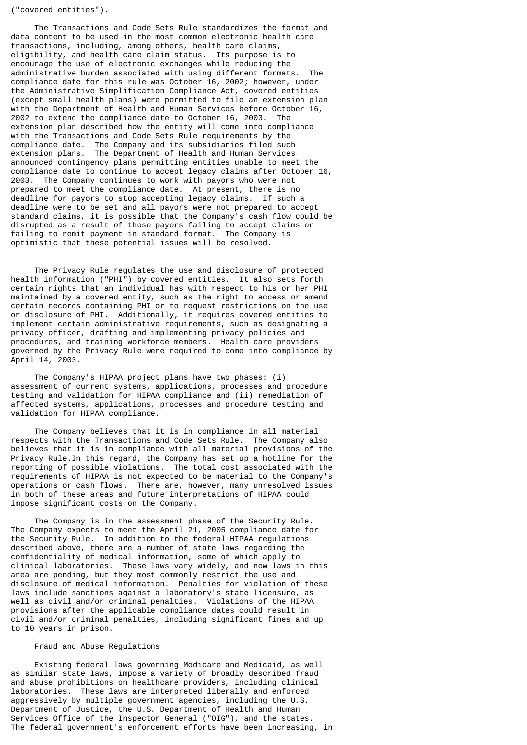("covered entities").

The Transactions and Code Sets Rule standardizes the format and data content to be used in the most common electronic health care transactions, including, among others, health care claims, eligibility, and health care claim status. Its purpose is to encourage the use of electronic exchanges while reducing the administrative burden associated with using different formats. The compliance date for this rule was October 16, 2002; however, under the Administrative Simplification Compliance Act, covered entities (except small health plans) were permitted to file an extension plan with the Department of Health and Human Services before October 16, 2002 to extend the compliance date to October 16, 2003. The extension plan described how the entity will come into compliance with the Transactions and Code Sets Rule requirements by the compliance date. The Company and its subsidiaries filed such extension plans. The Department of Health and Human Services announced contingency plans permitting entities unable to meet the compliance date to continue to accept legacy claims after October 16, 2003. The Company continues to work with payors who were not prepared to meet the compliance date. At present, there is no deadline for payors to stop accepting legacy claims. If such a deadline were to be set and all payors were not prepared to accept standard claims, it is possible that the Company's cash flow could be disrupted as a result of those payors failing to accept claims or failing to remit payment in standard format. The Company is optimistic that these potential issues will be resolved.

The Privacy Rule regulates the use and disclosure of protected health information ("PHI") by covered entities. It also sets forth certain rights that an individual has with respect to his or her PHI maintained by a covered entity, such as the right to access or amend certain records containing PHI or to request restrictions on the use or disclosure of PHI. Additionally, it requires covered entities to implement certain administrative requirements, such as designating a privacy officer, drafting and implementing privacy policies and procedures, and training workforce members. Health care providers governed by the Privacy Rule were required to come into compliance by April 14, 2003.

The Company's HIPAA project plans have two phases: (i) assessment of current systems, applications, processes and procedure testing and validation for HIPAA compliance and (ii) remediation of affected systems, applications, processes and procedure testing and validation for HIPAA compliance.

The Company believes that it is in compliance in all material respects with the Transactions and Code Sets Rule. The Company also believes that it is in compliance with all material provisions of the Privacy Rule.In this regard, the Company has set up a hotline for the reporting of possible violations. The total cost associated with the requirements of HIPAA is not expected to be material to the Company's operations or cash flows. There are, however, many unresolved issues in both of these areas and future interpretations of HIPAA could impose significant costs on the Company.

The Company is in the assessment phase of the Security Rule. The Company expects to meet the April 21, 2005 compliance date for the Security Rule. In addition to the federal HIPAA regulations described above, there are a number of state laws regarding the confidentiality of medical information, some of which apply to clinical laboratories. These laws vary widely, and new laws in this area are pending, but they most commonly restrict the use and disclosure of medical information. Penalties for violation of these laws include sanctions against a laboratory's state licensure, as well as civil and/or criminal penalties. Violations of the HIPAA provisions after the applicable compliance dates could result in civil and/or criminal penalties, including significant fines and up to 10 years in prison.

Fraud and Abuse Regulations

Existing federal laws governing Medicare and Medicaid, as well as similar state laws, impose a variety of broadly described fraud and abuse prohibitions on healthcare providers, including clinical laboratories. These laws are interpreted liberally and enforced aggressively by multiple government agencies, including the U.S. Department of Justice, the U.S. Department of Health and Human Services Office of the Inspector General ("OIG"), and the states. The federal government's enforcement efforts have been increasing, in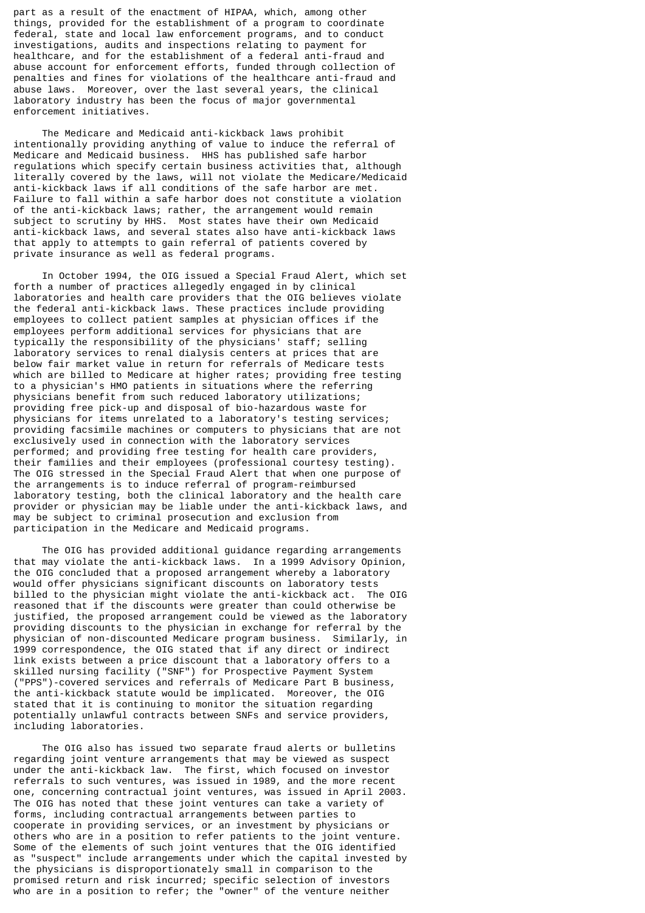part as a result of the enactment of HIPAA, which, among other things, provided for the establishment of a program to coordinate federal, state and local law enforcement programs, and to conduct investigations, audits and inspections relating to payment for healthcare, and for the establishment of a federal anti-fraud and abuse account for enforcement efforts, funded through collection of penalties and fines for violations of the healthcare anti-fraud and abuse laws. Moreover, over the last several years, the clinical laboratory industry has been the focus of major governmental enforcement initiatives.

The Medicare and Medicaid anti-kickback laws prohibit intentionally providing anything of value to induce the referral of Medicare and Medicaid business. HHS has published safe harbor regulations which specify certain business activities that, although literally covered by the laws, will not violate the Medicare/Medicaid anti-kickback laws if all conditions of the safe harbor are met. Failure to fall within a safe harbor does not constitute a violation of the anti-kickback laws; rather, the arrangement would remain subject to scrutiny by HHS. Most states have their own Medicaid anti-kickback laws, and several states also have anti-kickback laws that apply to attempts to gain referral of patients covered by private insurance as well as federal programs.

In October 1994, the OIG issued a Special Fraud Alert, which set forth a number of practices allegedly engaged in by clinical laboratories and health care providers that the OIG believes violate the federal anti-kickback laws. These practices include providing employees to collect patient samples at physician offices if the employees perform additional services for physicians that are typically the responsibility of the physicians' staff; selling laboratory services to renal dialysis centers at prices that are below fair market value in return for referrals of Medicare tests which are billed to Medicare at higher rates; providing free testing to a physician's HMO patients in situations where the referring physicians benefit from such reduced laboratory utilizations; providing free pick-up and disposal of bio-hazardous waste for physicians for items unrelated to a laboratory's testing services; providing facsimile machines or computers to physicians that are not exclusively used in connection with the laboratory services performed; and providing free testing for health care providers, their families and their employees (professional courtesy testing). The OIG stressed in the Special Fraud Alert that when one purpose of the arrangements is to induce referral of program-reimbursed laboratory testing, both the clinical laboratory and the health care provider or physician may be liable under the anti-kickback laws, and may be subject to criminal prosecution and exclusion from participation in the Medicare and Medicaid programs.

The OIG has provided additional guidance regarding arrangements that may violate the anti-kickback laws. In a 1999 Advisory Opinion, the OIG concluded that a proposed arrangement whereby a laboratory would offer physicians significant discounts on laboratory tests billed to the physician might violate the anti-kickback act. The OIG reasoned that if the discounts were greater than could otherwise be justified, the proposed arrangement could be viewed as the laboratory providing discounts to the physician in exchange for referral by the physician of non-discounted Medicare program business. Similarly, in 1999 correspondence, the OIG stated that if any direct or indirect link exists between a price discount that a laboratory offers to a skilled nursing facility ("SNF") for Prospective Payment System ("PPS")-covered services and referrals of Medicare Part B business, the anti-kickback statute would be implicated. Moreover, the OIG stated that it is continuing to monitor the situation regarding potentially unlawful contracts between SNFs and service providers, including laboratories.

The OIG also has issued two separate fraud alerts or bulletins regarding joint venture arrangements that may be viewed as suspect under the anti-kickback law. The first, which focused on investor referrals to such ventures, was issued in 1989, and the more recent one, concerning contractual joint ventures, was issued in April 2003. The OIG has noted that these joint ventures can take a variety of forms, including contractual arrangements between parties to cooperate in providing services, or an investment by physicians or others who are in a position to refer patients to the joint venture. Some of the elements of such joint ventures that the OIG identified as "suspect" include arrangements under which the capital invested by the physicians is disproportionately small in comparison to the promised return and risk incurred; specific selection of investors who are in a position to refer; the "owner" of the venture neither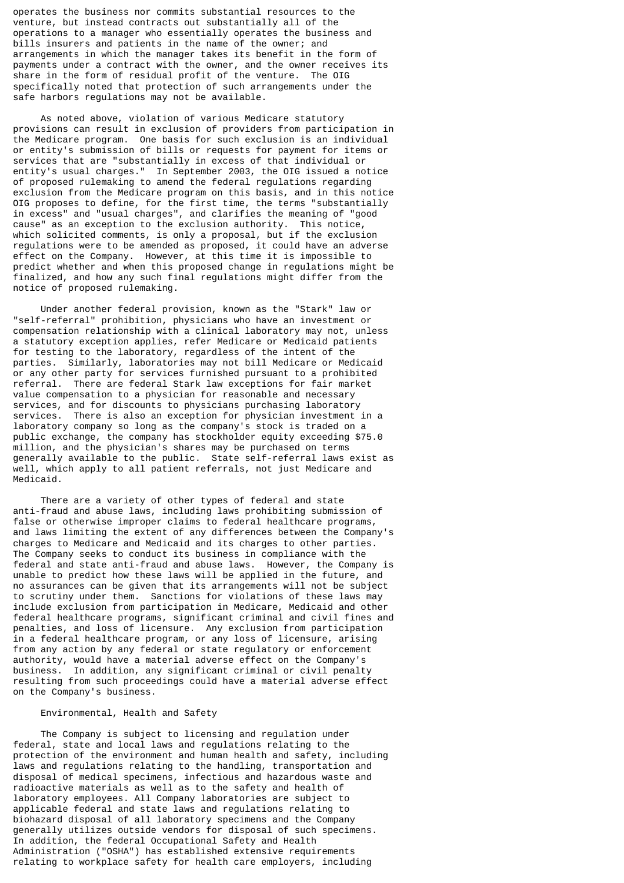operates the business nor commits substantial resources to the venture, but instead contracts out substantially all of the operations to a manager who essentially operates the business and bills insurers and patients in the name of the owner; and arrangements in which the manager takes its benefit in the form of payments under a contract with the owner, and the owner receives its share in the form of residual profit of the venture. The OIG specifically noted that protection of such arrangements under the safe harbors regulations may not be available.

As noted above, violation of various Medicare statutory provisions can result in exclusion of providers from participation in the Medicare program. One basis for such exclusion is an individual or entity's submission of bills or requests for payment for items or services that are "substantially in excess of that individual or entity's usual charges." In September 2003, the OIG issued a notice of proposed rulemaking to amend the federal regulations regarding exclusion from the Medicare program on this basis, and in this notice OIG proposes to define, for the first time, the terms "substantially in excess" and "usual charges", and clarifies the meaning of "good cause" as an exception to the exclusion authority. This notice, which solicited comments, is only a proposal, but if the exclusion regulations were to be amended as proposed, it could have an adverse effect on the Company. However, at this time it is impossible to predict whether and when this proposed change in regulations might be finalized, and how any such final regulations might differ from the notice of proposed rulemaking.

Under another federal provision, known as the "Stark" law or "self-referral" prohibition, physicians who have an investment or compensation relationship with a clinical laboratory may not, unless a statutory exception applies, refer Medicare or Medicaid patients for testing to the laboratory, regardless of the intent of the parties. Similarly, laboratories may not bill Medicare or Medicaid or any other party for services furnished pursuant to a prohibited referral. There are federal Stark law exceptions for fair market value compensation to a physician for reasonable and necessary services, and for discounts to physicians purchasing laboratory services. There is also an exception for physician investment in a laboratory company so long as the company's stock is traded on a public exchange, the company has stockholder equity exceeding $75.0 million, and the physician's shares may be purchased on terms generally available to the public. State self-referral laws exist as well, which apply to all patient referrals, not just Medicare and Medicaid.

There are a variety of other types of federal and state anti-fraud and abuse laws, including laws prohibiting submission of false or otherwise improper claims to federal healthcare programs, and laws limiting the extent of any differences between the Company's charges to Medicare and Medicaid and its charges to other parties. The Company seeks to conduct its business in compliance with the federal and state anti-fraud and abuse laws. However, the Company is unable to predict how these laws will be applied in the future, and no assurances can be given that its arrangements will not be subject to scrutiny under them. Sanctions for violations of these laws may include exclusion from participation in Medicare, Medicaid and other federal healthcare programs, significant criminal and civil fines and penalties, and loss of licensure. Any exclusion from participation in a federal healthcare program, or any loss of licensure, arising from any action by any federal or state regulatory or enforcement authority, would have a material adverse effect on the Company's business. In addition, any significant criminal or civil penalty resulting from such proceedings could have a material adverse effect on the Company's business.

### Environmental, Health and Safety

The Company is subject to licensing and regulation under federal, state and local laws and regulations relating to the protection of the environment and human health and safety, including laws and regulations relating to the handling, transportation and disposal of medical specimens, infectious and hazardous waste and radioactive materials as well as to the safety and health of laboratory employees. All Company laboratories are subject to applicable federal and state laws and regulations relating to biohazard disposal of all laboratory specimens and the Company generally utilizes outside vendors for disposal of such specimens. In addition, the federal Occupational Safety and Health Administration ("OSHA") has established extensive requirements relating to workplace safety for health care employers, including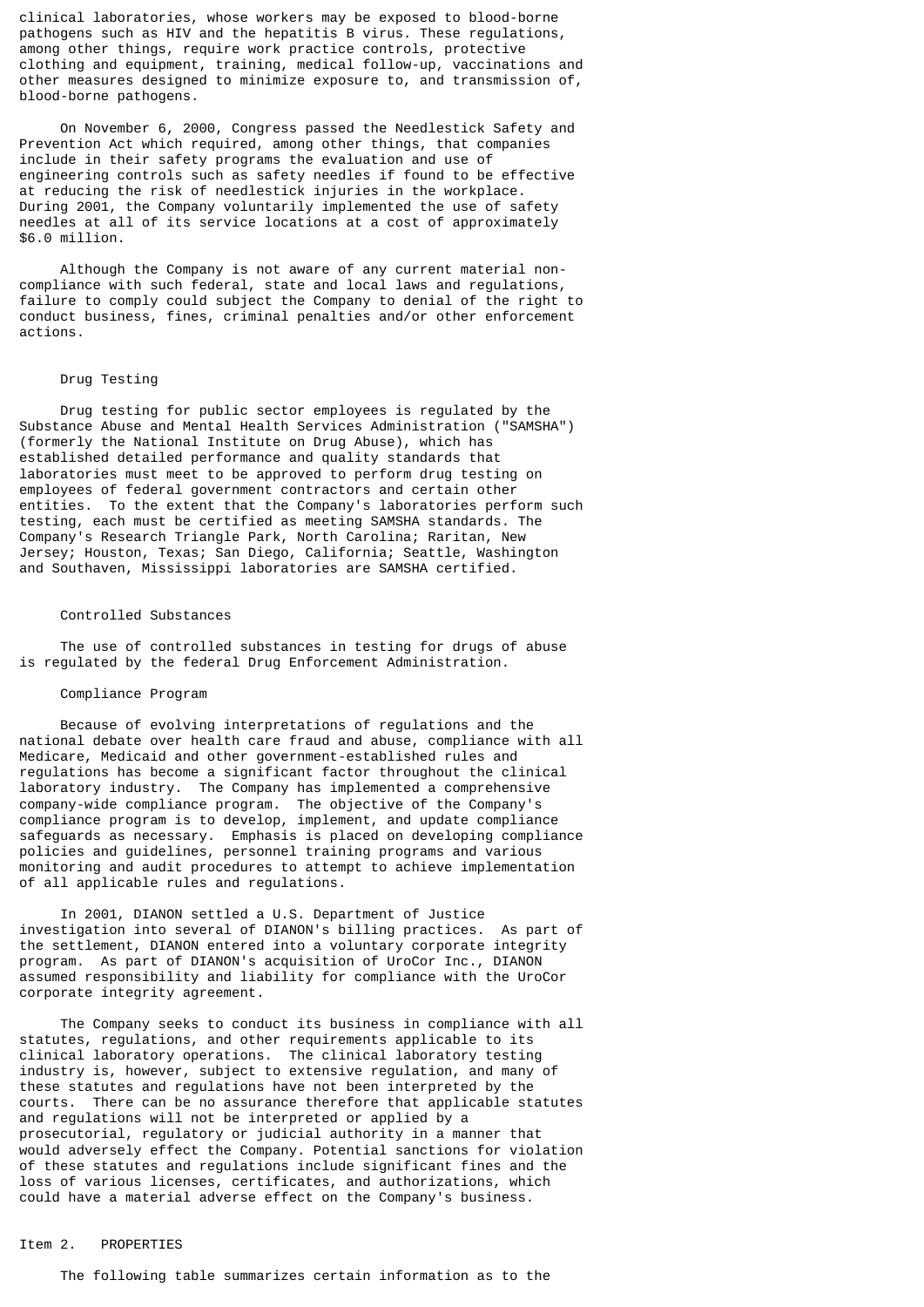clinical laboratories, whose workers may be exposed to blood-borne pathogens such as HIV and the hepatitis B virus. These regulations, among other things, require work practice controls, protective clothing and equipment, training, medical follow-up, vaccinations and other measures designed to minimize exposure to, and transmission of, blood-borne pathogens.

On November 6, 2000, Congress passed the Needlestick Safety and Prevention Act which required, among other things, that companies include in their safety programs the evaluation and use of engineering controls such as safety needles if found to be effective at reducing the risk of needlestick injuries in the workplace. During 2001, the Company voluntarily implemented the use of safety needles at all of its service locations at a cost of approximately $6.0 million.

Although the Company is not aware of any current material non-compliance with such federal, state and local laws and regulations, failure to comply could subject the Company to denial of the right to conduct business, fines, criminal penalties and/or other enforcement actions.

### Drug Testing

Drug testing for public sector employees is regulated by the Substance Abuse and Mental Health Services Administration ("SAMSHA") (formerly the National Institute on Drug Abuse), which has established detailed performance and quality standards that laboratories must meet to be approved to perform drug testing on employees of federal government contractors and certain other entities. To the extent that the Company's laboratories perform such testing, each must be certified as meeting SAMSHA standards. The Company's Research Triangle Park, North Carolina; Raritan, New Jersey; Houston, Texas; San Diego, California; Seattle, Washington and Southaven, Mississippi laboratories are SAMSHA certified.

### Controlled Substances

The use of controlled substances in testing for drugs of abuse is regulated by the federal Drug Enforcement Administration.

### Compliance Program

Because of evolving interpretations of regulations and the national debate over health care fraud and abuse, compliance with all Medicare, Medicaid and other government-established rules and regulations has become a significant factor throughout the clinical laboratory industry. The Company has implemented a comprehensive company-wide compliance program. The objective of the Company's compliance program is to develop, implement, and update compliance safeguards as necessary. Emphasis is placed on developing compliance policies and guidelines, personnel training programs and various monitoring and audit procedures to attempt to achieve implementation of all applicable rules and regulations.

In 2001, DIANON settled a U.S. Department of Justice investigation into several of DIANON's billing practices. As part of the settlement, DIANON entered into a voluntary corporate integrity program. As part of DIANON's acquisition of UroCor Inc., DIANON assumed responsibility and liability for compliance with the UroCor corporate integrity agreement.

The Company seeks to conduct its business in compliance with all statutes, regulations, and other requirements applicable to its clinical laboratory operations. The clinical laboratory testing industry is, however, subject to extensive regulation, and many of these statutes and regulations have not been interpreted by the courts. There can be no assurance therefore that applicable statutes and regulations will not be interpreted or applied by a prosecutorial, regulatory or judicial authority in a manner that would adversely effect the Company. Potential sanctions for violation of these statutes and regulations include significant fines and the loss of various licenses, certificates, and authorizations, which could have a material adverse effect on the Company's business.

## Item 2. PROPERTIES

The following table summarizes certain information as to the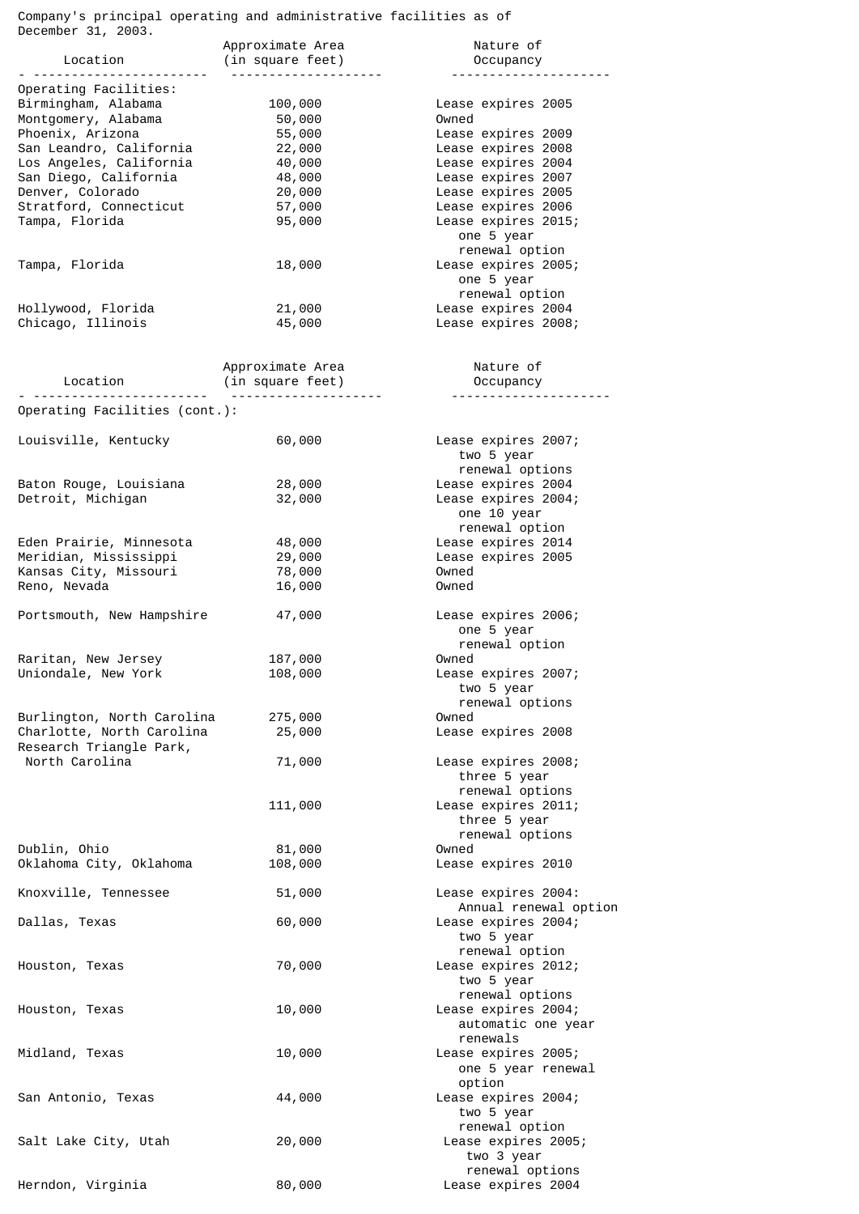Company's principal operating and administrative facilities as of December 31, 2003.

| Location | Approximate Area (in square feet) | Nature of Occupancy |
|---|---|---|
| Operating Facilities: | | |
| Birmingham, Alabama | 100,000 | Lease expires 2005 |
| Montgomery, Alabama | 50,000 | Owned |
| Phoenix, Arizona | 55,000 | Lease expires 2009 |
| San Leandro, California | 22,000 | Lease expires 2008 |
| Los Angeles, California | 40,000 | Lease expires 2004 |
| San Diego, California | 48,000 | Lease expires 2007 |
| Denver, Colorado | 20,000 | Lease expires 2005 |
| Stratford, Connecticut | 57,000 | Lease expires 2006 |
| Tampa, Florida | 95,000 | Lease expires 2015; one 5 year renewal option |
| Tampa, Florida | 18,000 | Lease expires 2005; one 5 year renewal option |
| Hollywood, Florida | 21,000 | Lease expires 2004 |
| Chicago, Illinois | 45,000 | Lease expires 2008; |
| Operating Facilities (cont.): | | |
| Louisville, Kentucky | 60,000 | Lease expires 2007; two 5 year renewal options |
| Baton Rouge, Louisiana | 28,000 | Lease expires 2004 |
| Detroit, Michigan | 32,000 | Lease expires 2004; one 10 year renewal option |
| Eden Prairie, Minnesota | 48,000 | Lease expires 2014 |
| Meridian, Mississippi | 29,000 | Lease expires 2005 |
| Kansas City, Missouri | 78,000 | Owned |
| Reno, Nevada | 16,000 | Owned |
| Portsmouth, New Hampshire | 47,000 | Lease expires 2006; one 5 year renewal option |
| Raritan, New Jersey | 187,000 | Owned |
| Uniondale, New York | 108,000 | Lease expires 2007; two 5 year renewal options |
| Burlington, North Carolina | 275,000 | Owned |
| Charlotte, North Carolina | 25,000 | Lease expires 2008 |
| Research Triangle Park, North Carolina | 71,000 | Lease expires 2008; three 5 year renewal options |
| | 111,000 | Lease expires 2011; three 5 year renewal options |
| Dublin, Ohio | 81,000 | Owned |
| Oklahoma City, Oklahoma | 108,000 | Lease expires 2010 |
| Knoxville, Tennessee | 51,000 | Lease expires 2004: Annual renewal option |
| Dallas, Texas | 60,000 | Lease expires 2004; two 5 year renewal option |
| Houston, Texas | 70,000 | Lease expires 2012; two 5 year renewal options |
| Houston, Texas | 10,000 | Lease expires 2004; automatic one year renewals |
| Midland, Texas | 10,000 | Lease expires 2005; one 5 year renewal option |
| San Antonio, Texas | 44,000 | Lease expires 2004; two 5 year renewal option |
| Salt Lake City, Utah | 20,000 | Lease expires 2005; two 3 year renewal options |
| Herndon, Virginia | 80,000 | Lease expires 2004 |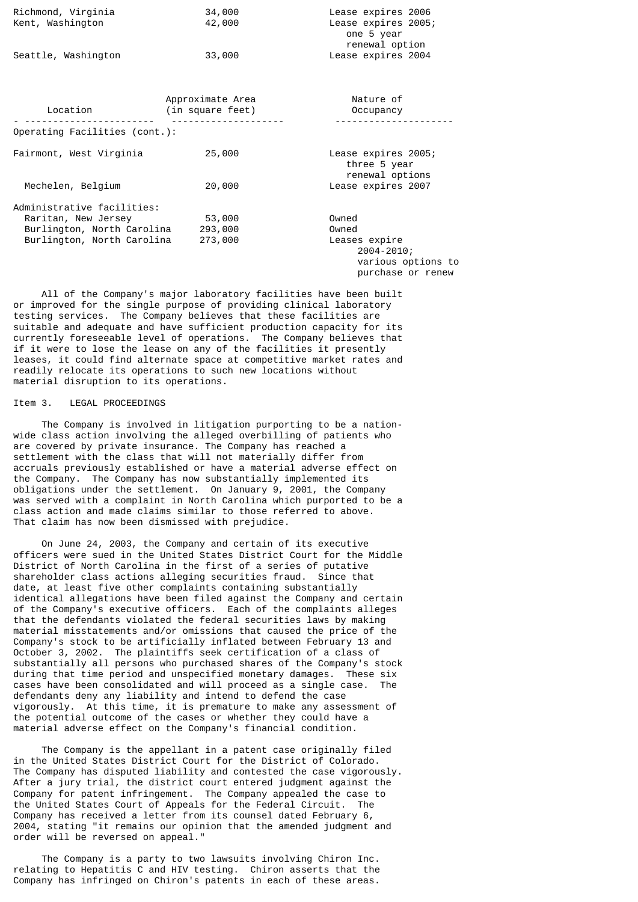| Location | Approximate Area (in square feet) | Nature of Occupancy |
|---|---|---|
| Richmond, Virginia | 34,000 | Lease expires 2006 |
| Kent, Washington | 42,000 | Lease expires 2005; one 5 year renewal option |
| Seattle, Washington | 33,000 | Lease expires 2004 |
| Operating Facilities (cont.): | | |
| Fairmont, West Virginia | 25,000 | Lease expires 2005; three 5 year renewal options |
| Mechelen, Belgium | 20,000 | Lease expires 2007 |
| Administrative facilities: | | |
| Raritan, New Jersey | 53,000 | Owned |
| Burlington, North Carolina | 293,000 | Owned |
| Burlington, North Carolina | 273,000 | Leases expire 2004-2010; various options to purchase or renew |

All of the Company's major laboratory facilities have been built or improved for the single purpose of providing clinical laboratory testing services. The Company believes that these facilities are suitable and adequate and have sufficient production capacity for its currently foreseeable level of operations. The Company believes that if it were to lose the lease on any of the facilities it presently leases, it could find alternate space at competitive market rates and readily relocate its operations to such new locations without material disruption to its operations.

## Item 3. LEGAL PROCEEDINGS

The Company is involved in litigation purporting to be a nation-wide class action involving the alleged overbilling of patients who are covered by private insurance. The Company has reached a settlement with the class that will not materially differ from accruals previously established or have a material adverse effect on the Company. The Company has now substantially implemented its obligations under the settlement. On January 9, 2001, the Company was served with a complaint in North Carolina which purported to be a class action and made claims similar to those referred to above. That claim has now been dismissed with prejudice.

On June 24, 2003, the Company and certain of its executive officers were sued in the United States District Court for the Middle District of North Carolina in the first of a series of putative shareholder class actions alleging securities fraud. Since that date, at least five other complaints containing substantially identical allegations have been filed against the Company and certain of the Company's executive officers. Each of the complaints alleges that the defendants violated the federal securities laws by making material misstatements and/or omissions that caused the price of the Company's stock to be artificially inflated between February 13 and October 3, 2002. The plaintiffs seek certification of a class of substantially all persons who purchased shares of the Company's stock during that time period and unspecified monetary damages. These six cases have been consolidated and will proceed as a single case. The defendants deny any liability and intend to defend the case vigorously. At this time, it is premature to make any assessment of the potential outcome of the cases or whether they could have a material adverse effect on the Company's financial condition.

The Company is the appellant in a patent case originally filed in the United States District Court for the District of Colorado. The Company has disputed liability and contested the case vigorously. After a jury trial, the district court entered judgment against the Company for patent infringement. The Company appealed the case to the United States Court of Appeals for the Federal Circuit. The Company has received a letter from its counsel dated February 6, 2004, stating "it remains our opinion that the amended judgment and order will be reversed on appeal."

The Company is a party to two lawsuits involving Chiron Inc. relating to Hepatitis C and HIV testing. Chiron asserts that the Company has infringed on Chiron's patents in each of these areas.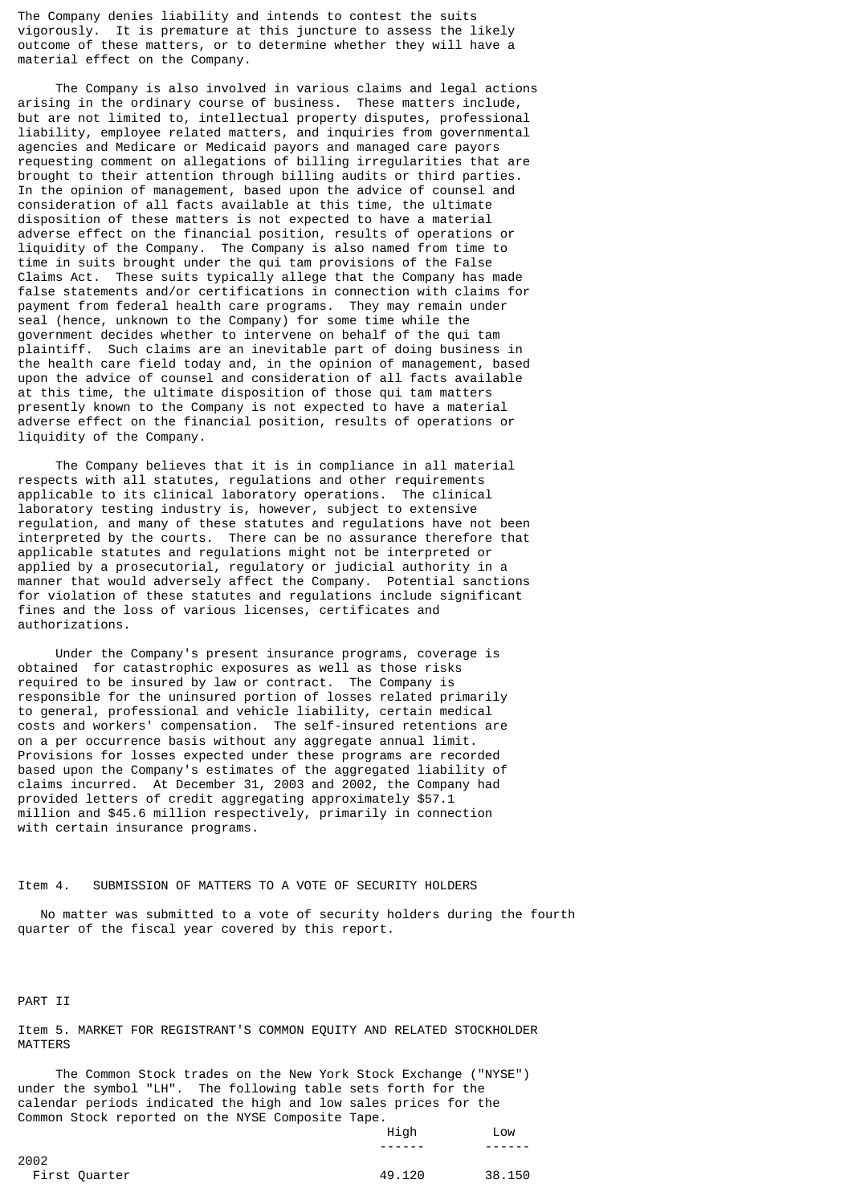The Company denies liability and intends to contest the suits vigorously. It is premature at this juncture to assess the likely outcome of these matters, or to determine whether they will have a material effect on the Company.

The Company is also involved in various claims and legal actions arising in the ordinary course of business. These matters include, but are not limited to, intellectual property disputes, professional liability, employee related matters, and inquiries from governmental agencies and Medicare or Medicaid payors and managed care payors requesting comment on allegations of billing irregularities that are brought to their attention through billing audits or third parties. In the opinion of management, based upon the advice of counsel and consideration of all facts available at this time, the ultimate disposition of these matters is not expected to have a material adverse effect on the financial position, results of operations or liquidity of the Company. The Company is also named from time to time in suits brought under the qui tam provisions of the False Claims Act. These suits typically allege that the Company has made false statements and/or certifications in connection with claims for payment from federal health care programs. They may remain under seal (hence, unknown to the Company) for some time while the government decides whether to intervene on behalf of the qui tam plaintiff. Such claims are an inevitable part of doing business in the health care field today and, in the opinion of management, based upon the advice of counsel and consideration of all facts available at this time, the ultimate disposition of those qui tam matters presently known to the Company is not expected to have a material adverse effect on the financial position, results of operations or liquidity of the Company.

The Company believes that it is in compliance in all material respects with all statutes, regulations and other requirements applicable to its clinical laboratory operations. The clinical laboratory testing industry is, however, subject to extensive regulation, and many of these statutes and regulations have not been interpreted by the courts. There can be no assurance therefore that applicable statutes and regulations might not be interpreted or applied by a prosecutorial, regulatory or judicial authority in a manner that would adversely affect the Company. Potential sanctions for violation of these statutes and regulations include significant fines and the loss of various licenses, certificates and authorizations.

Under the Company's present insurance programs, coverage is obtained for catastrophic exposures as well as those risks required to be insured by law or contract. The Company is responsible for the uninsured portion of losses related primarily to general, professional and vehicle liability, certain medical costs and workers' compensation. The self-insured retentions are on a per occurrence basis without any aggregate annual limit. Provisions for losses expected under these programs are recorded based upon the Company's estimates of the aggregated liability of claims incurred. At December 31, 2003 and 2002, the Company had provided letters of credit aggregating approximately $57.1 million and $45.6 million respectively, primarily in connection with certain insurance programs.

## Item 4. SUBMISSION OF MATTERS TO A VOTE OF SECURITY HOLDERS

No matter was submitted to a vote of security holders during the fourth quarter of the fiscal year covered by this report.

# PART II

## Item 5. MARKET FOR REGISTRANT'S COMMON EQUITY AND RELATED STOCKHOLDER MATTERS

The Common Stock trades on the New York Stock Exchange ("NYSE") under the symbol "LH". The following table sets forth for the calendar periods indicated the high and low sales prices for the Common Stock reported on the NYSE Composite Tape.

| | High | Low |
|---|---|---|
| 2002 | | |
| First Quarter | 49.120 | 38.150 |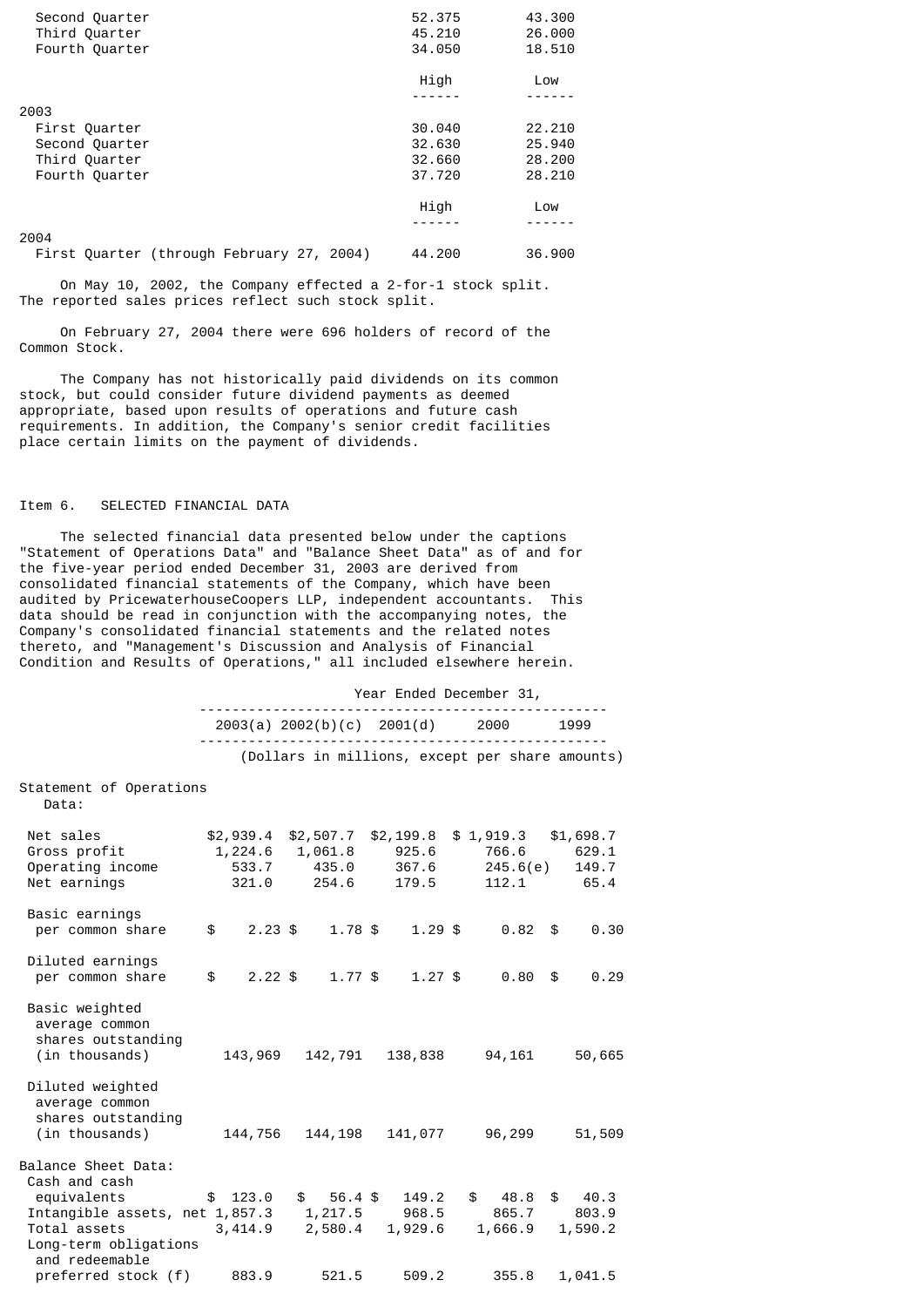| | High | Low |
|---|---|---|
| Second Quarter | 52.375 | 43.300 |
| Third Quarter | 45.210 | 26.000 |
| Fourth Quarter | 34.050 | 18.510 |

| | High | Low |
|---|---|---|
| **2003** | | |
| First Quarter | 30.040 | 22.210 |
| Second Quarter | 32.630 | 25.940 |
| Third Quarter | 32.660 | 28.200 |
| Fourth Quarter | 37.720 | 28.210 |

| | High | Low |
|---|---|---|
| **2004** | | |
| First Quarter (through February 27, 2004) | 44.200 | 36.900 |

On May 10, 2002, the Company effected a 2-for-1 stock split. The reported sales prices reflect such stock split.

On February 27, 2004 there were 696 holders of record of the Common Stock.

The Company has not historically paid dividends on its common stock, but could consider future dividend payments as deemed appropriate, based upon results of operations and future cash requirements. In addition, the Company's senior credit facilities place certain limits on the payment of dividends.

## Item 6. SELECTED FINANCIAL DATA

The selected financial data presented below under the captions "Statement of Operations Data" and "Balance Sheet Data" as of and for the five-year period ended December 31, 2003 are derived from consolidated financial statements of the Company, which have been audited by PricewaterhouseCoopers LLP, independent accountants. This data should be read in conjunction with the accompanying notes, the Company's consolidated financial statements and the related notes thereto, and "Management's Discussion and Analysis of Financial Condition and Results of Operations," all included elsewhere herein.

| | Year Ended December 31, | | | | |
|---|---|---|---|---|---|
| | 2003(a) | 2002(b)(c) | 2001(d) | 2000 | 1999 |
| | (Dollars in millions, except per share amounts) | | | | |
| **Statement of Operations Data:** | | | | | |
| Net sales | $2,939.4 | $2,507.7 | $2,199.8 | $ 1,919.3 | $1,698.7 |
| Gross profit | 1,224.6 | 1,061.8 | 925.6 | 766.6 | 629.1 |
| Operating income | 533.7 | 435.0 | 367.6 | 245.6(e) | 149.7 |
| Net earnings | 321.0 | 254.6 | 179.5 | 112.1 | 65.4 |
| Basic earnings per common share | $ 2.23 | $ 1.78 | $ 1.29 | $ 0.82 | $ 0.30 |
| Diluted earnings per common share | $ 2.22 | $ 1.77 | $ 1.27 | $ 0.80 | $ 0.29 |
| Basic weighted average common shares outstanding (in thousands) | 143,969 | 142,791 | 138,838 | 94,161 | 50,665 |
| Diluted weighted average common shares outstanding (in thousands) | 144,756 | 144,198 | 141,077 | 96,299 | 51,509 |
| **Balance Sheet Data:** | | | | | |
| Cash and cash equivalents | $ 123.0 | $ 56.4 | $ 149.2 | $ 48.8 | $ 40.3 |
| Intangible assets, net | 1,857.3 | 1,217.5 | 968.5 | 865.7 | 803.9 |
| Total assets | 3,414.9 | 2,580.4 | 1,929.6 | 1,666.9 | 1,590.2 |
| Long-term obligations and redeemable preferred stock (f) | 883.9 | 521.5 | 509.2 | 355.8 | 1,041.5 |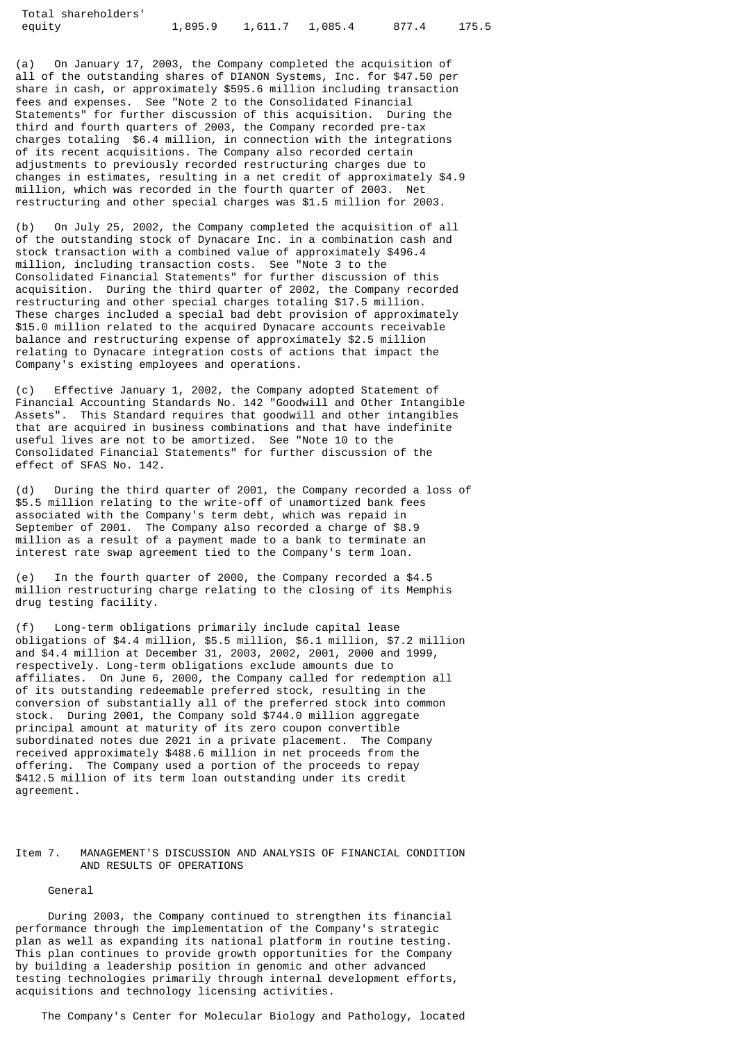| Total shareholders' equity | 1,895.9 | 1,611.7 | 1,085.4 | 877.4 | 175.5 |
|---|---|---|---|---|---|

(a) On January 17, 2003, the Company completed the acquisition of all of the outstanding shares of DIANON Systems, Inc. for $47.50 per share in cash, or approximately $595.6 million including transaction fees and expenses. See "Note 2 to the Consolidated Financial Statements" for further discussion of this acquisition. During the third and fourth quarters of 2003, the Company recorded pre-tax charges totaling $6.4 million, in connection with the integrations of its recent acquisitions. The Company also recorded certain adjustments to previously recorded restructuring charges due to changes in estimates, resulting in a net credit of approximately $4.9 million, which was recorded in the fourth quarter of 2003. Net restructuring and other special charges was $1.5 million for 2003.

(b) On July 25, 2002, the Company completed the acquisition of all of the outstanding stock of Dynacare Inc. in a combination cash and stock transaction with a combined value of approximately $496.4 million, including transaction costs. See "Note 3 to the Consolidated Financial Statements" for further discussion of this acquisition. During the third quarter of 2002, the Company recorded restructuring and other special charges totaling $17.5 million. These charges included a special bad debt provision of approximately $15.0 million related to the acquired Dynacare accounts receivable balance and restructuring expense of approximately $2.5 million relating to Dynacare integration costs of actions that impact the Company's existing employees and operations.

(c) Effective January 1, 2002, the Company adopted Statement of Financial Accounting Standards No. 142 "Goodwill and Other Intangible Assets". This Standard requires that goodwill and other intangibles that are acquired in business combinations and that have indefinite useful lives are not to be amortized. See "Note 10 to the Consolidated Financial Statements" for further discussion of the effect of SFAS No. 142.

(d) During the third quarter of 2001, the Company recorded a loss of $5.5 million relating to the write-off of unamortized bank fees associated with the Company's term debt, which was repaid in September of 2001. The Company also recorded a charge of $8.9 million as a result of a payment made to a bank to terminate an interest rate swap agreement tied to the Company's term loan.

(e) In the fourth quarter of 2000, the Company recorded a $4.5 million restructuring charge relating to the closing of its Memphis drug testing facility.

(f) Long-term obligations primarily include capital lease obligations of $4.4 million, $5.5 million, $6.1 million, $7.2 million and $4.4 million at December 31, 2003, 2002, 2001, 2000 and 1999, respectively. Long-term obligations exclude amounts due to affiliates. On June 6, 2000, the Company called for redemption all of its outstanding redeemable preferred stock, resulting in the conversion of substantially all of the preferred stock into common stock. During 2001, the Company sold $744.0 million aggregate principal amount at maturity of its zero coupon convertible subordinated notes due 2021 in a private placement. The Company received approximately $488.6 million in net proceeds from the offering. The Company used a portion of the proceeds to repay $412.5 million of its term loan outstanding under its credit agreement.

## Item 7. MANAGEMENT'S DISCUSSION AND ANALYSIS OF FINANCIAL CONDITION AND RESULTS OF OPERATIONS

### General

During 2003, the Company continued to strengthen its financial performance through the implementation of the Company's strategic plan as well as expanding its national platform in routine testing. This plan continues to provide growth opportunities for the Company by building a leadership position in genomic and other advanced testing technologies primarily through internal development efforts, acquisitions and technology licensing activities.

The Company's Center for Molecular Biology and Pathology, located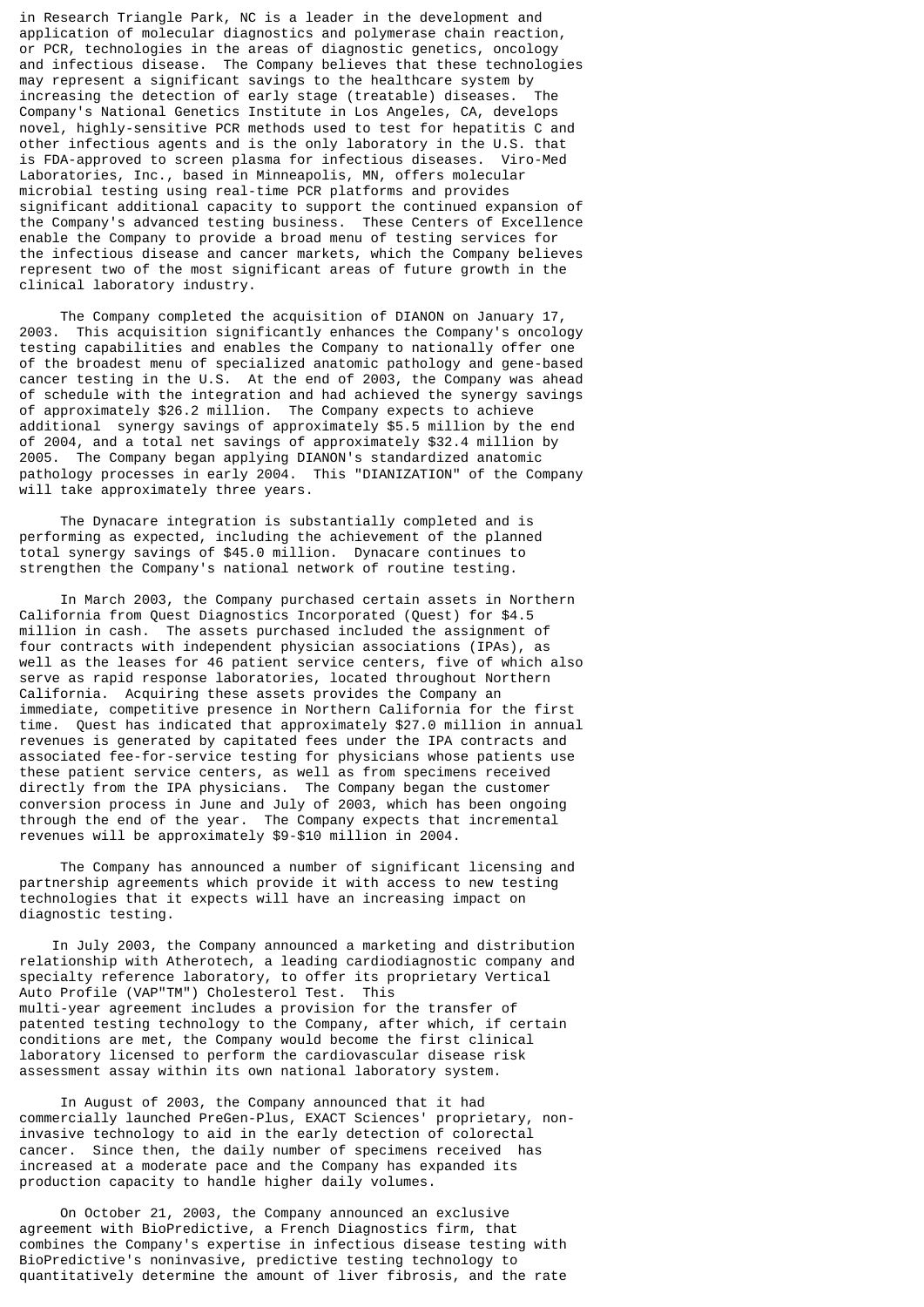in Research Triangle Park, NC is a leader in the development and application of molecular diagnostics and polymerase chain reaction, or PCR, technologies in the areas of diagnostic genetics, oncology and infectious disease. The Company believes that these technologies may represent a significant savings to the healthcare system by increasing the detection of early stage (treatable) diseases. The Company's National Genetics Institute in Los Angeles, CA, develops novel, highly-sensitive PCR methods used to test for hepatitis C and other infectious agents and is the only laboratory in the U.S. that is FDA-approved to screen plasma for infectious diseases. Viro-Med Laboratories, Inc., based in Minneapolis, MN, offers molecular microbial testing using real-time PCR platforms and provides significant additional capacity to support the continued expansion of the Company's advanced testing business. These Centers of Excellence enable the Company to provide a broad menu of testing services for the infectious disease and cancer markets, which the Company believes represent two of the most significant areas of future growth in the clinical laboratory industry.

The Company completed the acquisition of DIANON on January 17, 2003. This acquisition significantly enhances the Company's oncology testing capabilities and enables the Company to nationally offer one of the broadest menu of specialized anatomic pathology and gene-based cancer testing in the U.S. At the end of 2003, the Company was ahead of schedule with the integration and had achieved the synergy savings of approximately $26.2 million. The Company expects to achieve additional synergy savings of approximately $5.5 million by the end of 2004, and a total net savings of approximately $32.4 million by 2005. The Company began applying DIANON's standardized anatomic pathology processes in early 2004. This "DIANIZATION" of the Company will take approximately three years.

The Dynacare integration is substantially completed and is performing as expected, including the achievement of the planned total synergy savings of $45.0 million. Dynacare continues to strengthen the Company's national network of routine testing.

In March 2003, the Company purchased certain assets in Northern California from Quest Diagnostics Incorporated (Quest) for $4.5 million in cash. The assets purchased included the assignment of four contracts with independent physician associations (IPAs), as well as the leases for 46 patient service centers, five of which also serve as rapid response laboratories, located throughout Northern California. Acquiring these assets provides the Company an immediate, competitive presence in Northern California for the first time. Quest has indicated that approximately $27.0 million in annual revenues is generated by capitated fees under the IPA contracts and associated fee-for-service testing for physicians whose patients use these patient service centers, as well as from specimens received directly from the IPA physicians. The Company began the customer conversion process in June and July of 2003, which has been ongoing through the end of the year. The Company expects that incremental revenues will be approximately $9-$10 million in 2004.

The Company has announced a number of significant licensing and partnership agreements which provide it with access to new testing technologies that it expects will have an increasing impact on diagnostic testing.

In July 2003, the Company announced a marketing and distribution relationship with Atherotech, a leading cardiodiagnostic company and specialty reference laboratory, to offer its proprietary Vertical Auto Profile (VAP"TM") Cholesterol Test. This multi-year agreement includes a provision for the transfer of patented testing technology to the Company, after which, if certain conditions are met, the Company would become the first clinical laboratory licensed to perform the cardiovascular disease risk assessment assay within its own national laboratory system.

In August of 2003, the Company announced that it had commercially launched PreGen-Plus, EXACT Sciences' proprietary, non-invasive technology to aid in the early detection of colorectal cancer. Since then, the daily number of specimens received has increased at a moderate pace and the Company has expanded its production capacity to handle higher daily volumes.

On October 21, 2003, the Company announced an exclusive agreement with BioPredictive, a French Diagnostics firm, that combines the Company's expertise in infectious disease testing with BioPredictive's noninvasive, predictive testing technology to quantitatively determine the amount of liver fibrosis, and the rate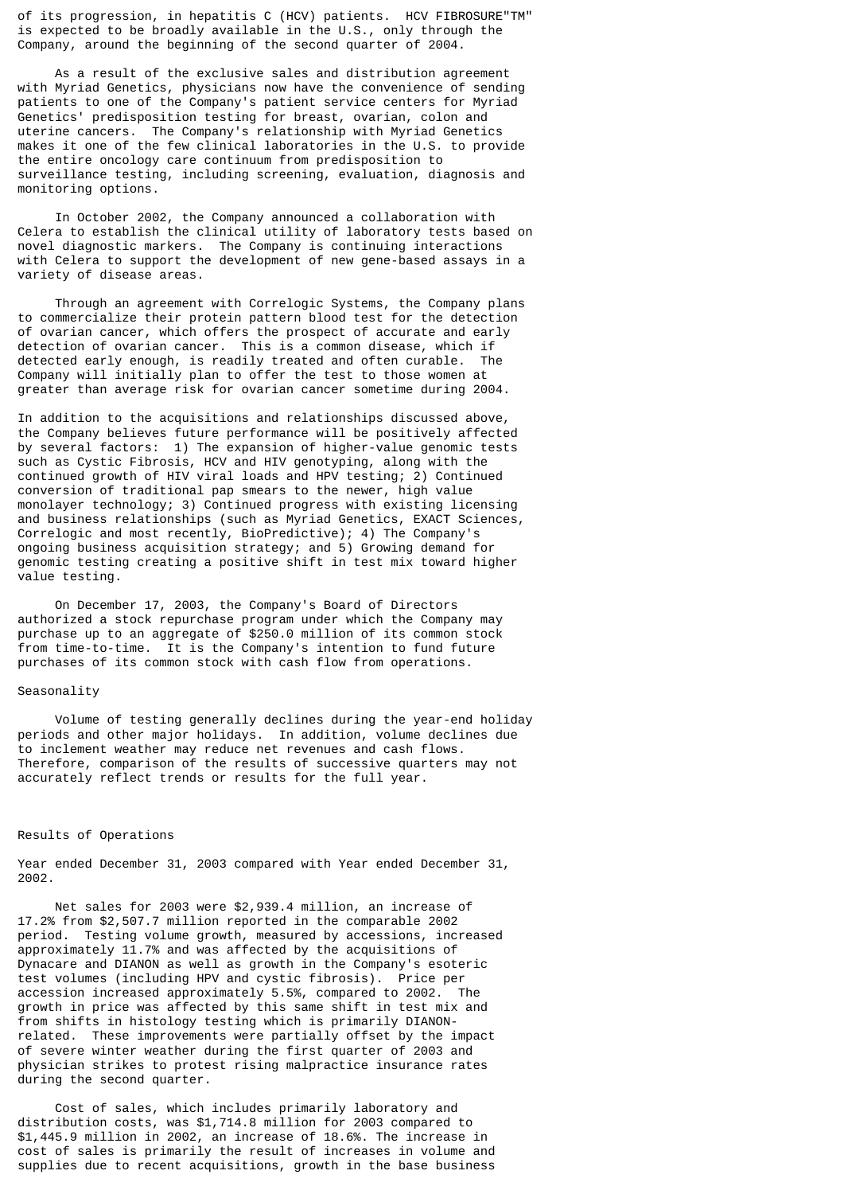of its progression, in hepatitis C (HCV) patients. HCV FIBROSURE"TM" is expected to be broadly available in the U.S., only through the Company, around the beginning of the second quarter of 2004.

As a result of the exclusive sales and distribution agreement with Myriad Genetics, physicians now have the convenience of sending patients to one of the Company's patient service centers for Myriad Genetics' predisposition testing for breast, ovarian, colon and uterine cancers. The Company's relationship with Myriad Genetics makes it one of the few clinical laboratories in the U.S. to provide the entire oncology care continuum from predisposition to surveillance testing, including screening, evaluation, diagnosis and monitoring options.

In October 2002, the Company announced a collaboration with Celera to establish the clinical utility of laboratory tests based on novel diagnostic markers. The Company is continuing interactions with Celera to support the development of new gene-based assays in a variety of disease areas.

Through an agreement with Correlogic Systems, the Company plans to commercialize their protein pattern blood test for the detection of ovarian cancer, which offers the prospect of accurate and early detection of ovarian cancer. This is a common disease, which if detected early enough, is readily treated and often curable. The Company will initially plan to offer the test to those women at greater than average risk for ovarian cancer sometime during 2004.

In addition to the acquisitions and relationships discussed above, the Company believes future performance will be positively affected by several factors: 1) The expansion of higher-value genomic tests such as Cystic Fibrosis, HCV and HIV genotyping, along with the continued growth of HIV viral loads and HPV testing; 2) Continued conversion of traditional pap smears to the newer, high value monolayer technology; 3) Continued progress with existing licensing and business relationships (such as Myriad Genetics, EXACT Sciences, Correlogic and most recently, BioPredictive); 4) The Company's ongoing business acquisition strategy; and 5) Growing demand for genomic testing creating a positive shift in test mix toward higher value testing.

On December 17, 2003, the Company's Board of Directors authorized a stock repurchase program under which the Company may purchase up to an aggregate of $250.0 million of its common stock from time-to-time. It is the Company's intention to fund future purchases of its common stock with cash flow from operations.

Seasonality

Volume of testing generally declines during the year-end holiday periods and other major holidays. In addition, volume declines due to inclement weather may reduce net revenues and cash flows. Therefore, comparison of the results of successive quarters may not accurately reflect trends or results for the full year.

Results of Operations

Year ended December 31, 2003 compared with Year ended December 31, 2002.

Net sales for 2003 were $2,939.4 million, an increase of 17.2% from $2,507.7 million reported in the comparable 2002 period. Testing volume growth, measured by accessions, increased approximately 11.7% and was affected by the acquisitions of Dynacare and DIANON as well as growth in the Company's esoteric test volumes (including HPV and cystic fibrosis). Price per accession increased approximately 5.5%, compared to 2002. The growth in price was affected by this same shift in test mix and from shifts in histology testing which is primarily DIANON-related. These improvements were partially offset by the impact of severe winter weather during the first quarter of 2003 and physician strikes to protest rising malpractice insurance rates during the second quarter.

Cost of sales, which includes primarily laboratory and distribution costs, was $1,714.8 million for 2003 compared to $1,445.9 million in 2002, an increase of 18.6%. The increase in cost of sales is primarily the result of increases in volume and supplies due to recent acquisitions, growth in the base business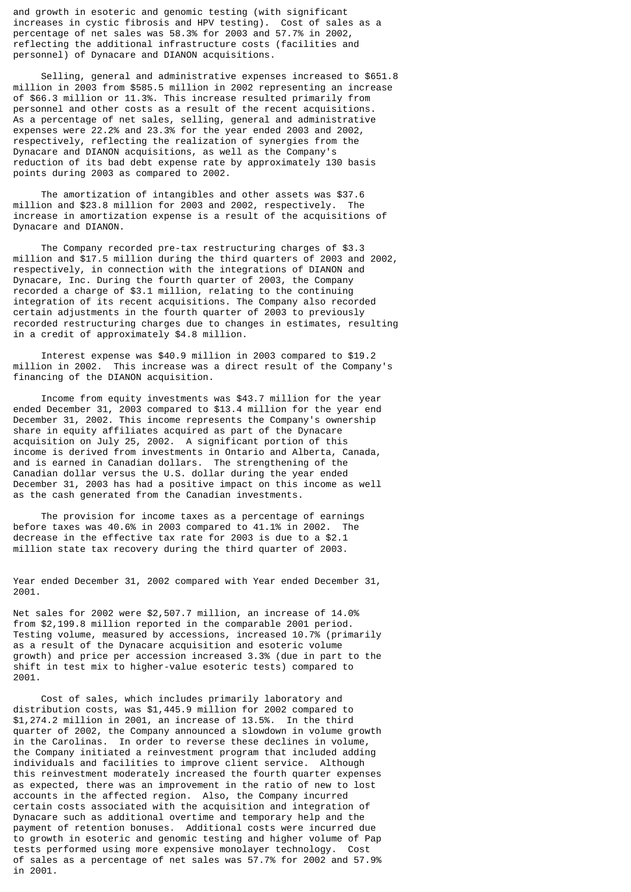and growth in esoteric and genomic testing (with significant increases in cystic fibrosis and HPV testing). Cost of sales as a percentage of net sales was 58.3% for 2003 and 57.7% in 2002, reflecting the additional infrastructure costs (facilities and personnel) of Dynacare and DIANON acquisitions.

Selling, general and administrative expenses increased to $651.8 million in 2003 from $585.5 million in 2002 representing an increase of $66.3 million or 11.3%. This increase resulted primarily from personnel and other costs as a result of the recent acquisitions. As a percentage of net sales, selling, general and administrative expenses were 22.2% and 23.3% for the year ended 2003 and 2002, respectively, reflecting the realization of synergies from the Dynacare and DIANON acquisitions, as well as the Company's reduction of its bad debt expense rate by approximately 130 basis points during 2003 as compared to 2002.

The amortization of intangibles and other assets was $37.6 million and $23.8 million for 2003 and 2002, respectively. The increase in amortization expense is a result of the acquisitions of Dynacare and DIANON.

The Company recorded pre-tax restructuring charges of $3.3 million and $17.5 million during the third quarters of 2003 and 2002, respectively, in connection with the integrations of DIANON and Dynacare, Inc. During the fourth quarter of 2003, the Company recorded a charge of $3.1 million, relating to the continuing integration of its recent acquisitions. The Company also recorded certain adjustments in the fourth quarter of 2003 to previously recorded restructuring charges due to changes in estimates, resulting in a credit of approximately $4.8 million.

Interest expense was $40.9 million in 2003 compared to $19.2 million in 2002. This increase was a direct result of the Company's financing of the DIANON acquisition.

Income from equity investments was $43.7 million for the year ended December 31, 2003 compared to $13.4 million for the year end December 31, 2002. This income represents the Company's ownership share in equity affiliates acquired as part of the Dynacare acquisition on July 25, 2002. A significant portion of this income is derived from investments in Ontario and Alberta, Canada, and is earned in Canadian dollars. The strengthening of the Canadian dollar versus the U.S. dollar during the year ended December 31, 2003 has had a positive impact on this income as well as the cash generated from the Canadian investments.

The provision for income taxes as a percentage of earnings before taxes was 40.6% in 2003 compared to 41.1% in 2002. The decrease in the effective tax rate for 2003 is due to a $2.1 million state tax recovery during the third quarter of 2003.

Year ended December 31, 2002 compared with Year ended December 31, 2001.

Net sales for 2002 were $2,507.7 million, an increase of 14.0% from $2,199.8 million reported in the comparable 2001 period. Testing volume, measured by accessions, increased 10.7% (primarily as a result of the Dynacare acquisition and esoteric volume growth) and price per accession increased 3.3% (due in part to the shift in test mix to higher-value esoteric tests) compared to 2001.

Cost of sales, which includes primarily laboratory and distribution costs, was $1,445.9 million for 2002 compared to $1,274.2 million in 2001, an increase of 13.5%. In the third quarter of 2002, the Company announced a slowdown in volume growth in the Carolinas. In order to reverse these declines in volume, the Company initiated a reinvestment program that included adding individuals and facilities to improve client service. Although this reinvestment moderately increased the fourth quarter expenses as expected, there was an improvement in the ratio of new to lost accounts in the affected region. Also, the Company incurred certain costs associated with the acquisition and integration of Dynacare such as additional overtime and temporary help and the payment of retention bonuses. Additional costs were incurred due to growth in esoteric and genomic testing and higher volume of Pap tests performed using more expensive monolayer technology. Cost of sales as a percentage of net sales was 57.7% for 2002 and 57.9% in 2001.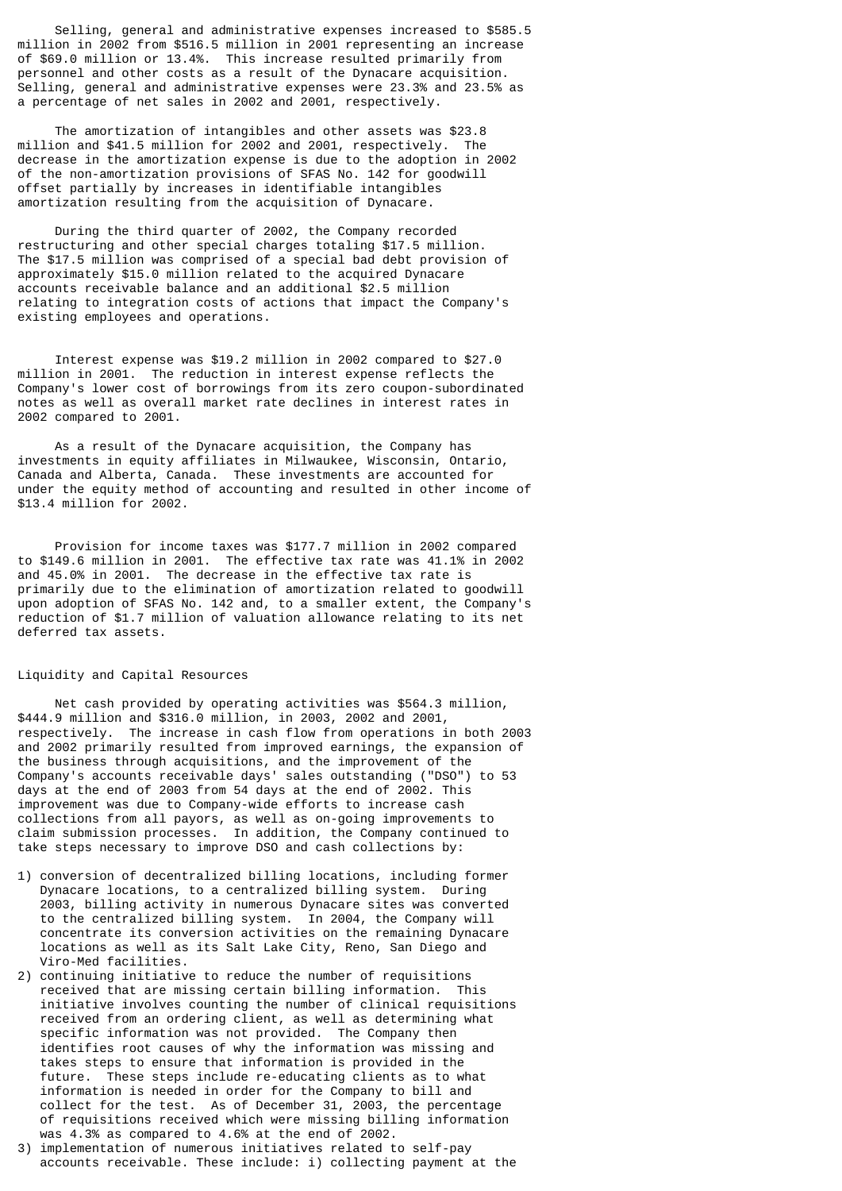Selling, general and administrative expenses increased to $585.5 million in 2002 from $516.5 million in 2001 representing an increase of $69.0 million or 13.4%. This increase resulted primarily from personnel and other costs as a result of the Dynacare acquisition. Selling, general and administrative expenses were 23.3% and 23.5% as a percentage of net sales in 2002 and 2001, respectively.

The amortization of intangibles and other assets was $23.8 million and $41.5 million for 2002 and 2001, respectively. The decrease in the amortization expense is due to the adoption in 2002 of the non-amortization provisions of SFAS No. 142 for goodwill offset partially by increases in identifiable intangibles amortization resulting from the acquisition of Dynacare.

During the third quarter of 2002, the Company recorded restructuring and other special charges totaling $17.5 million. The $17.5 million was comprised of a special bad debt provision of approximately $15.0 million related to the acquired Dynacare accounts receivable balance and an additional $2.5 million relating to integration costs of actions that impact the Company's existing employees and operations.

Interest expense was $19.2 million in 2002 compared to $27.0 million in 2001. The reduction in interest expense reflects the Company's lower cost of borrowings from its zero coupon-subordinated notes as well as overall market rate declines in interest rates in 2002 compared to 2001.

As a result of the Dynacare acquisition, the Company has investments in equity affiliates in Milwaukee, Wisconsin, Ontario, Canada and Alberta, Canada. These investments are accounted for under the equity method of accounting and resulted in other income of $13.4 million for 2002.

Provision for income taxes was $177.7 million in 2002 compared to $149.6 million in 2001. The effective tax rate was 41.1% in 2002 and 45.0% in 2001. The decrease in the effective tax rate is primarily due to the elimination of amortization related to goodwill upon adoption of SFAS No. 142 and, to a smaller extent, the Company's reduction of $1.7 million of valuation allowance relating to its net deferred tax assets.

## Liquidity and Capital Resources

Net cash provided by operating activities was $564.3 million, $444.9 million and $316.0 million, in 2003, 2002 and 2001, respectively. The increase in cash flow from operations in both 2003 and 2002 primarily resulted from improved earnings, the expansion of the business through acquisitions, and the improvement of the Company's accounts receivable days' sales outstanding ("DSO") to 53 days at the end of 2003 from 54 days at the end of 2002. This improvement was due to Company-wide efforts to increase cash collections from all payors, as well as on-going improvements to claim submission processes. In addition, the Company continued to take steps necessary to improve DSO and cash collections by:

1) conversion of decentralized billing locations, including former Dynacare locations, to a centralized billing system. During 2003, billing activity in numerous Dynacare sites was converted to the centralized billing system. In 2004, the Company will concentrate its conversion activities on the remaining Dynacare locations as well as its Salt Lake City, Reno, San Diego and Viro-Med facilities.
2) continuing initiative to reduce the number of requisitions received that are missing certain billing information. This initiative involves counting the number of clinical requisitions received from an ordering client, as well as determining what specific information was not provided. The Company then identifies root causes of why the information was missing and takes steps to ensure that information is provided in the future. These steps include re-educating clients as to what information is needed in order for the Company to bill and collect for the test. As of December 31, 2003, the percentage of requisitions received which were missing billing information was 4.3% as compared to 4.6% at the end of 2002.
3) implementation of numerous initiatives related to self-pay accounts receivable. These include: i) collecting payment at the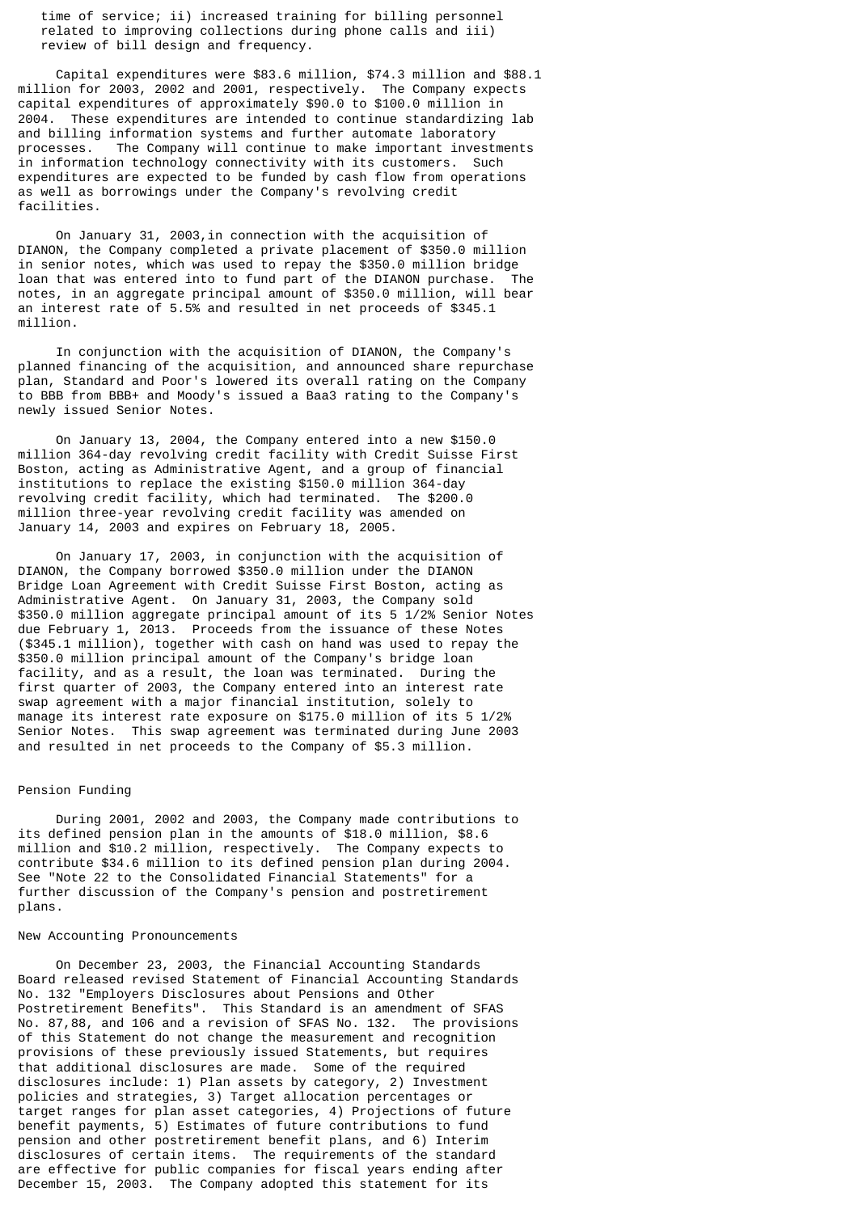time of service; ii) increased training for billing personnel related to improving collections during phone calls and iii) review of bill design and frequency.

Capital expenditures were $83.6 million, $74.3 million and $88.1 million for 2003, 2002 and 2001, respectively. The Company expects capital expenditures of approximately $90.0 to $100.0 million in 2004. These expenditures are intended to continue standardizing lab and billing information systems and further automate laboratory processes. The Company will continue to make important investments in information technology connectivity with its customers. Such expenditures are expected to be funded by cash flow from operations as well as borrowings under the Company's revolving credit facilities.

On January 31, 2003,in connection with the acquisition of DIANON, the Company completed a private placement of $350.0 million in senior notes, which was used to repay the $350.0 million bridge loan that was entered into to fund part of the DIANON purchase. The notes, in an aggregate principal amount of $350.0 million, will bear an interest rate of 5.5% and resulted in net proceeds of $345.1 million.

In conjunction with the acquisition of DIANON, the Company's planned financing of the acquisition, and announced share repurchase plan, Standard and Poor's lowered its overall rating on the Company to BBB from BBB+ and Moody's issued a Baa3 rating to the Company's newly issued Senior Notes.

On January 13, 2004, the Company entered into a new $150.0 million 364-day revolving credit facility with Credit Suisse First Boston, acting as Administrative Agent, and a group of financial institutions to replace the existing $150.0 million 364-day revolving credit facility, which had terminated. The $200.0 million three-year revolving credit facility was amended on January 14, 2003 and expires on February 18, 2005.

On January 17, 2003, in conjunction with the acquisition of DIANON, the Company borrowed $350.0 million under the DIANON Bridge Loan Agreement with Credit Suisse First Boston, acting as Administrative Agent. On January 31, 2003, the Company sold $350.0 million aggregate principal amount of its 5 1/2% Senior Notes due February 1, 2013. Proceeds from the issuance of these Notes ($345.1 million), together with cash on hand was used to repay the $350.0 million principal amount of the Company's bridge loan facility, and as a result, the loan was terminated. During the first quarter of 2003, the Company entered into an interest rate swap agreement with a major financial institution, solely to manage its interest rate exposure on $175.0 million of its 5 1/2% Senior Notes. This swap agreement was terminated during June 2003 and resulted in net proceeds to the Company of $5.3 million.

## Pension Funding

During 2001, 2002 and 2003, the Company made contributions to its defined pension plan in the amounts of $18.0 million, $8.6 million and $10.2 million, respectively. The Company expects to contribute $34.6 million to its defined pension plan during 2004. See "Note 22 to the Consolidated Financial Statements" for a further discussion of the Company's pension and postretirement plans.

## New Accounting Pronouncements

On December 23, 2003, the Financial Accounting Standards Board released revised Statement of Financial Accounting Standards No. 132 "Employers Disclosures about Pensions and Other Postretirement Benefits". This Standard is an amendment of SFAS No. 87,88, and 106 and a revision of SFAS No. 132. The provisions of this Statement do not change the measurement and recognition provisions of these previously issued Statements, but requires that additional disclosures are made. Some of the required disclosures include: 1) Plan assets by category, 2) Investment policies and strategies, 3) Target allocation percentages or target ranges for plan asset categories, 4) Projections of future benefit payments, 5) Estimates of future contributions to fund pension and other postretirement benefit plans, and 6) Interim disclosures of certain items. The requirements of the standard are effective for public companies for fiscal years ending after December 15, 2003. The Company adopted this statement for its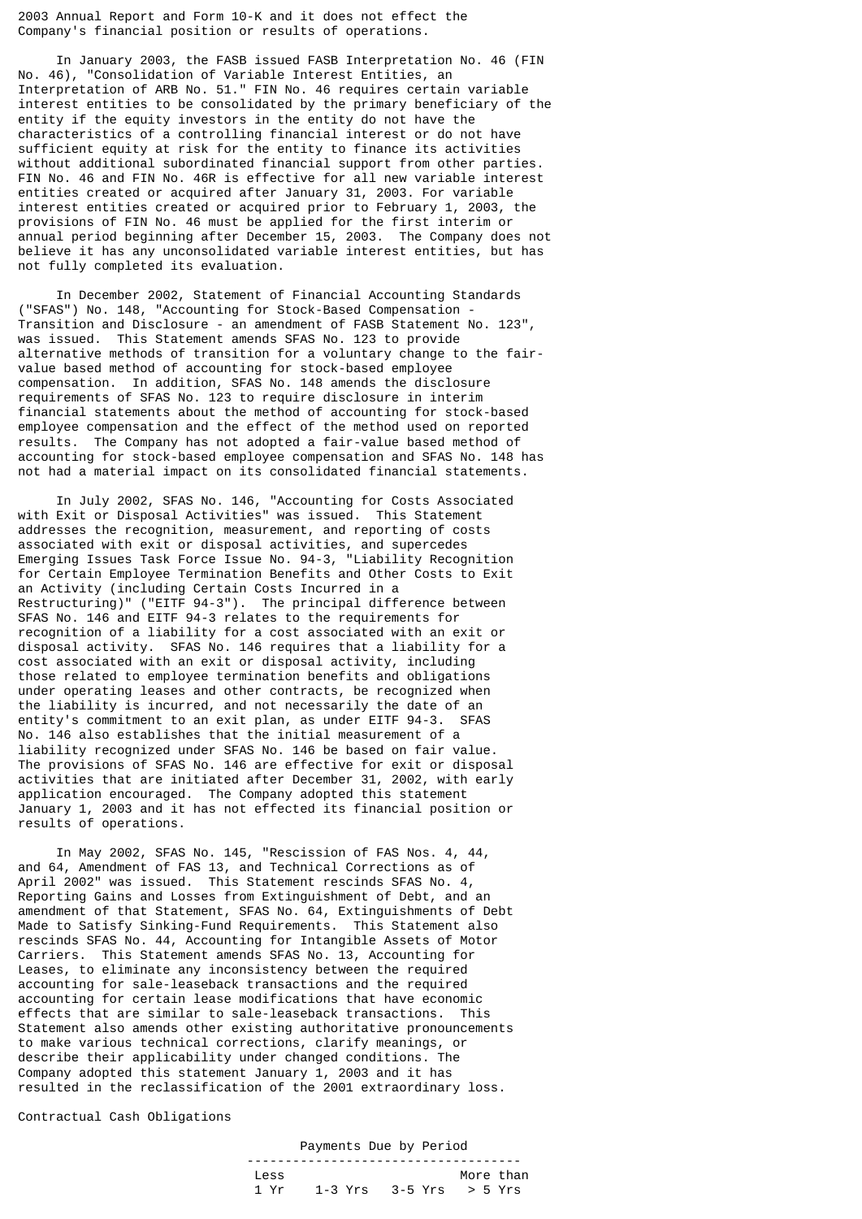2003 Annual Report and Form 10-K and it does not effect the Company's financial position or results of operations.

In January 2003, the FASB issued FASB Interpretation No. 46 (FIN No. 46), "Consolidation of Variable Interest Entities, an Interpretation of ARB No. 51." FIN No. 46 requires certain variable interest entities to be consolidated by the primary beneficiary of the entity if the equity investors in the entity do not have the characteristics of a controlling financial interest or do not have sufficient equity at risk for the entity to finance its activities without additional subordinated financial support from other parties. FIN No. 46 and FIN No. 46R is effective for all new variable interest entities created or acquired after January 31, 2003. For variable interest entities created or acquired prior to February 1, 2003, the provisions of FIN No. 46 must be applied for the first interim or annual period beginning after December 15, 2003. The Company does not believe it has any unconsolidated variable interest entities, but has not fully completed its evaluation.

In December 2002, Statement of Financial Accounting Standards ("SFAS") No. 148, "Accounting for Stock-Based Compensation - Transition and Disclosure - an amendment of FASB Statement No. 123", was issued. This Statement amends SFAS No. 123 to provide alternative methods of transition for a voluntary change to the fair-value based method of accounting for stock-based employee compensation. In addition, SFAS No. 148 amends the disclosure requirements of SFAS No. 123 to require disclosure in interim financial statements about the method of accounting for stock-based employee compensation and the effect of the method used on reported results. The Company has not adopted a fair-value based method of accounting for stock-based employee compensation and SFAS No. 148 has not had a material impact on its consolidated financial statements.

In July 2002, SFAS No. 146, "Accounting for Costs Associated with Exit or Disposal Activities" was issued. This Statement addresses the recognition, measurement, and reporting of costs associated with exit or disposal activities, and supercedes Emerging Issues Task Force Issue No. 94-3, "Liability Recognition for Certain Employee Termination Benefits and Other Costs to Exit an Activity (including Certain Costs Incurred in a Restructuring)" ("EITF 94-3"). The principal difference between SFAS No. 146 and EITF 94-3 relates to the requirements for recognition of a liability for a cost associated with an exit or disposal activity. SFAS No. 146 requires that a liability for a cost associated with an exit or disposal activity, including those related to employee termination benefits and obligations under operating leases and other contracts, be recognized when the liability is incurred, and not necessarily the date of an entity's commitment to an exit plan, as under EITF 94-3. SFAS No. 146 also establishes that the initial measurement of a liability recognized under SFAS No. 146 be based on fair value. The provisions of SFAS No. 146 are effective for exit or disposal activities that are initiated after December 31, 2002, with early application encouraged. The Company adopted this statement January 1, 2003 and it has not effected its financial position or results of operations.

In May 2002, SFAS No. 145, "Rescission of FAS Nos. 4, 44, and 64, Amendment of FAS 13, and Technical Corrections as of April 2002" was issued. This Statement rescinds SFAS No. 4, Reporting Gains and Losses from Extinguishment of Debt, and an amendment of that Statement, SFAS No. 64, Extinguishments of Debt Made to Satisfy Sinking-Fund Requirements. This Statement also rescinds SFAS No. 44, Accounting for Intangible Assets of Motor Carriers. This Statement amends SFAS No. 13, Accounting for Leases, to eliminate any inconsistency between the required accounting for sale-leaseback transactions and the required accounting for certain lease modifications that have economic effects that are similar to sale-leaseback transactions. This Statement also amends other existing authoritative pronouncements to make various technical corrections, clarify meanings, or describe their applicability under changed conditions. The Company adopted this statement January 1, 2003 and it has resulted in the reclassification of the 2001 extraordinary loss.

Contractual Cash Obligations

| | Payments Due by Period | | | |
|---|---|---|---|---|
| | Less 1 Yr | 1-3 Yrs | 3-5 Yrs | More than > 5 Yrs |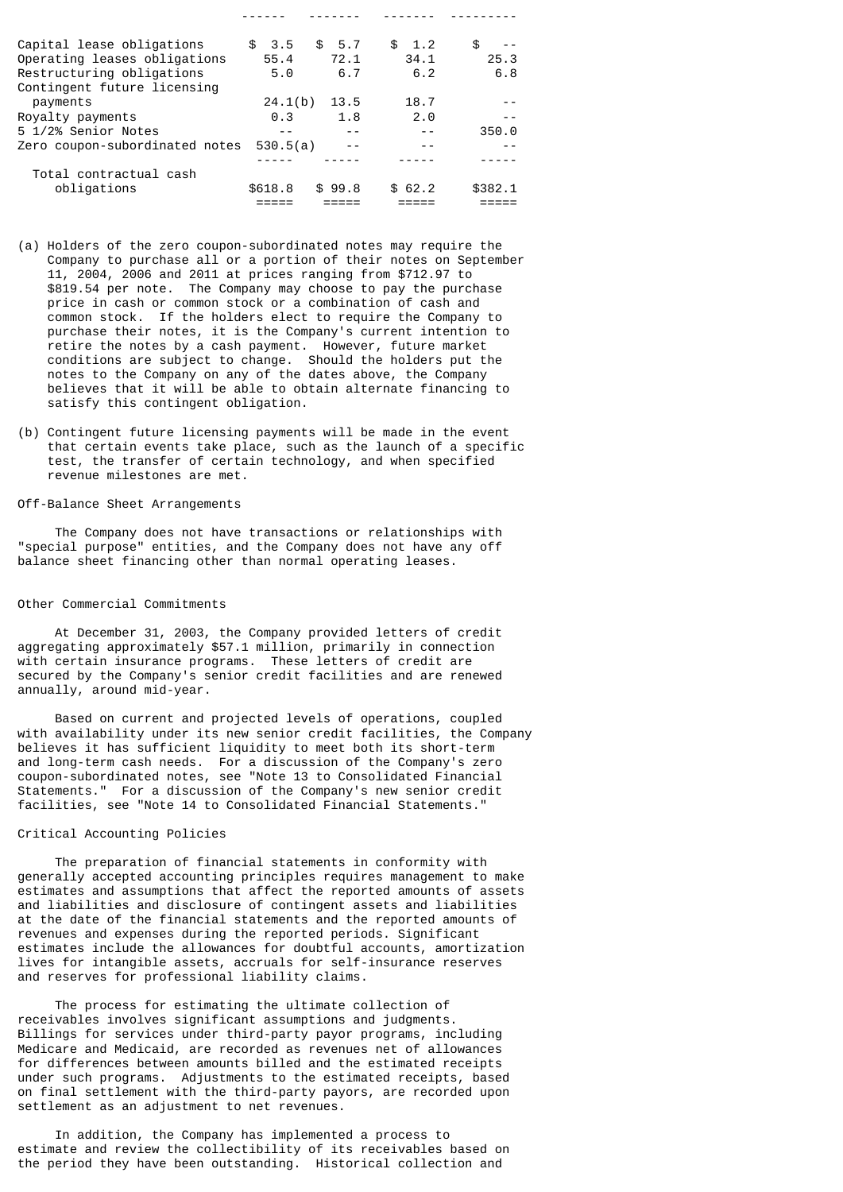| | | | | |
|---|---|---|---|---|
| Capital lease obligations | $ 3.5 | $ 5.7 | $ 1.2 | $ -- |
| Operating leases obligations | 55.4 | 72.1 | 34.1 | 25.3 |
| Restructuring obligations | 5.0 | 6.7 | 6.2 | 6.8 |
| Contingent future licensing payments | 24.1(b) | 13.5 | 18.7 | -- |
| Royalty payments | 0.3 | 1.8 | 2.0 | -- |
| 5 1/2% Senior Notes | -- | -- | -- | 350.0 |
| Zero coupon-subordinated notes | 530.5(a) | -- | -- | -- |
| Total contractual cash obligations | $618.8 | $ 99.8 | $ 62.2 | $382.1 |

(a) Holders of the zero coupon-subordinated notes may require the Company to purchase all or a portion of their notes on September 11, 2004, 2006 and 2011 at prices ranging from $712.97 to $819.54 per note. The Company may choose to pay the purchase price in cash or common stock or a combination of cash and common stock. If the holders elect to require the Company to purchase their notes, it is the Company's current intention to retire the notes by a cash payment. However, future market conditions are subject to change. Should the holders put the notes to the Company on any of the dates above, the Company believes that it will be able to obtain alternate financing to satisfy this contingent obligation.

(b) Contingent future licensing payments will be made in the event that certain events take place, such as the launch of a specific test, the transfer of certain technology, and when specified revenue milestones are met.

Off-Balance Sheet Arrangements

The Company does not have transactions or relationships with "special purpose" entities, and the Company does not have any off balance sheet financing other than normal operating leases.

Other Commercial Commitments

At December 31, 2003, the Company provided letters of credit aggregating approximately $57.1 million, primarily in connection with certain insurance programs. These letters of credit are secured by the Company's senior credit facilities and are renewed annually, around mid-year.

Based on current and projected levels of operations, coupled with availability under its new senior credit facilities, the Company believes it has sufficient liquidity to meet both its short-term and long-term cash needs. For a discussion of the Company's zero coupon-subordinated notes, see "Note 13 to Consolidated Financial Statements." For a discussion of the Company's new senior credit facilities, see "Note 14 to Consolidated Financial Statements."

Critical Accounting Policies

The preparation of financial statements in conformity with generally accepted accounting principles requires management to make estimates and assumptions that affect the reported amounts of assets and liabilities and disclosure of contingent assets and liabilities at the date of the financial statements and the reported amounts of revenues and expenses during the reported periods. Significant estimates include the allowances for doubtful accounts, amortization lives for intangible assets, accruals for self-insurance reserves and reserves for professional liability claims.

The process for estimating the ultimate collection of receivables involves significant assumptions and judgments. Billings for services under third-party payor programs, including Medicare and Medicaid, are recorded as revenues net of allowances for differences between amounts billed and the estimated receipts under such programs. Adjustments to the estimated receipts, based on final settlement with the third-party payors, are recorded upon settlement as an adjustment to net revenues.

In addition, the Company has implemented a process to estimate and review the collectibility of its receivables based on the period they have been outstanding. Historical collection and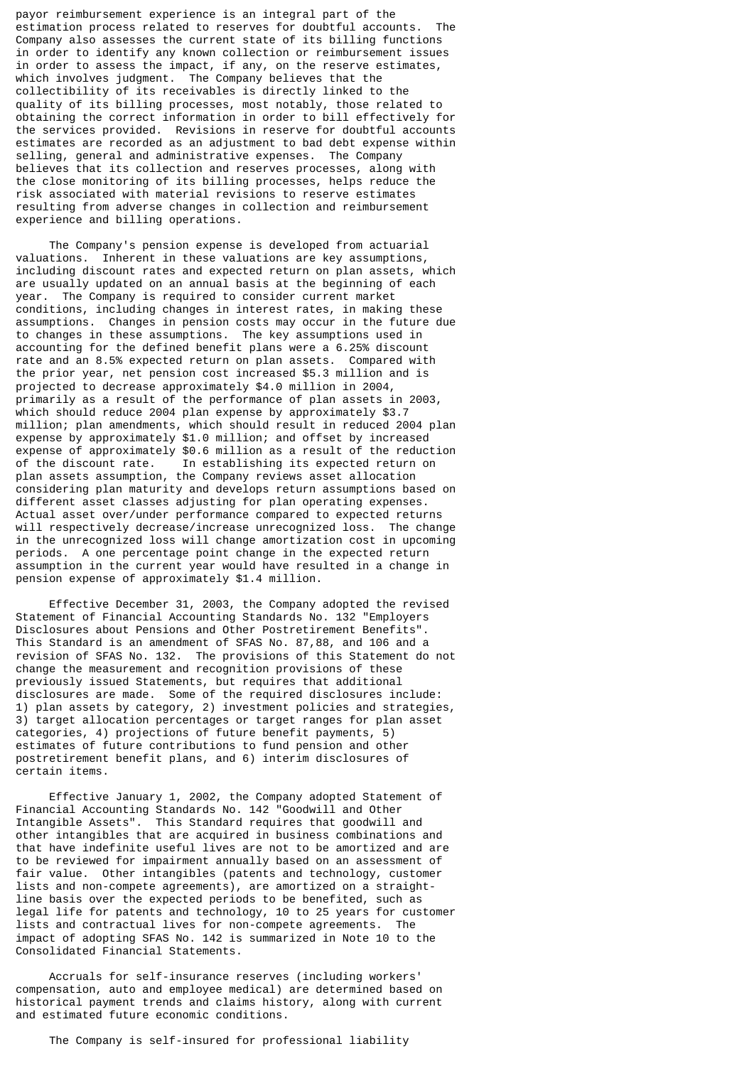payor reimbursement experience is an integral part of the estimation process related to reserves for doubtful accounts. The Company also assesses the current state of its billing functions in order to identify any known collection or reimbursement issues in order to assess the impact, if any, on the reserve estimates, which involves judgment. The Company believes that the collectibility of its receivables is directly linked to the quality of its billing processes, most notably, those related to obtaining the correct information in order to bill effectively for the services provided. Revisions in reserve for doubtful accounts estimates are recorded as an adjustment to bad debt expense within selling, general and administrative expenses. The Company believes that its collection and reserves processes, along with the close monitoring of its billing processes, helps reduce the risk associated with material revisions to reserve estimates resulting from adverse changes in collection and reimbursement experience and billing operations.

The Company's pension expense is developed from actuarial valuations. Inherent in these valuations are key assumptions, including discount rates and expected return on plan assets, which are usually updated on an annual basis at the beginning of each year. The Company is required to consider current market conditions, including changes in interest rates, in making these assumptions. Changes in pension costs may occur in the future due to changes in these assumptions. The key assumptions used in accounting for the defined benefit plans were a 6.25% discount rate and an 8.5% expected return on plan assets. Compared with the prior year, net pension cost increased $5.3 million and is projected to decrease approximately $4.0 million in 2004, primarily as a result of the performance of plan assets in 2003, which should reduce 2004 plan expense by approximately $3.7 million; plan amendments, which should result in reduced 2004 plan expense by approximately $1.0 million; and offset by increased expense of approximately $0.6 million as a result of the reduction of the discount rate. In establishing its expected return on plan assets assumption, the Company reviews asset allocation considering plan maturity and develops return assumptions based on different asset classes adjusting for plan operating expenses. Actual asset over/under performance compared to expected returns will respectively decrease/increase unrecognized loss. The change in the unrecognized loss will change amortization cost in upcoming periods. A one percentage point change in the expected return assumption in the current year would have resulted in a change in pension expense of approximately $1.4 million.

Effective December 31, 2003, the Company adopted the revised Statement of Financial Accounting Standards No. 132 "Employers Disclosures about Pensions and Other Postretirement Benefits". This Standard is an amendment of SFAS No. 87,88, and 106 and a revision of SFAS No. 132. The provisions of this Statement do not change the measurement and recognition provisions of these previously issued Statements, but requires that additional disclosures are made. Some of the required disclosures include: 1) plan assets by category, 2) investment policies and strategies, 3) target allocation percentages or target ranges for plan asset categories, 4) projections of future benefit payments, 5) estimates of future contributions to fund pension and other postretirement benefit plans, and 6) interim disclosures of certain items.

Effective January 1, 2002, the Company adopted Statement of Financial Accounting Standards No. 142 "Goodwill and Other Intangible Assets". This Standard requires that goodwill and other intangibles that are acquired in business combinations and that have indefinite useful lives are not to be amortized and are to be reviewed for impairment annually based on an assessment of fair value. Other intangibles (patents and technology, customer lists and non-compete agreements), are amortized on a straight-line basis over the expected periods to be benefited, such as legal life for patents and technology, 10 to 25 years for customer lists and contractual lives for non-compete agreements. The impact of adopting SFAS No. 142 is summarized in Note 10 to the Consolidated Financial Statements.

Accruals for self-insurance reserves (including workers' compensation, auto and employee medical) are determined based on historical payment trends and claims history, along with current and estimated future economic conditions.

The Company is self-insured for professional liability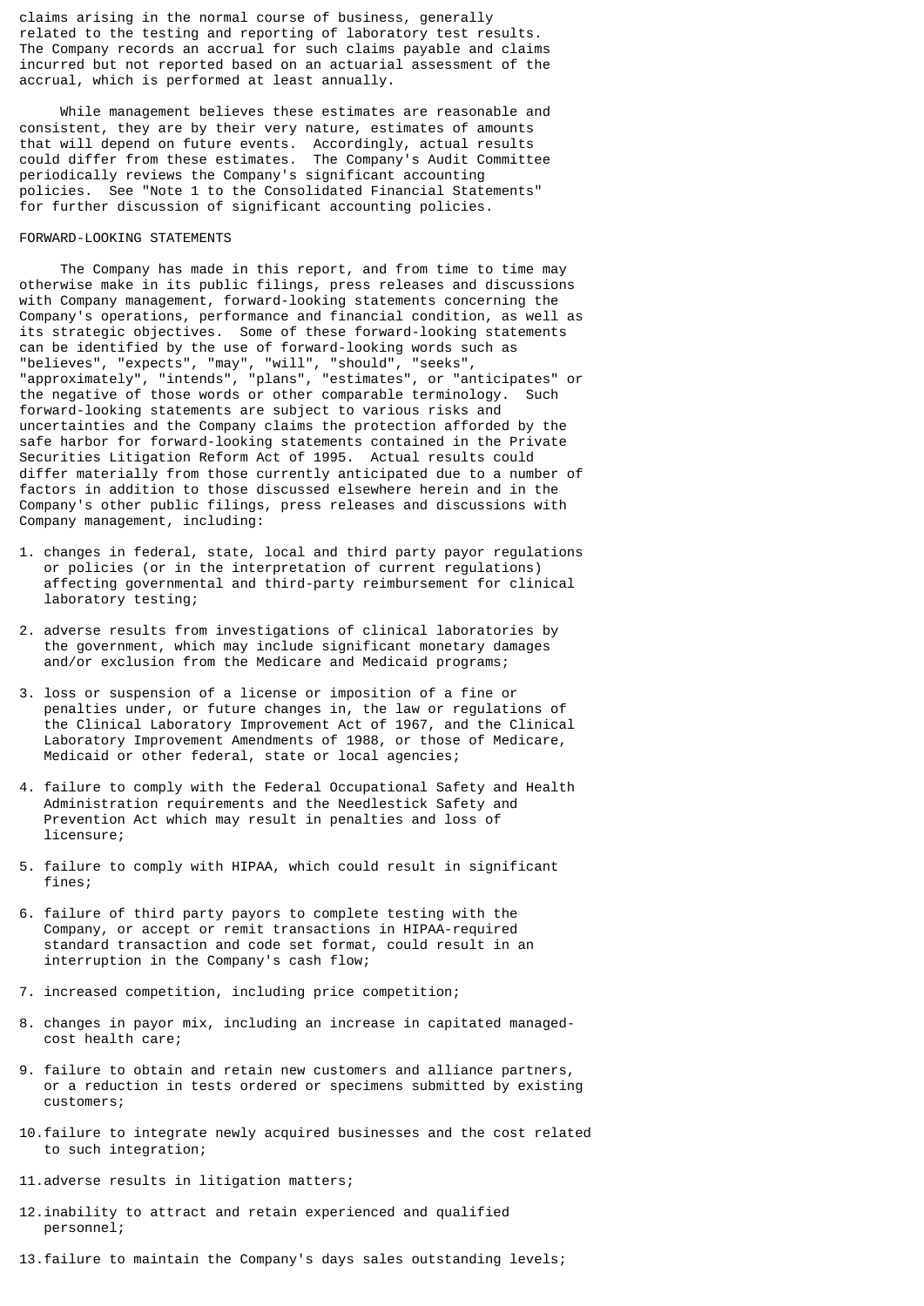claims arising in the normal course of business, generally related to the testing and reporting of laboratory test results. The Company records an accrual for such claims payable and claims incurred but not reported based on an actuarial assessment of the accrual, which is performed at least annually.

While management believes these estimates are reasonable and consistent, they are by their very nature, estimates of amounts that will depend on future events. Accordingly, actual results could differ from these estimates. The Company's Audit Committee periodically reviews the Company's significant accounting policies. See "Note 1 to the Consolidated Financial Statements" for further discussion of significant accounting policies.

## FORWARD-LOOKING STATEMENTS

The Company has made in this report, and from time to time may otherwise make in its public filings, press releases and discussions with Company management, forward-looking statements concerning the Company's operations, performance and financial condition, as well as its strategic objectives. Some of these forward-looking statements can be identified by the use of forward-looking words such as "believes", "expects", "may", "will", "should", "seeks", "approximately", "intends", "plans", "estimates", or "anticipates" or the negative of those words or other comparable terminology. Such forward-looking statements are subject to various risks and uncertainties and the Company claims the protection afforded by the safe harbor for forward-looking statements contained in the Private Securities Litigation Reform Act of 1995. Actual results could differ materially from those currently anticipated due to a number of factors in addition to those discussed elsewhere herein and in the Company's other public filings, press releases and discussions with Company management, including:

1. changes in federal, state, local and third party payor regulations or policies (or in the interpretation of current regulations) affecting governmental and third-party reimbursement for clinical laboratory testing;

2. adverse results from investigations of clinical laboratories by the government, which may include significant monetary damages and/or exclusion from the Medicare and Medicaid programs;

3. loss or suspension of a license or imposition of a fine or penalties under, or future changes in, the law or regulations of the Clinical Laboratory Improvement Act of 1967, and the Clinical Laboratory Improvement Amendments of 1988, or those of Medicare, Medicaid or other federal, state or local agencies;

4. failure to comply with the Federal Occupational Safety and Health Administration requirements and the Needlestick Safety and Prevention Act which may result in penalties and loss of licensure;

5. failure to comply with HIPAA, which could result in significant fines;

6. failure of third party payors to complete testing with the Company, or accept or remit transactions in HIPAA-required standard transaction and code set format, could result in an interruption in the Company's cash flow;

7. increased competition, including price competition;

8. changes in payor mix, including an increase in capitated managed-cost health care;

9. failure to obtain and retain new customers and alliance partners, or a reduction in tests ordered or specimens submitted by existing customers;

10. failure to integrate newly acquired businesses and the cost related to such integration;

11. adverse results in litigation matters;

12. inability to attract and retain experienced and qualified personnel;

13. failure to maintain the Company's days sales outstanding levels;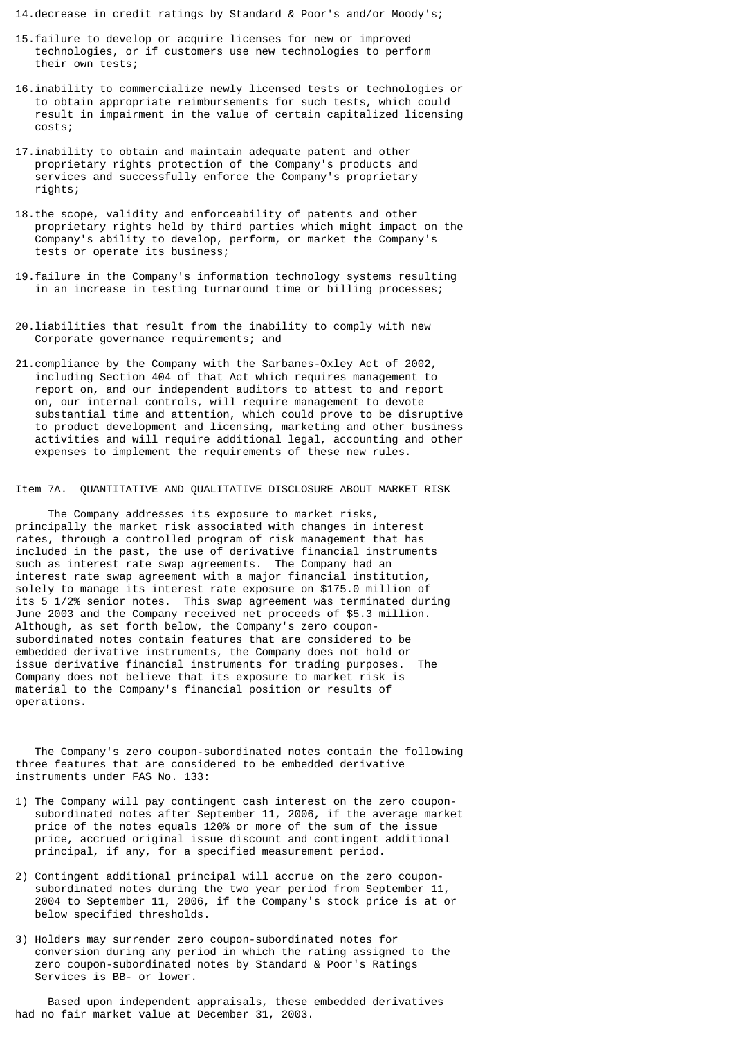14. decrease in credit ratings by Standard & Poor's and/or Moody's;

15. failure to develop or acquire licenses for new or improved technologies, or if customers use new technologies to perform their own tests;

16. inability to commercialize newly licensed tests or technologies or to obtain appropriate reimbursements for such tests, which could result in impairment in the value of certain capitalized licensing costs;

17. inability to obtain and maintain adequate patent and other proprietary rights protection of the Company's products and services and successfully enforce the Company's proprietary rights;

18. the scope, validity and enforceability of patents and other proprietary rights held by third parties which might impact on the Company's ability to develop, perform, or market the Company's tests or operate its business;

19. failure in the Company's information technology systems resulting in an increase in testing turnaround time or billing processes;

20. liabilities that result from the inability to comply with new Corporate governance requirements; and

21. compliance by the Company with the Sarbanes-Oxley Act of 2002, including Section 404 of that Act which requires management to report on, and our independent auditors to attest to and report on, our internal controls, will require management to devote substantial time and attention, which could prove to be disruptive to product development and licensing, marketing and other business activities and will require additional legal, accounting and other expenses to implement the requirements of these new rules.

## Item 7A. QUANTITATIVE AND QUALITATIVE DISCLOSURE ABOUT MARKET RISK

The Company addresses its exposure to market risks, principally the market risk associated with changes in interest rates, through a controlled program of risk management that has included in the past, the use of derivative financial instruments such as interest rate swap agreements. The Company had an interest rate swap agreement with a major financial institution, solely to manage its interest rate exposure on $175.0 million of its 5 1/2% senior notes. This swap agreement was terminated during June 2003 and the Company received net proceeds of $5.3 million. Although, as set forth below, the Company's zero coupon-subordinated notes contain features that are considered to be embedded derivative instruments, the Company does not hold or issue derivative financial instruments for trading purposes. The Company does not believe that its exposure to market risk is material to the Company's financial position or results of operations.

The Company's zero coupon-subordinated notes contain the following three features that are considered to be embedded derivative instruments under FAS No. 133:

1) The Company will pay contingent cash interest on the zero coupon-subordinated notes after September 11, 2006, if the average market price of the notes equals 120% or more of the sum of the issue price, accrued original issue discount and contingent additional principal, if any, for a specified measurement period.

2) Contingent additional principal will accrue on the zero coupon-subordinated notes during the two year period from September 11, 2004 to September 11, 2006, if the Company's stock price is at or below specified thresholds.

3) Holders may surrender zero coupon-subordinated notes for conversion during any period in which the rating assigned to the zero coupon-subordinated notes by Standard & Poor's Ratings Services is BB- or lower.

Based upon independent appraisals, these embedded derivatives had no fair market value at December 31, 2003.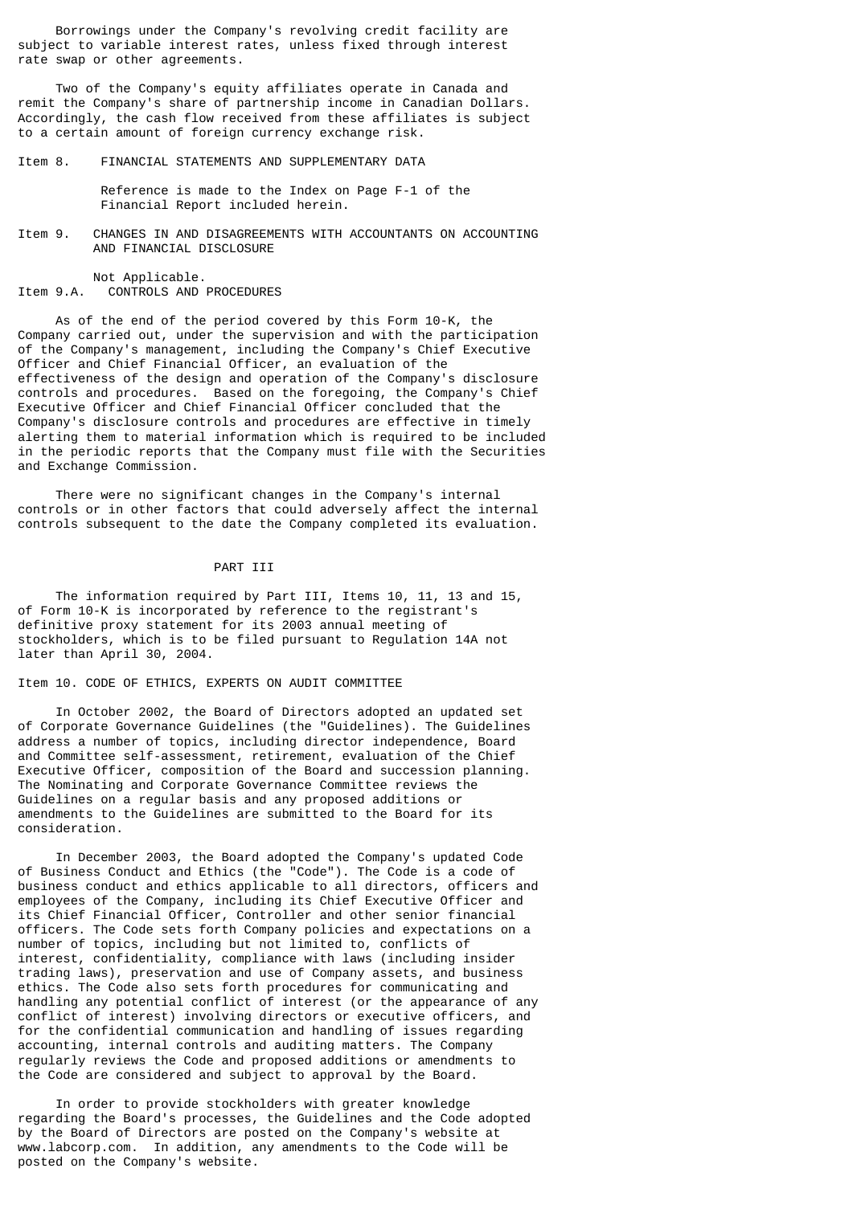Borrowings under the Company's revolving credit facility are subject to variable interest rates, unless fixed through interest rate swap or other agreements.

Two of the Company's equity affiliates operate in Canada and remit the Company's share of partnership income in Canadian Dollars. Accordingly, the cash flow received from these affiliates is subject to a certain amount of foreign currency exchange risk.

## Item 8. FINANCIAL STATEMENTS AND SUPPLEMENTARY DATA

Reference is made to the Index on Page F-1 of the Financial Report included herein.

## Item 9. CHANGES IN AND DISAGREEMENTS WITH ACCOUNTANTS ON ACCOUNTING AND FINANCIAL DISCLOSURE

Not Applicable.

## Item 9.A. CONTROLS AND PROCEDURES

As of the end of the period covered by this Form 10-K, the Company carried out, under the supervision and with the participation of the Company's management, including the Company's Chief Executive Officer and Chief Financial Officer, an evaluation of the effectiveness of the design and operation of the Company's disclosure controls and procedures. Based on the foregoing, the Company's Chief Executive Officer and Chief Financial Officer concluded that the Company's disclosure controls and procedures are effective in timely alerting them to material information which is required to be included in the periodic reports that the Company must file with the Securities and Exchange Commission.

There were no significant changes in the Company's internal controls or in other factors that could adversely affect the internal controls subsequent to the date the Company completed its evaluation.

# PART III

The information required by Part III, Items 10, 11, 13 and 15, of Form 10-K is incorporated by reference to the registrant's definitive proxy statement for its 2003 annual meeting of stockholders, which is to be filed pursuant to Regulation 14A not later than April 30, 2004.

## Item 10. CODE OF ETHICS, EXPERTS ON AUDIT COMMITTEE

In October 2002, the Board of Directors adopted an updated set of Corporate Governance Guidelines (the "Guidelines). The Guidelines address a number of topics, including director independence, Board and Committee self-assessment, retirement, evaluation of the Chief Executive Officer, composition of the Board and succession planning. The Nominating and Corporate Governance Committee reviews the Guidelines on a regular basis and any proposed additions or amendments to the Guidelines are submitted to the Board for its consideration.

In December 2003, the Board adopted the Company's updated Code of Business Conduct and Ethics (the "Code"). The Code is a code of business conduct and ethics applicable to all directors, officers and employees of the Company, including its Chief Executive Officer and its Chief Financial Officer, Controller and other senior financial officers. The Code sets forth Company policies and expectations on a number of topics, including but not limited to, conflicts of interest, confidentiality, compliance with laws (including insider trading laws), preservation and use of Company assets, and business ethics. The Code also sets forth procedures for communicating and handling any potential conflict of interest (or the appearance of any conflict of interest) involving directors or executive officers, and for the confidential communication and handling of issues regarding accounting, internal controls and auditing matters. The Company regularly reviews the Code and proposed additions or amendments to the Code are considered and subject to approval by the Board.

In order to provide stockholders with greater knowledge regarding the Board's processes, the Guidelines and the Code adopted by the Board of Directors are posted on the Company's website at www.labcorp.com. In addition, any amendments to the Code will be posted on the Company's website.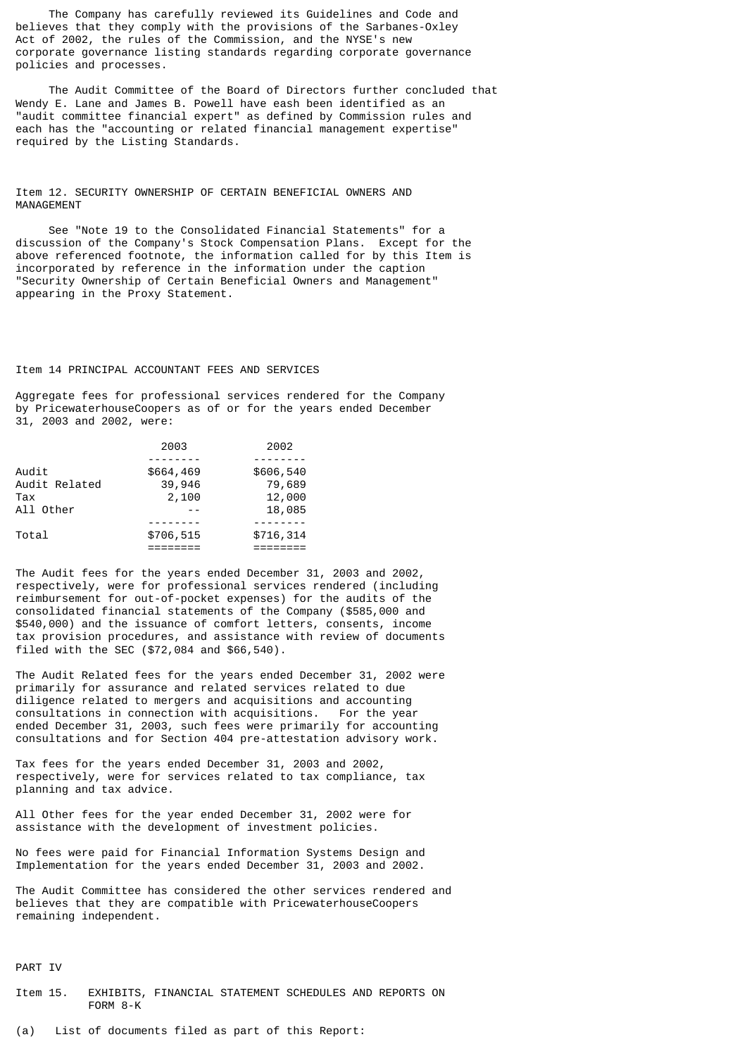The Company has carefully reviewed its Guidelines and Code and believes that they comply with the provisions of the Sarbanes-Oxley Act of 2002, the rules of the Commission, and the NYSE's new corporate governance listing standards regarding corporate governance policies and processes.

The Audit Committee of the Board of Directors further concluded that Wendy E. Lane and James B. Powell have eash been identified as an "audit committee financial expert" as defined by Commission rules and each has the "accounting or related financial management expertise" required by the Listing Standards.

## Item 12. SECURITY OWNERSHIP OF CERTAIN BENEFICIAL OWNERS AND MANAGEMENT

See "Note 19 to the Consolidated Financial Statements" for a discussion of the Company's Stock Compensation Plans. Except for the above referenced footnote, the information called for by this Item is incorporated by reference in the information under the caption "Security Ownership of Certain Beneficial Owners and Management" appearing in the Proxy Statement.

## Item 14 PRINCIPAL ACCOUNTANT FEES AND SERVICES

Aggregate fees for professional services rendered for the Company by PricewaterhouseCoopers as of or for the years ended December 31, 2003 and 2002, were:

| | 2003 | 2002 |
|---|---|---|
| Audit | $664,469 | $606,540 |
| Audit Related | 39,946 | 79,689 |
| Tax | 2,100 | 12,000 |
| All Other | -- | 18,085 |
| Total | $706,515 | $716,314 |

The Audit fees for the years ended December 31, 2003 and 2002, respectively, were for professional services rendered (including reimbursement for out-of-pocket expenses) for the audits of the consolidated financial statements of the Company ($585,000 and $540,000) and the issuance of comfort letters, consents, income tax provision procedures, and assistance with review of documents filed with the SEC ($72,084 and $66,540).

The Audit Related fees for the years ended December 31, 2002 were primarily for assurance and related services related to due diligence related to mergers and acquisitions and accounting consultations in connection with acquisitions. For the year ended December 31, 2003, such fees were primarily for accounting consultations and for Section 404 pre-attestation advisory work.

Tax fees for the years ended December 31, 2003 and 2002, respectively, were for services related to tax compliance, tax planning and tax advice.

All Other fees for the year ended December 31, 2002 were for assistance with the development of investment policies.

No fees were paid for Financial Information Systems Design and Implementation for the years ended December 31, 2003 and 2002.

The Audit Committee has considered the other services rendered and believes that they are compatible with PricewaterhouseCoopers remaining independent.

# PART IV

## Item 15. EXHIBITS, FINANCIAL STATEMENT SCHEDULES AND REPORTS ON FORM 8-K

(a) List of documents filed as part of this Report: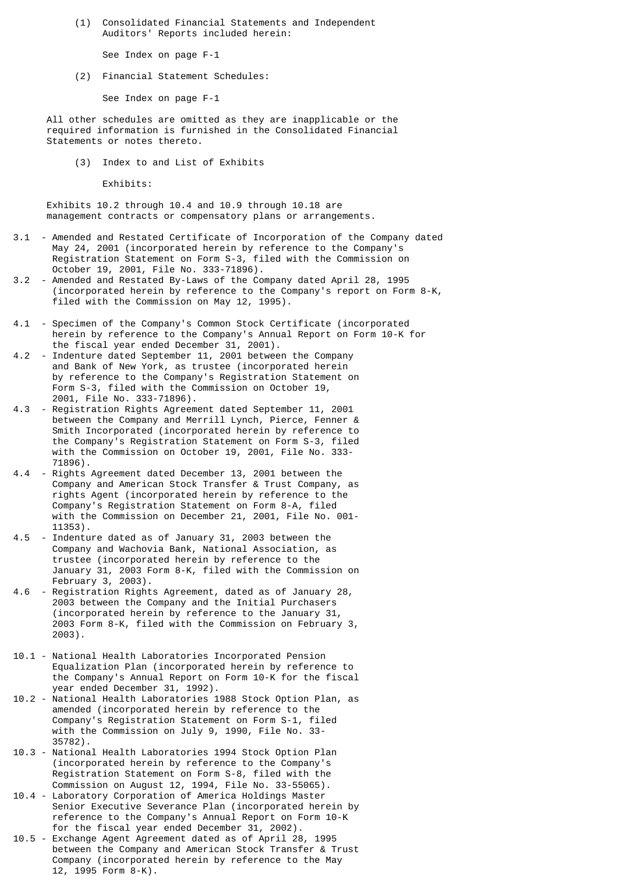(1) Consolidated Financial Statements and Independent Auditors' Reports included herein:

See Index on page F-1

(2) Financial Statement Schedules:

See Index on page F-1

All other schedules are omitted as they are inapplicable or the required information is furnished in the Consolidated Financial Statements or notes thereto.

(3) Index to and List of Exhibits

Exhibits:

Exhibits 10.2 through 10.4 and 10.9 through 10.18 are management contracts or compensatory plans or arrangements.

3.1 - Amended and Restated Certificate of Incorporation of the Company dated May 24, 2001 (incorporated herein by reference to the Company's Registration Statement on Form S-3, filed with the Commission on October 19, 2001, File No. 333-71896).

3.2 - Amended and Restated By-Laws of the Company dated April 28, 1995 (incorporated herein by reference to the Company's report on Form 8-K, filed with the Commission on May 12, 1995).

4.1 - Specimen of the Company's Common Stock Certificate (incorporated herein by reference to the Company's Annual Report on Form 10-K for the fiscal year ended December 31, 2001).

4.2 - Indenture dated September 11, 2001 between the Company and Bank of New York, as trustee (incorporated herein by reference to the Company's Registration Statement on Form S-3, filed with the Commission on October 19, 2001, File No. 333-71896).

4.3 - Registration Rights Agreement dated September 11, 2001 between the Company and Merrill Lynch, Pierce, Fenner & Smith Incorporated (incorporated herein by reference to the Company's Registration Statement on Form S-3, filed with the Commission on October 19, 2001, File No. 333-71896).

4.4 - Rights Agreement dated December 13, 2001 between the Company and American Stock Transfer & Trust Company, as rights Agent (incorporated herein by reference to the Company's Registration Statement on Form 8-A, filed with the Commission on December 21, 2001, File No. 001-11353).

4.5 - Indenture dated as of January 31, 2003 between the Company and Wachovia Bank, National Association, as trustee (incorporated herein by reference to the January 31, 2003 Form 8-K, filed with the Commission on February 3, 2003).

4.6 - Registration Rights Agreement, dated as of January 28, 2003 between the Company and the Initial Purchasers (incorporated herein by reference to the January 31, 2003 Form 8-K, filed with the Commission on February 3, 2003).

10.1 - National Health Laboratories Incorporated Pension Equalization Plan (incorporated herein by reference to the Company's Annual Report on Form 10-K for the fiscal year ended December 31, 1992).

10.2 - National Health Laboratories 1988 Stock Option Plan, as amended (incorporated herein by reference to the Company's Registration Statement on Form S-1, filed with the Commission on July 9, 1990, File No. 33-35782).

10.3 - National Health Laboratories 1994 Stock Option Plan (incorporated herein by reference to the Company's Registration Statement on Form S-8, filed with the Commission on August 12, 1994, File No. 33-55065).

10.4 - Laboratory Corporation of America Holdings Master Senior Executive Severance Plan (incorporated herein by reference to the Company's Annual Report on Form 10-K for the fiscal year ended December 31, 2002).

10.5 - Exchange Agent Agreement dated as of April 28, 1995 between the Company and American Stock Transfer & Trust Company (incorporated herein by reference to the May 12, 1995 Form 8-K).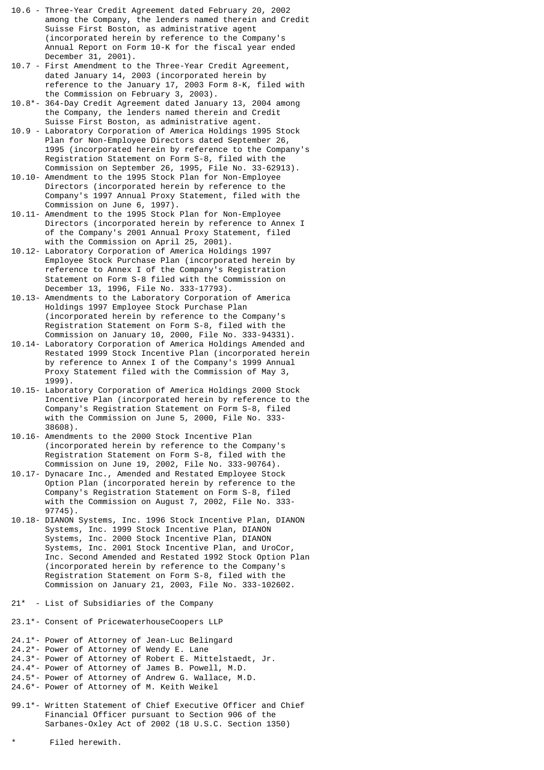10.6 - Three-Year Credit Agreement dated February 20, 2002 among the Company, the lenders named therein and Credit Suisse First Boston, as administrative agent (incorporated herein by reference to the Company's Annual Report on Form 10-K for the fiscal year ended December 31, 2001).

10.7 - First Amendment to the Three-Year Credit Agreement, dated January 14, 2003 (incorporated herein by reference to the January 17, 2003 Form 8-K, filed with the Commission on February 3, 2003).

10.8*- 364-Day Credit Agreement dated January 13, 2004 among the Company, the lenders named therein and Credit Suisse First Boston, as administrative agent.

10.9 - Laboratory Corporation of America Holdings 1995 Stock Plan for Non-Employee Directors dated September 26, 1995 (incorporated herein by reference to the Company's Registration Statement on Form S-8, filed with the Commission on September 26, 1995, File No. 33-62913).

10.10- Amendment to the 1995 Stock Plan for Non-Employee Directors (incorporated herein by reference to the Company's 1997 Annual Proxy Statement, filed with the Commission on June 6, 1997).

10.11- Amendment to the 1995 Stock Plan for Non-Employee Directors (incorporated herein by reference to Annex I of the Company's 2001 Annual Proxy Statement, filed with the Commission on April 25, 2001).

10.12- Laboratory Corporation of America Holdings 1997 Employee Stock Purchase Plan (incorporated herein by reference to Annex I of the Company's Registration Statement on Form S-8 filed with the Commission on December 13, 1996, File No. 333-17793).

10.13- Amendments to the Laboratory Corporation of America Holdings 1997 Employee Stock Purchase Plan (incorporated herein by reference to the Company's Registration Statement on Form S-8, filed with the Commission on January 10, 2000, File No. 333-94331).

10.14- Laboratory Corporation of America Holdings Amended and Restated 1999 Stock Incentive Plan (incorporated herein by reference to Annex I of the Company's 1999 Annual Proxy Statement filed with the Commission of May 3, 1999).

10.15- Laboratory Corporation of America Holdings 2000 Stock Incentive Plan (incorporated herein by reference to the Company's Registration Statement on Form S-8, filed with the Commission on June 5, 2000, File No. 333-38608).

10.16- Amendments to the 2000 Stock Incentive Plan (incorporated herein by reference to the Company's Registration Statement on Form S-8, filed with the Commission on June 19, 2002, File No. 333-90764).

10.17- Dynacare Inc., Amended and Restated Employee Stock Option Plan (incorporated herein by reference to the Company's Registration Statement on Form S-8, filed with the Commission on August 7, 2002, File No. 333-97745).

10.18- DIANON Systems, Inc. 1996 Stock Incentive Plan, DIANON Systems, Inc. 1999 Stock Incentive Plan, DIANON Systems, Inc. 2000 Stock Incentive Plan, DIANON Systems, Inc. 2001 Stock Incentive Plan, and UroCor, Inc. Second Amended and Restated 1992 Stock Option Plan (incorporated herein by reference to the Company's Registration Statement on Form S-8, filed with the Commission on January 21, 2003, File No. 333-102602.

21* - List of Subsidiaries of the Company

23.1*- Consent of PricewaterhouseCoopers LLP

24.1*- Power of Attorney of Jean-Luc Belingard
24.2*- Power of Attorney of Wendy E. Lane
24.3*- Power of Attorney of Robert E. Mittelstaedt, Jr.
24.4*- Power of Attorney of James B. Powell, M.D.
24.5*- Power of Attorney of Andrew G. Wallace, M.D.
24.6*- Power of Attorney of M. Keith Weikel

99.1*- Written Statement of Chief Executive Officer and Chief Financial Officer pursuant to Section 906 of the Sarbanes-Oxley Act of 2002 (18 U.S.C. Section 1350)

\* Filed herewith.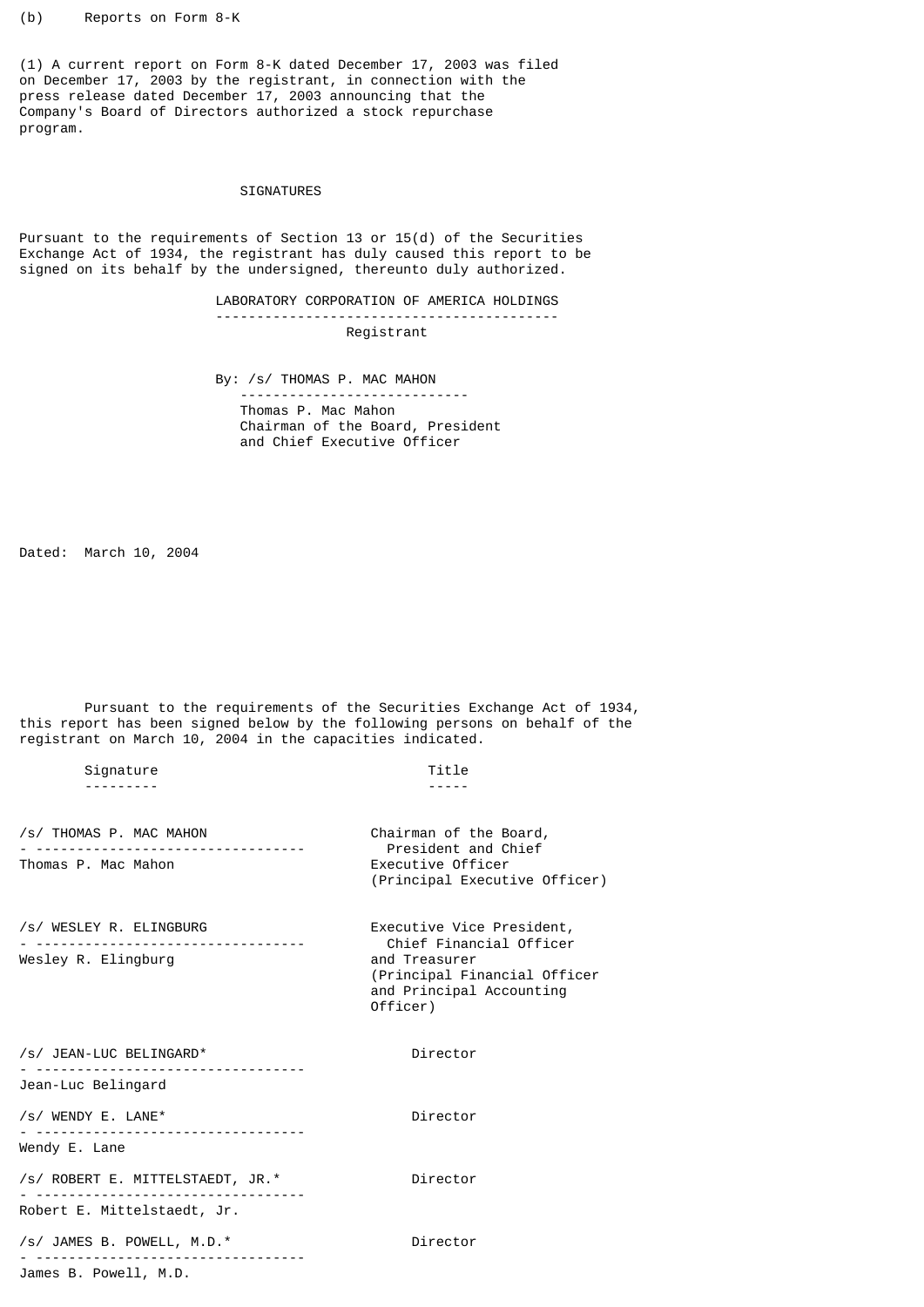(b) Reports on Form 8-K

(1) A current report on Form 8-K dated December 17, 2003 was filed on December 17, 2003 by the registrant, in connection with the press release dated December 17, 2003 announcing that the Company's Board of Directors authorized a stock repurchase program.

## SIGNATURES

Pursuant to the requirements of Section 13 or 15(d) of the Securities Exchange Act of 1934, the registrant has duly caused this report to be signed on its behalf by the undersigned, thereunto duly authorized.

LABORATORY CORPORATION OF AMERICA HOLDINGS

Registrant

By: /s/ THOMAS P. MAC MAHON

Thomas P. Mac Mahon
Chairman of the Board, President
and Chief Executive Officer

Dated: March 10, 2004

Pursuant to the requirements of the Securities Exchange Act of 1934, this report has been signed below by the following persons on behalf of the registrant on March 10, 2004 in the capacities indicated.

| Signature | Title |
|---|---|
| /s/ THOMAS P. MAC MAHON<br>Thomas P. Mac Mahon | Chairman of the Board, President and Chief Executive Officer (Principal Executive Officer) |
| /s/ WESLEY R. ELINGBURG<br>Wesley R. Elingburg | Executive Vice President, Chief Financial Officer and Treasurer (Principal Financial Officer and Principal Accounting Officer) |
| /s/ JEAN-LUC BELINGARD*<br>Jean-Luc Belingard | Director |
| /s/ WENDY E. LANE*<br>Wendy E. Lane | Director |
| /s/ ROBERT E. MITTELSTAEDT, JR.*<br>Robert E. Mittelstaedt, Jr. | Director |
| /s/ JAMES B. POWELL, M.D.*<br>James B. Powell, M.D. | Director |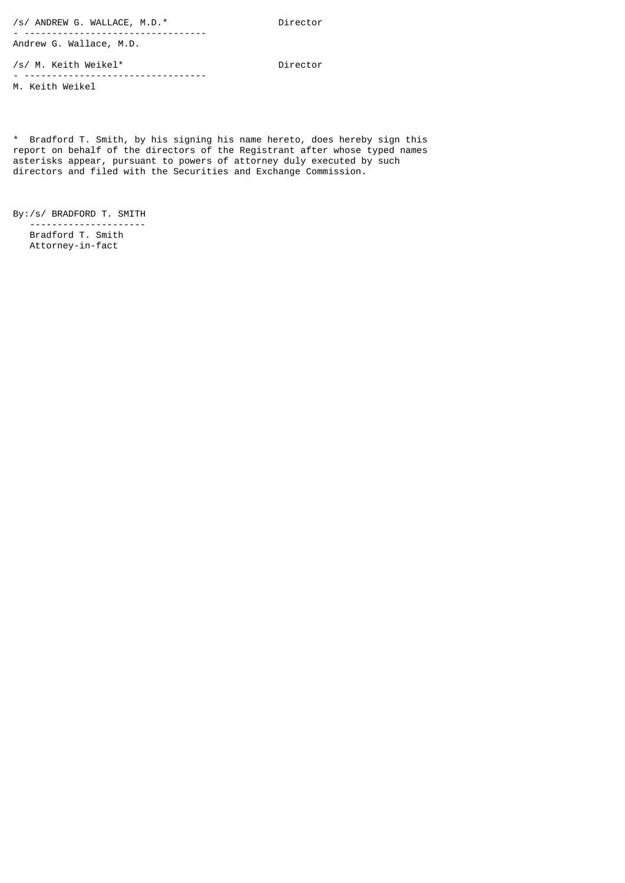| | |
|---|---|
| /s/ ANDREW G. WALLACE, M.D.* | Director |
| Andrew G. Wallace, M.D. | |
| /s/ M. Keith Weikel* | Director |
| M. Keith Weikel | |

* Bradford T. Smith, by his signing his name hereto, does hereby sign this report on behalf of the directors of the Registrant after whose typed names asterisks appear, pursuant to powers of attorney duly executed by such directors and filed with the Securities and Exchange Commission.

By:/s/ BRADFORD T. SMITH

Bradford T. Smith
Attorney-in-fact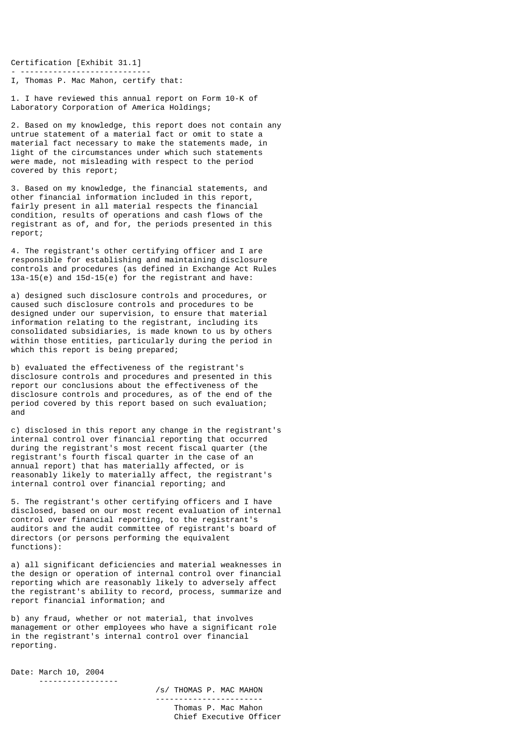Certification [Exhibit 31.1]

I, Thomas P. Mac Mahon, certify that:

1. I have reviewed this annual report on Form 10-K of Laboratory Corporation of America Holdings;

2. Based on my knowledge, this report does not contain any untrue statement of a material fact or omit to state a material fact necessary to make the statements made, in light of the circumstances under which such statements were made, not misleading with respect to the period covered by this report;

3. Based on my knowledge, the financial statements, and other financial information included in this report, fairly present in all material respects the financial condition, results of operations and cash flows of the registrant as of, and for, the periods presented in this report;

4. The registrant's other certifying officer and I are responsible for establishing and maintaining disclosure controls and procedures (as defined in Exchange Act Rules 13a-15(e) and 15d-15(e) for the registrant and have:

a) designed such disclosure controls and procedures, or caused such disclosure controls and procedures to be designed under our supervision, to ensure that material information relating to the registrant, including its consolidated subsidiaries, is made known to us by others within those entities, particularly during the period in which this report is being prepared;

b) evaluated the effectiveness of the registrant's disclosure controls and procedures and presented in this report our conclusions about the effectiveness of the disclosure controls and procedures, as of the end of the period covered by this report based on such evaluation; and

c) disclosed in this report any change in the registrant's internal control over financial reporting that occurred during the registrant's most recent fiscal quarter (the registrant's fourth fiscal quarter in the case of an annual report) that has materially affected, or is reasonably likely to materially affect, the registrant's internal control over financial reporting; and

5. The registrant's other certifying officers and I have disclosed, based on our most recent evaluation of internal control over financial reporting, to the registrant's auditors and the audit committee of registrant's board of directors (or persons performing the equivalent functions):

a) all significant deficiencies and material weaknesses in the design or operation of internal control over financial reporting which are reasonably likely to adversely affect the registrant's ability to record, process, summarize and report financial information; and

b) any fraud, whether or not material, that involves management or other employees who have a significant role in the registrant's internal control over financial reporting.

Date: March 10, 2004

/s/ THOMAS P. MAC MAHON

Thomas P. Mac Mahon
Chief Executive Officer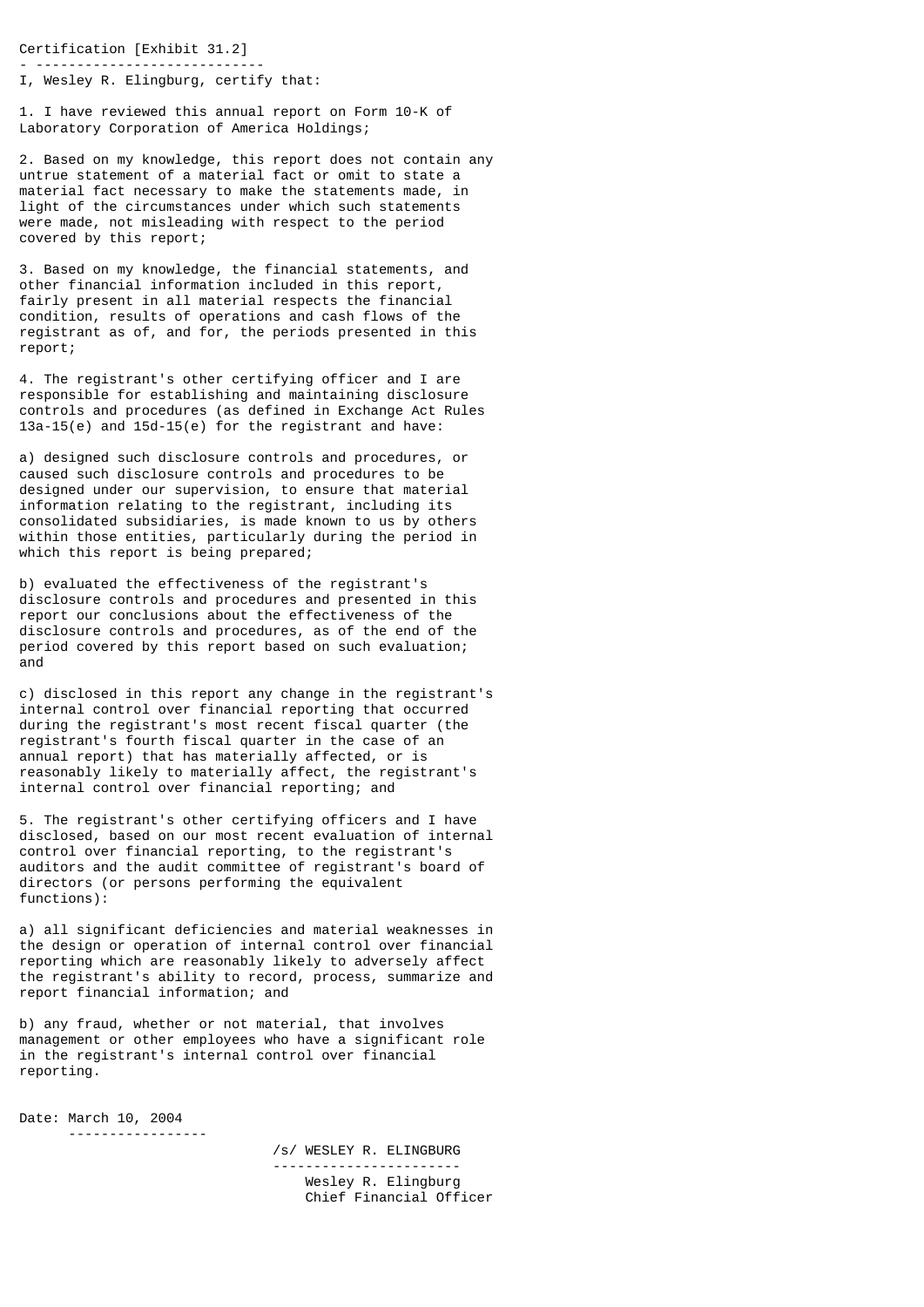Certification [Exhibit 31.2]

I, Wesley R. Elingburg, certify that:

1. I have reviewed this annual report on Form 10-K of Laboratory Corporation of America Holdings;

2. Based on my knowledge, this report does not contain any untrue statement of a material fact or omit to state a material fact necessary to make the statements made, in light of the circumstances under which such statements were made, not misleading with respect to the period covered by this report;

3. Based on my knowledge, the financial statements, and other financial information included in this report, fairly present in all material respects the financial condition, results of operations and cash flows of the registrant as of, and for, the periods presented in this report;

4. The registrant's other certifying officer and I are responsible for establishing and maintaining disclosure controls and procedures (as defined in Exchange Act Rules 13a-15(e) and 15d-15(e) for the registrant and have:

a) designed such disclosure controls and procedures, or caused such disclosure controls and procedures to be designed under our supervision, to ensure that material information relating to the registrant, including its consolidated subsidiaries, is made known to us by others within those entities, particularly during the period in which this report is being prepared;

b) evaluated the effectiveness of the registrant's disclosure controls and procedures and presented in this report our conclusions about the effectiveness of the disclosure controls and procedures, as of the end of the period covered by this report based on such evaluation; and

c) disclosed in this report any change in the registrant's internal control over financial reporting that occurred during the registrant's most recent fiscal quarter (the registrant's fourth fiscal quarter in the case of an annual report) that has materially affected, or is reasonably likely to materially affect, the registrant's internal control over financial reporting; and

5. The registrant's other certifying officers and I have disclosed, based on our most recent evaluation of internal control over financial reporting, to the registrant's auditors and the audit committee of registrant's board of directors (or persons performing the equivalent functions):

a) all significant deficiencies and material weaknesses in the design or operation of internal control over financial reporting which are reasonably likely to adversely affect the registrant's ability to record, process, summarize and report financial information; and

b) any fraud, whether or not material, that involves management or other employees who have a significant role in the registrant's internal control over financial reporting.

Date: March 10, 2004

/s/ WESLEY R. ELINGBURG

Wesley R. Elingburg
Chief Financial Officer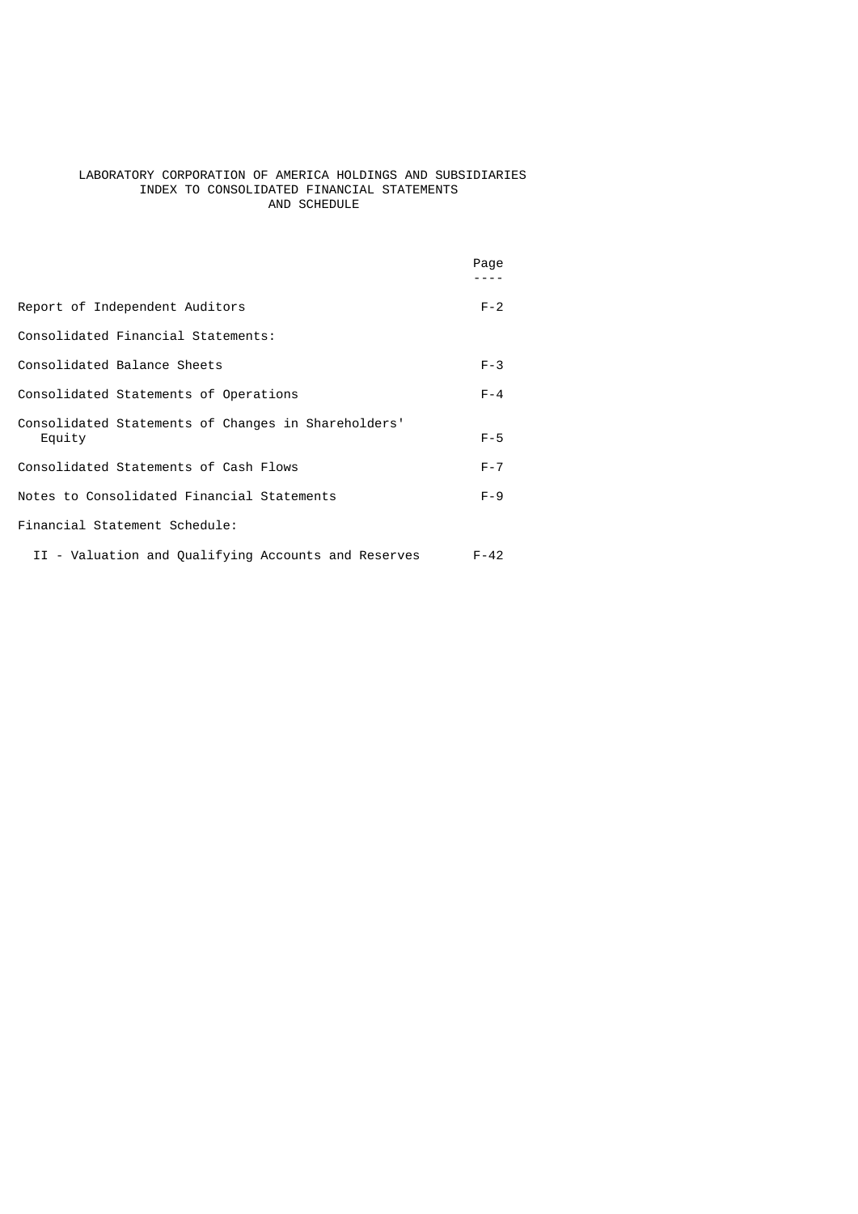# LABORATORY CORPORATION OF AMERICA HOLDINGS AND SUBSIDIARIES
## INDEX TO CONSOLIDATED FINANCIAL STATEMENTS AND SCHEDULE

| | Page |
|---|---|
| Report of Independent Auditors | F-2 |
| Consolidated Financial Statements: | |
| Consolidated Balance Sheets | F-3 |
| Consolidated Statements of Operations | F-4 |
| Consolidated Statements of Changes in Shareholders' Equity | F-5 |
| Consolidated Statements of Cash Flows | F-7 |
| Notes to Consolidated Financial Statements | F-9 |
| Financial Statement Schedule: | |
| II - Valuation and Qualifying Accounts and Reserves | F-42 |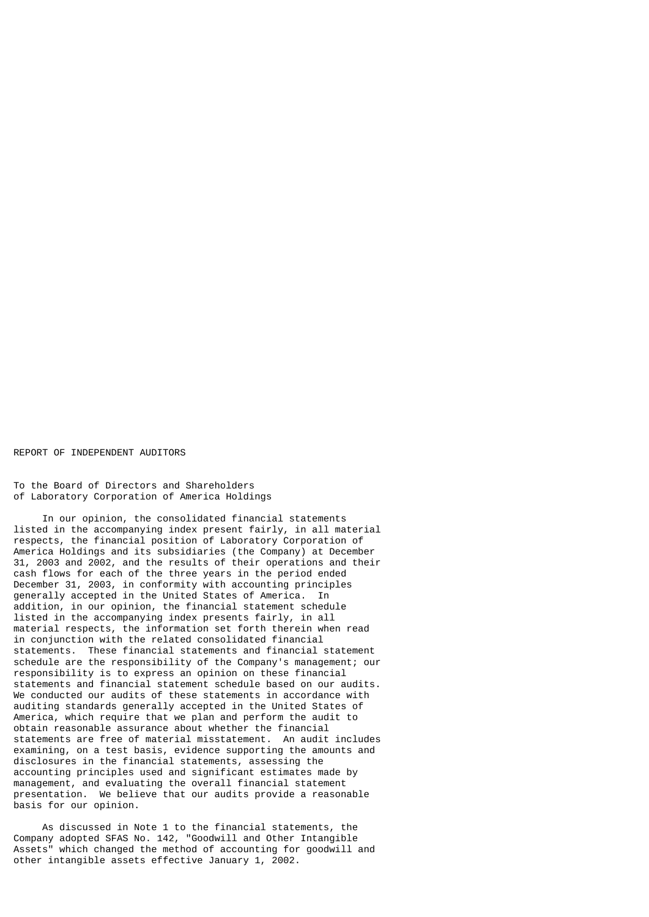## REPORT OF INDEPENDENT AUDITORS

To the Board of Directors and Shareholders
of Laboratory Corporation of America Holdings

In our opinion, the consolidated financial statements listed in the accompanying index present fairly, in all material respects, the financial position of Laboratory Corporation of America Holdings and its subsidiaries (the Company) at December 31, 2003 and 2002, and the results of their operations and their cash flows for each of the three years in the period ended December 31, 2003, in conformity with accounting principles generally accepted in the United States of America. In addition, in our opinion, the financial statement schedule listed in the accompanying index presents fairly, in all material respects, the information set forth therein when read in conjunction with the related consolidated financial statements. These financial statements and financial statement schedule are the responsibility of the Company's management; our responsibility is to express an opinion on these financial statements and financial statement schedule based on our audits. We conducted our audits of these statements in accordance with auditing standards generally accepted in the United States of America, which require that we plan and perform the audit to obtain reasonable assurance about whether the financial statements are free of material misstatement. An audit includes examining, on a test basis, evidence supporting the amounts and disclosures in the financial statements, assessing the accounting principles used and significant estimates made by management, and evaluating the overall financial statement presentation. We believe that our audits provide a reasonable basis for our opinion.

As discussed in Note 1 to the financial statements, the Company adopted SFAS No. 142, "Goodwill and Other Intangible Assets" which changed the method of accounting for goodwill and other intangible assets effective January 1, 2002.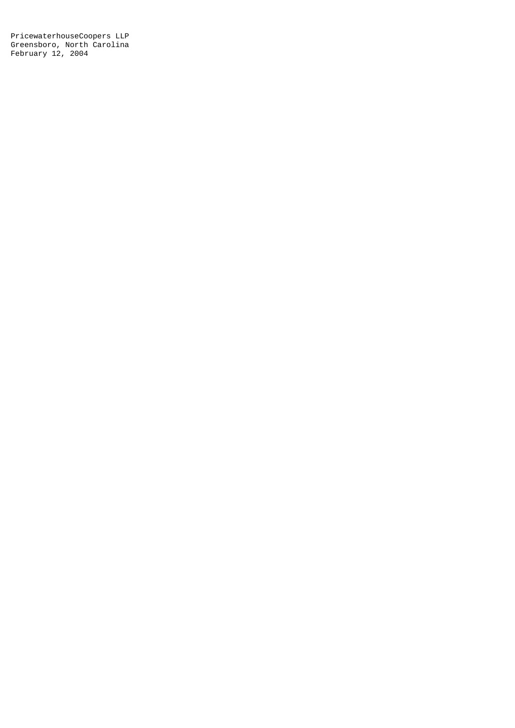PricewaterhouseCoopers LLP
Greensboro, North Carolina
February 12, 2004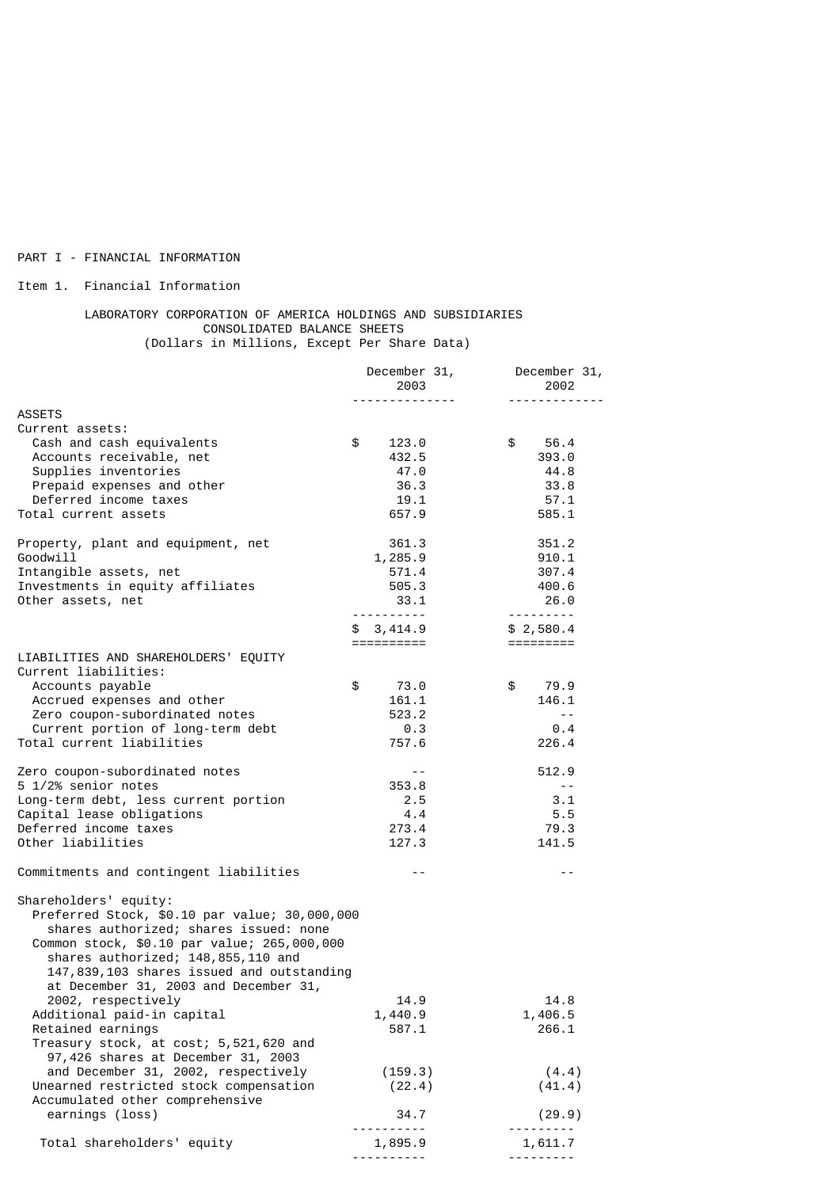PART I - FINANCIAL INFORMATION

Item 1. Financial Information

LABORATORY CORPORATION OF AMERICA HOLDINGS AND SUBSIDIARIES
CONSOLIDATED BALANCE SHEETS
(Dollars in Millions, Except Per Share Data)

| | December 31, 2003 | December 31, 2002 |
|---|---|---|
| ASSETS | | |
| Current assets: | | |
| Cash and cash equivalents | $ 123.0 | $ 56.4 |
| Accounts receivable, net | 432.5 | 393.0 |
| Supplies inventories | 47.0 | 44.8 |
| Prepaid expenses and other | 36.3 | 33.8 |
| Deferred income taxes | 19.1 | 57.1 |
| Total current assets | 657.9 | 585.1 |
| Property, plant and equipment, net | 361.3 | 351.2 |
| Goodwill | 1,285.9 | 910.1 |
| Intangible assets, net | 571.4 | 307.4 |
| Investments in equity affiliates | 505.3 | 400.6 |
| Other assets, net | 33.1 | 26.0 |
| | $ 3,414.9 | $ 2,580.4 |
| LIABILITIES AND SHAREHOLDERS' EQUITY | | |
| Current liabilities: | | |
| Accounts payable | $ 73.0 | $ 79.9 |
| Accrued expenses and other | 161.1 | 146.1 |
| Zero coupon-subordinated notes | 523.2 | -- |
| Current portion of long-term debt | 0.3 | 0.4 |
| Total current liabilities | 757.6 | 226.4 |
| Zero coupon-subordinated notes | -- | 512.9 |
| 5 1/2% senior notes | 353.8 | -- |
| Long-term debt, less current portion | 2.5 | 3.1 |
| Capital lease obligations | 4.4 | 5.5 |
| Deferred income taxes | 273.4 | 79.3 |
| Other liabilities | 127.3 | 141.5 |
| Commitments and contingent liabilities | -- | -- |
| Shareholders' equity: | | |
| Preferred Stock, $0.10 par value; 30,000,000 shares authorized; shares issued: none | | |
| Common stock, $0.10 par value; 265,000,000 shares authorized; 148,855,110 and 147,839,103 shares issued and outstanding at December 31, 2003 and December 31, 2002, respectively | 14.9 | 14.8 |
| Additional paid-in capital | 1,440.9 | 1,406.5 |
| Retained earnings | 587.1 | 266.1 |
| Treasury stock, at cost; 5,521,620 and 97,426 shares at December 31, 2003 and December 31, 2002, respectively | (159.3) | (4.4) |
| Unearned restricted stock compensation | (22.4) | (41.4) |
| Accumulated other comprehensive earnings (loss) | 34.7 | (29.9) |
| Total shareholders' equity | 1,895.9 | 1,611.7 |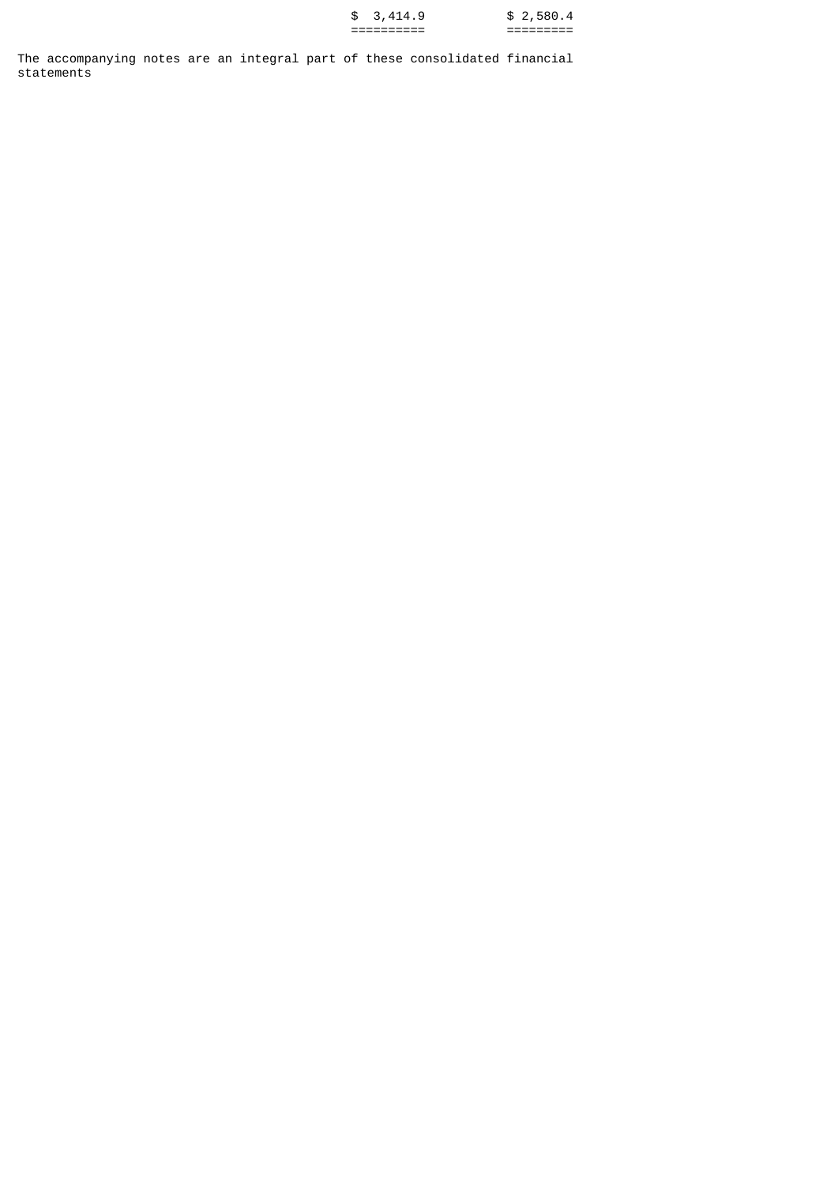| | | |
|---|---|---|
| | $ 3,414.9 | $ 2,580.4 |
| | ========== | ========= |

The accompanying notes are an integral part of these consolidated financial statements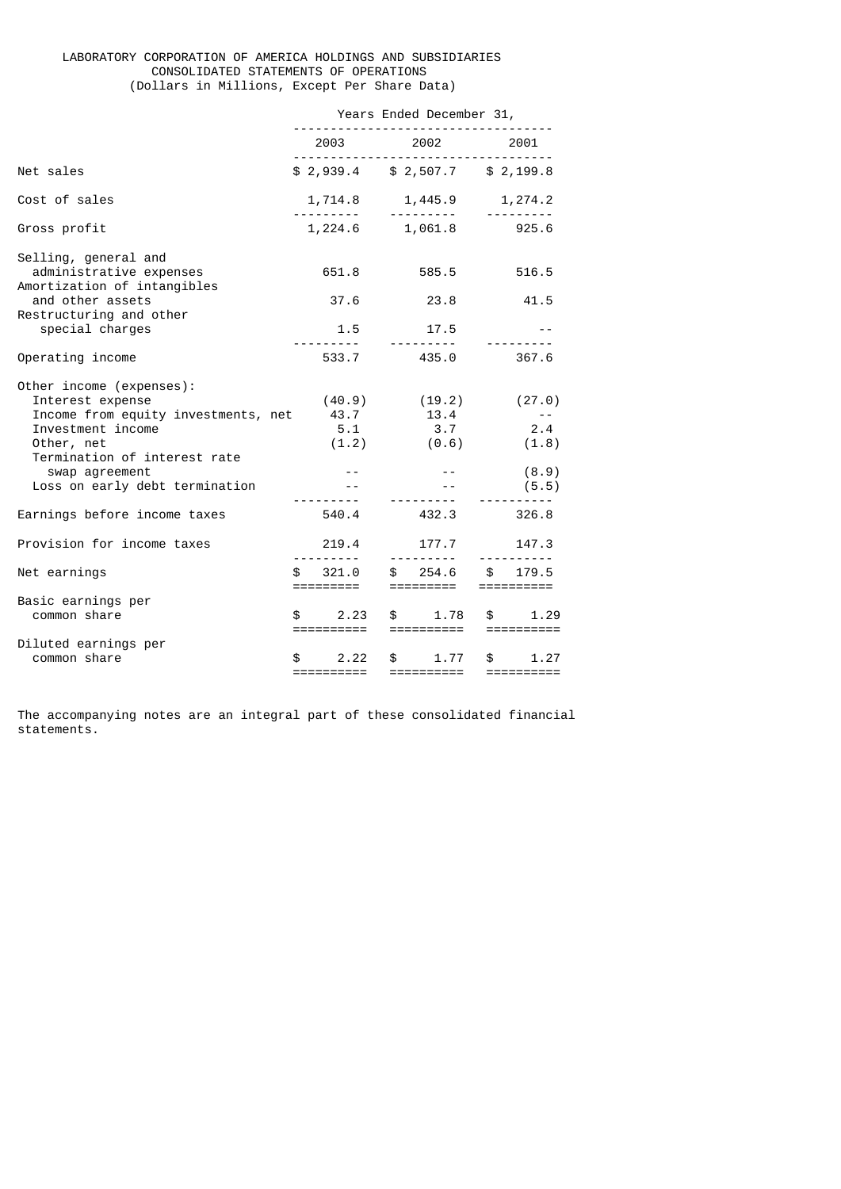LABORATORY CORPORATION OF AMERICA HOLDINGS AND SUBSIDIARIES
CONSOLIDATED STATEMENTS OF OPERATIONS
(Dollars in Millions, Except Per Share Data)

| | Years Ended December 31, | | |
|---|---|---|---|
| | 2003 | 2002 | 2001 |
| Net sales | $ 2,939.4 | $ 2,507.7 | $ 2,199.8 |
| Cost of sales | 1,714.8 | 1,445.9 | 1,274.2 |
| Gross profit | 1,224.6 | 1,061.8 | 925.6 |
| Selling, general and administrative expenses | 651.8 | 585.5 | 516.5 |
| Amortization of intangibles and other assets | 37.6 | 23.8 | 41.5 |
| Restructuring and other special charges | 1.5 | 17.5 | -- |
| Operating income | 533.7 | 435.0 | 367.6 |
| Other income (expenses): | | | |
| Interest expense | (40.9) | (19.2) | (27.0) |
| Income from equity investments, net | 43.7 | 13.4 | -- |
| Investment income | 5.1 | 3.7 | 2.4 |
| Other, net | (1.2) | (0.6) | (1.8) |
| Termination of interest rate swap agreement | -- | -- | (8.9) |
| Loss on early debt termination | -- | -- | (5.5) |
| Earnings before income taxes | 540.4 | 432.3 | 326.8 |
| Provision for income taxes | 219.4 | 177.7 | 147.3 |
| Net earnings | $ 321.0 | $ 254.6 | $ 179.5 |
| Basic earnings per common share | $ 2.23 | $ 1.78 | $ 1.29 |
| Diluted earnings per common share | $ 2.22 | $ 1.77 | $ 1.27 |

The accompanying notes are an integral part of these consolidated financial statements.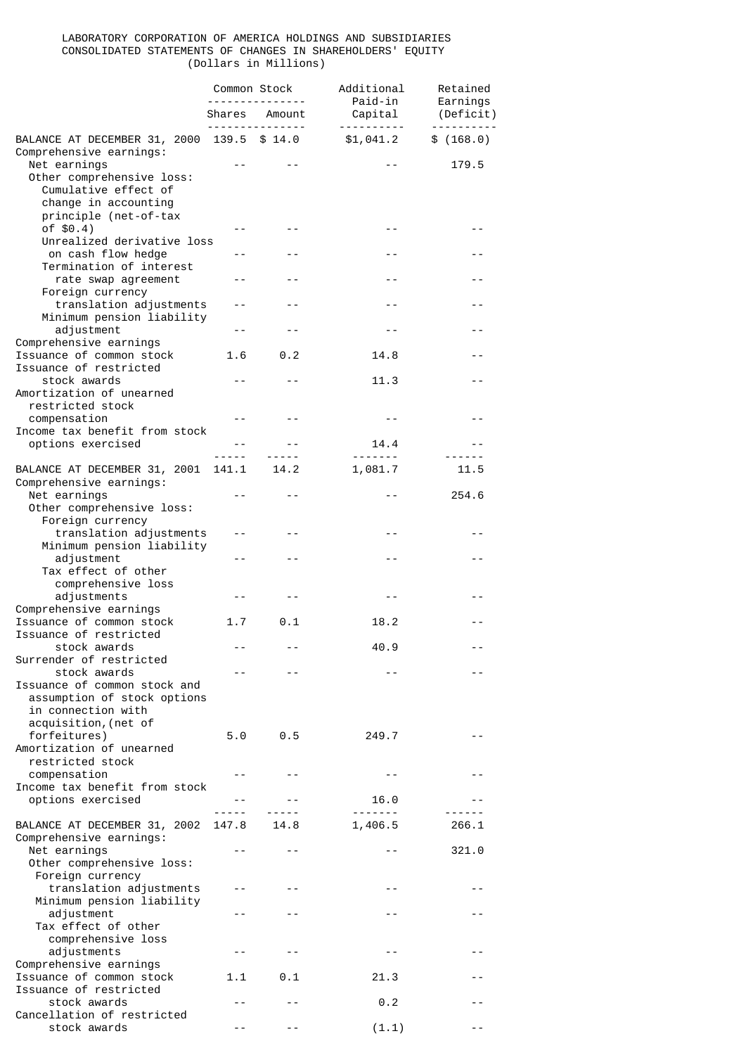LABORATORY CORPORATION OF AMERICA HOLDINGS AND SUBSIDIARIES
CONSOLIDATED STATEMENTS OF CHANGES IN SHAREHOLDERS' EQUITY
(Dollars in Millions)

| | Common Stock | | Additional Paid-in | Retained Earnings |
|---|---|---|---|---|
| | Shares | Amount | Capital | (Deficit) |
| BALANCE AT DECEMBER 31, 2000 | 139.5 | $ 14.0 | $1,041.2 | $ (168.0) |
| Comprehensive earnings: | | | | |
| Net earnings | -- | -- | -- | 179.5 |
| Other comprehensive loss: | | | | |
| Cumulative effect of change in accounting principle (net-of-tax of $0.4) | -- | -- | -- | -- |
| Unrealized derivative loss on cash flow hedge | -- | -- | -- | -- |
| Termination of interest rate swap agreement | -- | -- | -- | -- |
| Foreign currency translation adjustments | -- | -- | -- | -- |
| Minimum pension liability adjustment | -- | -- | -- | -- |
| Comprehensive earnings | | | | |
| Issuance of common stock | 1.6 | 0.2 | 14.8 | -- |
| Issuance of restricted stock awards | -- | -- | 11.3 | -- |
| Amortization of unearned restricted stock compensation | -- | -- | -- | -- |
| Income tax benefit from stock options exercised | -- | -- | 14.4 | -- |
| BALANCE AT DECEMBER 31, 2001 | 141.1 | 14.2 | 1,081.7 | 11.5 |
| Comprehensive earnings: | | | | |
| Net earnings | -- | -- | -- | 254.6 |
| Other comprehensive loss: | | | | |
| Foreign currency translation adjustments | -- | -- | -- | -- |
| Minimum pension liability adjustment | -- | -- | -- | -- |
| Tax effect of other comprehensive loss adjustments | -- | -- | -- | -- |
| Comprehensive earnings | | | | |
| Issuance of common stock | 1.7 | 0.1 | 18.2 | -- |
| Issuance of restricted stock awards | -- | -- | 40.9 | -- |
| Surrender of restricted stock awards | -- | -- | -- | -- |
| Issuance of common stock and assumption of stock options in connection with acquisition,(net of forfeitures) | 5.0 | 0.5 | 249.7 | -- |
| Amortization of unearned restricted stock compensation | -- | -- | -- | -- |
| Income tax benefit from stock options exercised | -- | -- | 16.0 | -- |
| BALANCE AT DECEMBER 31, 2002 | 147.8 | 14.8 | 1,406.5 | 266.1 |
| Comprehensive earnings: | | | | |
| Net earnings | -- | -- | -- | 321.0 |
| Other comprehensive loss: | | | | |
| Foreign currency translation adjustments | -- | -- | -- | -- |
| Minimum pension liability adjustment | -- | -- | -- | -- |
| Tax effect of other comprehensive loss adjustments | -- | -- | -- | -- |
| Comprehensive earnings | | | | |
| Issuance of common stock | 1.1 | 0.1 | 21.3 | -- |
| Issuance of restricted stock awards | -- | -- | 0.2 | -- |
| Cancellation of restricted stock awards | -- | -- | (1.1) | -- |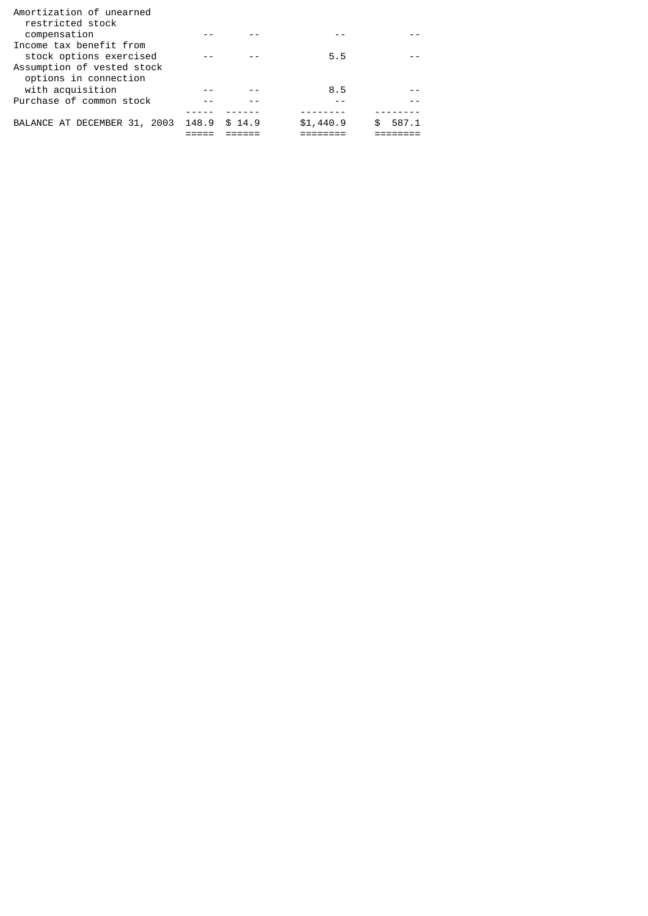| | | | | |
|---|---|---|---|---|
| Amortization of unearned restricted stock compensation | -- | -- | -- | -- |
| Income tax benefit from stock options exercised | -- | -- | 5.5 | -- |
| Assumption of vested stock options in connection with acquisition | -- | -- | 8.5 | -- |
| Purchase of common stock | -- | -- | -- | -- |
| BALANCE AT DECEMBER 31, 2003 | 148.9 | $ 14.9 | $1,440.9 | $ 587.1 |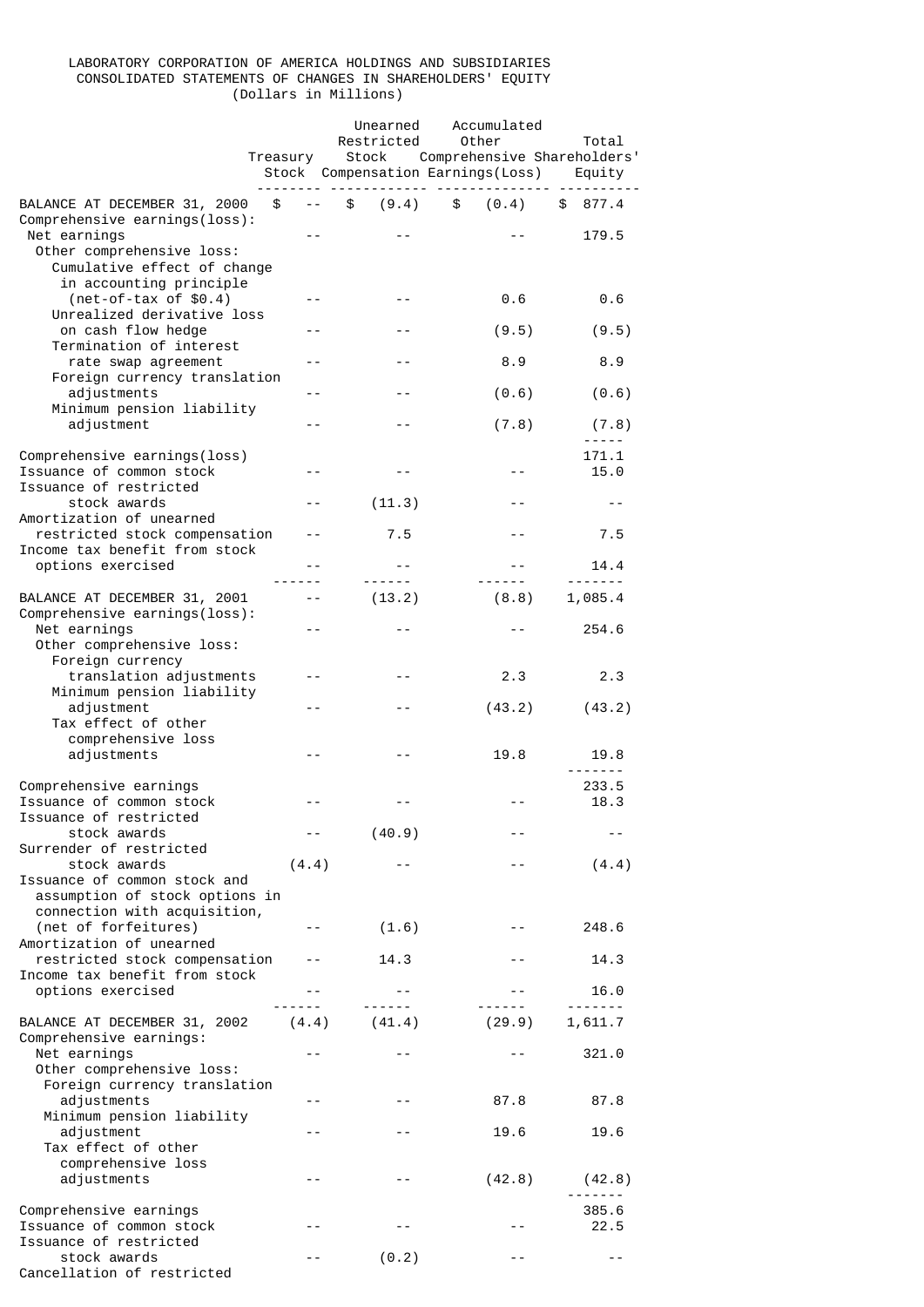LABORATORY CORPORATION OF AMERICA HOLDINGS AND SUBSIDIARIES
CONSOLIDATED STATEMENTS OF CHANGES IN SHAREHOLDERS' EQUITY
(Dollars in Millions)

| | Treasury Stock | Unearned Restricted Stock Compensation | Accumulated Other Comprehensive Earnings(Loss) | Total Shareholders' Equity |
|---|---|---|---|---|
| BALANCE AT DECEMBER 31, 2000 | $ -- | $ (9.4) | $ (0.4) | $ 877.4 |
| Comprehensive earnings(loss): | | | | |
| Net earnings | -- | -- | -- | 179.5 |
| Other comprehensive loss: | | | | |
| Cumulative effect of change in accounting principle (net-of-tax of $0.4) | -- | -- | 0.6 | 0.6 |
| Unrealized derivative loss on cash flow hedge | -- | -- | (9.5) | (9.5) |
| Termination of interest rate swap agreement | -- | -- | 8.9 | 8.9 |
| Foreign currency translation adjustments | -- | -- | (0.6) | (0.6) |
| Minimum pension liability adjustment | -- | -- | (7.8) | (7.8) |
| Comprehensive earnings(loss) | | | | 171.1 |
| Issuance of common stock | -- | -- | -- | 15.0 |
| Issuance of restricted stock awards | -- | (11.3) | -- | -- |
| Amortization of unearned restricted stock compensation | -- | 7.5 | -- | 7.5 |
| Income tax benefit from stock options exercised | -- | -- | -- | 14.4 |
| BALANCE AT DECEMBER 31, 2001 | -- | (13.2) | (8.8) | 1,085.4 |
| Comprehensive earnings(loss): | | | | |
| Net earnings | -- | -- | -- | 254.6 |
| Other comprehensive loss: | | | | |
| Foreign currency translation adjustments | -- | -- | 2.3 | 2.3 |
| Minimum pension liability adjustment | -- | -- | (43.2) | (43.2) |
| Tax effect of other comprehensive loss adjustments | -- | -- | 19.8 | 19.8 |
| Comprehensive earnings | | | | 233.5 |
| Issuance of common stock | -- | -- | -- | 18.3 |
| Issuance of restricted stock awards | -- | (40.9) | -- | -- |
| Surrender of restricted stock awards | (4.4) | -- | -- | (4.4) |
| Issuance of common stock and assumption of stock options in connection with acquisition, (net of forfeitures) | -- | (1.6) | -- | 248.6 |
| Amortization of unearned restricted stock compensation | -- | 14.3 | -- | 14.3 |
| Income tax benefit from stock options exercised | -- | -- | -- | 16.0 |
| BALANCE AT DECEMBER 31, 2002 | (4.4) | (41.4) | (29.9) | 1,611.7 |
| Comprehensive earnings: | | | | |
| Net earnings | -- | -- | -- | 321.0 |
| Other comprehensive loss: | | | | |
| Foreign currency translation adjustments | -- | -- | 87.8 | 87.8 |
| Minimum pension liability adjustment | -- | -- | 19.6 | 19.6 |
| Tax effect of other comprehensive loss adjustments | -- | -- | (42.8) | (42.8) |
| Comprehensive earnings | | | | 385.6 |
| Issuance of common stock | -- | -- | -- | 22.5 |
| Issuance of restricted stock awards | -- | (0.2) | -- | -- |
| Cancellation of restricted | | | | |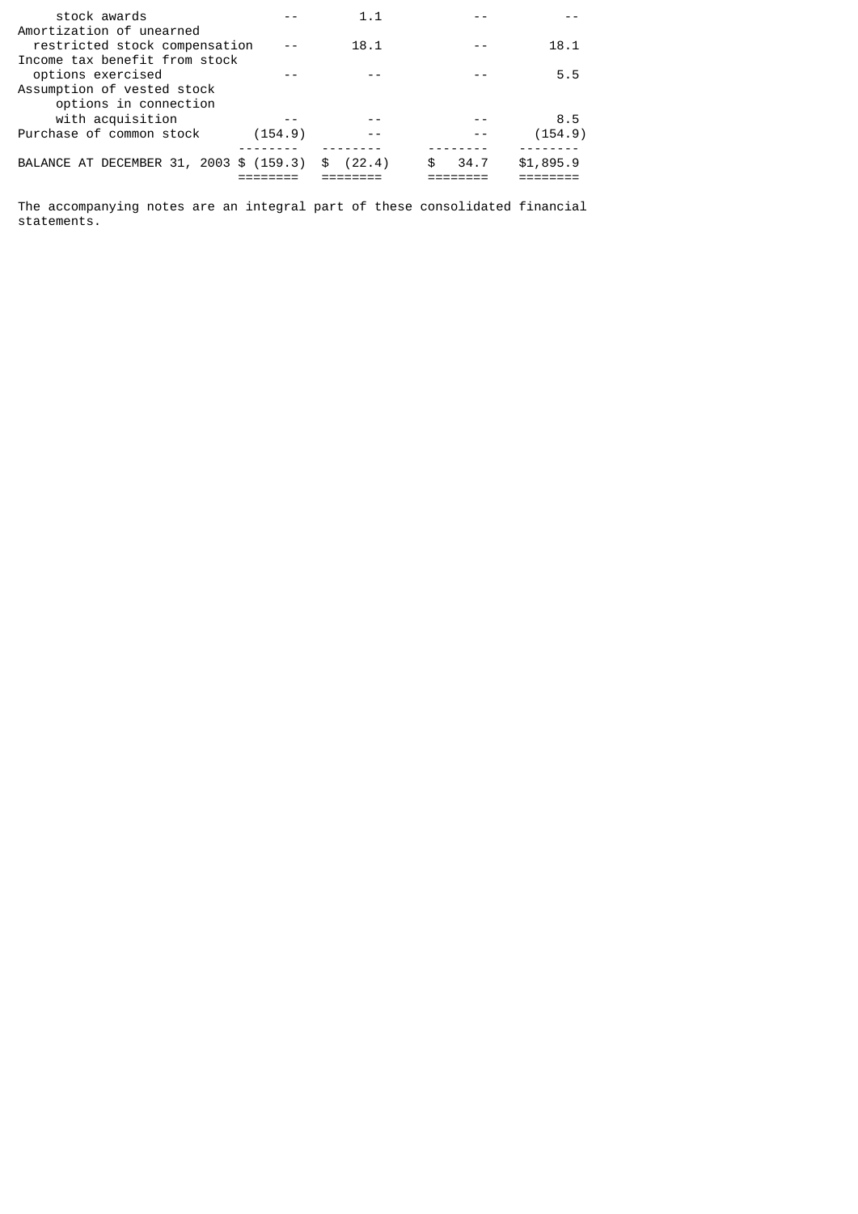| | | | | |
|---|---|---|---|---|
| stock awards | -- | 1.1 | -- | -- |
| Amortization of unearned restricted stock compensation | -- | 18.1 | -- | 18.1 |
| Income tax benefit from stock options exercised | -- | -- | -- | 5.5 |
| Assumption of vested stock options in connection with acquisition | -- | -- | -- | 8.5 |
| Purchase of common stock | (154.9) | -- | -- | (154.9) |
| BALANCE AT DECEMBER 31, 2003 | $ (159.3) | $ (22.4) | $ 34.7 | $1,895.9 |

The accompanying notes are an integral part of these consolidated financial statements.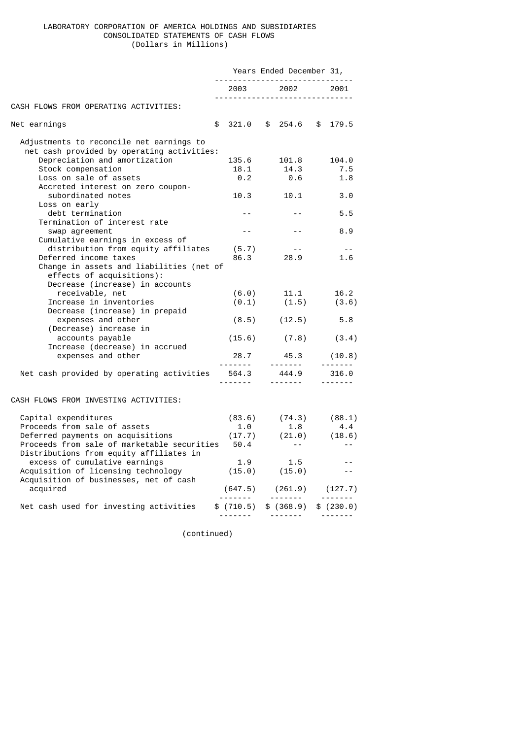LABORATORY CORPORATION OF AMERICA HOLDINGS AND SUBSIDIARIES
CONSOLIDATED STATEMENTS OF CASH FLOWS
(Dollars in Millions)

| | Years Ended December 31, | | |
|---|---|---|---|
| | 2003 | 2002 | 2001 |
| CASH FLOWS FROM OPERATING ACTIVITIES: | | | |
| Net earnings | $ 321.0 | $ 254.6 | $ 179.5 |
| Adjustments to reconcile net earnings to net cash provided by operating activities: | | | |
| Depreciation and amortization | 135.6 | 101.8 | 104.0 |
| Stock compensation | 18.1 | 14.3 | 7.5 |
| Loss on sale of assets | 0.2 | 0.6 | 1.8 |
| Accreted interest on zero coupon-subordinated notes | 10.3 | 10.1 | 3.0 |
| Loss on early debt termination | -- | -- | 5.5 |
| Termination of interest rate swap agreement | -- | -- | 8.9 |
| Cumulative earnings in excess of distribution from equity affiliates | (5.7) | -- | -- |
| Deferred income taxes | 86.3 | 28.9 | 1.6 |
| Change in assets and liabilities (net of effects of acquisitions): | | | |
| Decrease (increase) in accounts receivable, net | (6.0) | 11.1 | 16.2 |
| Increase in inventories | (0.1) | (1.5) | (3.6) |
| Decrease (increase) in prepaid expenses and other | (8.5) | (12.5) | 5.8 |
| (Decrease) increase in accounts payable | (15.6) | (7.8) | (3.4) |
| Increase (decrease) in accrued expenses and other | 28.7 | 45.3 | (10.8) |
| Net cash provided by operating activities | 564.3 | 444.9 | 316.0 |
| CASH FLOWS FROM INVESTING ACTIVITIES: | | | |
| Capital expenditures | (83.6) | (74.3) | (88.1) |
| Proceeds from sale of assets | 1.0 | 1.8 | 4.4 |
| Deferred payments on acquisitions | (17.7) | (21.0) | (18.6) |
| Proceeds from sale of marketable securities | 50.4 | -- | -- |
| Distributions from equity affiliates in excess of cumulative earnings | 1.9 | 1.5 | -- |
| Acquisition of licensing technology | (15.0) | (15.0) | -- |
| Acquisition of businesses, net of cash acquired | (647.5) | (261.9) | (127.7) |
| Net cash used for investing activities | $ (710.5) | $ (368.9) | $ (230.0) |

(continued)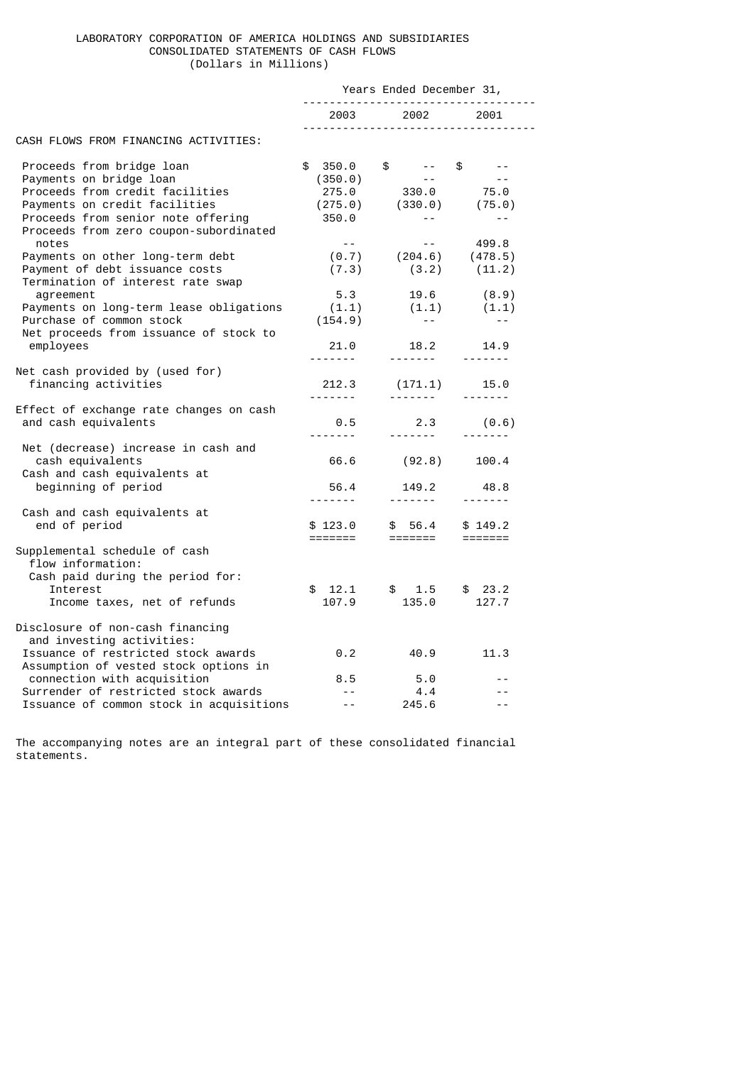LABORATORY CORPORATION OF AMERICA HOLDINGS AND SUBSIDIARIES
CONSOLIDATED STATEMENTS OF CASH FLOWS
(Dollars in Millions)

| | Years Ended December 31, | | |
|---|---|---|---|
| | 2003 | 2002 | 2001 |
| CASH FLOWS FROM FINANCING ACTIVITIES: | | | |
| Proceeds from bridge loan | $ 350.0 | $ -- | $ -- |
| Payments on bridge loan | (350.0) | -- | -- |
| Proceeds from credit facilities | 275.0 | 330.0 | 75.0 |
| Payments on credit facilities | (275.0) | (330.0) | (75.0) |
| Proceeds from senior note offering | 350.0 | -- | -- |
| Proceeds from zero coupon-subordinated notes | -- | -- | 499.8 |
| Payments on other long-term debt | (0.7) | (204.6) | (478.5) |
| Payment of debt issuance costs | (7.3) | (3.2) | (11.2) |
| Termination of interest rate swap agreement | 5.3 | 19.6 | (8.9) |
| Payments on long-term lease obligations | (1.1) | (1.1) | (1.1) |
| Purchase of common stock | (154.9) | -- | -- |
| Net proceeds from issuance of stock to employees | 21.0 | 18.2 | 14.9 |
| Net cash provided by (used for) financing activities | 212.3 | (171.1) | 15.0 |
| Effect of exchange rate changes on cash and cash equivalents | 0.5 | 2.3 | (0.6) |
| Net (decrease) increase in cash and cash equivalents | 66.6 | (92.8) | 100.4 |
| Cash and cash equivalents at beginning of period | 56.4 | 149.2 | 48.8 |
| Cash and cash equivalents at end of period | $ 123.0 | $ 56.4 | $ 149.2 |
| Supplemental schedule of cash flow information: | | | |
| Cash paid during the period for: | | | |
| Interest | $ 12.1 | $ 1.5 | $ 23.2 |
| Income taxes, net of refunds | 107.9 | 135.0 | 127.7 |
| Disclosure of non-cash financing and investing activities: | | | |
| Issuance of restricted stock awards | 0.2 | 40.9 | 11.3 |
| Assumption of vested stock options in connection with acquisition | 8.5 | 5.0 | -- |
| Surrender of restricted stock awards | -- | 4.4 | -- |
| Issuance of common stock in acquisitions | -- | 245.6 | -- |

The accompanying notes are an integral part of these consolidated financial statements.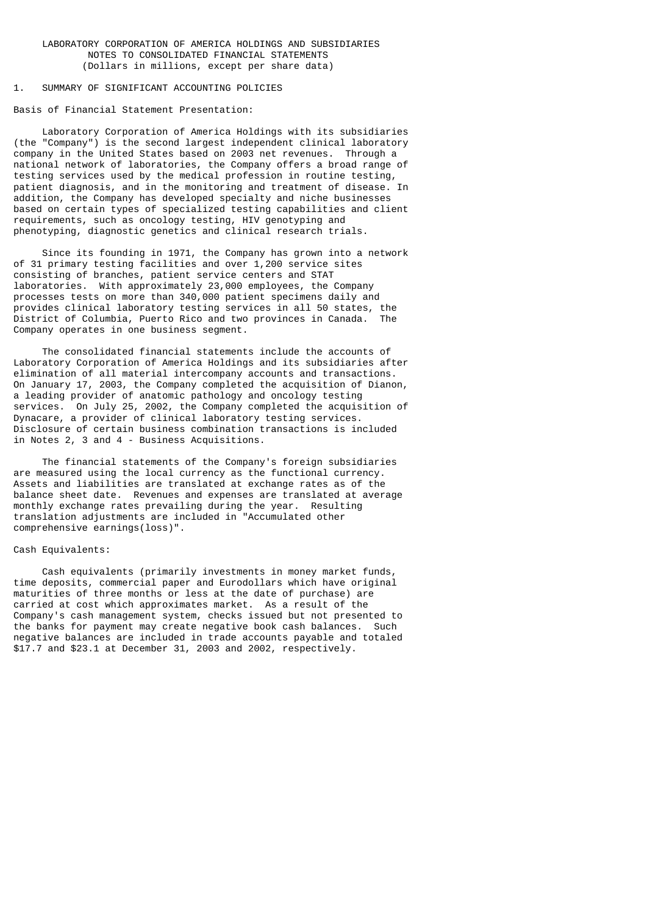LABORATORY CORPORATION OF AMERICA HOLDINGS AND SUBSIDIARIES
NOTES TO CONSOLIDATED FINANCIAL STATEMENTS
(Dollars in millions, except per share data)

## 1. SUMMARY OF SIGNIFICANT ACCOUNTING POLICIES

### Basis of Financial Statement Presentation:

Laboratory Corporation of America Holdings with its subsidiaries (the "Company") is the second largest independent clinical laboratory company in the United States based on 2003 net revenues. Through a national network of laboratories, the Company offers a broad range of testing services used by the medical profession in routine testing, patient diagnosis, and in the monitoring and treatment of disease. In addition, the Company has developed specialty and niche businesses based on certain types of specialized testing capabilities and client requirements, such as oncology testing, HIV genotyping and phenotyping, diagnostic genetics and clinical research trials.

Since its founding in 1971, the Company has grown into a network of 31 primary testing facilities and over 1,200 service sites consisting of branches, patient service centers and STAT laboratories. With approximately 23,000 employees, the Company processes tests on more than 340,000 patient specimens daily and provides clinical laboratory testing services in all 50 states, the District of Columbia, Puerto Rico and two provinces in Canada. The Company operates in one business segment.

The consolidated financial statements include the accounts of Laboratory Corporation of America Holdings and its subsidiaries after elimination of all material intercompany accounts and transactions. On January 17, 2003, the Company completed the acquisition of Dianon, a leading provider of anatomic pathology and oncology testing services. On July 25, 2002, the Company completed the acquisition of Dynacare, a provider of clinical laboratory testing services. Disclosure of certain business combination transactions is included in Notes 2, 3 and 4 - Business Acquisitions.

The financial statements of the Company's foreign subsidiaries are measured using the local currency as the functional currency. Assets and liabilities are translated at exchange rates as of the balance sheet date. Revenues and expenses are translated at average monthly exchange rates prevailing during the year. Resulting translation adjustments are included in "Accumulated other comprehensive earnings(loss)".

### Cash Equivalents:

Cash equivalents (primarily investments in money market funds, time deposits, commercial paper and Eurodollars which have original maturities of three months or less at the date of purchase) are carried at cost which approximates market. As a result of the Company's cash management system, checks issued but not presented to the banks for payment may create negative book cash balances. Such negative balances are included in trade accounts payable and totaled $17.7 and $23.1 at December 31, 2003 and 2002, respectively.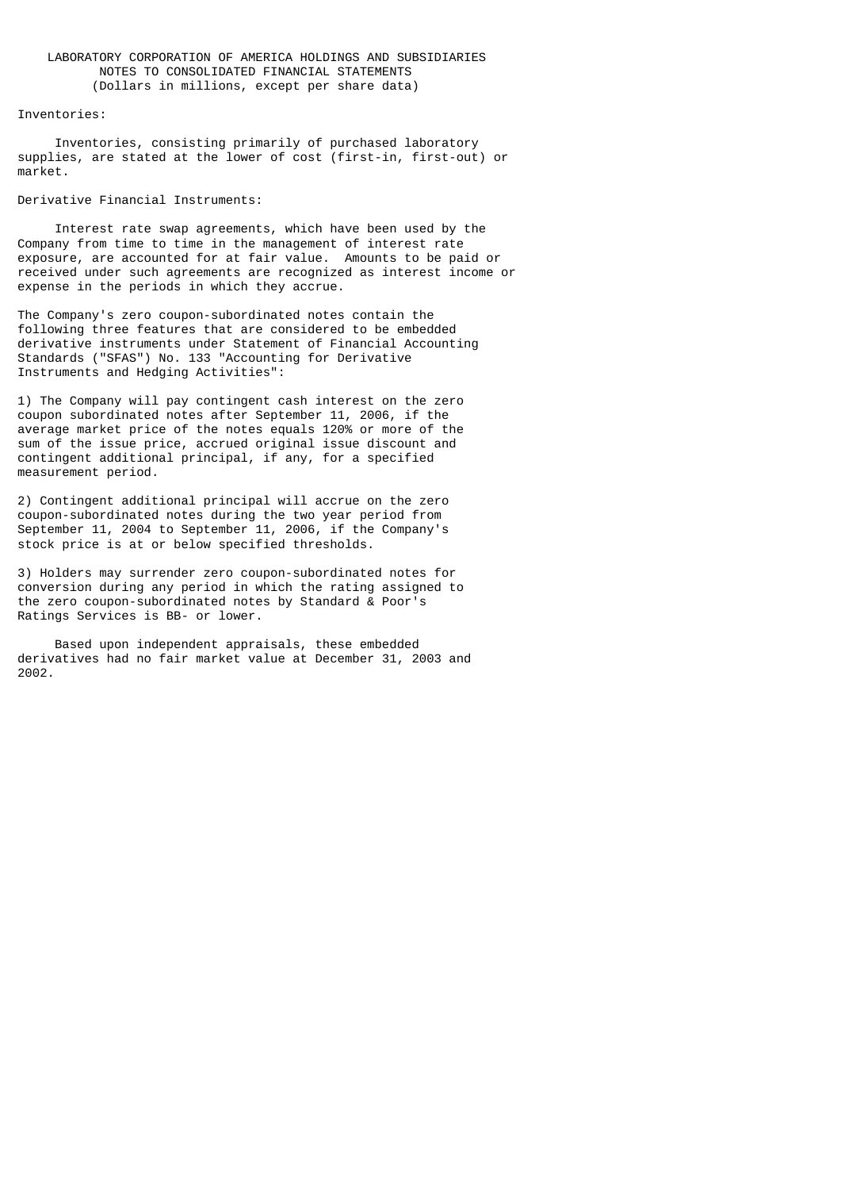LABORATORY CORPORATION OF AMERICA HOLDINGS AND SUBSIDIARIES
NOTES TO CONSOLIDATED FINANCIAL STATEMENTS
(Dollars in millions, except per share data)

Inventories:

Inventories, consisting primarily of purchased laboratory supplies, are stated at the lower of cost (first-in, first-out) or market.

Derivative Financial Instruments:

Interest rate swap agreements, which have been used by the Company from time to time in the management of interest rate exposure, are accounted for at fair value. Amounts to be paid or received under such agreements are recognized as interest income or expense in the periods in which they accrue.

The Company's zero coupon-subordinated notes contain the following three features that are considered to be embedded derivative instruments under Statement of Financial Accounting Standards ("SFAS") No. 133 "Accounting for Derivative Instruments and Hedging Activities":

1) The Company will pay contingent cash interest on the zero coupon subordinated notes after September 11, 2006, if the average market price of the notes equals 120% or more of the sum of the issue price, accrued original issue discount and contingent additional principal, if any, for a specified measurement period.

2) Contingent additional principal will accrue on the zero coupon-subordinated notes during the two year period from September 11, 2004 to September 11, 2006, if the Company's stock price is at or below specified thresholds.

3) Holders may surrender zero coupon-subordinated notes for conversion during any period in which the rating assigned to the zero coupon-subordinated notes by Standard & Poor's Ratings Services is BB- or lower.

Based upon independent appraisals, these embedded derivatives had no fair market value at December 31, 2003 and 2002.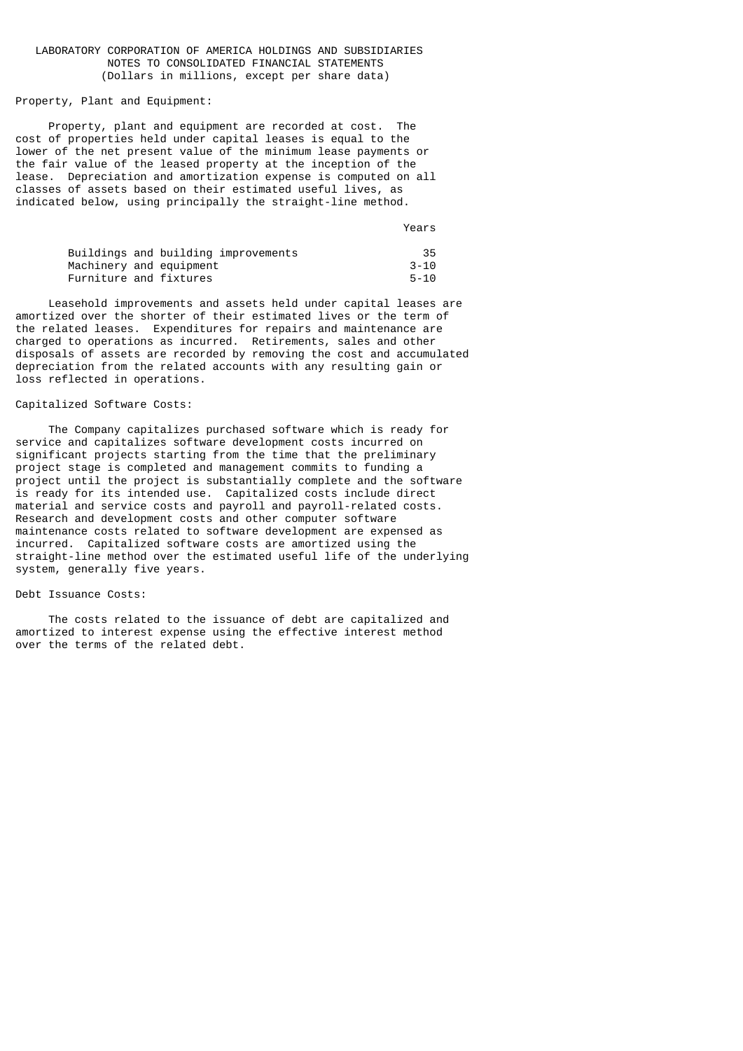LABORATORY CORPORATION OF AMERICA HOLDINGS AND SUBSIDIARIES
NOTES TO CONSOLIDATED FINANCIAL STATEMENTS
(Dollars in millions, except per share data)

Property, Plant and Equipment:

Property, plant and equipment are recorded at cost. The cost of properties held under capital leases is equal to the lower of the net present value of the minimum lease payments or the fair value of the leased property at the inception of the lease. Depreciation and amortization expense is computed on all classes of assets based on their estimated useful lives, as indicated below, using principally the straight-line method.

| | Years |
|---|---|
| Buildings and building improvements | 35 |
| Machinery and equipment | 3-10 |
| Furniture and fixtures | 5-10 |

Leasehold improvements and assets held under capital leases are amortized over the shorter of their estimated lives or the term of the related leases. Expenditures for repairs and maintenance are charged to operations as incurred. Retirements, sales and other disposals of assets are recorded by removing the cost and accumulated depreciation from the related accounts with any resulting gain or loss reflected in operations.

Capitalized Software Costs:

The Company capitalizes purchased software which is ready for service and capitalizes software development costs incurred on significant projects starting from the time that the preliminary project stage is completed and management commits to funding a project until the project is substantially complete and the software is ready for its intended use. Capitalized costs include direct material and service costs and payroll and payroll-related costs. Research and development costs and other computer software maintenance costs related to software development are expensed as incurred. Capitalized software costs are amortized using the straight-line method over the estimated useful life of the underlying system, generally five years.

Debt Issuance Costs:

The costs related to the issuance of debt are capitalized and amortized to interest expense using the effective interest method over the terms of the related debt.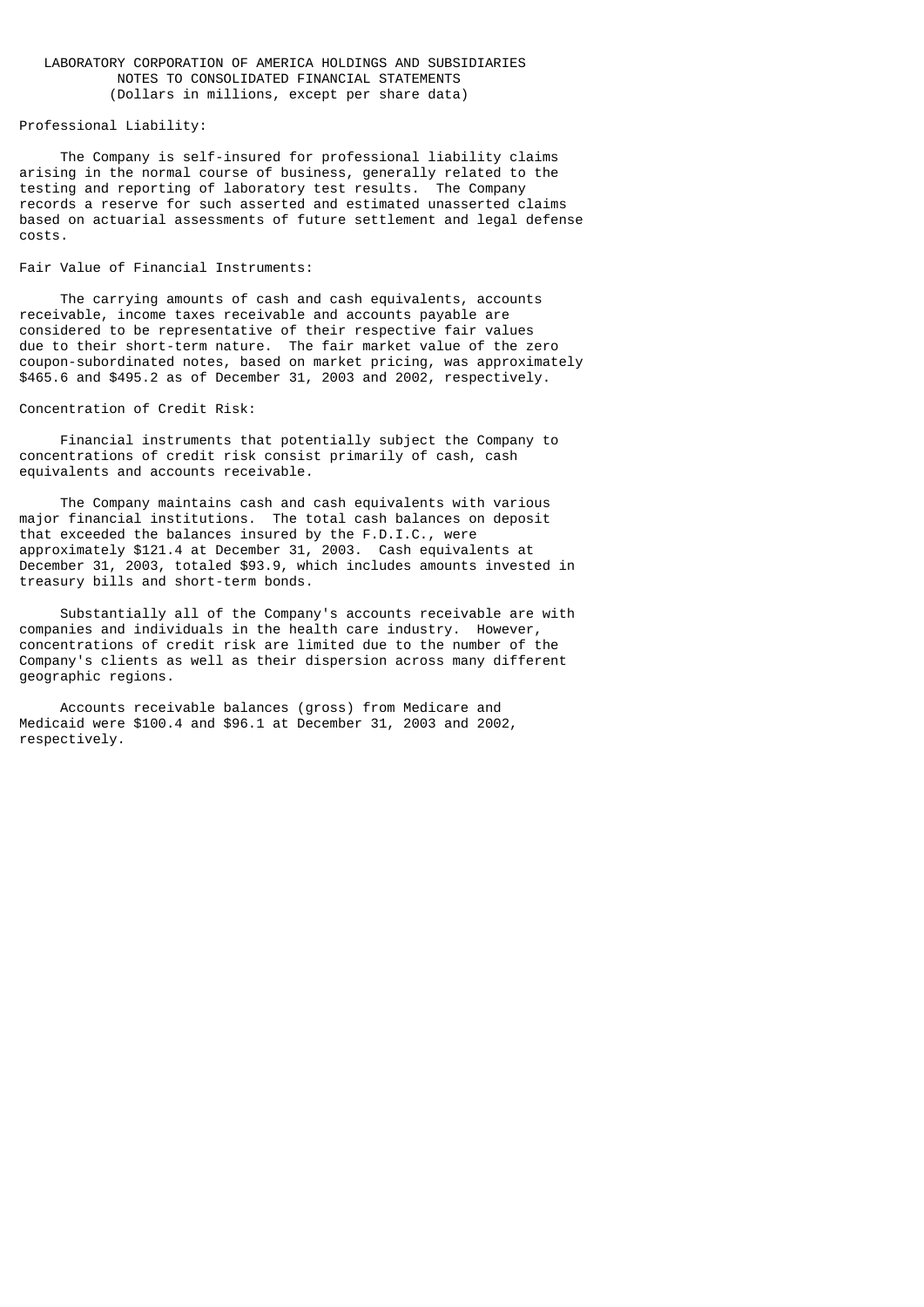LABORATORY CORPORATION OF AMERICA HOLDINGS AND SUBSIDIARIES
NOTES TO CONSOLIDATED FINANCIAL STATEMENTS
(Dollars in millions, except per share data)

Professional Liability:

The Company is self-insured for professional liability claims arising in the normal course of business, generally related to the testing and reporting of laboratory test results. The Company records a reserve for such asserted and estimated unasserted claims based on actuarial assessments of future settlement and legal defense costs.

Fair Value of Financial Instruments:

The carrying amounts of cash and cash equivalents, accounts receivable, income taxes receivable and accounts payable are considered to be representative of their respective fair values due to their short-term nature. The fair market value of the zero coupon-subordinated notes, based on market pricing, was approximately $465.6 and $495.2 as of December 31, 2003 and 2002, respectively.

Concentration of Credit Risk:

Financial instruments that potentially subject the Company to concentrations of credit risk consist primarily of cash, cash equivalents and accounts receivable.

The Company maintains cash and cash equivalents with various major financial institutions. The total cash balances on deposit that exceeded the balances insured by the F.D.I.C., were approximately $121.4 at December 31, 2003. Cash equivalents at December 31, 2003, totaled $93.9, which includes amounts invested in treasury bills and short-term bonds.

Substantially all of the Company's accounts receivable are with companies and individuals in the health care industry. However, concentrations of credit risk are limited due to the number of the Company's clients as well as their dispersion across many different geographic regions.

Accounts receivable balances (gross) from Medicare and Medicaid were $100.4 and $96.1 at December 31, 2003 and 2002, respectively.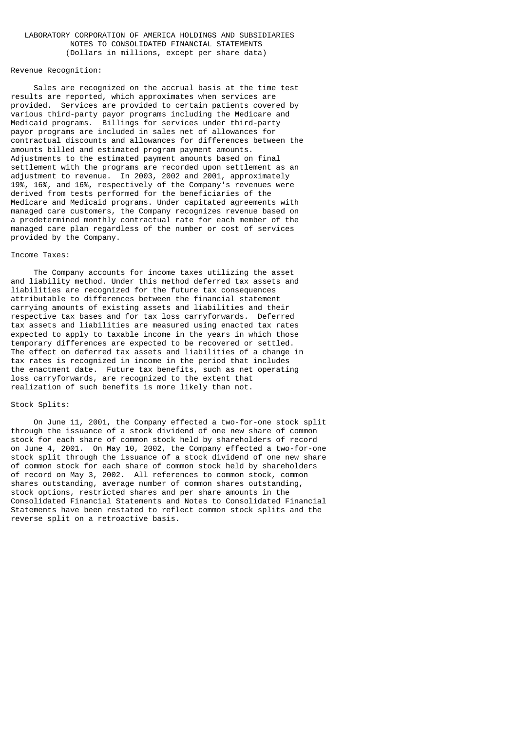LABORATORY CORPORATION OF AMERICA HOLDINGS AND SUBSIDIARIES
NOTES TO CONSOLIDATED FINANCIAL STATEMENTS
(Dollars in millions, except per share data)

Revenue Recognition:

Sales are recognized on the accrual basis at the time test results are reported, which approximates when services are provided. Services are provided to certain patients covered by various third-party payor programs including the Medicare and Medicaid programs. Billings for services under third-party payor programs are included in sales net of allowances for contractual discounts and allowances for differences between the amounts billed and estimated program payment amounts. Adjustments to the estimated payment amounts based on final settlement with the programs are recorded upon settlement as an adjustment to revenue. In 2003, 2002 and 2001, approximately 19%, 16%, and 16%, respectively of the Company's revenues were derived from tests performed for the beneficiaries of the Medicare and Medicaid programs. Under capitated agreements with managed care customers, the Company recognizes revenue based on a predetermined monthly contractual rate for each member of the managed care plan regardless of the number or cost of services provided by the Company.

Income Taxes:

The Company accounts for income taxes utilizing the asset and liability method. Under this method deferred tax assets and liabilities are recognized for the future tax consequences attributable to differences between the financial statement carrying amounts of existing assets and liabilities and their respective tax bases and for tax loss carryforwards. Deferred tax assets and liabilities are measured using enacted tax rates expected to apply to taxable income in the years in which those temporary differences are expected to be recovered or settled. The effect on deferred tax assets and liabilities of a change in tax rates is recognized in income in the period that includes the enactment date. Future tax benefits, such as net operating loss carryforwards, are recognized to the extent that realization of such benefits is more likely than not.

Stock Splits:

On June 11, 2001, the Company effected a two-for-one stock split through the issuance of a stock dividend of one new share of common stock for each share of common stock held by shareholders of record on June 4, 2001. On May 10, 2002, the Company effected a two-for-one stock split through the issuance of a stock dividend of one new share of common stock for each share of common stock held by shareholders of record on May 3, 2002. All references to common stock, common shares outstanding, average number of common shares outstanding, stock options, restricted shares and per share amounts in the Consolidated Financial Statements and Notes to Consolidated Financial Statements have been restated to reflect common stock splits and the reverse split on a retroactive basis.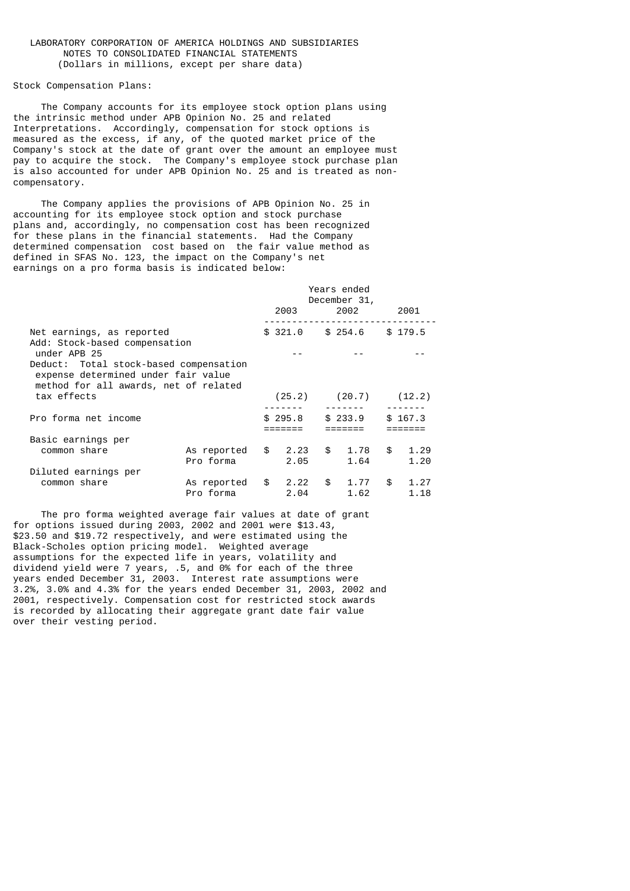LABORATORY CORPORATION OF AMERICA HOLDINGS AND SUBSIDIARIES
NOTES TO CONSOLIDATED FINANCIAL STATEMENTS
(Dollars in millions, except per share data)

Stock Compensation Plans:

The Company accounts for its employee stock option plans using the intrinsic method under APB Opinion No. 25 and related Interpretations. Accordingly, compensation for stock options is measured as the excess, if any, of the quoted market price of the Company's stock at the date of grant over the amount an employee must pay to acquire the stock. The Company's employee stock purchase plan is also accounted for under APB Opinion No. 25 and is treated as non-compensatory.

The Company applies the provisions of APB Opinion No. 25 in accounting for its employee stock option and stock purchase plans and, accordingly, no compensation cost has been recognized for these plans in the financial statements. Had the Company determined compensation cost based on the fair value method as defined in SFAS No. 123, the impact on the Company's net earnings on a pro forma basis is indicated below:

| | | Years ended December 31, 2003 | 2002 | 2001 |
|---|---|---|---|---|
| Net earnings, as reported | | $ 321.0 | $ 254.6 | $ 179.5 |
| Add: Stock-based compensation under APB 25 | | -- | -- | -- |
| Deduct: Total stock-based compensation expense determined under fair value method for all awards, net of related tax effects | | (25.2) | (20.7) | (12.2) |
| Pro forma net income | | $ 295.8 | $ 233.9 | $ 167.3 |
| Basic earnings per common share | As reported | $ 2.23 | $ 1.78 | $ 1.29 |
| | Pro forma | 2.05 | 1.64 | 1.20 |
| Diluted earnings per common share | As reported | $ 2.22 | $ 1.77 | $ 1.27 |
| | Pro forma | 2.04 | 1.62 | 1.18 |

The pro forma weighted average fair values at date of grant for options issued during 2003, 2002 and 2001 were $13.43, $23.50 and $19.72 respectively, and were estimated using the Black-Scholes option pricing model. Weighted average assumptions for the expected life in years, volatility and dividend yield were 7 years, .5, and 0% for each of the three years ended December 31, 2003. Interest rate assumptions were 3.2%, 3.0% and 4.3% for the years ended December 31, 2003, 2002 and 2001, respectively. Compensation cost for restricted stock awards is recorded by allocating their aggregate grant date fair value over their vesting period.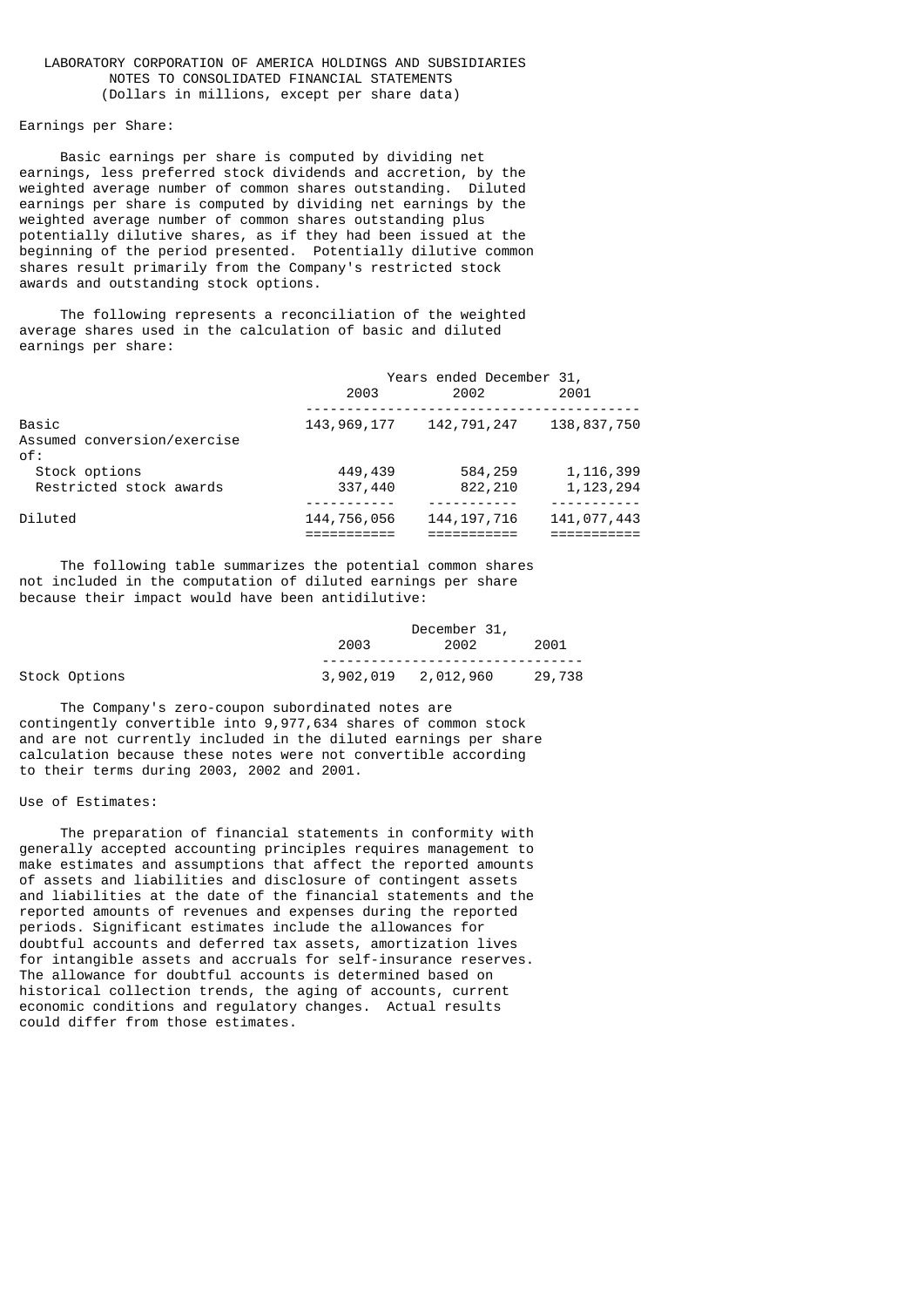LABORATORY CORPORATION OF AMERICA HOLDINGS AND SUBSIDIARIES
NOTES TO CONSOLIDATED FINANCIAL STATEMENTS
(Dollars in millions, except per share data)

Earnings per Share:

Basic earnings per share is computed by dividing net earnings, less preferred stock dividends and accretion, by the weighted average number of common shares outstanding. Diluted earnings per share is computed by dividing net earnings by the weighted average number of common shares outstanding plus potentially dilutive shares, as if they had been issued at the beginning of the period presented. Potentially dilutive common shares result primarily from the Company's restricted stock awards and outstanding stock options.

The following represents a reconciliation of the weighted average shares used in the calculation of basic and diluted earnings per share:

| | Years ended December 31, | | |
|---|---|---|---|
| | 2003 | 2002 | 2001 |
| Basic | 143,969,177 | 142,791,247 | 138,837,750 |
| Assumed conversion/exercise of: | | | |
| Stock options | 449,439 | 584,259 | 1,116,399 |
| Restricted stock awards | 337,440 | 822,210 | 1,123,294 |
| Diluted | 144,756,056 | 144,197,716 | 141,077,443 |

The following table summarizes the potential common shares not included in the computation of diluted earnings per share because their impact would have been antidilutive:

| | December 31, | | |
|---|---|---|---|
| | 2003 | 2002 | 2001 |
| Stock Options | 3,902,019 | 2,012,960 | 29,738 |

The Company's zero-coupon subordinated notes are contingently convertible into 9,977,634 shares of common stock and are not currently included in the diluted earnings per share calculation because these notes were not convertible according to their terms during 2003, 2002 and 2001.

Use of Estimates:

The preparation of financial statements in conformity with generally accepted accounting principles requires management to make estimates and assumptions that affect the reported amounts of assets and liabilities and disclosure of contingent assets and liabilities at the date of the financial statements and the reported amounts of revenues and expenses during the reported periods. Significant estimates include the allowances for doubtful accounts and deferred tax assets, amortization lives for intangible assets and accruals for self-insurance reserves. The allowance for doubtful accounts is determined based on historical collection trends, the aging of accounts, current economic conditions and regulatory changes. Actual results could differ from those estimates.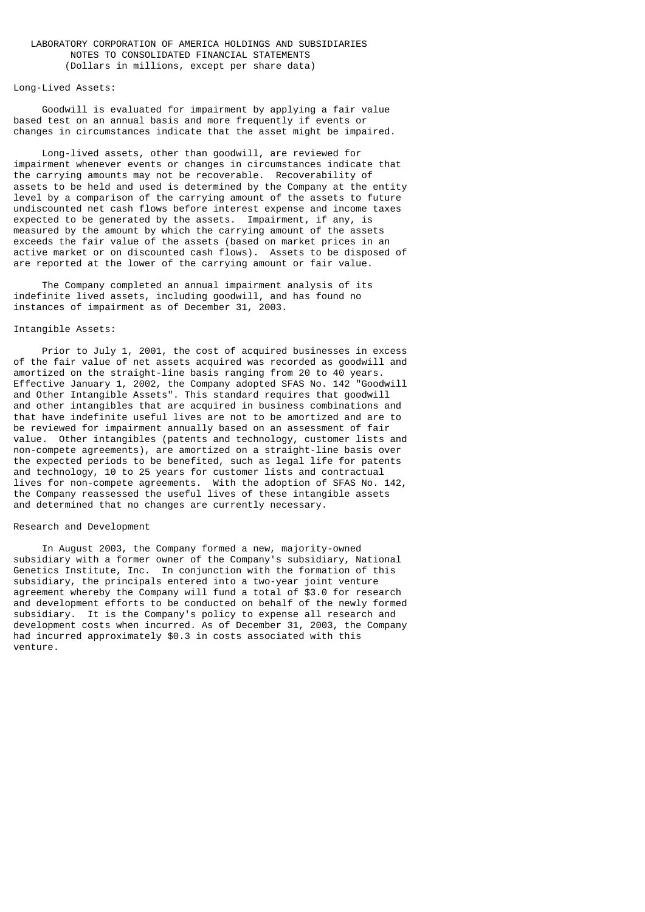LABORATORY CORPORATION OF AMERICA HOLDINGS AND SUBSIDIARIES
NOTES TO CONSOLIDATED FINANCIAL STATEMENTS
(Dollars in millions, except per share data)

Long-Lived Assets:

Goodwill is evaluated for impairment by applying a fair value based test on an annual basis and more frequently if events or changes in circumstances indicate that the asset might be impaired.

Long-lived assets, other than goodwill, are reviewed for impairment whenever events or changes in circumstances indicate that the carrying amounts may not be recoverable. Recoverability of assets to be held and used is determined by the Company at the entity level by a comparison of the carrying amount of the assets to future undiscounted net cash flows before interest expense and income taxes expected to be generated by the assets. Impairment, if any, is measured by the amount by which the carrying amount of the assets exceeds the fair value of the assets (based on market prices in an active market or on discounted cash flows). Assets to be disposed of are reported at the lower of the carrying amount or fair value.

The Company completed an annual impairment analysis of its indefinite lived assets, including goodwill, and has found no instances of impairment as of December 31, 2003.

Intangible Assets:

Prior to July 1, 2001, the cost of acquired businesses in excess of the fair value of net assets acquired was recorded as goodwill and amortized on the straight-line basis ranging from 20 to 40 years. Effective January 1, 2002, the Company adopted SFAS No. 142 "Goodwill and Other Intangible Assets". This standard requires that goodwill and other intangibles that are acquired in business combinations and that have indefinite useful lives are not to be amortized and are to be reviewed for impairment annually based on an assessment of fair value. Other intangibles (patents and technology, customer lists and non-compete agreements), are amortized on a straight-line basis over the expected periods to be benefited, such as legal life for patents and technology, 10 to 25 years for customer lists and contractual lives for non-compete agreements. With the adoption of SFAS No. 142, the Company reassessed the useful lives of these intangible assets and determined that no changes are currently necessary.

Research and Development

In August 2003, the Company formed a new, majority-owned subsidiary with a former owner of the Company's subsidiary, National Genetics Institute, Inc. In conjunction with the formation of this subsidiary, the principals entered into a two-year joint venture agreement whereby the Company will fund a total of $3.0 for research and development efforts to be conducted on behalf of the newly formed subsidiary. It is the Company's policy to expense all research and development costs when incurred. As of December 31, 2003, the Company had incurred approximately $0.3 in costs associated with this venture.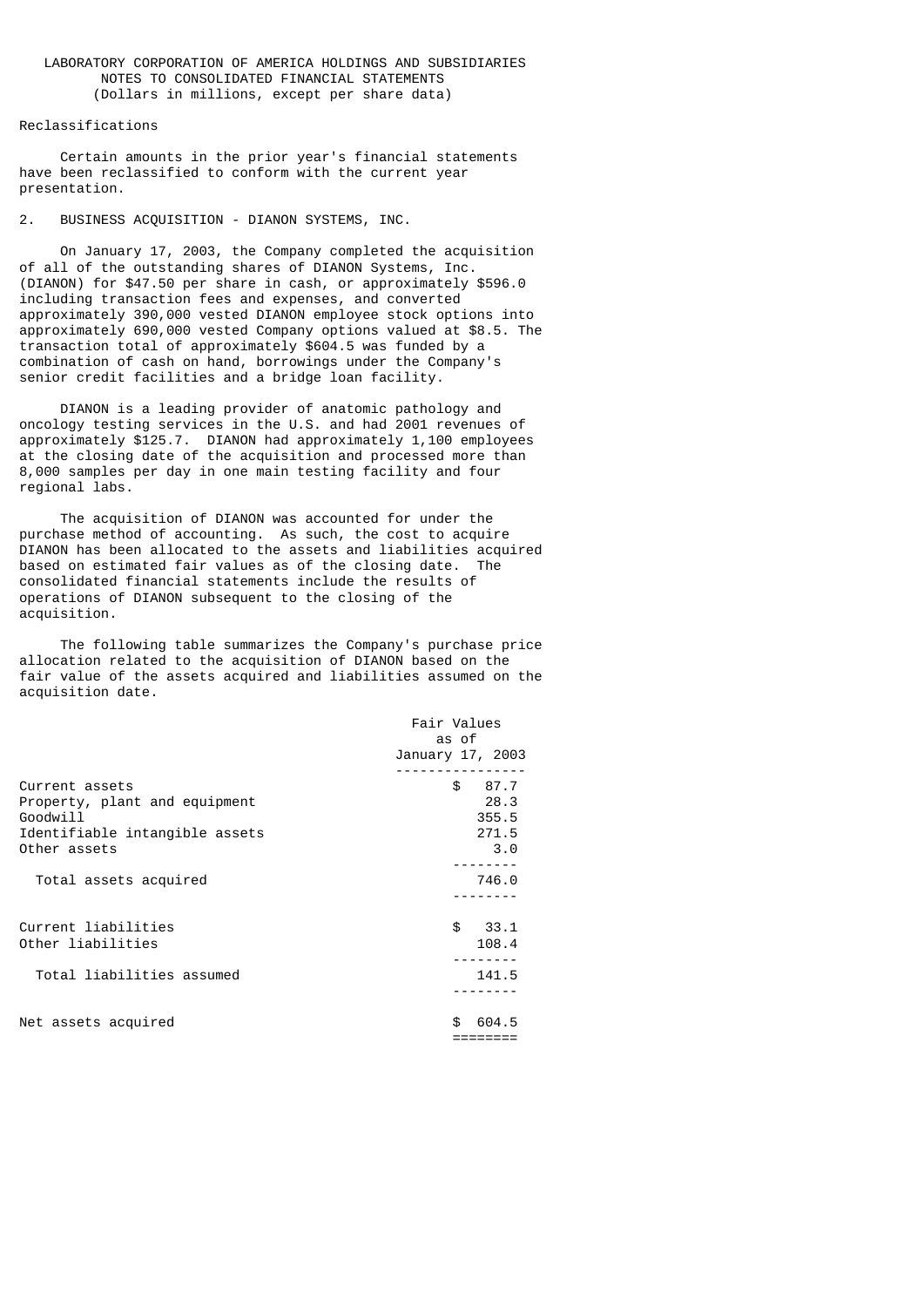LABORATORY CORPORATION OF AMERICA HOLDINGS AND SUBSIDIARIES
NOTES TO CONSOLIDATED FINANCIAL STATEMENTS
(Dollars in millions, except per share data)

Reclassifications

Certain amounts in the prior year's financial statements have been reclassified to conform with the current year presentation.

2. BUSINESS ACQUISITION - DIANON SYSTEMS, INC.

On January 17, 2003, the Company completed the acquisition of all of the outstanding shares of DIANON Systems, Inc. (DIANON) for $47.50 per share in cash, or approximately $596.0 including transaction fees and expenses, and converted approximately 390,000 vested DIANON employee stock options into approximately 690,000 vested Company options valued at $8.5. The transaction total of approximately $604.5 was funded by a combination of cash on hand, borrowings under the Company's senior credit facilities and a bridge loan facility.

DIANON is a leading provider of anatomic pathology and oncology testing services in the U.S. and had 2001 revenues of approximately $125.7. DIANON had approximately 1,100 employees at the closing date of the acquisition and processed more than 8,000 samples per day in one main testing facility and four regional labs.

The acquisition of DIANON was accounted for under the purchase method of accounting. As such, the cost to acquire DIANON has been allocated to the assets and liabilities acquired based on estimated fair values as of the closing date. The consolidated financial statements include the results of operations of DIANON subsequent to the closing of the acquisition.

The following table summarizes the Company's purchase price allocation related to the acquisition of DIANON based on the fair value of the assets acquired and liabilities assumed on the acquisition date.

| | Fair Values as of January 17, 2003 |
|---|---|
| Current assets | $ 87.7 |
| Property, plant and equipment | 28.3 |
| Goodwill | 355.5 |
| Identifiable intangible assets | 271.5 |
| Other assets | 3.0 |
| Total assets acquired | 746.0 |
| Current liabilities | $ 33.1 |
| Other liabilities | 108.4 |
| Total liabilities assumed | 141.5 |
| Net assets acquired | $ 604.5 |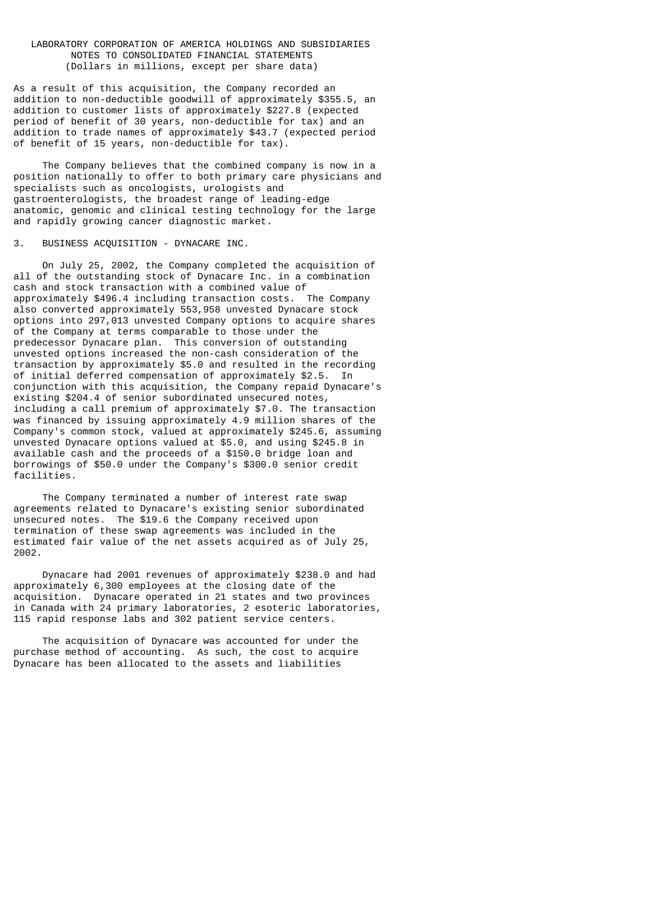As a result of this acquisition, the Company recorded an addition to non-deductible goodwill of approximately $355.5, an addition to customer lists of approximately $227.8 (expected period of benefit of 30 years, non-deductible for tax) and an addition to trade names of approximately $43.7 (expected period of benefit of 15 years, non-deductible for tax).

The Company believes that the combined company is now in a position nationally to offer to both primary care physicians and specialists such as oncologists, urologists and gastroenterologists, the broadest range of leading-edge anatomic, genomic and clinical testing technology for the large and rapidly growing cancer diagnostic market.

## 3. BUSINESS ACQUISITION - DYNACARE INC.

On July 25, 2002, the Company completed the acquisition of all of the outstanding stock of Dynacare Inc. in a combination cash and stock transaction with a combined value of approximately $496.4 including transaction costs. The Company also converted approximately 553,958 unvested Dynacare stock options into 297,013 unvested Company options to acquire shares of the Company at terms comparable to those under the predecessor Dynacare plan. This conversion of outstanding unvested options increased the non-cash consideration of the transaction by approximately $5.0 and resulted in the recording of initial deferred compensation of approximately $2.5. In conjunction with this acquisition, the Company repaid Dynacare's existing $204.4 of senior subordinated unsecured notes, including a call premium of approximately $7.0. The transaction was financed by issuing approximately 4.9 million shares of the Company's common stock, valued at approximately $245.6, assuming unvested Dynacare options valued at $5.0, and using $245.8 in available cash and the proceeds of a $150.0 bridge loan and borrowings of $50.0 under the Company's $300.0 senior credit facilities.

The Company terminated a number of interest rate swap agreements related to Dynacare's existing senior subordinated unsecured notes. The $19.6 the Company received upon termination of these swap agreements was included in the estimated fair value of the net assets acquired as of July 25, 2002.

Dynacare had 2001 revenues of approximately $238.0 and had approximately 6,300 employees at the closing date of the acquisition. Dynacare operated in 21 states and two provinces in Canada with 24 primary laboratories, 2 esoteric laboratories, 115 rapid response labs and 302 patient service centers.

The acquisition of Dynacare was accounted for under the purchase method of accounting. As such, the cost to acquire Dynacare has been allocated to the assets and liabilities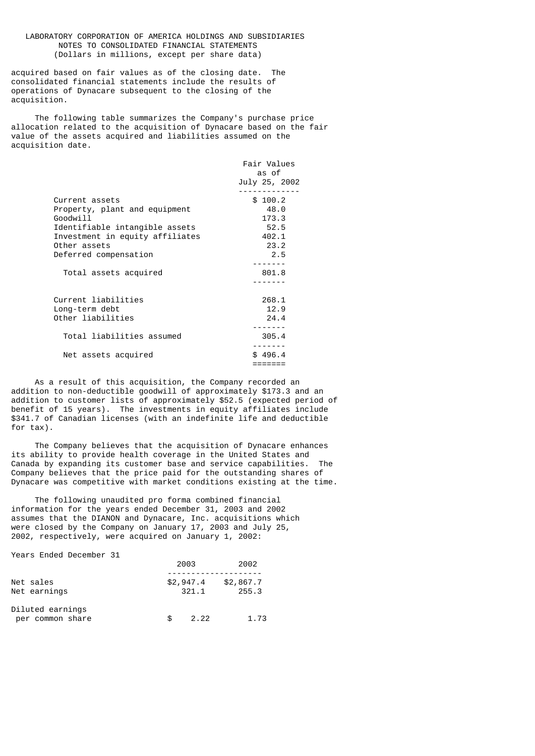acquired based on fair values as of the closing date. The consolidated financial statements include the results of operations of Dynacare subsequent to the closing of the acquisition.

The following table summarizes the Company's purchase price allocation related to the acquisition of Dynacare based on the fair value of the assets acquired and liabilities assumed on the acquisition date.

| | Fair Values as of July 25, 2002 |
|---|---|
| Current assets | $ 100.2 |
| Property, plant and equipment | 48.0 |
| Goodwill | 173.3 |
| Identifiable intangible assets | 52.5 |
| Investment in equity affiliates | 402.1 |
| Other assets | 23.2 |
| Deferred compensation | 2.5 |
| Total assets acquired | 801.8 |
| Current liabilities | 268.1 |
| Long-term debt | 12.9 |
| Other liabilities | 24.4 |
| Total liabilities assumed | 305.4 |
| Net assets acquired | $ 496.4 |

As a result of this acquisition, the Company recorded an addition to non-deductible goodwill of approximately $173.3 and an addition to customer lists of approximately $52.5 (expected period of benefit of 15 years). The investments in equity affiliates include $341.7 of Canadian licenses (with an indefinite life and deductible for tax).

The Company believes that the acquisition of Dynacare enhances its ability to provide health coverage in the United States and Canada by expanding its customer base and service capabilities. The Company believes that the price paid for the outstanding shares of Dynacare was competitive with market conditions existing at the time.

The following unaudited pro forma combined financial information for the years ended December 31, 2003 and 2002 assumes that the DIANON and Dynacare, Inc. acquisitions which were closed by the Company on January 17, 2003 and July 25, 2002, respectively, were acquired on January 1, 2002:

| Years Ended December 31 | 2003 | 2002 |
|---|---|---|
| Net sales | $2,947.4 | $2,867.7 |
| Net earnings | 321.1 | 255.3 |
| Diluted earnings per common share | $ 2.22 | 1.73 |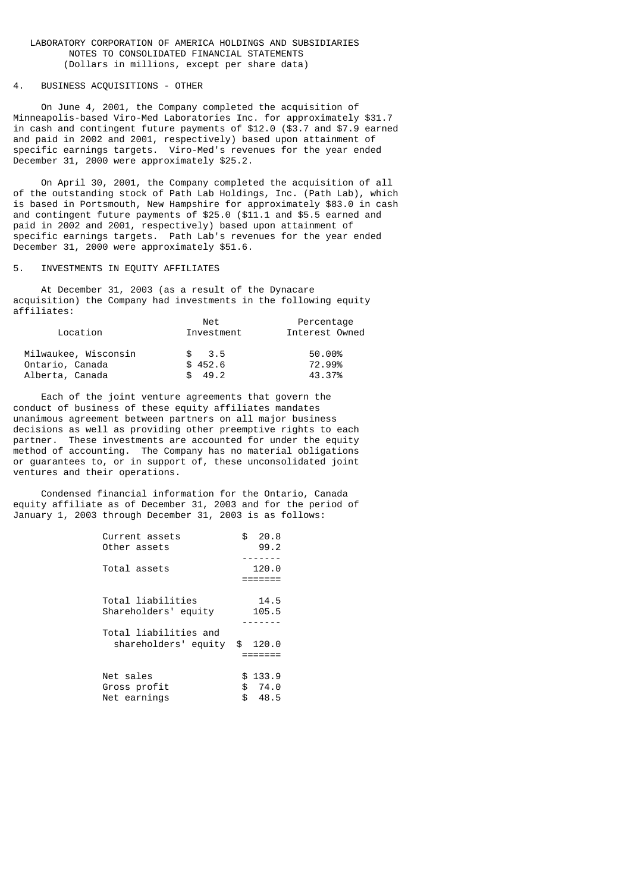LABORATORY CORPORATION OF AMERICA HOLDINGS AND SUBSIDIARIES
NOTES TO CONSOLIDATED FINANCIAL STATEMENTS
(Dollars in millions, except per share data)

## 4. BUSINESS ACQUISITIONS - OTHER

On June 4, 2001, the Company completed the acquisition of Minneapolis-based Viro-Med Laboratories Inc. for approximately $31.7 in cash and contingent future payments of $12.0 ($3.7 and $7.9 earned and paid in 2002 and 2001, respectively) based upon attainment of specific earnings targets. Viro-Med's revenues for the year ended December 31, 2000 were approximately $25.2.

On April 30, 2001, the Company completed the acquisition of all of the outstanding stock of Path Lab Holdings, Inc. (Path Lab), which is based in Portsmouth, New Hampshire for approximately $83.0 in cash and contingent future payments of $25.0 ($11.1 and $5.5 earned and paid in 2002 and 2001, respectively) based upon attainment of specific earnings targets. Path Lab's revenues for the year ended December 31, 2000 were approximately $51.6.

## 5. INVESTMENTS IN EQUITY AFFILIATES

At December 31, 2003 (as a result of the Dynacare acquisition) the Company had investments in the following equity affiliates:

| Location | Net Investment | Percentage Interest Owned |
|---|---|---|
| Milwaukee, Wisconsin | $ 3.5 | 50.00% |
| Ontario, Canada | $ 452.6 | 72.99% |
| Alberta, Canada | $ 49.2 | 43.37% |

Each of the joint venture agreements that govern the conduct of business of these equity affiliates mandates unanimous agreement between partners on all major business decisions as well as providing other preemptive rights to each partner. These investments are accounted for under the equity method of accounting. The Company has no material obligations or guarantees to, or in support of, these unconsolidated joint ventures and their operations.

Condensed financial information for the Ontario, Canada equity affiliate as of December 31, 2003 and for the period of January 1, 2003 through December 31, 2003 is as follows:

| | |
|---|---|
| Current assets | $ 20.8 |
| Other assets | 99.2 |
| Total assets | 120.0 |
| Total liabilities | 14.5 |
| Shareholders' equity | 105.5 |
| Total liabilities and shareholders' equity | $ 120.0 |
| Net sales | $ 133.9 |
| Gross profit | $ 74.0 |
| Net earnings | $ 48.5 |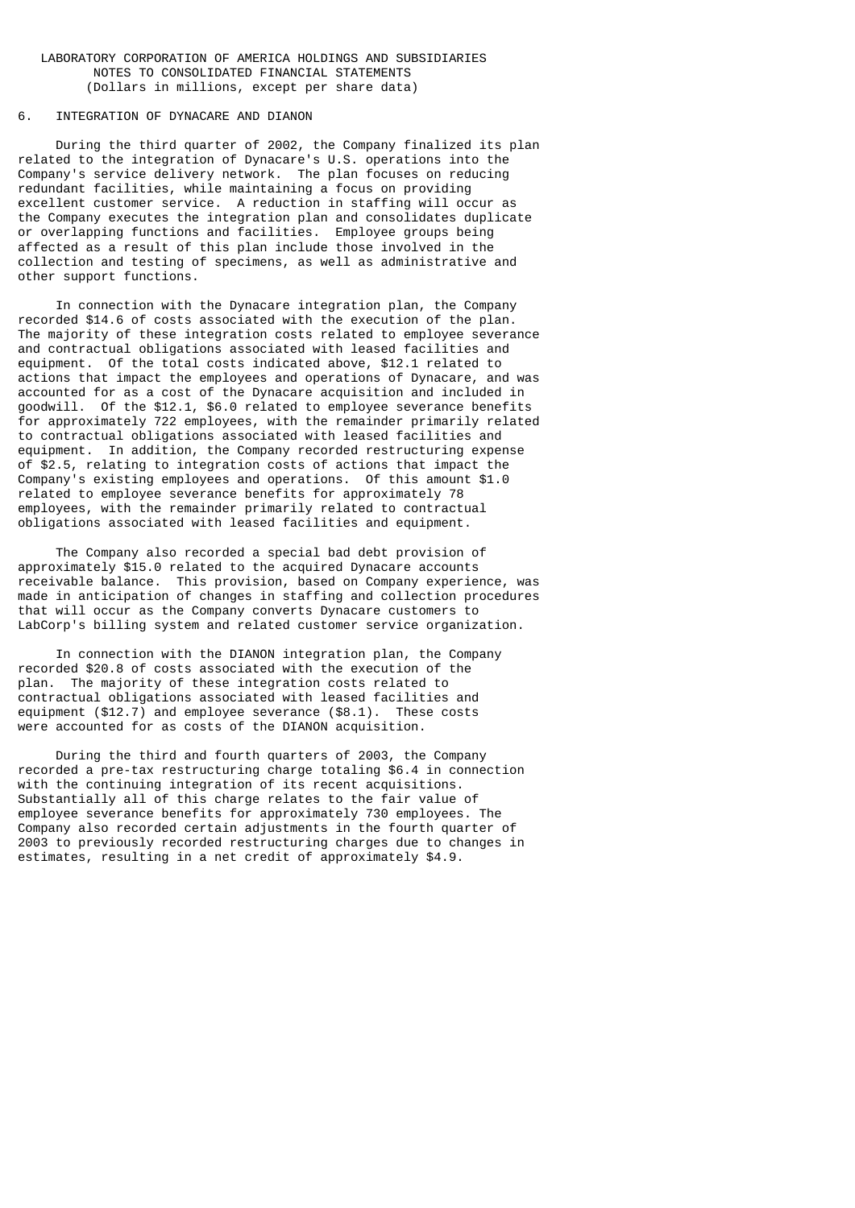LABORATORY CORPORATION OF AMERICA HOLDINGS AND SUBSIDIARIES
NOTES TO CONSOLIDATED FINANCIAL STATEMENTS
(Dollars in millions, except per share data)

## 6. INTEGRATION OF DYNACARE AND DIANON

During the third quarter of 2002, the Company finalized its plan related to the integration of Dynacare's U.S. operations into the Company's service delivery network. The plan focuses on reducing redundant facilities, while maintaining a focus on providing excellent customer service. A reduction in staffing will occur as the Company executes the integration plan and consolidates duplicate or overlapping functions and facilities. Employee groups being affected as a result of this plan include those involved in the collection and testing of specimens, as well as administrative and other support functions.

In connection with the Dynacare integration plan, the Company recorded $14.6 of costs associated with the execution of the plan. The majority of these integration costs related to employee severance and contractual obligations associated with leased facilities and equipment. Of the total costs indicated above, $12.1 related to actions that impact the employees and operations of Dynacare, and was accounted for as a cost of the Dynacare acquisition and included in goodwill. Of the $12.1, $6.0 related to employee severance benefits for approximately 722 employees, with the remainder primarily related to contractual obligations associated with leased facilities and equipment. In addition, the Company recorded restructuring expense of $2.5, relating to integration costs of actions that impact the Company's existing employees and operations. Of this amount $1.0 related to employee severance benefits for approximately 78 employees, with the remainder primarily related to contractual obligations associated with leased facilities and equipment.

The Company also recorded a special bad debt provision of approximately $15.0 related to the acquired Dynacare accounts receivable balance. This provision, based on Company experience, was made in anticipation of changes in staffing and collection procedures that will occur as the Company converts Dynacare customers to LabCorp's billing system and related customer service organization.

In connection with the DIANON integration plan, the Company recorded $20.8 of costs associated with the execution of the plan. The majority of these integration costs related to contractual obligations associated with leased facilities and equipment ($12.7) and employee severance ($8.1). These costs were accounted for as costs of the DIANON acquisition.

During the third and fourth quarters of 2003, the Company recorded a pre-tax restructuring charge totaling $6.4 in connection with the continuing integration of its recent acquisitions. Substantially all of this charge relates to the fair value of employee severance benefits for approximately 730 employees. The Company also recorded certain adjustments in the fourth quarter of 2003 to previously recorded restructuring charges due to changes in estimates, resulting in a net credit of approximately $4.9.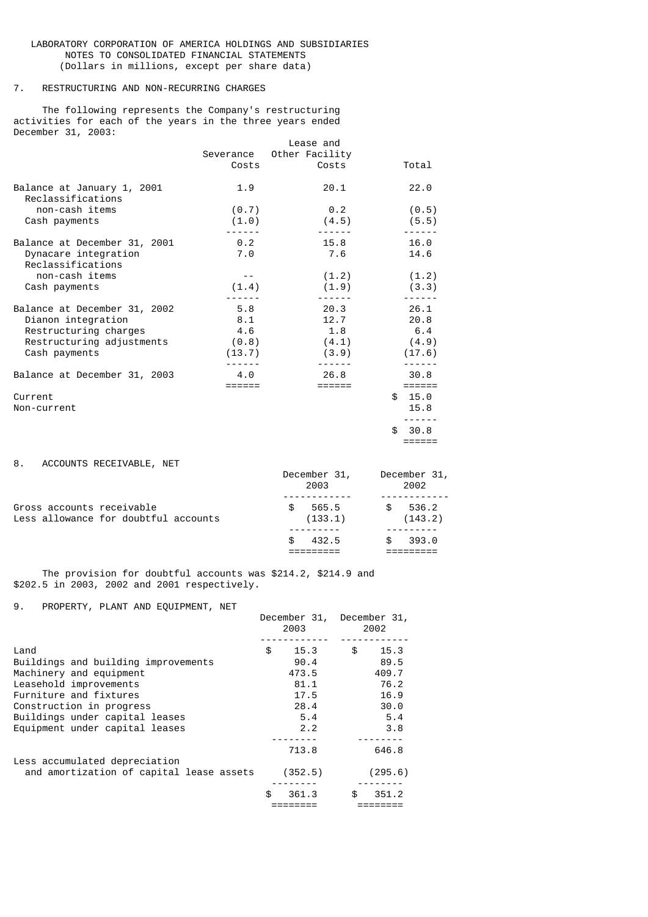LABORATORY CORPORATION OF AMERICA HOLDINGS AND SUBSIDIARIES
NOTES TO CONSOLIDATED FINANCIAL STATEMENTS
(Dollars in millions, except per share data)

## 7. RESTRUCTURING AND NON-RECURRING CHARGES

The following represents the Company's restructuring activities for each of the years in the three years ended December 31, 2003:

| | Severance Costs | Lease and Other Facility Costs | Total |
|---|---|---|---|
| Balance at January 1, 2001 | 1.9 | 20.1 | 22.0 |
| Reclassifications non-cash items | (0.7) | 0.2 | (0.5) |
| Cash payments | (1.0) | (4.5) | (5.5) |
| Balance at December 31, 2001 | 0.2 | 15.8 | 16.0 |
| Dynacare integration | 7.0 | 7.6 | 14.6 |
| Reclassifications non-cash items | -- | (1.2) | (1.2) |
| Cash payments | (1.4) | (1.9) | (3.3) |
| Balance at December 31, 2002 | 5.8 | 20.3 | 26.1 |
| Dianon integration | 8.1 | 12.7 | 20.8 |
| Restructuring charges | 4.6 | 1.8 | 6.4 |
| Restructuring adjustments | (0.8) | (4.1) | (4.9) |
| Cash payments | (13.7) | (3.9) | (17.6) |
| Balance at December 31, 2003 | 4.0 | 26.8 | 30.8 |
| Current | | | $ 15.0 |
| Non-current | | | 15.8 |
| | | | $ 30.8 |

## 8. ACCOUNTS RECEIVABLE, NET

| | December 31, 2003 | December 31, 2002 |
|---|---|---|
| Gross accounts receivable | $ 565.5 | $ 536.2 |
| Less allowance for doubtful accounts | (133.1) | (143.2) |
| | $ 432.5 | $ 393.0 |

The provision for doubtful accounts was $214.2, $214.9 and $202.5 in 2003, 2002 and 2001 respectively.

## 9. PROPERTY, PLANT AND EQUIPMENT, NET

| | December 31, 2003 | December 31, 2002 |
|---|---|---|
| Land | $ 15.3 | $ 15.3 |
| Buildings and building improvements | 90.4 | 89.5 |
| Machinery and equipment | 473.5 | 409.7 |
| Leasehold improvements | 81.1 | 76.2 |
| Furniture and fixtures | 17.5 | 16.9 |
| Construction in progress | 28.4 | 30.0 |
| Buildings under capital leases | 5.4 | 5.4 |
| Equipment under capital leases | 2.2 | 3.8 |
| | 713.8 | 646.8 |
| Less accumulated depreciation and amortization of capital lease assets | (352.5) | (295.6) |
| | $ 361.3 | $ 351.2 |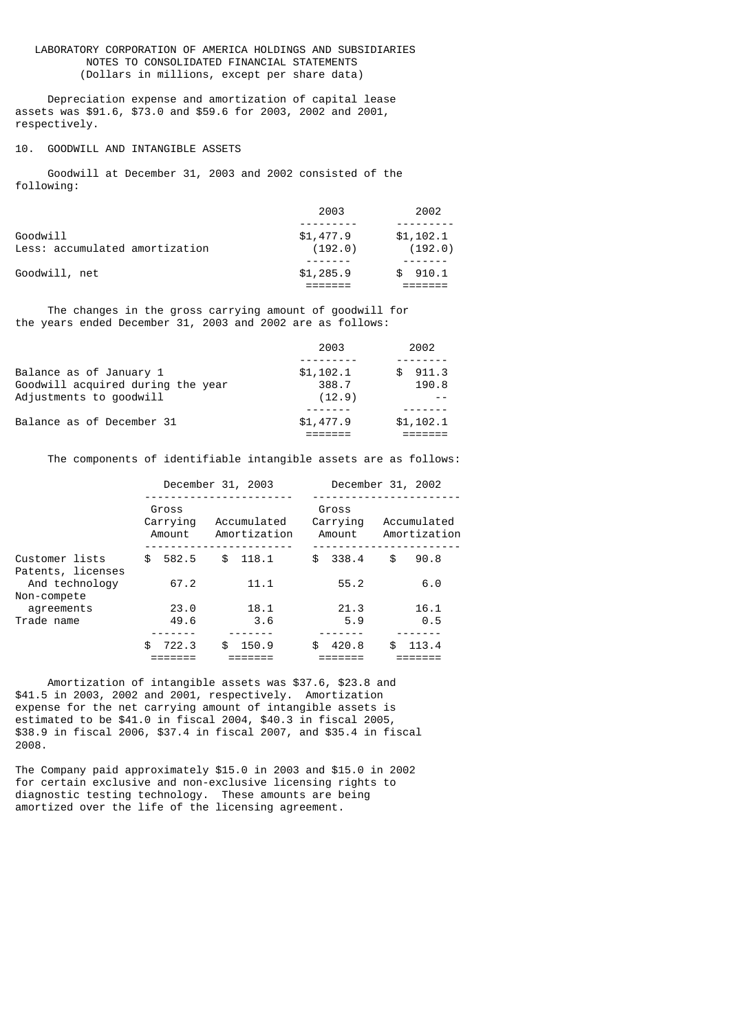LABORATORY CORPORATION OF AMERICA HOLDINGS AND SUBSIDIARIES
NOTES TO CONSOLIDATED FINANCIAL STATEMENTS
(Dollars in millions, except per share data)

Depreciation expense and amortization of capital lease assets was $91.6, $73.0 and $59.6 for 2003, 2002 and 2001, respectively.

## 10. GOODWILL AND INTANGIBLE ASSETS

Goodwill at December 31, 2003 and 2002 consisted of the following:

| | 2003 | 2002 |
|---|---|---|
| Goodwill | $1,477.9 | $1,102.1 |
| Less: accumulated amortization | (192.0) | (192.0) |
| Goodwill, net | $1,285.9 | $ 910.1 |

The changes in the gross carrying amount of goodwill for the years ended December 31, 2003 and 2002 are as follows:

| | 2003 | 2002 |
|---|---|---|
| Balance as of January 1 | $1,102.1 | $ 911.3 |
| Goodwill acquired during the year | 388.7 | 190.8 |
| Adjustments to goodwill | (12.9) | -- |
| Balance as of December 31 | $1,477.9 | $1,102.1 |

The components of identifiable intangible assets are as follows:

| | December 31, 2003 | | December 31, 2002 | |
|---|---|---|---|---|
| | Gross Carrying Amount | Accumulated Amortization | Gross Carrying Amount | Accumulated Amortization |
| Customer lists | $ 582.5 | $ 118.1 | $ 338.4 | $ 90.8 |
| Patents, licenses And technology | 67.2 | 11.1 | 55.2 | 6.0 |
| Non-compete agreements | 23.0 | 18.1 | 21.3 | 16.1 |
| Trade name | 49.6 | 3.6 | 5.9 | 0.5 |
| | $ 722.3 | $ 150.9 | $ 420.8 | $ 113.4 |

Amortization of intangible assets was $37.6, $23.8 and $41.5 in 2003, 2002 and 2001, respectively. Amortization expense for the net carrying amount of intangible assets is estimated to be $41.0 in fiscal 2004, $40.3 in fiscal 2005, $38.9 in fiscal 2006, $37.4 in fiscal 2007, and $35.4 in fiscal 2008.

The Company paid approximately $15.0 in 2003 and $15.0 in 2002 for certain exclusive and non-exclusive licensing rights to diagnostic testing technology. These amounts are being amortized over the life of the licensing agreement.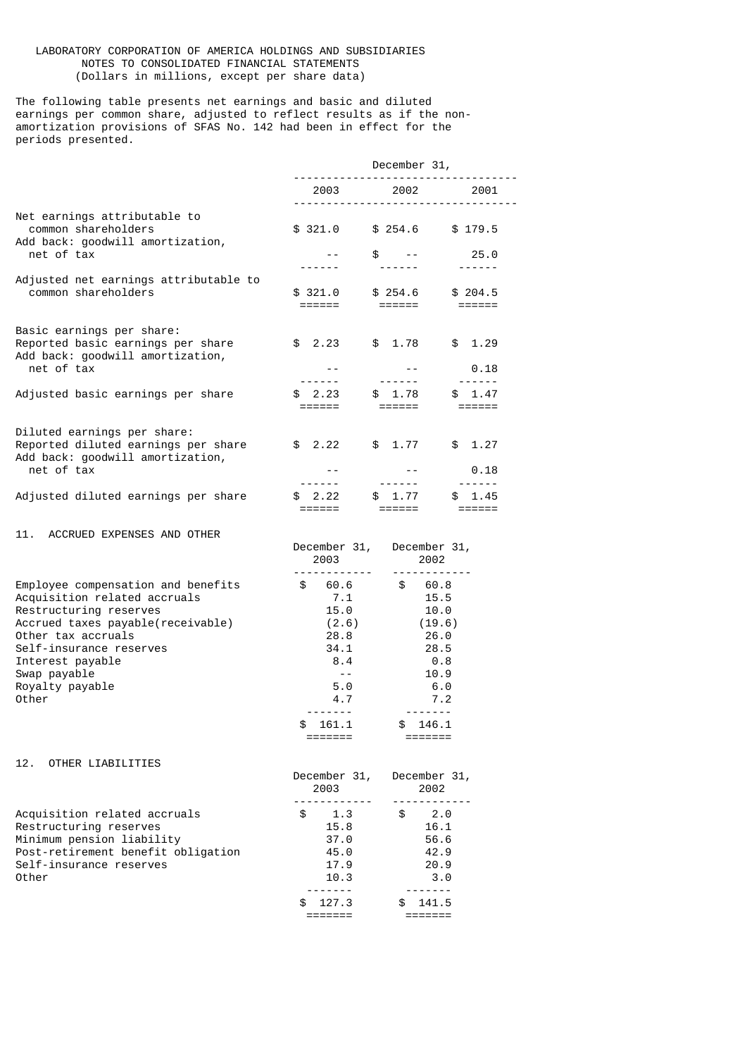LABORATORY CORPORATION OF AMERICA HOLDINGS AND SUBSIDIARIES
NOTES TO CONSOLIDATED FINANCIAL STATEMENTS
(Dollars in millions, except per share data)

The following table presents net earnings and basic and diluted earnings per common share, adjusted to reflect results as if the non-amortization provisions of SFAS No. 142 had been in effect for the periods presented.

| | December 31, | | |
|---|---|---|---|
| | 2003 | 2002 | 2001 |
| Net earnings attributable to common shareholders | $ 321.0 | $ 254.6 | $ 179.5 |
| Add back: goodwill amortization, net of tax | -- | $ -- | 25.0 |
| Adjusted net earnings attributable to common shareholders | $ 321.0 | $ 254.6 | $ 204.5 |
| Basic earnings per share: | | | |
| Reported basic earnings per share | $ 2.23 | $ 1.78 | $ 1.29 |
| Add back: goodwill amortization, net of tax | -- | -- | 0.18 |
| Adjusted basic earnings per share | $ 2.23 | $ 1.78 | $ 1.47 |
| Diluted earnings per share: | | | |
| Reported diluted earnings per share | $ 2.22 | $ 1.77 | $ 1.27 |
| Add back: goodwill amortization, net of tax | -- | -- | 0.18 |
| Adjusted diluted earnings per share | $ 2.22 | $ 1.77 | $ 1.45 |

## 11. ACCRUED EXPENSES AND OTHER

| | December 31, 2003 | December 31, 2002 |
|---|---|---|
| Employee compensation and benefits | $ 60.6 | $ 60.8 |
| Acquisition related accruals | 7.1 | 15.5 |
| Restructuring reserves | 15.0 | 10.0 |
| Accrued taxes payable(receivable) | (2.6) | (19.6) |
| Other tax accruals | 28.8 | 26.0 |
| Self-insurance reserves | 34.1 | 28.5 |
| Interest payable | 8.4 | 0.8 |
| Swap payable | -- | 10.9 |
| Royalty payable | 5.0 | 6.0 |
| Other | 4.7 | 7.2 |
| | $ 161.1 | $ 146.1 |

## 12. OTHER LIABILITIES

| | December 31, 2003 | December 31, 2002 |
|---|---|---|
| Acquisition related accruals | $ 1.3 | $ 2.0 |
| Restructuring reserves | 15.8 | 16.1 |
| Minimum pension liability | 37.0 | 56.6 |
| Post-retirement benefit obligation | 45.0 | 42.9 |
| Self-insurance reserves | 17.9 | 20.9 |
| Other | 10.3 | 3.0 |
| | $ 127.3 | $ 141.5 |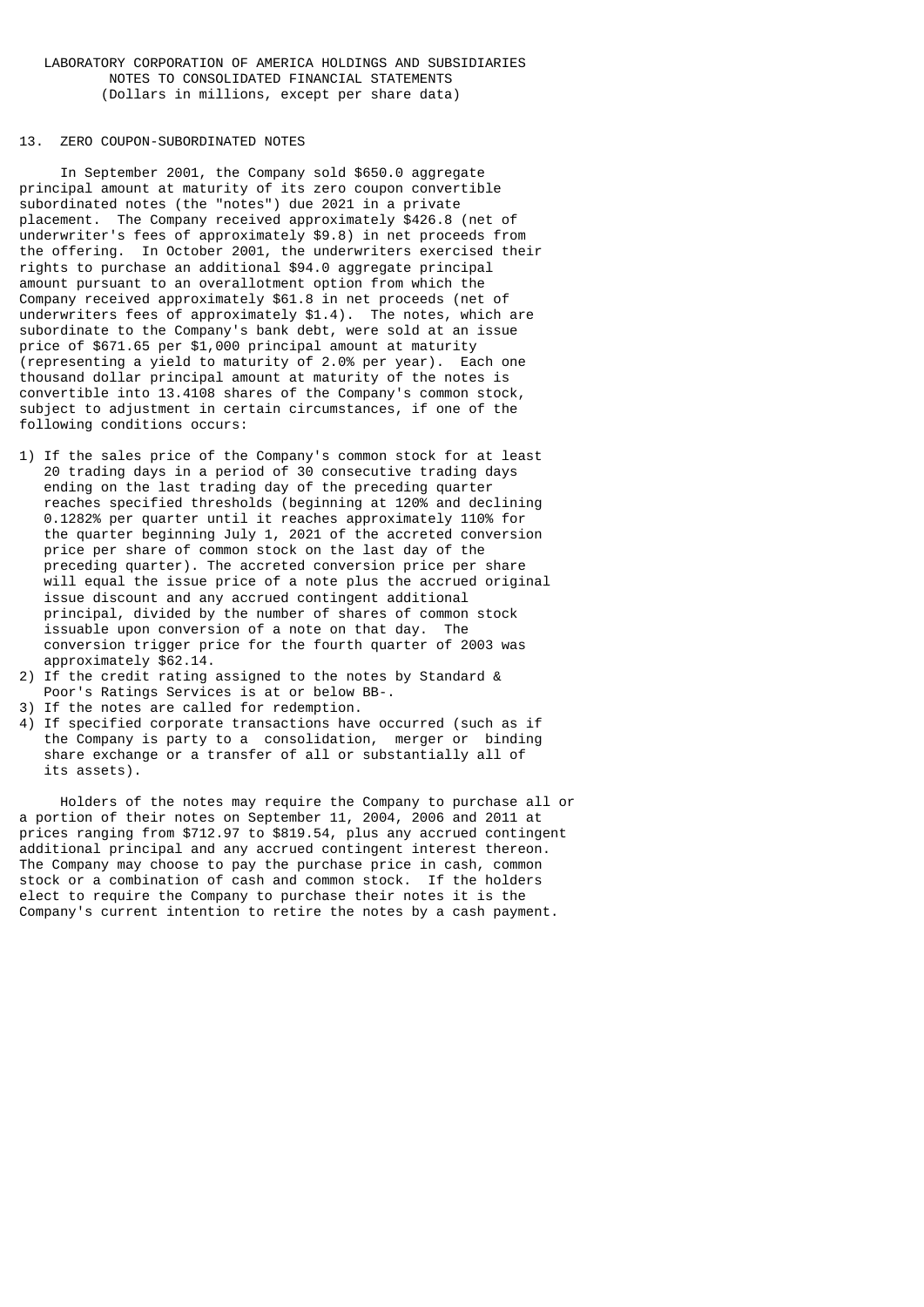LABORATORY CORPORATION OF AMERICA HOLDINGS AND SUBSIDIARIES
NOTES TO CONSOLIDATED FINANCIAL STATEMENTS
(Dollars in millions, except per share data)

## 13. ZERO COUPON-SUBORDINATED NOTES

In September 2001, the Company sold $650.0 aggregate principal amount at maturity of its zero coupon convertible subordinated notes (the "notes") due 2021 in a private placement. The Company received approximately $426.8 (net of underwriter's fees of approximately $9.8) in net proceeds from the offering. In October 2001, the underwriters exercised their rights to purchase an additional $94.0 aggregate principal amount pursuant to an overallotment option from which the Company received approximately $61.8 in net proceeds (net of underwriters fees of approximately $1.4). The notes, which are subordinate to the Company's bank debt, were sold at an issue price of $671.65 per $1,000 principal amount at maturity (representing a yield to maturity of 2.0% per year). Each one thousand dollar principal amount at maturity of the notes is convertible into 13.4108 shares of the Company's common stock, subject to adjustment in certain circumstances, if one of the following conditions occurs:

1) If the sales price of the Company's common stock for at least 20 trading days in a period of 30 consecutive trading days ending on the last trading day of the preceding quarter reaches specified thresholds (beginning at 120% and declining 0.1282% per quarter until it reaches approximately 110% for the quarter beginning July 1, 2021 of the accreted conversion price per share of common stock on the last day of the preceding quarter). The accreted conversion price per share will equal the issue price of a note plus the accrued original issue discount and any accrued contingent additional principal, divided by the number of shares of common stock issuable upon conversion of a note on that day. The conversion trigger price for the fourth quarter of 2003 was approximately $62.14.
2) If the credit rating assigned to the notes by Standard & Poor's Ratings Services is at or below BB-.
3) If the notes are called for redemption.
4) If specified corporate transactions have occurred (such as if the Company is party to a consolidation, merger or binding share exchange or a transfer of all or substantially all of its assets).

Holders of the notes may require the Company to purchase all or a portion of their notes on September 11, 2004, 2006 and 2011 at prices ranging from $712.97 to $819.54, plus any accrued contingent additional principal and any accrued contingent interest thereon. The Company may choose to pay the purchase price in cash, common stock or a combination of cash and common stock. If the holders elect to require the Company to purchase their notes it is the Company's current intention to retire the notes by a cash payment.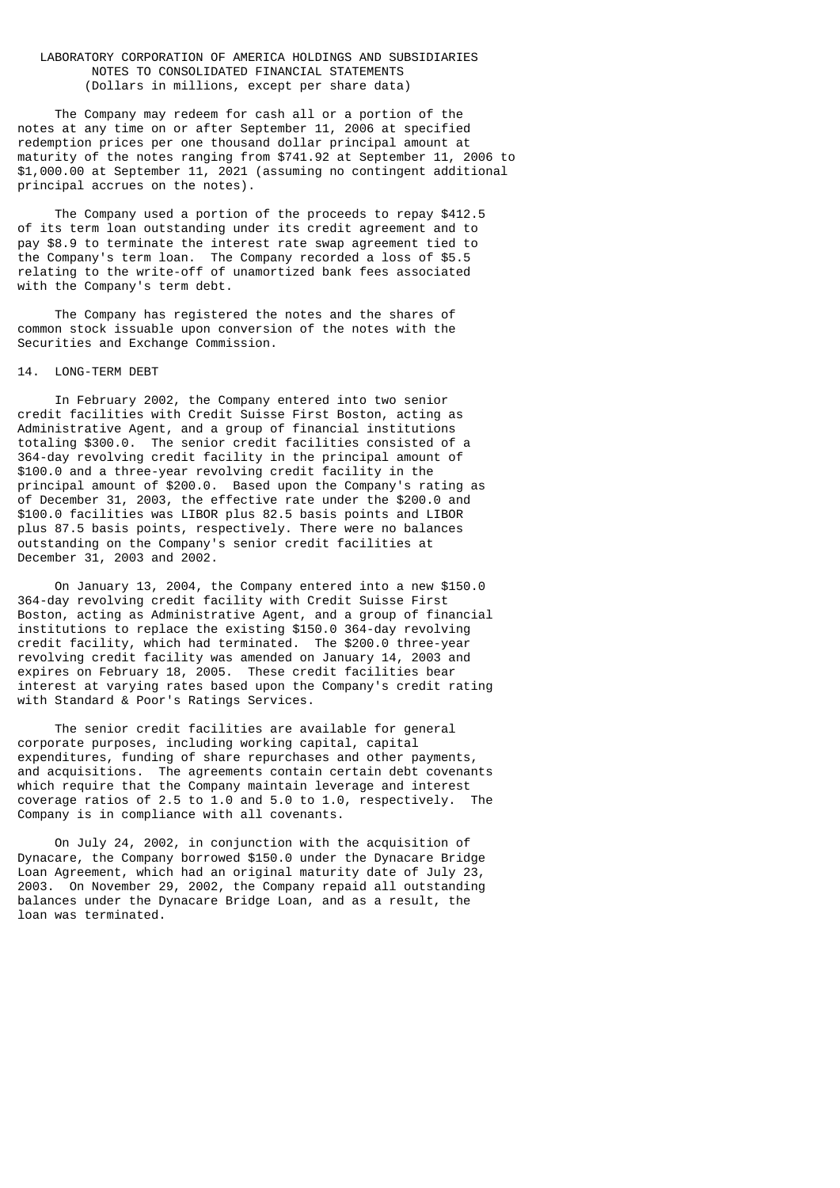The Company may redeem for cash all or a portion of the notes at any time on or after September 11, 2006 at specified redemption prices per one thousand dollar principal amount at maturity of the notes ranging from $741.92 at September 11, 2006 to $1,000.00 at September 11, 2021 (assuming no contingent additional principal accrues on the notes).

The Company used a portion of the proceeds to repay $412.5 of its term loan outstanding under its credit agreement and to pay $8.9 to terminate the interest rate swap agreement tied to the Company's term loan. The Company recorded a loss of $5.5 relating to the write-off of unamortized bank fees associated with the Company's term debt.

The Company has registered the notes and the shares of common stock issuable upon conversion of the notes with the Securities and Exchange Commission.

## 14. LONG-TERM DEBT

In February 2002, the Company entered into two senior credit facilities with Credit Suisse First Boston, acting as Administrative Agent, and a group of financial institutions totaling $300.0. The senior credit facilities consisted of a 364-day revolving credit facility in the principal amount of $100.0 and a three-year revolving credit facility in the principal amount of $200.0. Based upon the Company's rating as of December 31, 2003, the effective rate under the $200.0 and $100.0 facilities was LIBOR plus 82.5 basis points and LIBOR plus 87.5 basis points, respectively. There were no balances outstanding on the Company's senior credit facilities at December 31, 2003 and 2002.

On January 13, 2004, the Company entered into a new $150.0 364-day revolving credit facility with Credit Suisse First Boston, acting as Administrative Agent, and a group of financial institutions to replace the existing $150.0 364-day revolving credit facility, which had terminated. The $200.0 three-year revolving credit facility was amended on January 14, 2003 and expires on February 18, 2005. These credit facilities bear interest at varying rates based upon the Company's credit rating with Standard & Poor's Ratings Services.

The senior credit facilities are available for general corporate purposes, including working capital, capital expenditures, funding of share repurchases and other payments, and acquisitions. The agreements contain certain debt covenants which require that the Company maintain leverage and interest coverage ratios of 2.5 to 1.0 and 5.0 to 1.0, respectively. The Company is in compliance with all covenants.

On July 24, 2002, in conjunction with the acquisition of Dynacare, the Company borrowed $150.0 under the Dynacare Bridge Loan Agreement, which had an original maturity date of July 23, 2003. On November 29, 2002, the Company repaid all outstanding balances under the Dynacare Bridge Loan, and as a result, the loan was terminated.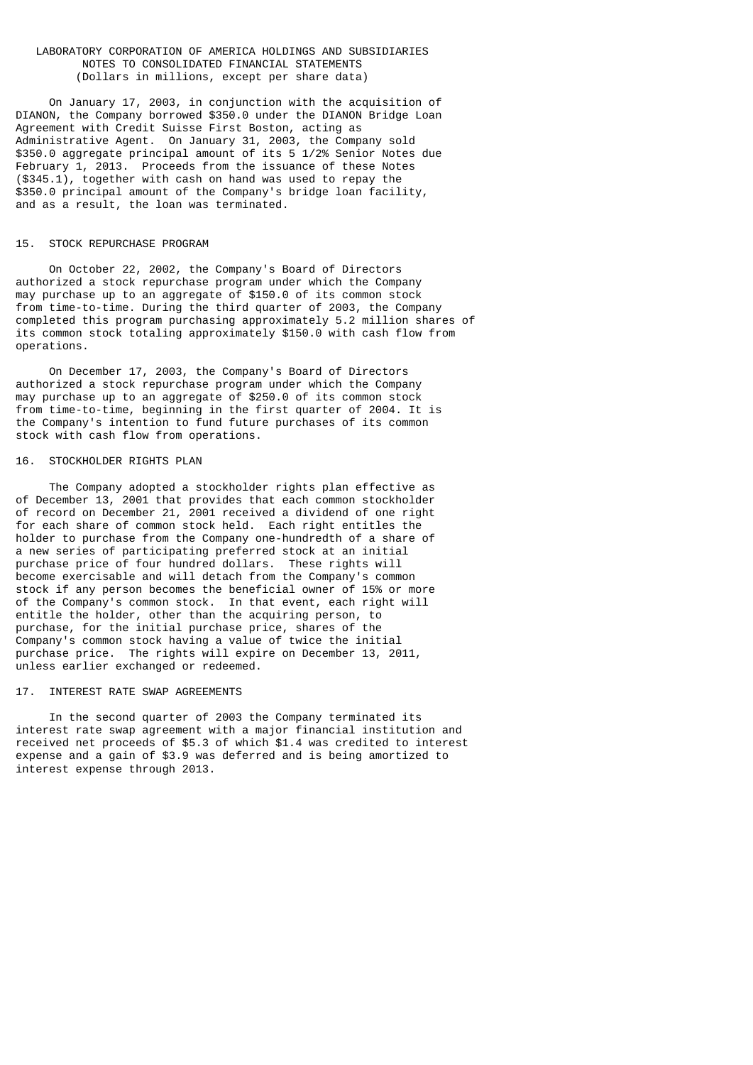LABORATORY CORPORATION OF AMERICA HOLDINGS AND SUBSIDIARIES
NOTES TO CONSOLIDATED FINANCIAL STATEMENTS
(Dollars in millions, except per share data)

On January 17, 2003, in conjunction with the acquisition of DIANON, the Company borrowed $350.0 under the DIANON Bridge Loan Agreement with Credit Suisse First Boston, acting as Administrative Agent. On January 31, 2003, the Company sold $350.0 aggregate principal amount of its 5 1/2% Senior Notes due February 1, 2013. Proceeds from the issuance of these Notes ($345.1), together with cash on hand was used to repay the $350.0 principal amount of the Company's bridge loan facility, and as a result, the loan was terminated.

## 15. STOCK REPURCHASE PROGRAM

On October 22, 2002, the Company's Board of Directors authorized a stock repurchase program under which the Company may purchase up to an aggregate of $150.0 of its common stock from time-to-time. During the third quarter of 2003, the Company completed this program purchasing approximately 5.2 million shares of its common stock totaling approximately $150.0 with cash flow from operations.

On December 17, 2003, the Company's Board of Directors authorized a stock repurchase program under which the Company may purchase up to an aggregate of $250.0 of its common stock from time-to-time, beginning in the first quarter of 2004. It is the Company's intention to fund future purchases of its common stock with cash flow from operations.

## 16. STOCKHOLDER RIGHTS PLAN

The Company adopted a stockholder rights plan effective as of December 13, 2001 that provides that each common stockholder of record on December 21, 2001 received a dividend of one right for each share of common stock held. Each right entitles the holder to purchase from the Company one-hundredth of a share of a new series of participating preferred stock at an initial purchase price of four hundred dollars. These rights will become exercisable and will detach from the Company's common stock if any person becomes the beneficial owner of 15% or more of the Company's common stock. In that event, each right will entitle the holder, other than the acquiring person, to purchase, for the initial purchase price, shares of the Company's common stock having a value of twice the initial purchase price. The rights will expire on December 13, 2011, unless earlier exchanged or redeemed.

## 17. INTEREST RATE SWAP AGREEMENTS

In the second quarter of 2003 the Company terminated its interest rate swap agreement with a major financial institution and received net proceeds of $5.3 of which $1.4 was credited to interest expense and a gain of $3.9 was deferred and is being amortized to interest expense through 2013.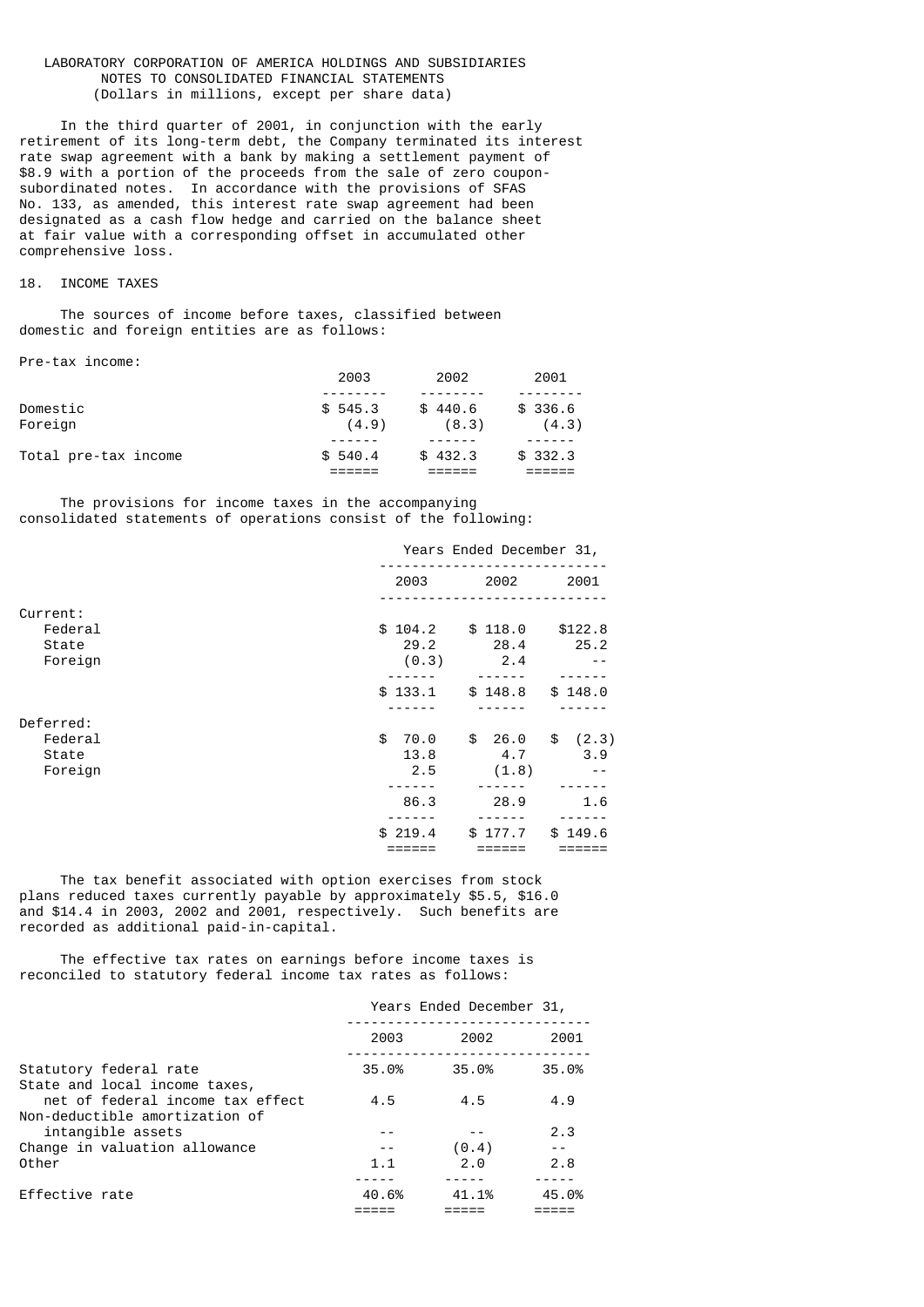LABORATORY CORPORATION OF AMERICA HOLDINGS AND SUBSIDIARIES
NOTES TO CONSOLIDATED FINANCIAL STATEMENTS
(Dollars in millions, except per share data)

In the third quarter of 2001, in conjunction with the early retirement of its long-term debt, the Company terminated its interest rate swap agreement with a bank by making a settlement payment of $8.9 with a portion of the proceeds from the sale of zero coupon-subordinated notes. In accordance with the provisions of SFAS No. 133, as amended, this interest rate swap agreement had been designated as a cash flow hedge and carried on the balance sheet at fair value with a corresponding offset in accumulated other comprehensive loss.

## 18. INCOME TAXES

The sources of income before taxes, classified between domestic and foreign entities are as follows:

Pre-tax income:

| | 2003 | 2002 | 2001 |
|---|---|---|---|
| Domestic | $ 545.3 | $ 440.6 | $ 336.6 |
| Foreign | (4.9) | (8.3) | (4.3) |
| Total pre-tax income | $ 540.4 | $ 432.3 | $ 332.3 |

The provisions for income taxes in the accompanying consolidated statements of operations consist of the following:

| | Years Ended December 31, | | |
|---|---|---|---|
| | 2003 | 2002 | 2001 |
| Current: | | | |
| Federal | $ 104.2 | $ 118.0 | $122.8 |
| State | 29.2 | 28.4 | 25.2 |
| Foreign | (0.3) | 2.4 | -- |
| | $ 133.1 | $ 148.8 | $ 148.0 |
| Deferred: | | | |
| Federal | $ 70.0 | $ 26.0 | $ (2.3) |
| State | 13.8 | 4.7 | 3.9 |
| Foreign | 2.5 | (1.8) | -- |
| | 86.3 | 28.9 | 1.6 |
| | $ 219.4 | $ 177.7 | $ 149.6 |

The tax benefit associated with option exercises from stock plans reduced taxes currently payable by approximately $5.5, $16.0 and $14.4 in 2003, 2002 and 2001, respectively. Such benefits are recorded as additional paid-in-capital.

The effective tax rates on earnings before income taxes is reconciled to statutory federal income tax rates as follows:

| | Years Ended December 31, | | |
|---|---|---|---|
| | 2003 | 2002 | 2001 |
| Statutory federal rate | 35.0% | 35.0% | 35.0% |
| State and local income taxes, net of federal income tax effect | 4.5 | 4.5 | 4.9 |
| Non-deductible amortization of intangible assets | -- | -- | 2.3 |
| Change in valuation allowance | -- | (0.4) | -- |
| Other | 1.1 | 2.0 | 2.8 |
| Effective rate | 40.6% | 41.1% | 45.0% |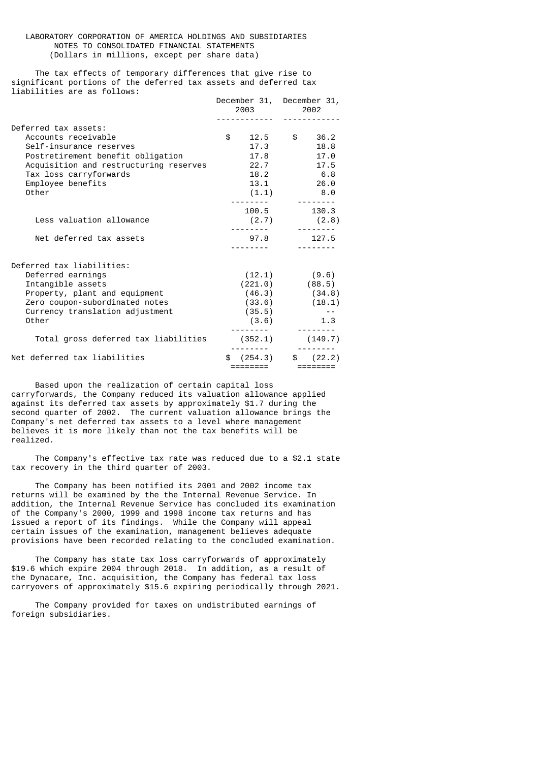LABORATORY CORPORATION OF AMERICA HOLDINGS AND SUBSIDIARIES
NOTES TO CONSOLIDATED FINANCIAL STATEMENTS
(Dollars in millions, except per share data)

The tax effects of temporary differences that give rise to significant portions of the deferred tax assets and deferred tax liabilities are as follows:

| | December 31, 2003 | December 31, 2002 |
|---|---|---|
| Deferred tax assets: | | |
| Accounts receivable | $ 12.5 | $ 36.2 |
| Self-insurance reserves | 17.3 | 18.8 |
| Postretirement benefit obligation | 17.8 | 17.0 |
| Acquisition and restructuring reserves | 22.7 | 17.5 |
| Tax loss carryforwards | 18.2 | 6.8 |
| Employee benefits | 13.1 | 26.0 |
| Other | (1.1) | 8.0 |
| | 100.5 | 130.3 |
| Less valuation allowance | (2.7) | (2.8) |
| Net deferred tax assets | 97.8 | 127.5 |
| Deferred tax liabilities: | | |
| Deferred earnings | (12.1) | (9.6) |
| Intangible assets | (221.0) | (88.5) |
| Property, plant and equipment | (46.3) | (34.8) |
| Zero coupon-subordinated notes | (33.6) | (18.1) |
| Currency translation adjustment | (35.5) | -- |
| Other | (3.6) | 1.3 |
| Total gross deferred tax liabilities | (352.1) | (149.7) |
| Net deferred tax liabilities | $ (254.3) | $ (22.2) |

Based upon the realization of certain capital loss carryforwards, the Company reduced its valuation allowance applied against its deferred tax assets by approximately $1.7 during the second quarter of 2002. The current valuation allowance brings the Company's net deferred tax assets to a level where management believes it is more likely than not the tax benefits will be realized.

The Company's effective tax rate was reduced due to a $2.1 state tax recovery in the third quarter of 2003.

The Company has been notified its 2001 and 2002 income tax returns will be examined by the the Internal Revenue Service. In addition, the Internal Revenue Service has concluded its examination of the Company's 2000, 1999 and 1998 income tax returns and has issued a report of its findings. While the Company will appeal certain issues of the examination, management believes adequate provisions have been recorded relating to the concluded examination.

The Company has state tax loss carryforwards of approximately $19.6 which expire 2004 through 2018. In addition, as a result of the Dynacare, Inc. acquisition, the Company has federal tax loss carryovers of approximately $15.6 expiring periodically through 2021.

The Company provided for taxes on undistributed earnings of foreign subsidiaries.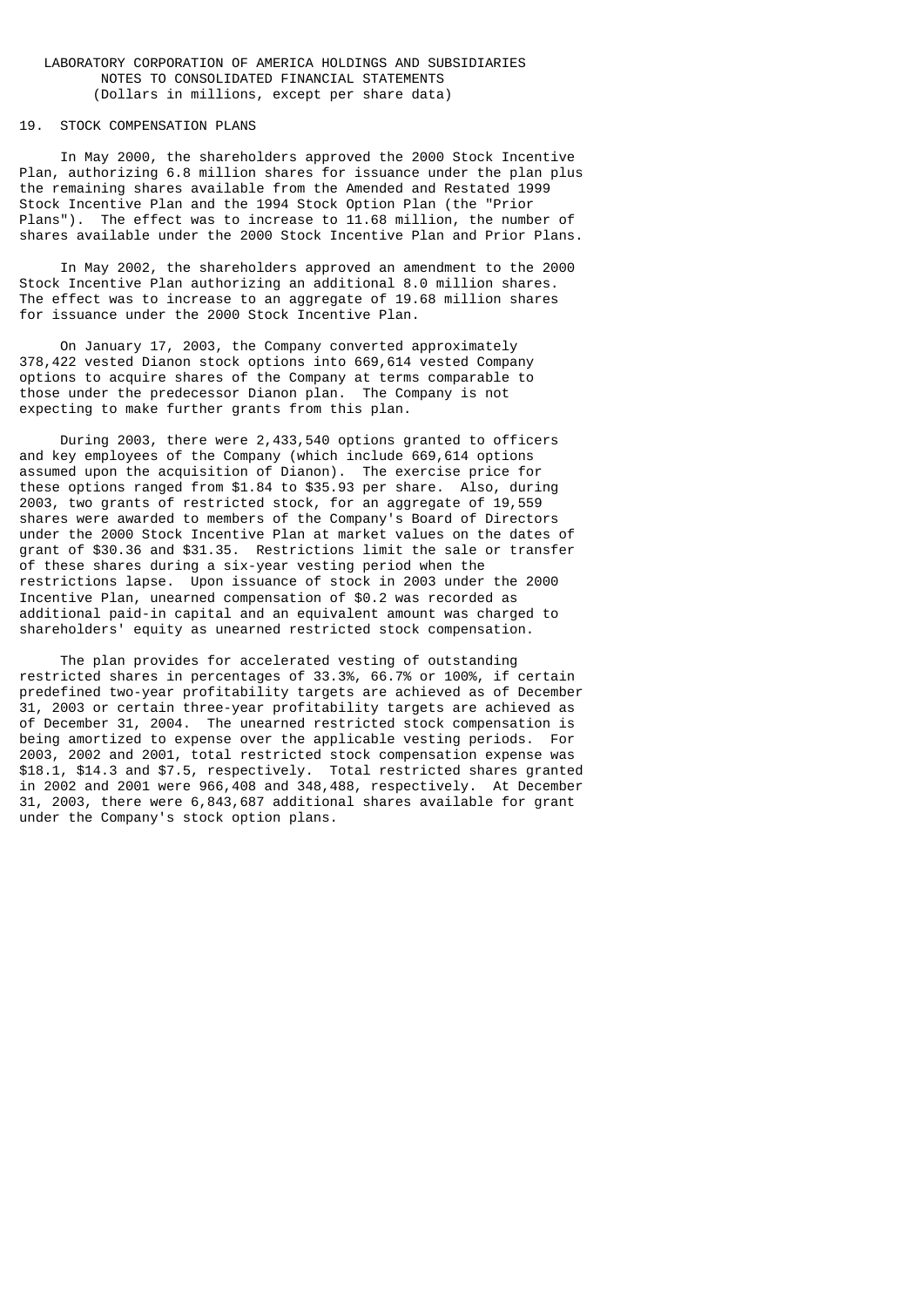LABORATORY CORPORATION OF AMERICA HOLDINGS AND SUBSIDIARIES
NOTES TO CONSOLIDATED FINANCIAL STATEMENTS
(Dollars in millions, except per share data)

## 19. STOCK COMPENSATION PLANS

In May 2000, the shareholders approved the 2000 Stock Incentive Plan, authorizing 6.8 million shares for issuance under the plan plus the remaining shares available from the Amended and Restated 1999 Stock Incentive Plan and the 1994 Stock Option Plan (the "Prior Plans"). The effect was to increase to 11.68 million, the number of shares available under the 2000 Stock Incentive Plan and Prior Plans.

In May 2002, the shareholders approved an amendment to the 2000 Stock Incentive Plan authorizing an additional 8.0 million shares. The effect was to increase to an aggregate of 19.68 million shares for issuance under the 2000 Stock Incentive Plan.

On January 17, 2003, the Company converted approximately 378,422 vested Dianon stock options into 669,614 vested Company options to acquire shares of the Company at terms comparable to those under the predecessor Dianon plan. The Company is not expecting to make further grants from this plan.

During 2003, there were 2,433,540 options granted to officers and key employees of the Company (which include 669,614 options assumed upon the acquisition of Dianon). The exercise price for these options ranged from $1.84 to $35.93 per share. Also, during 2003, two grants of restricted stock, for an aggregate of 19,559 shares were awarded to members of the Company's Board of Directors under the 2000 Stock Incentive Plan at market values on the dates of grant of $30.36 and $31.35. Restrictions limit the sale or transfer of these shares during a six-year vesting period when the restrictions lapse. Upon issuance of stock in 2003 under the 2000 Incentive Plan, unearned compensation of $0.2 was recorded as additional paid-in capital and an equivalent amount was charged to shareholders' equity as unearned restricted stock compensation.

The plan provides for accelerated vesting of outstanding restricted shares in percentages of 33.3%, 66.7% or 100%, if certain predefined two-year profitability targets are achieved as of December 31, 2003 or certain three-year profitability targets are achieved as of December 31, 2004. The unearned restricted stock compensation is being amortized to expense over the applicable vesting periods. For 2003, 2002 and 2001, total restricted stock compensation expense was $18.1, $14.3 and $7.5, respectively. Total restricted shares granted in 2002 and 2001 were 966,408 and 348,488, respectively. At December 31, 2003, there were 6,843,687 additional shares available for grant under the Company's stock option plans.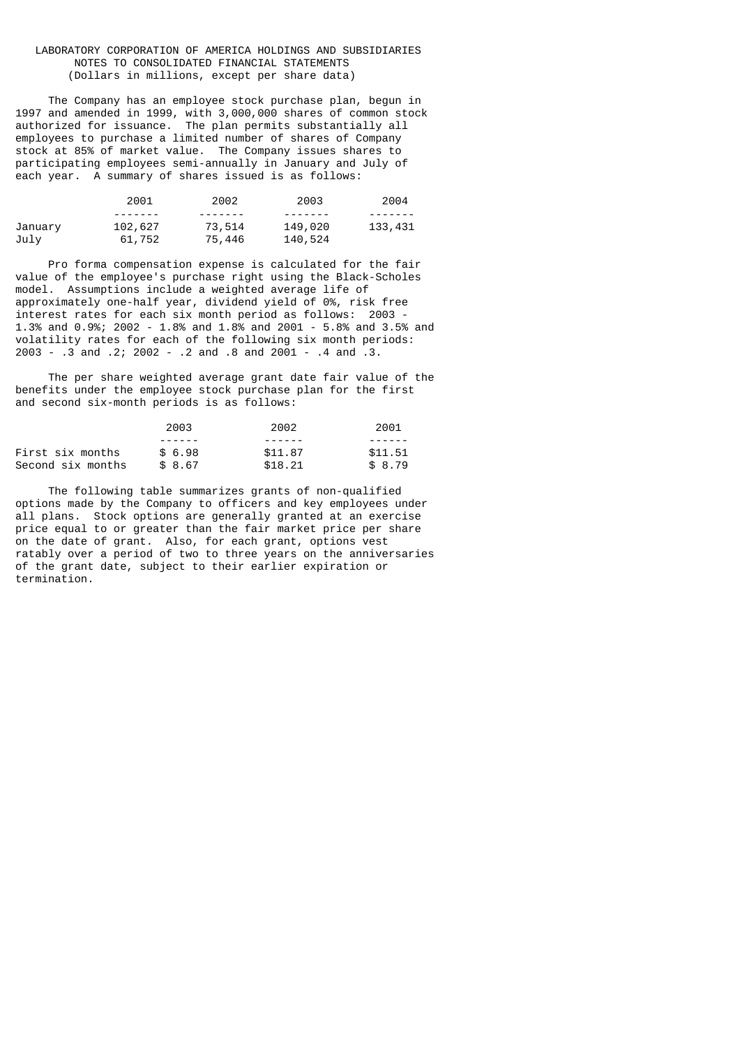LABORATORY CORPORATION OF AMERICA HOLDINGS AND SUBSIDIARIES
NOTES TO CONSOLIDATED FINANCIAL STATEMENTS
(Dollars in millions, except per share data)

The Company has an employee stock purchase plan, begun in 1997 and amended in 1999, with 3,000,000 shares of common stock authorized for issuance. The plan permits substantially all employees to purchase a limited number of shares of Company stock at 85% of market value. The Company issues shares to participating employees semi-annually in January and July of each year. A summary of shares issued is as follows:

| | 2001 | 2002 | 2003 | 2004 |
|---|---|---|---|---|
| January | 102,627 | 73,514 | 149,020 | 133,431 |
| July | 61,752 | 75,446 | 140,524 | |

Pro forma compensation expense is calculated for the fair value of the employee's purchase right using the Black-Scholes model. Assumptions include a weighted average life of approximately one-half year, dividend yield of 0%, risk free interest rates for each six month period as follows: 2003 - 1.3% and 0.9%; 2002 - 1.8% and 1.8% and 2001 - 5.8% and 3.5% and volatility rates for each of the following six month periods: 2003 - .3 and .2; 2002 - .2 and .8 and 2001 - .4 and .3.

The per share weighted average grant date fair value of the benefits under the employee stock purchase plan for the first and second six-month periods is as follows:

| | 2003 | 2002 | 2001 |
|---|---|---|---|
| First six months | \$ 6.98 | \$11.87 | \$11.51 |
| Second six months | \$ 8.67 | \$18.21 | \$ 8.79 |

The following table summarizes grants of non-qualified options made by the Company to officers and key employees under all plans. Stock options are generally granted at an exercise price equal to or greater than the fair market price per share on the date of grant. Also, for each grant, options vest ratably over a period of two to three years on the anniversaries of the grant date, subject to their earlier expiration or termination.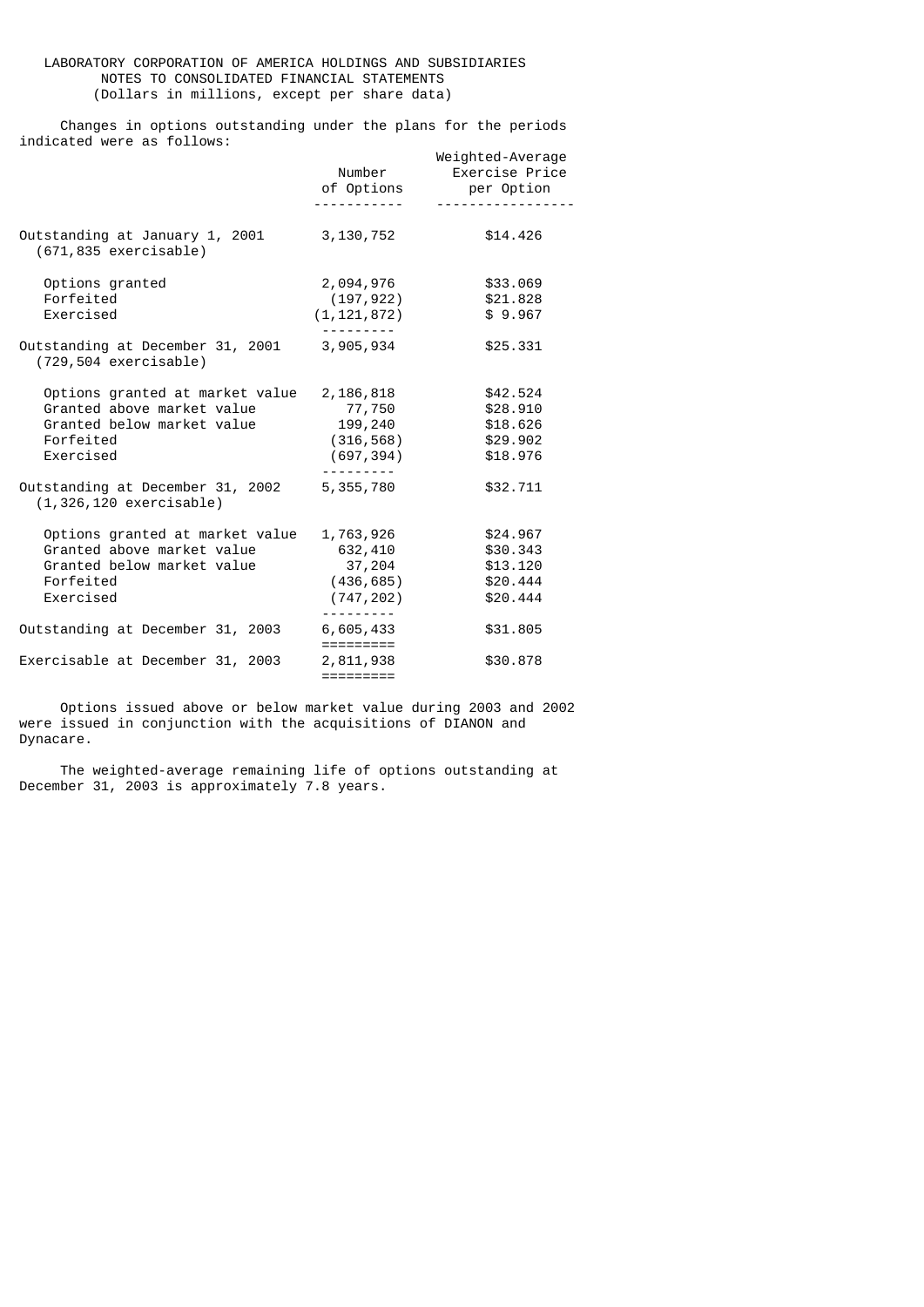LABORATORY CORPORATION OF AMERICA HOLDINGS AND SUBSIDIARIES
NOTES TO CONSOLIDATED FINANCIAL STATEMENTS
(Dollars in millions, except per share data)

Changes in options outstanding under the plans for the periods indicated were as follows:

| | Number of Options | Weighted-Average Exercise Price per Option |
|---|---|---|
| Outstanding at January 1, 2001 (671,835 exercisable) | 3,130,752 | $14.426 |
| Options granted | 2,094,976 | $33.069 |
| Forfeited | (197,922) | $21.828 |
| Exercised | (1,121,872) | $ 9.967 |
| Outstanding at December 31, 2001 (729,504 exercisable) | 3,905,934 | $25.331 |
| Options granted at market value | 2,186,818 | $42.524 |
| Granted above market value | 77,750 | $28.910 |
| Granted below market value | 199,240 | $18.626 |
| Forfeited | (316,568) | $29.902 |
| Exercised | (697,394) | $18.976 |
| Outstanding at December 31, 2002 (1,326,120 exercisable) | 5,355,780 | $32.711 |
| Options granted at market value | 1,763,926 | $24.967 |
| Granted above market value | 632,410 | $30.343 |
| Granted below market value | 37,204 | $13.120 |
| Forfeited | (436,685) | $20.444 |
| Exercised | (747,202) | $20.444 |
| Outstanding at December 31, 2003 | 6,605,433 | $31.805 |
| Exercisable at December 31, 2003 | 2,811,938 | $30.878 |

Options issued above or below market value during 2003 and 2002 were issued in conjunction with the acquisitions of DIANON and Dynacare.

The weighted-average remaining life of options outstanding at December 31, 2003 is approximately 7.8 years.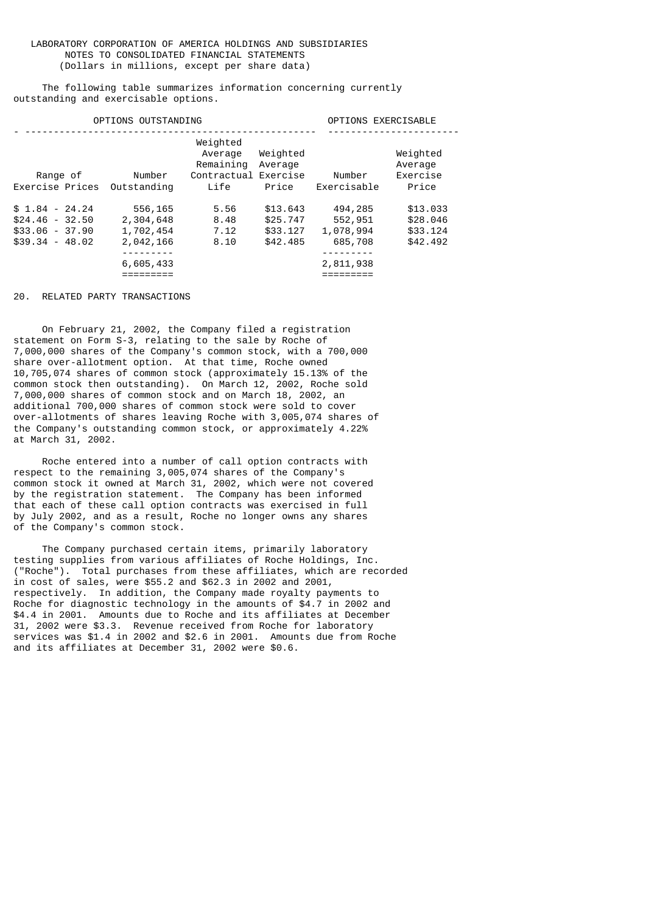LABORATORY CORPORATION OF AMERICA HOLDINGS AND SUBSIDIARIES
NOTES TO CONSOLIDATED FINANCIAL STATEMENTS
(Dollars in millions, except per share data)

The following table summarizes information concerning currently outstanding and exercisable options.

| OPTIONS OUTSTANDING | | | | OPTIONS EXERCISABLE | |
|---|---|---|---|---|---|
| Range of Exercise Prices | Number Outstanding | Weighted Average Remaining Contractual Life | Weighted Average Exercise Price | Number Exercisable | Weighted Average Exercise Price |
| $ 1.84 - 24.24 | 556,165 | 5.56 | $13.643 | 494,285 | $13.033 |
| $24.46 - 32.50 | 2,304,648 | 8.48 | $25.747 | 552,951 | $28.046 |
| $33.06 - 37.90 | 1,702,454 | 7.12 | $33.127 | 1,078,994 | $33.124 |
| $39.34 - 48.02 | 2,042,166 | 8.10 | $42.485 | 685,708 | $42.492 |
| | 6,605,433 | | | 2,811,938 | |

## 20. RELATED PARTY TRANSACTIONS

On February 21, 2002, the Company filed a registration statement on Form S-3, relating to the sale by Roche of 7,000,000 shares of the Company's common stock, with a 700,000 share over-allotment option. At that time, Roche owned 10,705,074 shares of common stock (approximately 15.13% of the common stock then outstanding). On March 12, 2002, Roche sold 7,000,000 shares of common stock and on March 18, 2002, an additional 700,000 shares of common stock were sold to cover over-allotments of shares leaving Roche with 3,005,074 shares of the Company's outstanding common stock, or approximately 4.22% at March 31, 2002.

Roche entered into a number of call option contracts with respect to the remaining 3,005,074 shares of the Company's common stock it owned at March 31, 2002, which were not covered by the registration statement. The Company has been informed that each of these call option contracts was exercised in full by July 2002, and as a result, Roche no longer owns any shares of the Company's common stock.

The Company purchased certain items, primarily laboratory testing supplies from various affiliates of Roche Holdings, Inc. ("Roche"). Total purchases from these affiliates, which are recorded in cost of sales, were $55.2 and $62.3 in 2002 and 2001, respectively. In addition, the Company made royalty payments to Roche for diagnostic technology in the amounts of $4.7 in 2002 and $4.4 in 2001. Amounts due to Roche and its affiliates at December 31, 2002 were $3.3. Revenue received from Roche for laboratory services was $1.4 in 2002 and $2.6 in 2001. Amounts due from Roche and its affiliates at December 31, 2002 were $0.6.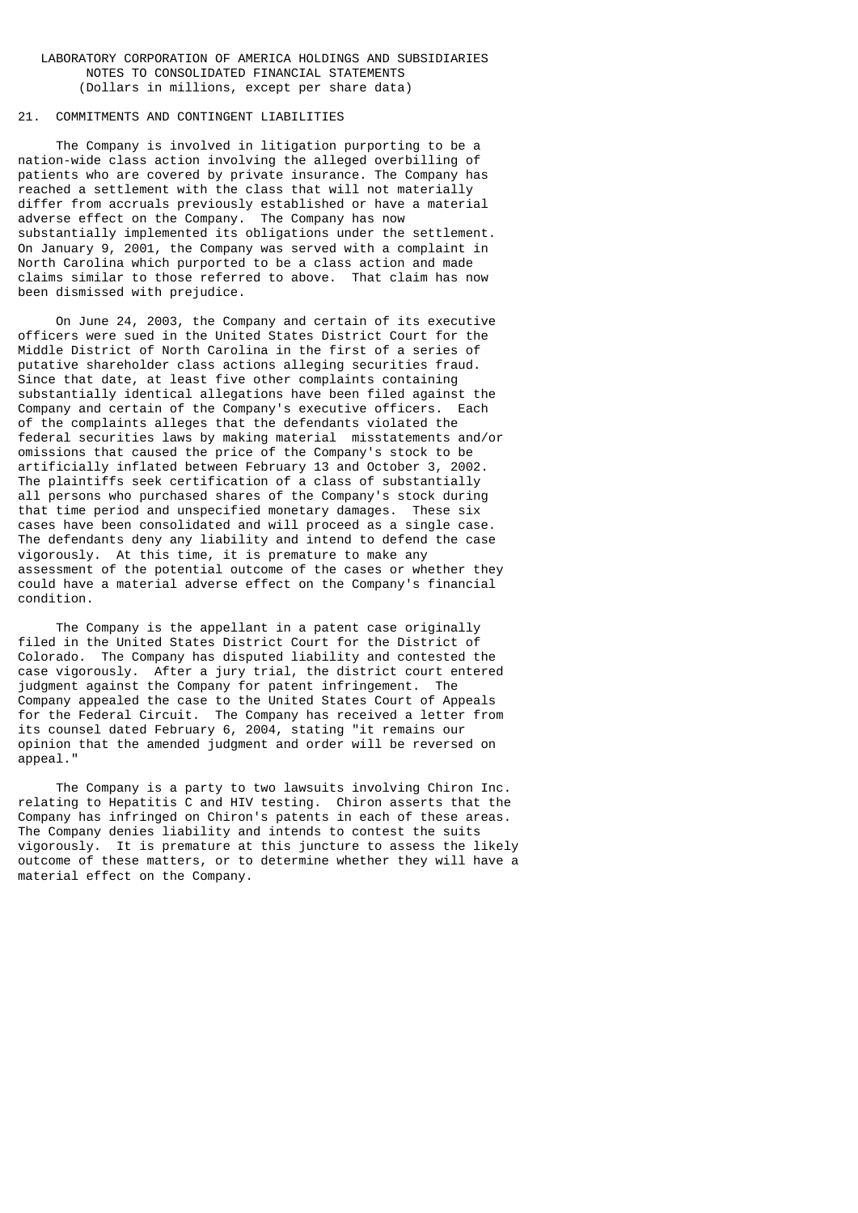LABORATORY CORPORATION OF AMERICA HOLDINGS AND SUBSIDIARIES
NOTES TO CONSOLIDATED FINANCIAL STATEMENTS
(Dollars in millions, except per share data)

## 21. COMMITMENTS AND CONTINGENT LIABILITIES

The Company is involved in litigation purporting to be a nation-wide class action involving the alleged overbilling of patients who are covered by private insurance. The Company has reached a settlement with the class that will not materially differ from accruals previously established or have a material adverse effect on the Company. The Company has now substantially implemented its obligations under the settlement. On January 9, 2001, the Company was served with a complaint in North Carolina which purported to be a class action and made claims similar to those referred to above. That claim has now been dismissed with prejudice.

On June 24, 2003, the Company and certain of its executive officers were sued in the United States District Court for the Middle District of North Carolina in the first of a series of putative shareholder class actions alleging securities fraud. Since that date, at least five other complaints containing substantially identical allegations have been filed against the Company and certain of the Company's executive officers. Each of the complaints alleges that the defendants violated the federal securities laws by making material misstatements and/or omissions that caused the price of the Company's stock to be artificially inflated between February 13 and October 3, 2002. The plaintiffs seek certification of a class of substantially all persons who purchased shares of the Company's stock during that time period and unspecified monetary damages. These six cases have been consolidated and will proceed as a single case. The defendants deny any liability and intend to defend the case vigorously. At this time, it is premature to make any assessment of the potential outcome of the cases or whether they could have a material adverse effect on the Company's financial condition.

The Company is the appellant in a patent case originally filed in the United States District Court for the District of Colorado. The Company has disputed liability and contested the case vigorously. After a jury trial, the district court entered judgment against the Company for patent infringement. The Company appealed the case to the United States Court of Appeals for the Federal Circuit. The Company has received a letter from its counsel dated February 6, 2004, stating "it remains our opinion that the amended judgment and order will be reversed on appeal."

The Company is a party to two lawsuits involving Chiron Inc. relating to Hepatitis C and HIV testing. Chiron asserts that the Company has infringed on Chiron's patents in each of these areas. The Company denies liability and intends to contest the suits vigorously. It is premature at this juncture to assess the likely outcome of these matters, or to determine whether they will have a material effect on the Company.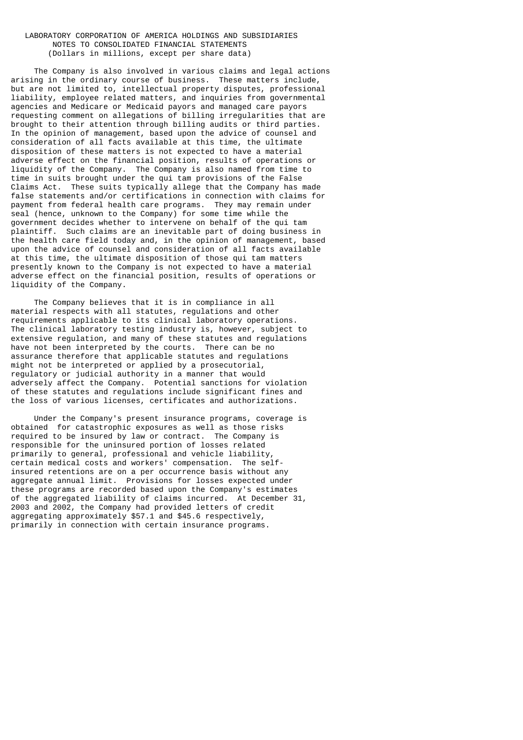The Company is also involved in various claims and legal actions arising in the ordinary course of business. These matters include, but are not limited to, intellectual property disputes, professional liability, employee related matters, and inquiries from governmental agencies and Medicare or Medicaid payors and managed care payors requesting comment on allegations of billing irregularities that are brought to their attention through billing audits or third parties. In the opinion of management, based upon the advice of counsel and consideration of all facts available at this time, the ultimate disposition of these matters is not expected to have a material adverse effect on the financial position, results of operations or liquidity of the Company. The Company is also named from time to time in suits brought under the qui tam provisions of the False Claims Act. These suits typically allege that the Company has made false statements and/or certifications in connection with claims for payment from federal health care programs. They may remain under seal (hence, unknown to the Company) for some time while the government decides whether to intervene on behalf of the qui tam plaintiff. Such claims are an inevitable part of doing business in the health care field today and, in the opinion of management, based upon the advice of counsel and consideration of all facts available at this time, the ultimate disposition of those qui tam matters presently known to the Company is not expected to have a material adverse effect on the financial position, results of operations or liquidity of the Company.

The Company believes that it is in compliance in all material respects with all statutes, regulations and other requirements applicable to its clinical laboratory operations. The clinical laboratory testing industry is, however, subject to extensive regulation, and many of these statutes and regulations have not been interpreted by the courts. There can be no assurance therefore that applicable statutes and regulations might not be interpreted or applied by a prosecutorial, regulatory or judicial authority in a manner that would adversely affect the Company. Potential sanctions for violation of these statutes and regulations include significant fines and the loss of various licenses, certificates and authorizations.

Under the Company's present insurance programs, coverage is obtained for catastrophic exposures as well as those risks required to be insured by law or contract. The Company is responsible for the uninsured portion of losses related primarily to general, professional and vehicle liability, certain medical costs and workers' compensation. The self-insured retentions are on a per occurrence basis without any aggregate annual limit. Provisions for losses expected under these programs are recorded based upon the Company's estimates of the aggregated liability of claims incurred. At December 31, 2003 and 2002, the Company had provided letters of credit aggregating approximately $57.1 and $45.6 respectively, primarily in connection with certain insurance programs.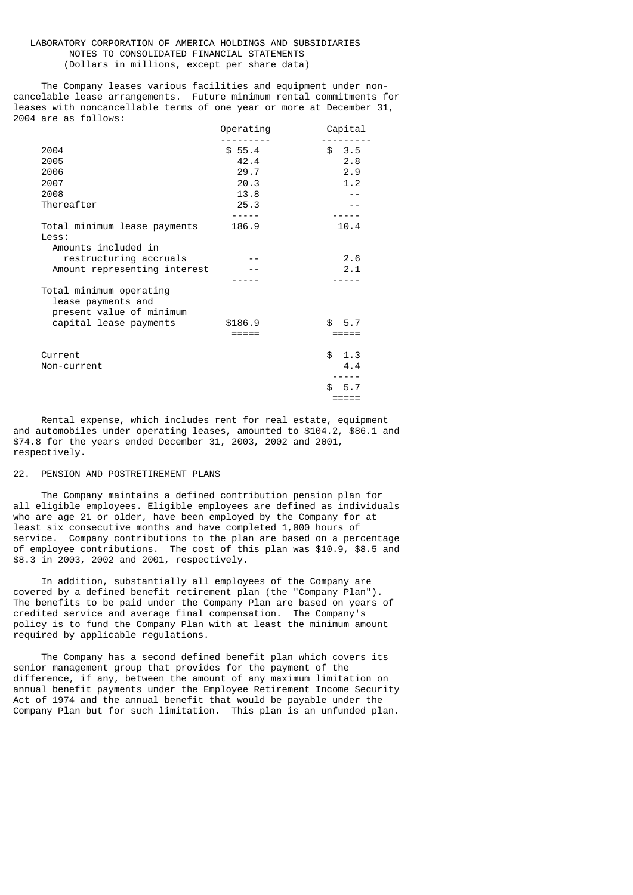LABORATORY CORPORATION OF AMERICA HOLDINGS AND SUBSIDIARIES
NOTES TO CONSOLIDATED FINANCIAL STATEMENTS
(Dollars in millions, except per share data)

The Company leases various facilities and equipment under non-cancelable lease arrangements. Future minimum rental commitments for leases with noncancellable terms of one year or more at December 31, 2004 are as follows:

| | Operating | Capital |
|---|---|---|
| 2004 | $ 55.4 | $ 3.5 |
| 2005 | 42.4 | 2.8 |
| 2006 | 29.7 | 2.9 |
| 2007 | 20.3 | 1.2 |
| 2008 | 13.8 | -- |
| Thereafter | 25.3 | -- |
| Total minimum lease payments | 186.9 | 10.4 |
| Less: | | |
| Amounts included in restructuring accruals | -- | 2.6 |
| Amount representing interest | -- | 2.1 |
| Total minimum operating lease payments and present value of minimum capital lease payments | $186.9 | $ 5.7 |
| Current | | $ 1.3 |
| Non-current | | 4.4 |
| | | $ 5.7 |

Rental expense, which includes rent for real estate, equipment and automobiles under operating leases, amounted to $104.2, $86.1 and $74.8 for the years ended December 31, 2003, 2002 and 2001, respectively.

## 22. PENSION AND POSTRETIREMENT PLANS

The Company maintains a defined contribution pension plan for all eligible employees. Eligible employees are defined as individuals who are age 21 or older, have been employed by the Company for at least six consecutive months and have completed 1,000 hours of service. Company contributions to the plan are based on a percentage of employee contributions. The cost of this plan was $10.9, $8.5 and $8.3 in 2003, 2002 and 2001, respectively.

In addition, substantially all employees of the Company are covered by a defined benefit retirement plan (the "Company Plan"). The benefits to be paid under the Company Plan are based on years of credited service and average final compensation. The Company's policy is to fund the Company Plan with at least the minimum amount required by applicable regulations.

The Company has a second defined benefit plan which covers its senior management group that provides for the payment of the difference, if any, between the amount of any maximum limitation on annual benefit payments under the Employee Retirement Income Security Act of 1974 and the annual benefit that would be payable under the Company Plan but for such limitation. This plan is an unfunded plan.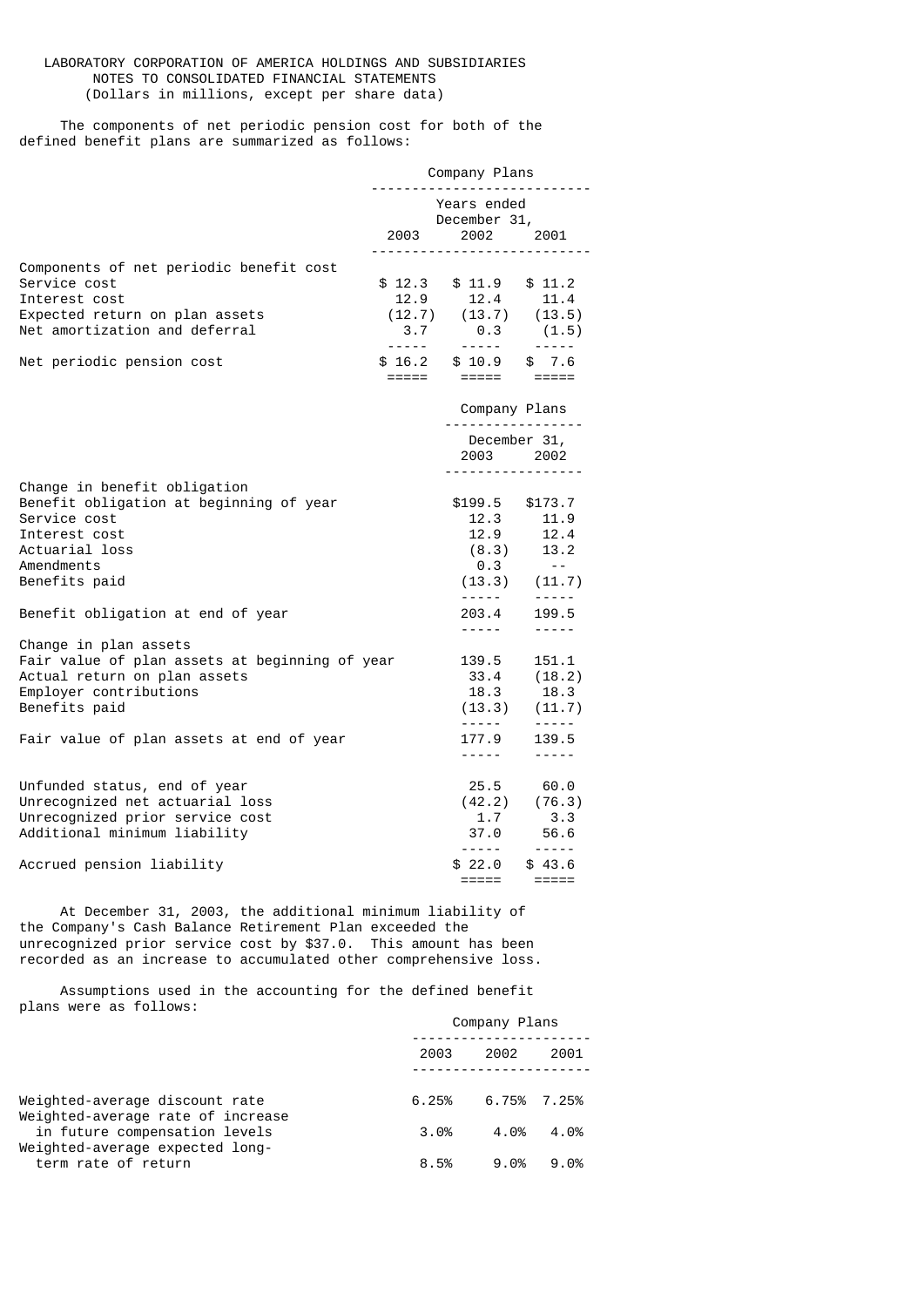LABORATORY CORPORATION OF AMERICA HOLDINGS AND SUBSIDIARIES
NOTES TO CONSOLIDATED FINANCIAL STATEMENTS
(Dollars in millions, except per share data)

The components of net periodic pension cost for both of the defined benefit plans are summarized as follows:

| | Company Plans | | |
|---|---|---|---|
| | Years ended December 31, | | |
| | 2003 | 2002 | 2001 |
| Components of net periodic benefit cost | | | |
| Service cost | $ 12.3 | $ 11.9 | $ 11.2 |
| Interest cost | 12.9 | 12.4 | 11.4 |
| Expected return on plan assets | (12.7) | (13.7) | (13.5) |
| Net amortization and deferral | 3.7 | 0.3 | (1.5) |
| Net periodic pension cost | $ 16.2 | $ 10.9 | $ 7.6 |

| | Company Plans | |
|---|---|---|
| | December 31, | |
| | 2003 | 2002 |
| Change in benefit obligation | | |
| Benefit obligation at beginning of year | $199.5 | $173.7 |
| Service cost | 12.3 | 11.9 |
| Interest cost | 12.9 | 12.4 |
| Actuarial loss | (8.3) | 13.2 |
| Amendments | 0.3 | -- |
| Benefits paid | (13.3) | (11.7) |
| Benefit obligation at end of year | 203.4 | 199.5 |
| Change in plan assets | | |
| Fair value of plan assets at beginning of year | 139.5 | 151.1 |
| Actual return on plan assets | 33.4 | (18.2) |
| Employer contributions | 18.3 | 18.3 |
| Benefits paid | (13.3) | (11.7) |
| Fair value of plan assets at end of year | 177.9 | 139.5 |
| Unfunded status, end of year | 25.5 | 60.0 |
| Unrecognized net actuarial loss | (42.2) | (76.3) |
| Unrecognized prior service cost | 1.7 | 3.3 |
| Additional minimum liability | 37.0 | 56.6 |
| Accrued pension liability | $ 22.0 | $ 43.6 |

At December 31, 2003, the additional minimum liability of the Company's Cash Balance Retirement Plan exceeded the unrecognized prior service cost by $37.0. This amount has been recorded as an increase to accumulated other comprehensive loss.

Assumptions used in the accounting for the defined benefit plans were as follows:

| | Company Plans | | |
|---|---|---|---|
| | 2003 | 2002 | 2001 |
| Weighted-average discount rate | 6.25% | 6.75% | 7.25% |
| Weighted-average rate of increase in future compensation levels | 3.0% | 4.0% | 4.0% |
| Weighted-average expected long-term rate of return | 8.5% | 9.0% | 9.0% |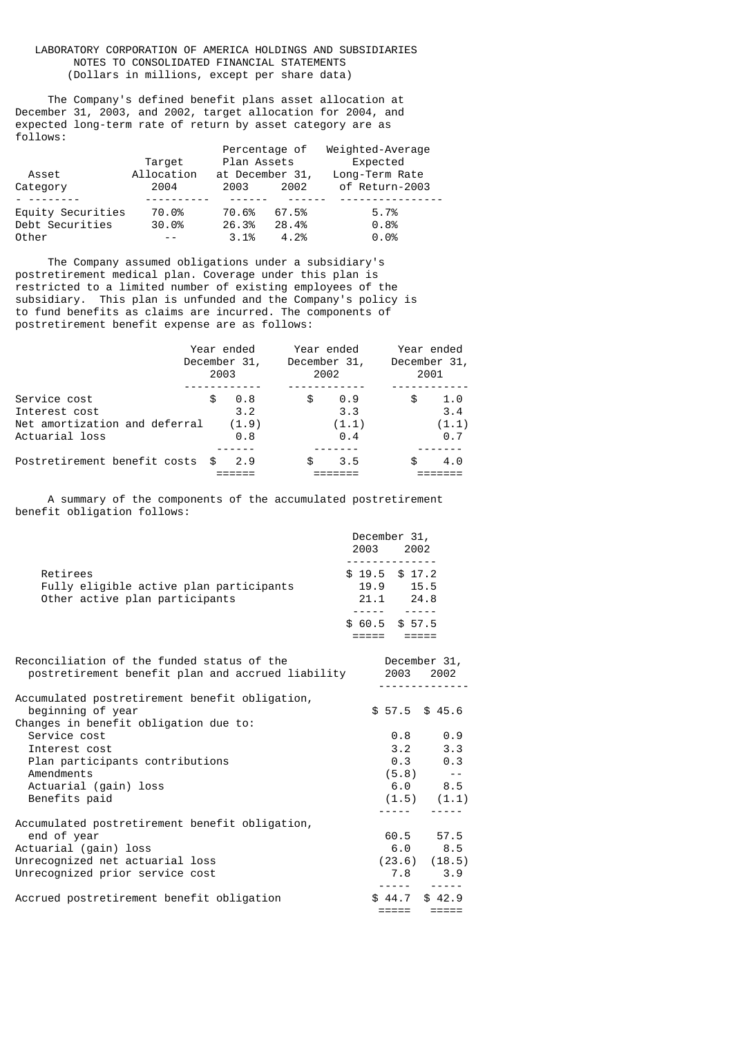LABORATORY CORPORATION OF AMERICA HOLDINGS AND SUBSIDIARIES
NOTES TO CONSOLIDATED FINANCIAL STATEMENTS
(Dollars in millions, except per share data)

The Company's defined benefit plans asset allocation at December 31, 2003, and 2002, target allocation for 2004, and expected long-term rate of return by asset category are as follows:

| Asset Category | Target Allocation 2004 | Percentage of Plan Assets at December 31, 2003 | 2002 | Weighted-Average Expected Long-Term Rate of Return-2003 |
|---|---|---|---|---|
| Equity Securities | 70.0% | 70.6% | 67.5% | 5.7% |
| Debt Securities | 30.0% | 26.3% | 28.4% | 0.8% |
| Other | -- | 3.1% | 4.2% | 0.0% |

The Company assumed obligations under a subsidiary's postretirement medical plan. Coverage under this plan is restricted to a limited number of existing employees of the subsidiary. This plan is unfunded and the Company's policy is to fund benefits as claims are incurred. The components of postretirement benefit expense are as follows:

| | Year ended December 31, 2003 | Year ended December 31, 2002 | Year ended December 31, 2001 |
|---|---|---|---|
| Service cost | $ 0.8 | $ 0.9 | $ 1.0 |
| Interest cost | 3.2 | 3.3 | 3.4 |
| Net amortization and deferral | (1.9) | (1.1) | (1.1) |
| Actuarial loss | 0.8 | 0.4 | 0.7 |
| Postretirement benefit costs | $ 2.9 | $ 3.5 | $ 4.0 |

A summary of the components of the accumulated postretirement benefit obligation follows:

| | December 31, 2003 | 2002 |
|---|---|---|
| Retirees | $ 19.5 | $ 17.2 |
| Fully eligible active plan participants | 19.9 | 15.5 |
| Other active plan participants | 21.1 | 24.8 |
| | $ 60.5 | $ 57.5 |

| Reconciliation of the funded status of the postretirement benefit plan and accrued liability | December 31, 2003 | 2002 |
|---|---|---|
| Accumulated postretirement benefit obligation, beginning of year | $ 57.5 | $ 45.6 |
| Changes in benefit obligation due to: | | |
| Service cost | 0.8 | 0.9 |
| Interest cost | 3.2 | 3.3 |
| Plan participants contributions | 0.3 | 0.3 |
| Amendments | (5.8) | -- |
| Actuarial (gain) loss | 6.0 | 8.5 |
| Benefits paid | (1.5) | (1.1) |
| Accumulated postretirement benefit obligation, end of year | 60.5 | 57.5 |
| Actuarial (gain) loss | 6.0 | 8.5 |
| Unrecognized net actuarial loss | (23.6) | (18.5) |
| Unrecognized prior service cost | 7.8 | 3.9 |
| Accrued postretirement benefit obligation | $ 44.7 | $ 42.9 |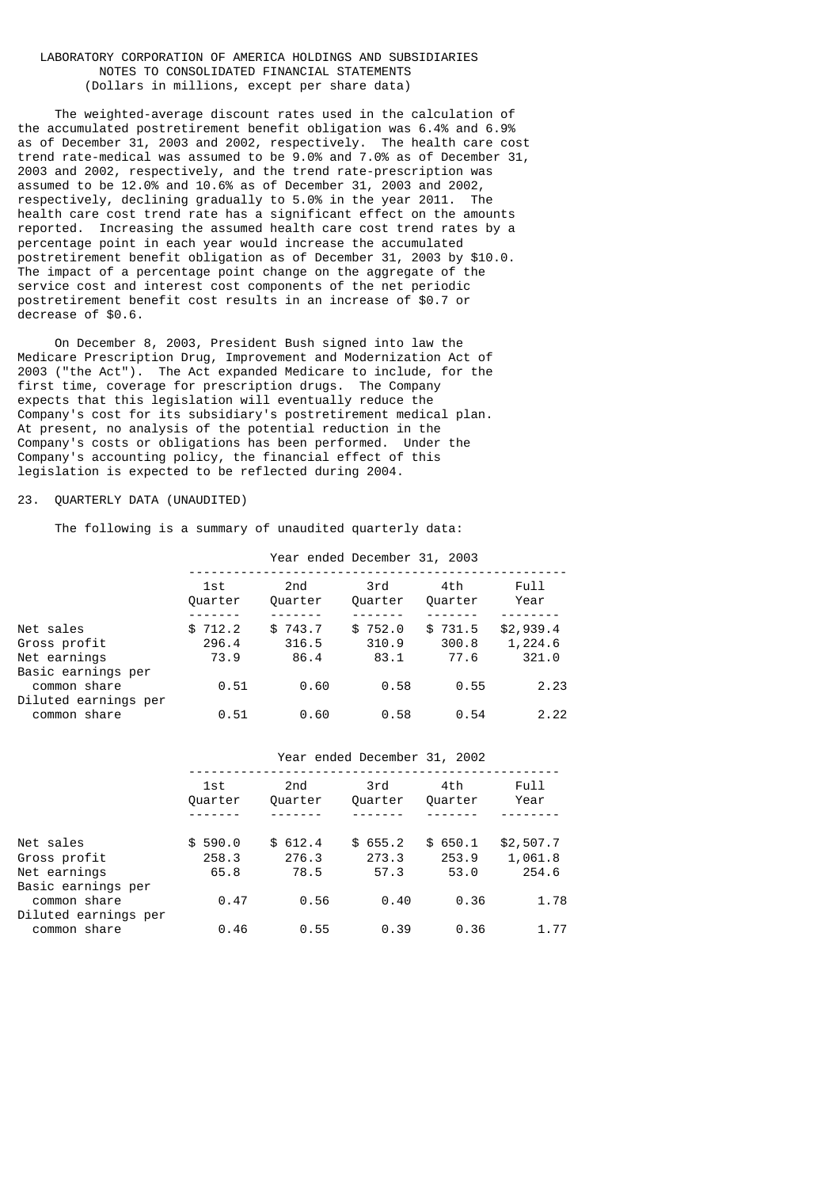The weighted-average discount rates used in the calculation of the accumulated postretirement benefit obligation was 6.4% and 6.9% as of December 31, 2003 and 2002, respectively. The health care cost trend rate-medical was assumed to be 9.0% and 7.0% as of December 31, 2003 and 2002, respectively, and the trend rate-prescription was assumed to be 12.0% and 10.6% as of December 31, 2003 and 2002, respectively, declining gradually to 5.0% in the year 2011. The health care cost trend rate has a significant effect on the amounts reported. Increasing the assumed health care cost trend rates by a percentage point in each year would increase the accumulated postretirement benefit obligation as of December 31, 2003 by $10.0. The impact of a percentage point change on the aggregate of the service cost and interest cost components of the net periodic postretirement benefit cost results in an increase of $0.7 or decrease of $0.6.

On December 8, 2003, President Bush signed into law the Medicare Prescription Drug, Improvement and Modernization Act of 2003 ("the Act"). The Act expanded Medicare to include, for the first time, coverage for prescription drugs. The Company expects that this legislation will eventually reduce the Company's cost for its subsidiary's postretirement medical plan. At present, no analysis of the potential reduction in the Company's costs or obligations has been performed. Under the Company's accounting policy, the financial effect of this legislation is expected to be reflected during 2004.

## 23. QUARTERLY DATA (UNAUDITED)

The following is a summary of unaudited quarterly data:

| | Year ended December 31, 2003 | | | | |
|---|---|---|---|---|---|
| | 1st Quarter | 2nd Quarter | 3rd Quarter | 4th Quarter | Full Year |
| Net sales | $ 712.2 | $ 743.7 | $ 752.0 | $ 731.5 | $2,939.4 |
| Gross profit | 296.4 | 316.5 | 310.9 | 300.8 | 1,224.6 |
| Net earnings | 73.9 | 86.4 | 83.1 | 77.6 | 321.0 |
| Basic earnings per common share | 0.51 | 0.60 | 0.58 | 0.55 | 2.23 |
| Diluted earnings per common share | 0.51 | 0.60 | 0.58 | 0.54 | 2.22 |

| | Year ended December 31, 2002 | | | | |
|---|---|---|---|---|---|
| | 1st Quarter | 2nd Quarter | 3rd Quarter | 4th Quarter | Full Year |
| Net sales | $ 590.0 | $ 612.4 | $ 655.2 | $ 650.1 | $2,507.7 |
| Gross profit | 258.3 | 276.3 | 273.3 | 253.9 | 1,061.8 |
| Net earnings | 65.8 | 78.5 | 57.3 | 53.0 | 254.6 |
| Basic earnings per common share | 0.47 | 0.56 | 0.40 | 0.36 | 1.78 |
| Diluted earnings per common share | 0.46 | 0.55 | 0.39 | 0.36 | 1.77 |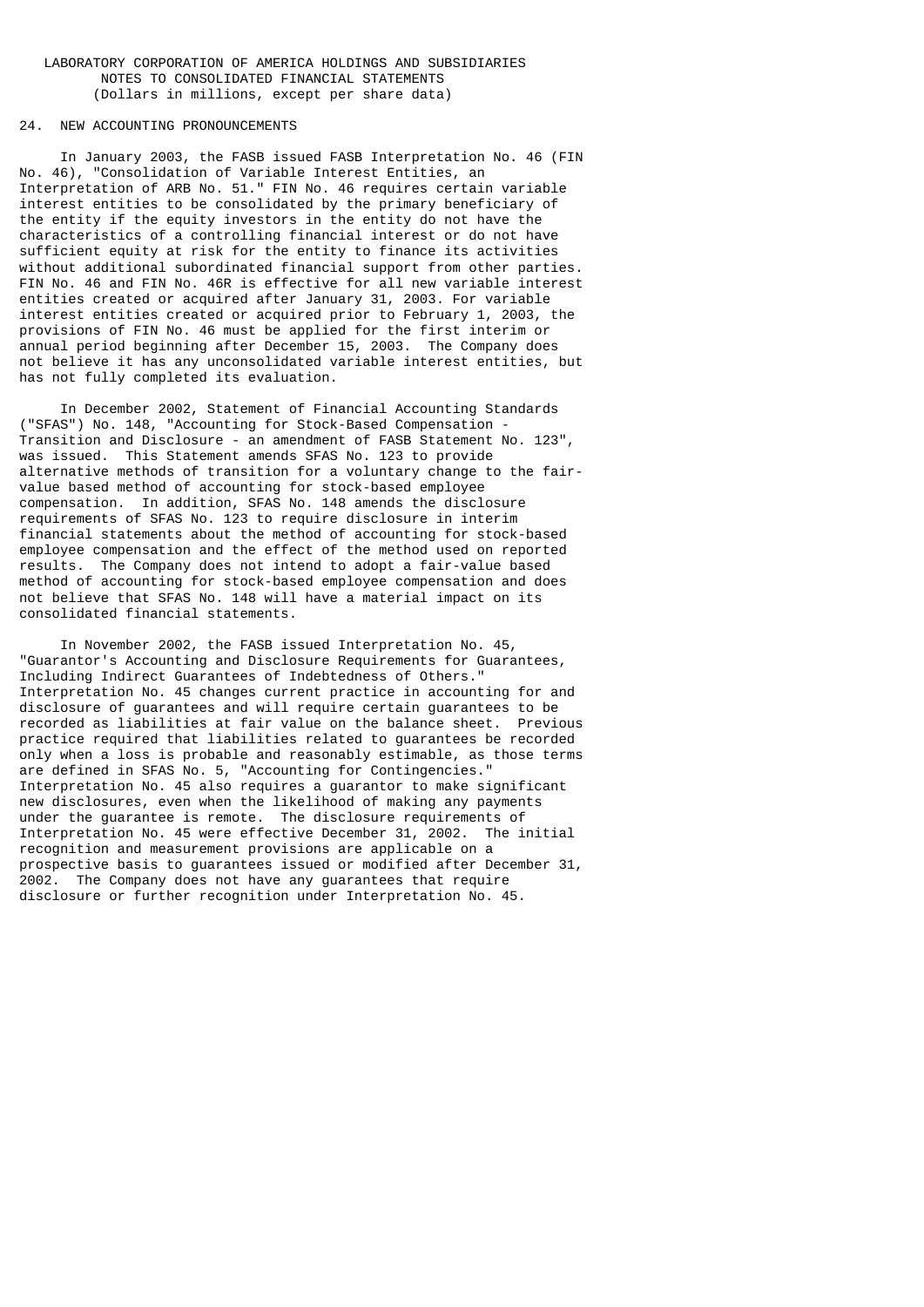## 24. NEW ACCOUNTING PRONOUNCEMENTS

In January 2003, the FASB issued FASB Interpretation No. 46 (FIN No. 46), "Consolidation of Variable Interest Entities, an Interpretation of ARB No. 51." FIN No. 46 requires certain variable interest entities to be consolidated by the primary beneficiary of the entity if the equity investors in the entity do not have the characteristics of a controlling financial interest or do not have sufficient equity at risk for the entity to finance its activities without additional subordinated financial support from other parties. FIN No. 46 and FIN No. 46R is effective for all new variable interest entities created or acquired after January 31, 2003. For variable interest entities created or acquired prior to February 1, 2003, the provisions of FIN No. 46 must be applied for the first interim or annual period beginning after December 15, 2003. The Company does not believe it has any unconsolidated variable interest entities, but has not fully completed its evaluation.

In December 2002, Statement of Financial Accounting Standards ("SFAS") No. 148, "Accounting for Stock-Based Compensation - Transition and Disclosure - an amendment of FASB Statement No. 123", was issued. This Statement amends SFAS No. 123 to provide alternative methods of transition for a voluntary change to the fair-value based method of accounting for stock-based employee compensation. In addition, SFAS No. 148 amends the disclosure requirements of SFAS No. 123 to require disclosure in interim financial statements about the method of accounting for stock-based employee compensation and the effect of the method used on reported results. The Company does not intend to adopt a fair-value based method of accounting for stock-based employee compensation and does not believe that SFAS No. 148 will have a material impact on its consolidated financial statements.

In November 2002, the FASB issued Interpretation No. 45, "Guarantor's Accounting and Disclosure Requirements for Guarantees, Including Indirect Guarantees of Indebtedness of Others." Interpretation No. 45 changes current practice in accounting for and disclosure of guarantees and will require certain guarantees to be recorded as liabilities at fair value on the balance sheet. Previous practice required that liabilities related to guarantees be recorded only when a loss is probable and reasonably estimable, as those terms are defined in SFAS No. 5, "Accounting for Contingencies." Interpretation No. 45 also requires a guarantor to make significant new disclosures, even when the likelihood of making any payments under the guarantee is remote. The disclosure requirements of Interpretation No. 45 were effective December 31, 2002. The initial recognition and measurement provisions are applicable on a prospective basis to guarantees issued or modified after December 31, 2002. The Company does not have any guarantees that require disclosure or further recognition under Interpretation No. 45.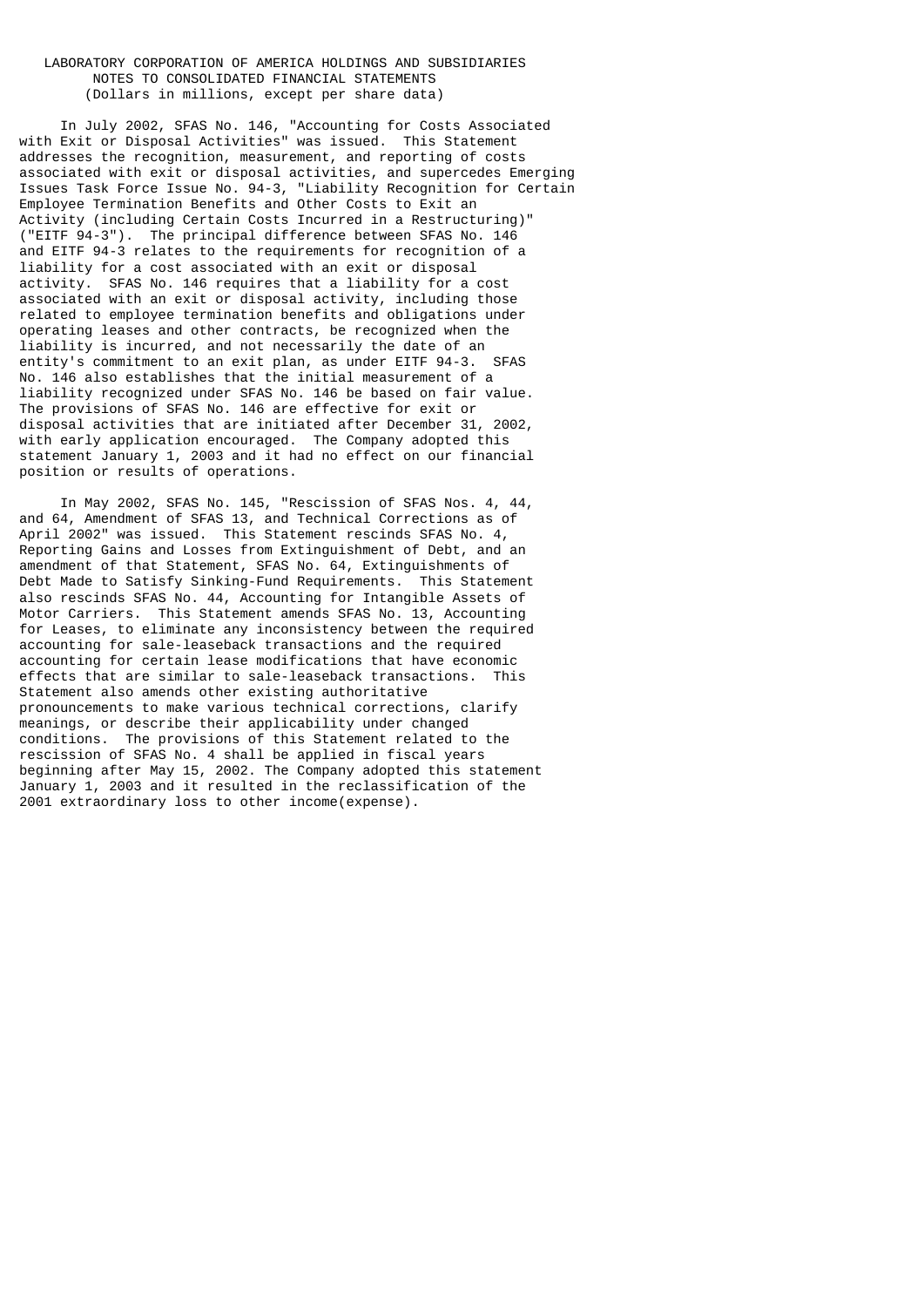LABORATORY CORPORATION OF AMERICA HOLDINGS AND SUBSIDIARIES
NOTES TO CONSOLIDATED FINANCIAL STATEMENTS
(Dollars in millions, except per share data)

In July 2002, SFAS No. 146, "Accounting for Costs Associated with Exit or Disposal Activities" was issued. This Statement addresses the recognition, measurement, and reporting of costs associated with exit or disposal activities, and supercedes Emerging Issues Task Force Issue No. 94-3, "Liability Recognition for Certain Employee Termination Benefits and Other Costs to Exit an Activity (including Certain Costs Incurred in a Restructuring)" ("EITF 94-3"). The principal difference between SFAS No. 146 and EITF 94-3 relates to the requirements for recognition of a liability for a cost associated with an exit or disposal activity. SFAS No. 146 requires that a liability for a cost associated with an exit or disposal activity, including those related to employee termination benefits and obligations under operating leases and other contracts, be recognized when the liability is incurred, and not necessarily the date of an entity's commitment to an exit plan, as under EITF 94-3. SFAS No. 146 also establishes that the initial measurement of a liability recognized under SFAS No. 146 be based on fair value. The provisions of SFAS No. 146 are effective for exit or disposal activities that are initiated after December 31, 2002, with early application encouraged. The Company adopted this statement January 1, 2003 and it had no effect on our financial position or results of operations.

In May 2002, SFAS No. 145, "Rescission of SFAS Nos. 4, 44, and 64, Amendment of SFAS 13, and Technical Corrections as of April 2002" was issued. This Statement rescinds SFAS No. 4, Reporting Gains and Losses from Extinguishment of Debt, and an amendment of that Statement, SFAS No. 64, Extinguishments of Debt Made to Satisfy Sinking-Fund Requirements. This Statement also rescinds SFAS No. 44, Accounting for Intangible Assets of Motor Carriers. This Statement amends SFAS No. 13, Accounting for Leases, to eliminate any inconsistency between the required accounting for sale-leaseback transactions and the required accounting for certain lease modifications that have economic effects that are similar to sale-leaseback transactions. This Statement also amends other existing authoritative pronouncements to make various technical corrections, clarify meanings, or describe their applicability under changed conditions. The provisions of this Statement related to the rescission of SFAS No. 4 shall be applied in fiscal years beginning after May 15, 2002. The Company adopted this statement January 1, 2003 and it resulted in the reclassification of the 2001 extraordinary loss to other income(expense).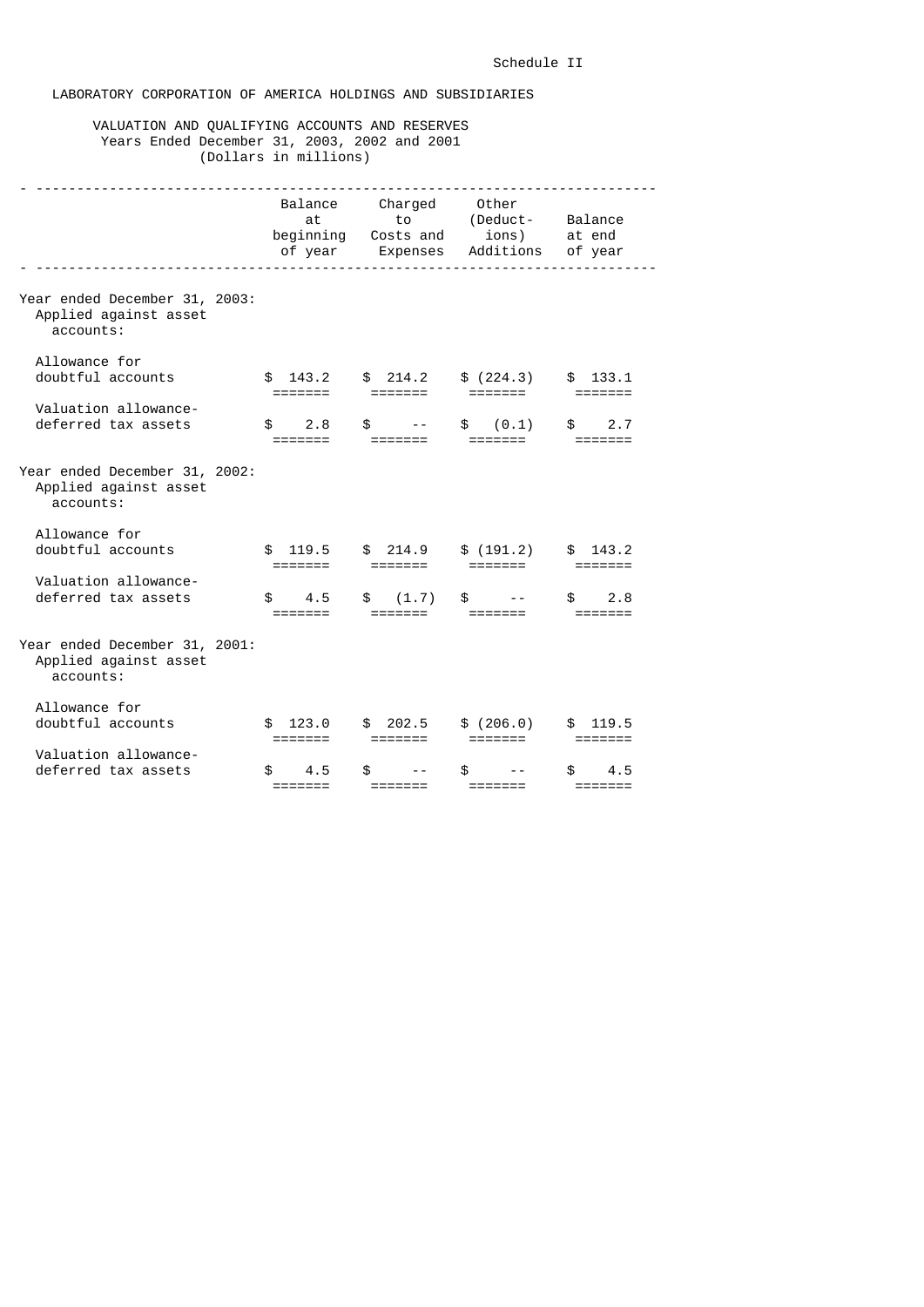Schedule II

LABORATORY CORPORATION OF AMERICA HOLDINGS AND SUBSIDIARIES

VALUATION AND QUALIFYING ACCOUNTS AND RESERVES
Years Ended December 31, 2003, 2002 and 2001
(Dollars in millions)

| | Balance at beginning of year | Charged to Costs and Expenses | Other (Deductions) Additions | Balance at end of year |
|---|---|---|---|---|
| Year ended December 31, 2003: | | | | |
| Applied against asset accounts: | | | | |
| Allowance for doubtful accounts | $ 143.2 | $ 214.2 | $ (224.3) | $ 133.1 |
| Valuation allowance-deferred tax assets | $ 2.8 | $ -- | $ (0.1) | $ 2.7 |
| Year ended December 31, 2002: | | | | |
| Applied against asset accounts: | | | | |
| Allowance for doubtful accounts | $ 119.5 | $ 214.9 | $ (191.2) | $ 143.2 |
| Valuation allowance-deferred tax assets | $ 4.5 | $ (1.7) | $ -- | $ 2.8 |
| Year ended December 31, 2001: | | | | |
| Applied against asset accounts: | | | | |
| Allowance for doubtful accounts | $ 123.0 | $ 202.5 | $ (206.0) | $ 119.5 |
| Valuation allowance-deferred tax assets | $ 4.5 | $ -- | $ -- | $ 4.5 |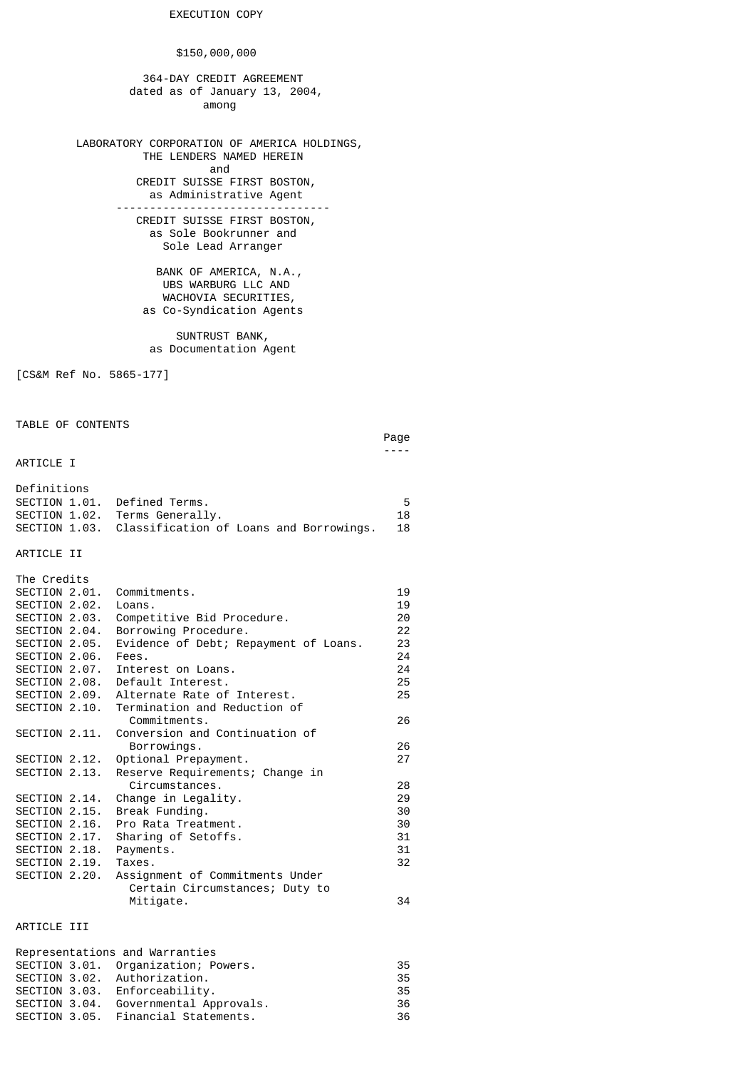EXECUTION COPY

$150,000,000

364-DAY CREDIT AGREEMENT
dated as of January 13, 2004,
among

LABORATORY CORPORATION OF AMERICA HOLDINGS,
THE LENDERS NAMED HEREIN
and
CREDIT SUISSE FIRST BOSTON,
as Administrative Agent

---

CREDIT SUISSE FIRST BOSTON,
as Sole Bookrunner and
Sole Lead Arranger

BANK OF AMERICA, N.A.,
UBS WARBURG LLC AND
WACHOVIA SECURITIES,
as Co-Syndication Agents

SUNTRUST BANK,
as Documentation Agent

[CS&M Ref No. 5865-177]

TABLE OF CONTENTS

| | | Page |
|---|---|---|
| **ARTICLE I** | | |
| Definitions | | |
| SECTION 1.01. | Defined Terms. | 5 |
| SECTION 1.02. | Terms Generally. | 18 |
| SECTION 1.03. | Classification of Loans and Borrowings. | 18 |
| **ARTICLE II** | | |
| The Credits | | |
| SECTION 2.01. | Commitments. | 19 |
| SECTION 2.02. | Loans. | 19 |
| SECTION 2.03. | Competitive Bid Procedure. | 20 |
| SECTION 2.04. | Borrowing Procedure. | 22 |
| SECTION 2.05. | Evidence of Debt; Repayment of Loans. | 23 |
| SECTION 2.06. | Fees. | 24 |
| SECTION 2.07. | Interest on Loans. | 24 |
| SECTION 2.08. | Default Interest. | 25 |
| SECTION 2.09. | Alternate Rate of Interest. | 25 |
| SECTION 2.10. | Termination and Reduction of Commitments. | 26 |
| SECTION 2.11. | Conversion and Continuation of Borrowings. | 26 |
| SECTION 2.12. | Optional Prepayment. | 27 |
| SECTION 2.13. | Reserve Requirements; Change in Circumstances. | 28 |
| SECTION 2.14. | Change in Legality. | 29 |
| SECTION 2.15. | Break Funding. | 30 |
| SECTION 2.16. | Pro Rata Treatment. | 30 |
| SECTION 2.17. | Sharing of Setoffs. | 31 |
| SECTION 2.18. | Payments. | 31 |
| SECTION 2.19. | Taxes. | 32 |
| SECTION 2.20. | Assignment of Commitments Under Certain Circumstances; Duty to Mitigate. | 34 |
| **ARTICLE III** | | |
| Representations and Warranties | | |
| SECTION 3.01. | Organization; Powers. | 35 |
| SECTION 3.02. | Authorization. | 35 |
| SECTION 3.03. | Enforceability. | 35 |
| SECTION 3.04. | Governmental Approvals. | 36 |
| SECTION 3.05. | Financial Statements. | 36 |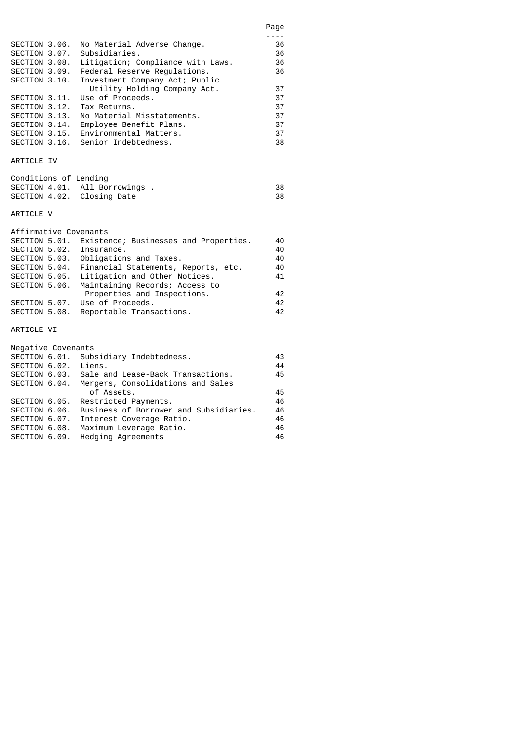| | | Page |
|---|---|---|
| SECTION 3.06. | No Material Adverse Change. | 36 |
| SECTION 3.07. | Subsidiaries. | 36 |
| SECTION 3.08. | Litigation; Compliance with Laws. | 36 |
| SECTION 3.09. | Federal Reserve Regulations. | 36 |
| SECTION 3.10. | Investment Company Act; Public Utility Holding Company Act. | 37 |
| SECTION 3.11. | Use of Proceeds. | 37 |
| SECTION 3.12. | Tax Returns. | 37 |
| SECTION 3.13. | No Material Misstatements. | 37 |
| SECTION 3.14. | Employee Benefit Plans. | 37 |
| SECTION 3.15. | Environmental Matters. | 37 |
| SECTION 3.16. | Senior Indebtedness. | 38 |

ARTICLE IV

Conditions of Lending

| | | |
|---|---|---|
| SECTION 4.01. | All Borrowings . | 38 |
| SECTION 4.02. | Closing Date | 38 |

ARTICLE V

Affirmative Covenants

| | | |
|---|---|---|
| SECTION 5.01. | Existence; Businesses and Properties. | 40 |
| SECTION 5.02. | Insurance. | 40 |
| SECTION 5.03. | Obligations and Taxes. | 40 |
| SECTION 5.04. | Financial Statements, Reports, etc. | 40 |
| SECTION 5.05. | Litigation and Other Notices. | 41 |
| SECTION 5.06. | Maintaining Records; Access to Properties and Inspections. | 42 |
| SECTION 5.07. | Use of Proceeds. | 42 |
| SECTION 5.08. | Reportable Transactions. | 42 |

ARTICLE VI

Negative Covenants

| | | |
|---|---|---|
| SECTION 6.01. | Subsidiary Indebtedness. | 43 |
| SECTION 6.02. | Liens. | 44 |
| SECTION 6.03. | Sale and Lease-Back Transactions. | 45 |
| SECTION 6.04. | Mergers, Consolidations and Sales of Assets. | 45 |
| SECTION 6.05. | Restricted Payments. | 46 |
| SECTION 6.06. | Business of Borrower and Subsidiaries. | 46 |
| SECTION 6.07. | Interest Coverage Ratio. | 46 |
| SECTION 6.08. | Maximum Leverage Ratio. | 46 |
| SECTION 6.09. | Hedging Agreements | 46 |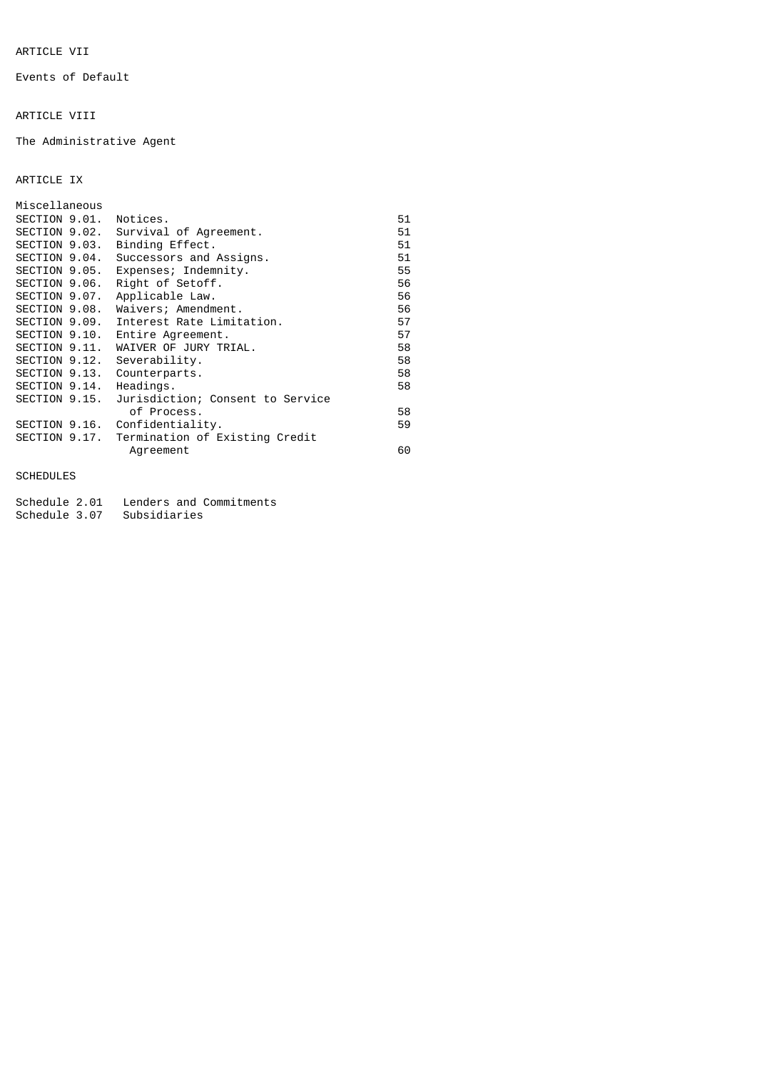ARTICLE VII

Events of Default

ARTICLE VIII

The Administrative Agent

ARTICLE IX

Miscellaneous

| | | |
|---|---|---|
| SECTION 9.01. | Notices. | 51 |
| SECTION 9.02. | Survival of Agreement. | 51 |
| SECTION 9.03. | Binding Effect. | 51 |
| SECTION 9.04. | Successors and Assigns. | 51 |
| SECTION 9.05. | Expenses; Indemnity. | 55 |
| SECTION 9.06. | Right of Setoff. | 56 |
| SECTION 9.07. | Applicable Law. | 56 |
| SECTION 9.08. | Waivers; Amendment. | 56 |
| SECTION 9.09. | Interest Rate Limitation. | 57 |
| SECTION 9.10. | Entire Agreement. | 57 |
| SECTION 9.11. | WAIVER OF JURY TRIAL. | 58 |
| SECTION 9.12. | Severability. | 58 |
| SECTION 9.13. | Counterparts. | 58 |
| SECTION 9.14. | Headings. | 58 |
| SECTION 9.15. | Jurisdiction; Consent to Service of Process. | 58 |
| SECTION 9.16. | Confidentiality. | 59 |
| SECTION 9.17. | Termination of Existing Credit Agreement | 60 |

SCHEDULES

| | |
|---|---|
| Schedule 2.01 | Lenders and Commitments |
| Schedule 3.07 | Subsidiaries |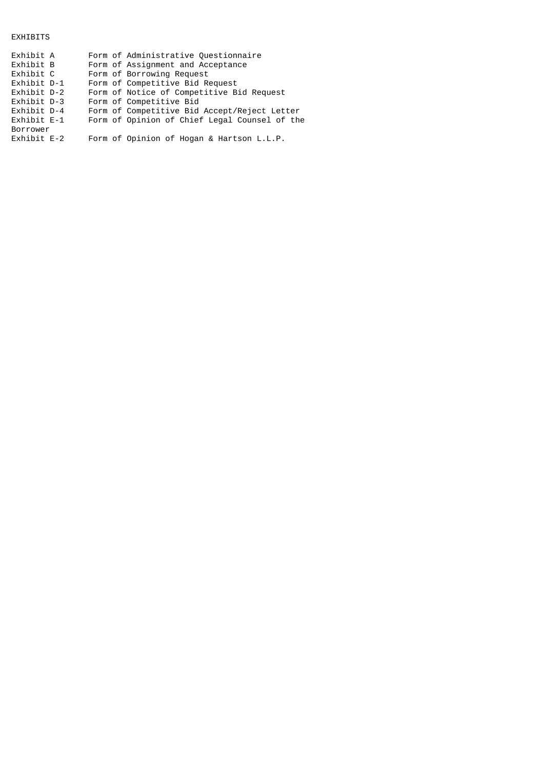EXHIBITS

| | |
|---|---|
| Exhibit A | Form of Administrative Questionnaire |
| Exhibit B | Form of Assignment and Acceptance |
| Exhibit C | Form of Borrowing Request |
| Exhibit D-1 | Form of Competitive Bid Request |
| Exhibit D-2 | Form of Notice of Competitive Bid Request |
| Exhibit D-3 | Form of Competitive Bid |
| Exhibit D-4 | Form of Competitive Bid Accept/Reject Letter |
| Exhibit E-1 | Form of Opinion of Chief Legal Counsel of the Borrower |
| Exhibit E-2 | Form of Opinion of Hogan & Hartson L.L.P. |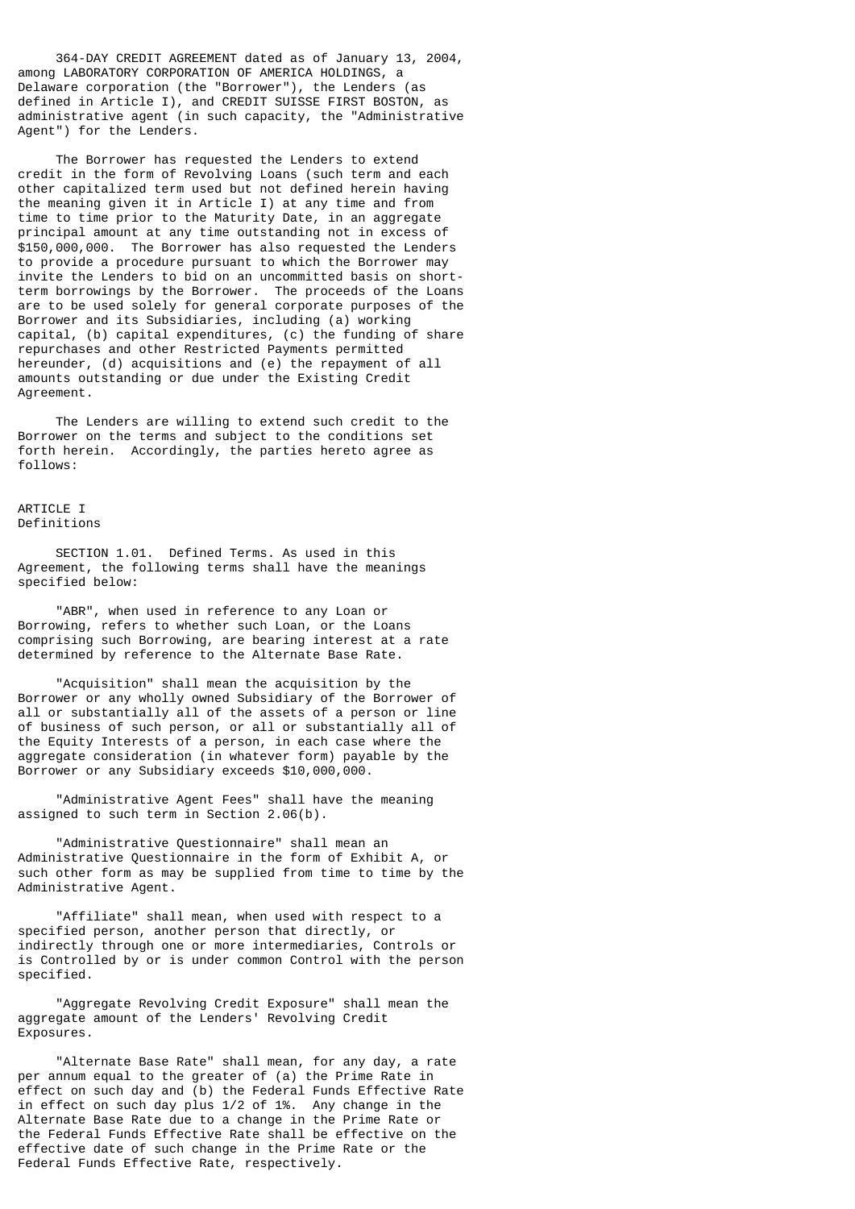364-DAY CREDIT AGREEMENT dated as of January 13, 2004, among LABORATORY CORPORATION OF AMERICA HOLDINGS, a Delaware corporation (the "Borrower"), the Lenders (as defined in Article I), and CREDIT SUISSE FIRST BOSTON, as administrative agent (in such capacity, the "Administrative Agent") for the Lenders.

The Borrower has requested the Lenders to extend credit in the form of Revolving Loans (such term and each other capitalized term used but not defined herein having the meaning given it in Article I) at any time and from time to time prior to the Maturity Date, in an aggregate principal amount at any time outstanding not in excess of $150,000,000. The Borrower has also requested the Lenders to provide a procedure pursuant to which the Borrower may invite the Lenders to bid on an uncommitted basis on short-term borrowings by the Borrower. The proceeds of the Loans are to be used solely for general corporate purposes of the Borrower and its Subsidiaries, including (a) working capital, (b) capital expenditures, (c) the funding of share repurchases and other Restricted Payments permitted hereunder, (d) acquisitions and (e) the repayment of all amounts outstanding or due under the Existing Credit Agreement.

The Lenders are willing to extend such credit to the Borrower on the terms and subject to the conditions set forth herein. Accordingly, the parties hereto agree as follows:

## ARTICLE I
## Definitions

SECTION 1.01. Defined Terms. As used in this Agreement, the following terms shall have the meanings specified below:

"ABR", when used in reference to any Loan or Borrowing, refers to whether such Loan, or the Loans comprising such Borrowing, are bearing interest at a rate determined by reference to the Alternate Base Rate.

"Acquisition" shall mean the acquisition by the Borrower or any wholly owned Subsidiary of the Borrower of all or substantially all of the assets of a person or line of business of such person, or all or substantially all of the Equity Interests of a person, in each case where the aggregate consideration (in whatever form) payable by the Borrower or any Subsidiary exceeds $10,000,000.

"Administrative Agent Fees" shall have the meaning assigned to such term in Section 2.06(b).

"Administrative Questionnaire" shall mean an Administrative Questionnaire in the form of Exhibit A, or such other form as may be supplied from time to time by the Administrative Agent.

"Affiliate" shall mean, when used with respect to a specified person, another person that directly, or indirectly through one or more intermediaries, Controls or is Controlled by or is under common Control with the person specified.

"Aggregate Revolving Credit Exposure" shall mean the aggregate amount of the Lenders' Revolving Credit Exposures.

"Alternate Base Rate" shall mean, for any day, a rate per annum equal to the greater of (a) the Prime Rate in effect on such day and (b) the Federal Funds Effective Rate in effect on such day plus 1/2 of 1%. Any change in the Alternate Base Rate due to a change in the Prime Rate or the Federal Funds Effective Rate shall be effective on the effective date of such change in the Prime Rate or the Federal Funds Effective Rate, respectively.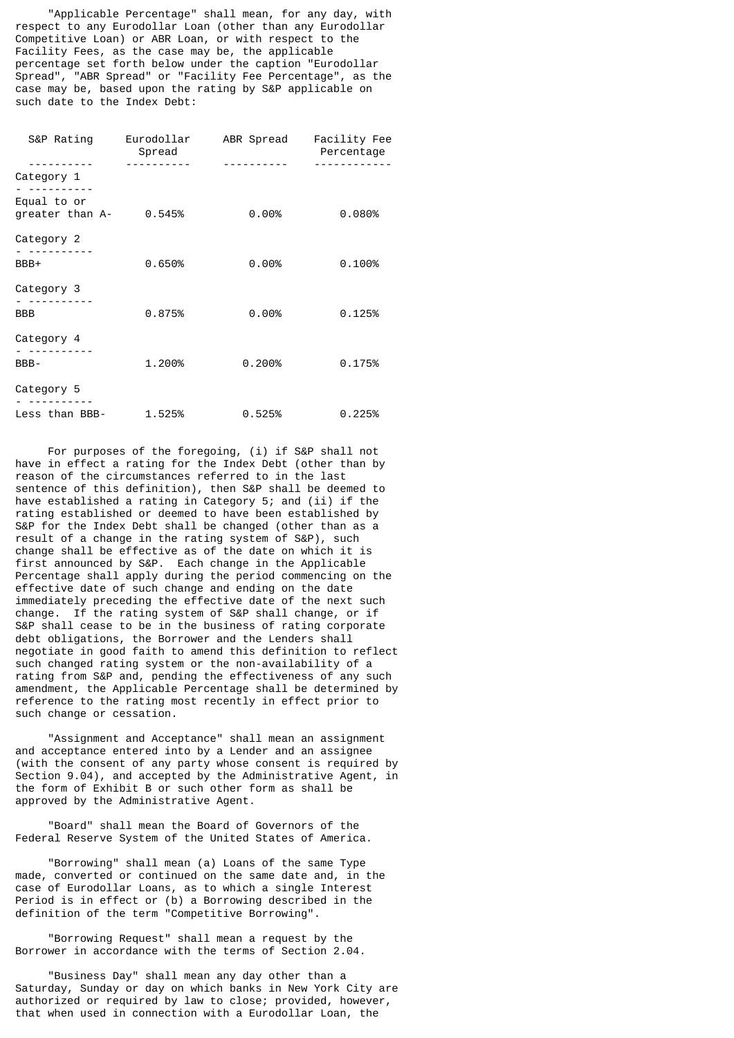"Applicable Percentage" shall mean, for any day, with respect to any Eurodollar Loan (other than any Eurodollar Competitive Loan) or ABR Loan, or with respect to the Facility Fees, as the case may be, the applicable percentage set forth below under the caption "Eurodollar Spread", "ABR Spread" or "Facility Fee Percentage", as the case may be, based upon the rating by S&P applicable on such date to the Index Debt:

| S&P Rating | Eurodollar Spread | ABR Spread | Facility Fee Percentage |
|---|---|---|---|
| Category 1<br>Equal to or greater than A- | 0.545% | 0.00% | 0.080% |
| Category 2<br>BBB+ | 0.650% | 0.00% | 0.100% |
| Category 3<br>BBB | 0.875% | 0.00% | 0.125% |
| Category 4<br>BBB- | 1.200% | 0.200% | 0.175% |
| Category 5<br>Less than BBB- | 1.525% | 0.525% | 0.225% |

For purposes of the foregoing, (i) if S&P shall not have in effect a rating for the Index Debt (other than by reason of the circumstances referred to in the last sentence of this definition), then S&P shall be deemed to have established a rating in Category 5; and (ii) if the rating established or deemed to have been established by S&P for the Index Debt shall be changed (other than as a result of a change in the rating system of S&P), such change shall be effective as of the date on which it is first announced by S&P. Each change in the Applicable Percentage shall apply during the period commencing on the effective date of such change and ending on the date immediately preceding the effective date of the next such change. If the rating system of S&P shall change, or if S&P shall cease to be in the business of rating corporate debt obligations, the Borrower and the Lenders shall negotiate in good faith to amend this definition to reflect such changed rating system or the non-availability of a rating from S&P and, pending the effectiveness of any such amendment, the Applicable Percentage shall be determined by reference to the rating most recently in effect prior to such change or cessation.

"Assignment and Acceptance" shall mean an assignment and acceptance entered into by a Lender and an assignee (with the consent of any party whose consent is required by Section 9.04), and accepted by the Administrative Agent, in the form of Exhibit B or such other form as shall be approved by the Administrative Agent.

"Board" shall mean the Board of Governors of the Federal Reserve System of the United States of America.

"Borrowing" shall mean (a) Loans of the same Type made, converted or continued on the same date and, in the case of Eurodollar Loans, as to which a single Interest Period is in effect or (b) a Borrowing described in the definition of the term "Competitive Borrowing".

"Borrowing Request" shall mean a request by the Borrower in accordance with the terms of Section 2.04.

"Business Day" shall mean any day other than a Saturday, Sunday or day on which banks in New York City are authorized or required by law to close; provided, however, that when used in connection with a Eurodollar Loan, the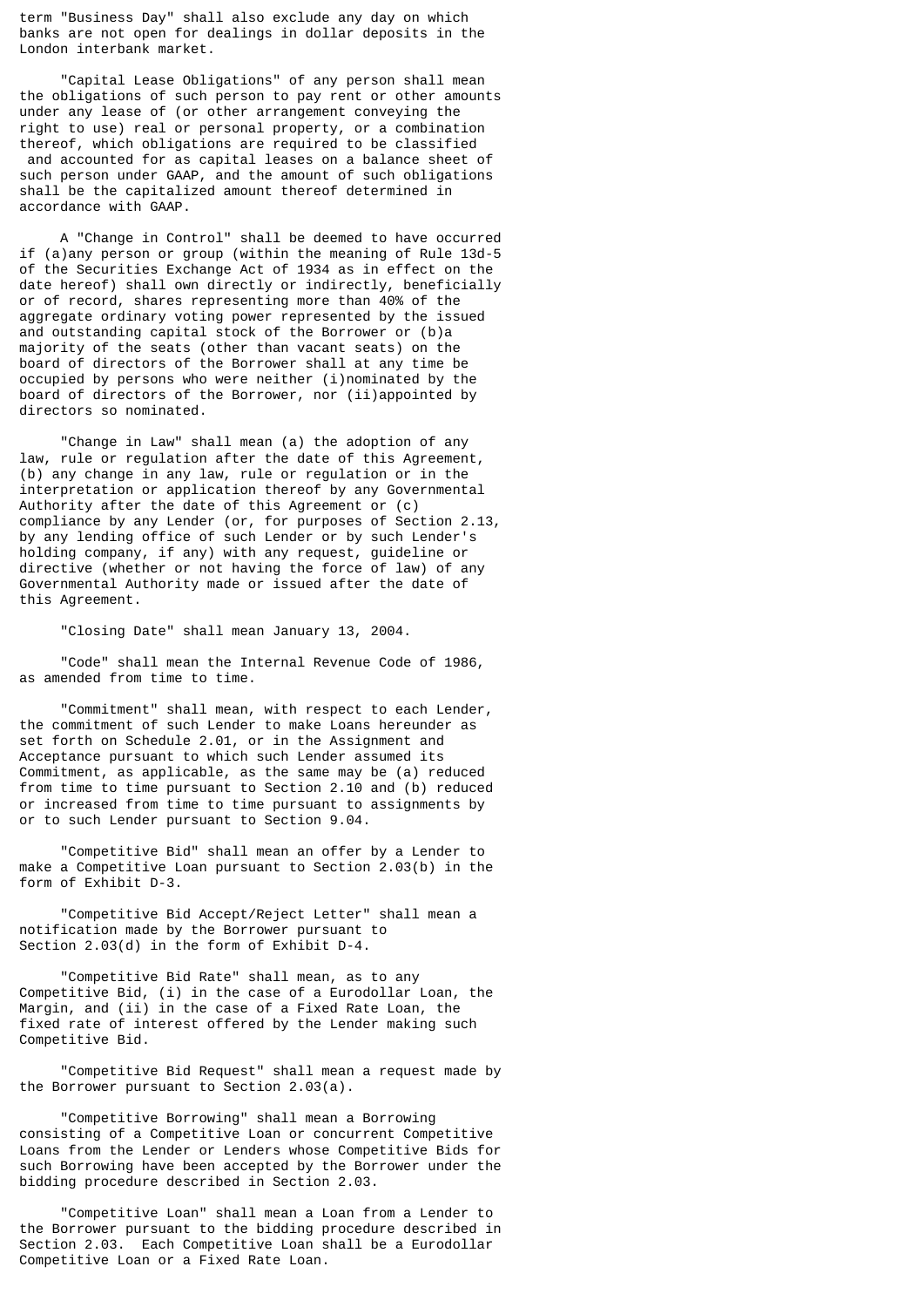term "Business Day" shall also exclude any day on which banks are not open for dealings in dollar deposits in the London interbank market.

"Capital Lease Obligations" of any person shall mean the obligations of such person to pay rent or other amounts under any lease of (or other arrangement conveying the right to use) real or personal property, or a combination thereof, which obligations are required to be classified and accounted for as capital leases on a balance sheet of such person under GAAP, and the amount of such obligations shall be the capitalized amount thereof determined in accordance with GAAP.

A "Change in Control" shall be deemed to have occurred if (a)any person or group (within the meaning of Rule 13d-5 of the Securities Exchange Act of 1934 as in effect on the date hereof) shall own directly or indirectly, beneficially or of record, shares representing more than 40% of the aggregate ordinary voting power represented by the issued and outstanding capital stock of the Borrower or (b)a majority of the seats (other than vacant seats) on the board of directors of the Borrower shall at any time be occupied by persons who were neither (i)nominated by the board of directors of the Borrower, nor (ii)appointed by directors so nominated.

"Change in Law" shall mean (a) the adoption of any law, rule or regulation after the date of this Agreement, (b) any change in any law, rule or regulation or in the interpretation or application thereof by any Governmental Authority after the date of this Agreement or (c) compliance by any Lender (or, for purposes of Section 2.13, by any lending office of such Lender or by such Lender's holding company, if any) with any request, guideline or directive (whether or not having the force of law) of any Governmental Authority made or issued after the date of this Agreement.

"Closing Date" shall mean January 13, 2004.

"Code" shall mean the Internal Revenue Code of 1986, as amended from time to time.

"Commitment" shall mean, with respect to each Lender, the commitment of such Lender to make Loans hereunder as set forth on Schedule 2.01, or in the Assignment and Acceptance pursuant to which such Lender assumed its Commitment, as applicable, as the same may be (a) reduced from time to time pursuant to Section 2.10 and (b) reduced or increased from time to time pursuant to assignments by or to such Lender pursuant to Section 9.04.

"Competitive Bid" shall mean an offer by a Lender to make a Competitive Loan pursuant to Section 2.03(b) in the form of Exhibit D-3.

"Competitive Bid Accept/Reject Letter" shall mean a notification made by the Borrower pursuant to Section 2.03(d) in the form of Exhibit D-4.

"Competitive Bid Rate" shall mean, as to any Competitive Bid, (i) in the case of a Eurodollar Loan, the Margin, and (ii) in the case of a Fixed Rate Loan, the fixed rate of interest offered by the Lender making such Competitive Bid.

"Competitive Bid Request" shall mean a request made by the Borrower pursuant to Section 2.03(a).

"Competitive Borrowing" shall mean a Borrowing consisting of a Competitive Loan or concurrent Competitive Loans from the Lender or Lenders whose Competitive Bids for such Borrowing have been accepted by the Borrower under the bidding procedure described in Section 2.03.

"Competitive Loan" shall mean a Loan from a Lender to the Borrower pursuant to the bidding procedure described in Section 2.03. Each Competitive Loan shall be a Eurodollar Competitive Loan or a Fixed Rate Loan.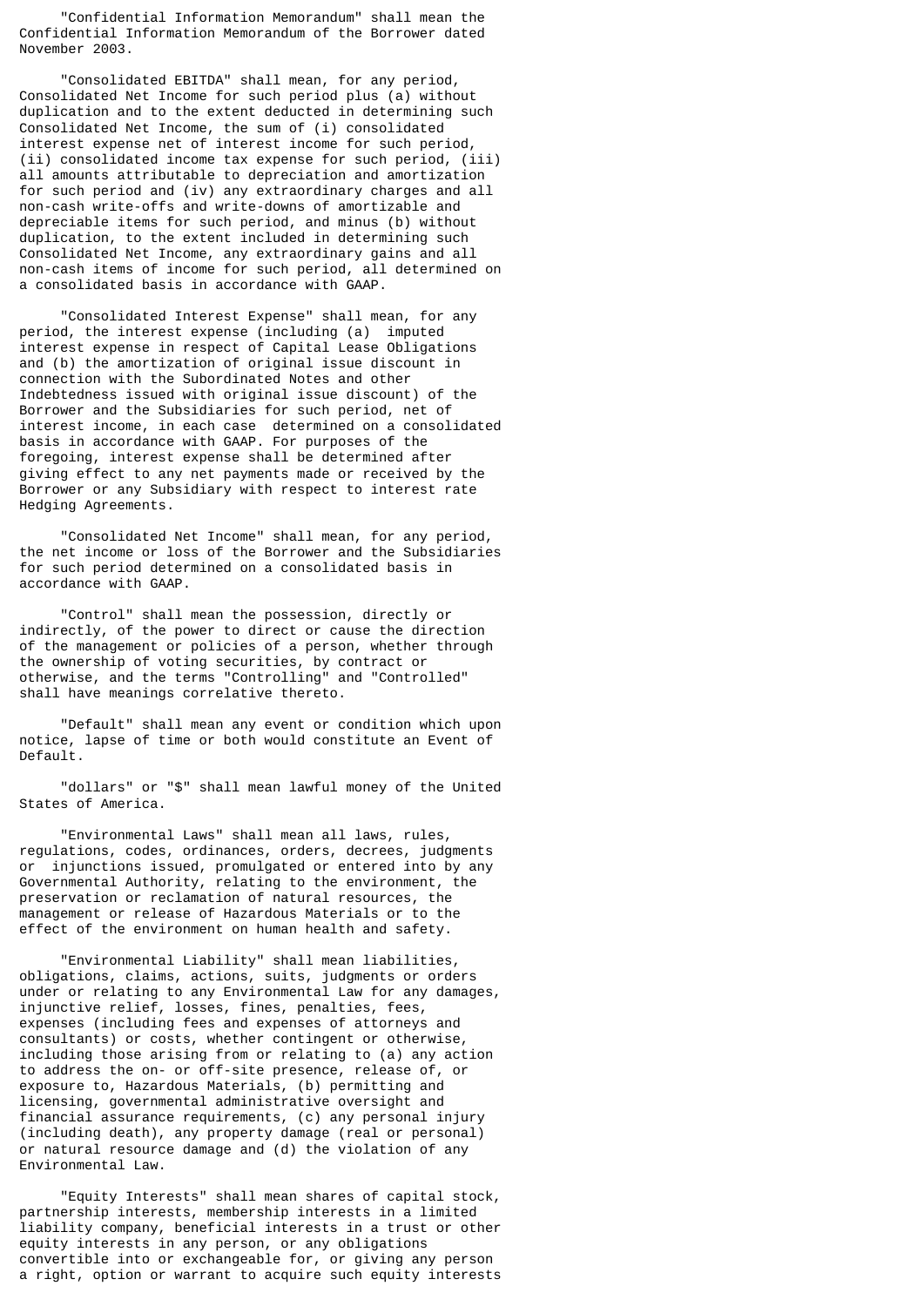"Confidential Information Memorandum" shall mean the Confidential Information Memorandum of the Borrower dated November 2003.

"Consolidated EBITDA" shall mean, for any period, Consolidated Net Income for such period plus (a) without duplication and to the extent deducted in determining such Consolidated Net Income, the sum of (i) consolidated interest expense net of interest income for such period, (ii) consolidated income tax expense for such period, (iii) all amounts attributable to depreciation and amortization for such period and (iv) any extraordinary charges and all non-cash write-offs and write-downs of amortizable and depreciable items for such period, and minus (b) without duplication, to the extent included in determining such Consolidated Net Income, any extraordinary gains and all non-cash items of income for such period, all determined on a consolidated basis in accordance with GAAP.

"Consolidated Interest Expense" shall mean, for any period, the interest expense (including (a) imputed interest expense in respect of Capital Lease Obligations and (b) the amortization of original issue discount in connection with the Subordinated Notes and other Indebtedness issued with original issue discount) of the Borrower and the Subsidiaries for such period, net of interest income, in each case determined on a consolidated basis in accordance with GAAP. For purposes of the foregoing, interest expense shall be determined after giving effect to any net payments made or received by the Borrower or any Subsidiary with respect to interest rate Hedging Agreements.

"Consolidated Net Income" shall mean, for any period, the net income or loss of the Borrower and the Subsidiaries for such period determined on a consolidated basis in accordance with GAAP.

"Control" shall mean the possession, directly or indirectly, of the power to direct or cause the direction of the management or policies of a person, whether through the ownership of voting securities, by contract or otherwise, and the terms "Controlling" and "Controlled" shall have meanings correlative thereto.

"Default" shall mean any event or condition which upon notice, lapse of time or both would constitute an Event of Default.

"dollars" or "$" shall mean lawful money of the United States of America.

"Environmental Laws" shall mean all laws, rules, regulations, codes, ordinances, orders, decrees, judgments or injunctions issued, promulgated or entered into by any Governmental Authority, relating to the environment, the preservation or reclamation of natural resources, the management or release of Hazardous Materials or to the effect of the environment on human health and safety.

"Environmental Liability" shall mean liabilities, obligations, claims, actions, suits, judgments or orders under or relating to any Environmental Law for any damages, injunctive relief, losses, fines, penalties, fees, expenses (including fees and expenses of attorneys and consultants) or costs, whether contingent or otherwise, including those arising from or relating to (a) any action to address the on- or off-site presence, release of, or exposure to, Hazardous Materials, (b) permitting and licensing, governmental administrative oversight and financial assurance requirements, (c) any personal injury (including death), any property damage (real or personal) or natural resource damage and (d) the violation of any Environmental Law.

"Equity Interests" shall mean shares of capital stock, partnership interests, membership interests in a limited liability company, beneficial interests in a trust or other equity interests in any person, or any obligations convertible into or exchangeable for, or giving any person a right, option or warrant to acquire such equity interests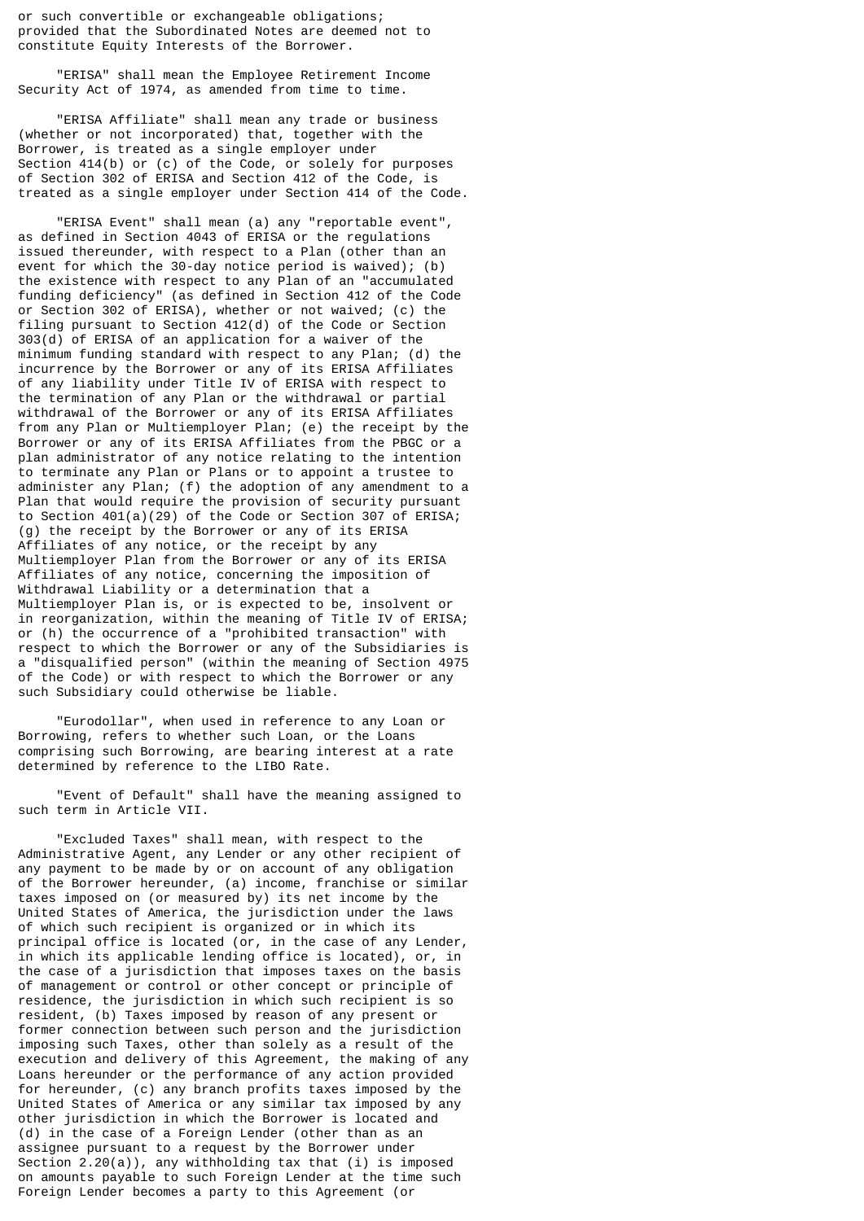or such convertible or exchangeable obligations; provided that the Subordinated Notes are deemed not to constitute Equity Interests of the Borrower.

"ERISA" shall mean the Employee Retirement Income Security Act of 1974, as amended from time to time.

"ERISA Affiliate" shall mean any trade or business (whether or not incorporated) that, together with the Borrower, is treated as a single employer under Section 414(b) or (c) of the Code, or solely for purposes of Section 302 of ERISA and Section 412 of the Code, is treated as a single employer under Section 414 of the Code.

"ERISA Event" shall mean (a) any "reportable event", as defined in Section 4043 of ERISA or the regulations issued thereunder, with respect to a Plan (other than an event for which the 30-day notice period is waived); (b) the existence with respect to any Plan of an "accumulated funding deficiency" (as defined in Section 412 of the Code or Section 302 of ERISA), whether or not waived; (c) the filing pursuant to Section 412(d) of the Code or Section 303(d) of ERISA of an application for a waiver of the minimum funding standard with respect to any Plan; (d) the incurrence by the Borrower or any of its ERISA Affiliates of any liability under Title IV of ERISA with respect to the termination of any Plan or the withdrawal or partial withdrawal of the Borrower or any of its ERISA Affiliates from any Plan or Multiemployer Plan; (e) the receipt by the Borrower or any of its ERISA Affiliates from the PBGC or a plan administrator of any notice relating to the intention to terminate any Plan or Plans or to appoint a trustee to administer any Plan; (f) the adoption of any amendment to a Plan that would require the provision of security pursuant to Section 401(a)(29) of the Code or Section 307 of ERISA; (g) the receipt by the Borrower or any of its ERISA Affiliates of any notice, or the receipt by any Multiemployer Plan from the Borrower or any of its ERISA Affiliates of any notice, concerning the imposition of Withdrawal Liability or a determination that a Multiemployer Plan is, or is expected to be, insolvent or in reorganization, within the meaning of Title IV of ERISA; or (h) the occurrence of a "prohibited transaction" with respect to which the Borrower or any of the Subsidiaries is a "disqualified person" (within the meaning of Section 4975 of the Code) or with respect to which the Borrower or any such Subsidiary could otherwise be liable.

"Eurodollar", when used in reference to any Loan or Borrowing, refers to whether such Loan, or the Loans comprising such Borrowing, are bearing interest at a rate determined by reference to the LIBO Rate.

"Event of Default" shall have the meaning assigned to such term in Article VII.

"Excluded Taxes" shall mean, with respect to the Administrative Agent, any Lender or any other recipient of any payment to be made by or on account of any obligation of the Borrower hereunder, (a) income, franchise or similar taxes imposed on (or measured by) its net income by the United States of America, the jurisdiction under the laws of which such recipient is organized or in which its principal office is located (or, in the case of any Lender, in which its applicable lending office is located), or, in the case of a jurisdiction that imposes taxes on the basis of management or control or other concept or principle of residence, the jurisdiction in which such recipient is so resident, (b) Taxes imposed by reason of any present or former connection between such person and the jurisdiction imposing such Taxes, other than solely as a result of the execution and delivery of this Agreement, the making of any Loans hereunder or the performance of any action provided for hereunder, (c) any branch profits taxes imposed by the United States of America or any similar tax imposed by any other jurisdiction in which the Borrower is located and (d) in the case of a Foreign Lender (other than as an assignee pursuant to a request by the Borrower under Section 2.20(a)), any withholding tax that (i) is imposed on amounts payable to such Foreign Lender at the time such Foreign Lender becomes a party to this Agreement (or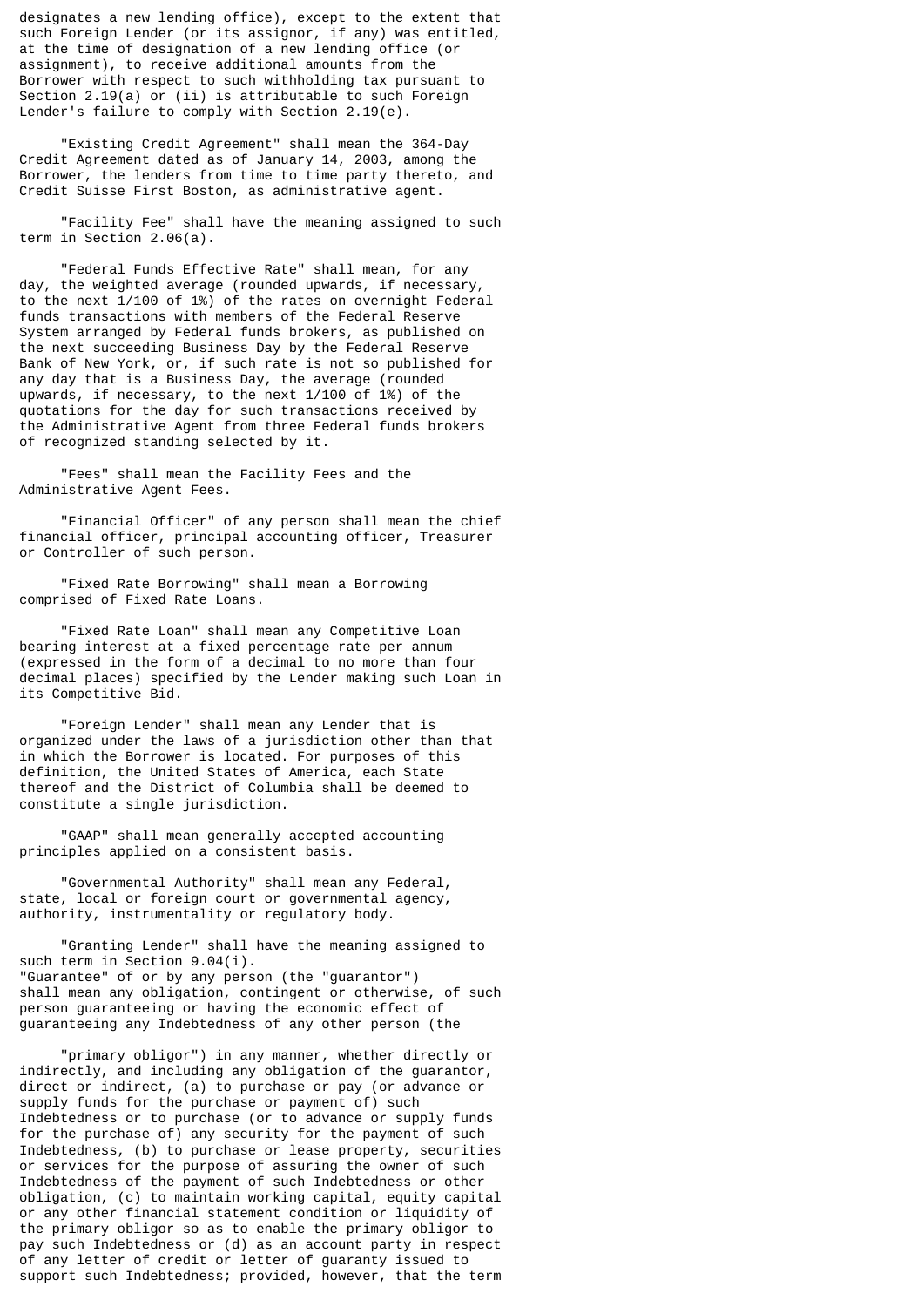designates a new lending office), except to the extent that such Foreign Lender (or its assignor, if any) was entitled, at the time of designation of a new lending office (or assignment), to receive additional amounts from the Borrower with respect to such withholding tax pursuant to Section 2.19(a) or (ii) is attributable to such Foreign Lender's failure to comply with Section 2.19(e).

"Existing Credit Agreement" shall mean the 364-Day Credit Agreement dated as of January 14, 2003, among the Borrower, the lenders from time to time party thereto, and Credit Suisse First Boston, as administrative agent.

"Facility Fee" shall have the meaning assigned to such term in Section 2.06(a).

"Federal Funds Effective Rate" shall mean, for any day, the weighted average (rounded upwards, if necessary, to the next 1/100 of 1%) of the rates on overnight Federal funds transactions with members of the Federal Reserve System arranged by Federal funds brokers, as published on the next succeeding Business Day by the Federal Reserve Bank of New York, or, if such rate is not so published for any day that is a Business Day, the average (rounded upwards, if necessary, to the next 1/100 of 1%) of the quotations for the day for such transactions received by the Administrative Agent from three Federal funds brokers of recognized standing selected by it.

"Fees" shall mean the Facility Fees and the Administrative Agent Fees.

"Financial Officer" of any person shall mean the chief financial officer, principal accounting officer, Treasurer or Controller of such person.

"Fixed Rate Borrowing" shall mean a Borrowing comprised of Fixed Rate Loans.

"Fixed Rate Loan" shall mean any Competitive Loan bearing interest at a fixed percentage rate per annum (expressed in the form of a decimal to no more than four decimal places) specified by the Lender making such Loan in its Competitive Bid.

"Foreign Lender" shall mean any Lender that is organized under the laws of a jurisdiction other than that in which the Borrower is located. For purposes of this definition, the United States of America, each State thereof and the District of Columbia shall be deemed to constitute a single jurisdiction.

"GAAP" shall mean generally accepted accounting principles applied on a consistent basis.

"Governmental Authority" shall mean any Federal, state, local or foreign court or governmental agency, authority, instrumentality or regulatory body.

"Granting Lender" shall have the meaning assigned to such term in Section 9.04(i).

"Guarantee" of or by any person (the "guarantor") shall mean any obligation, contingent or otherwise, of such person guaranteeing or having the economic effect of guaranteeing any Indebtedness of any other person (the "primary obligor") in any manner, whether directly or indirectly, and including any obligation of the guarantor, direct or indirect, (a) to purchase or pay (or advance or supply funds for the purchase or payment of) such Indebtedness or to purchase (or to advance or supply funds for the purchase of) any security for the payment of such Indebtedness, (b) to purchase or lease property, securities or services for the purpose of assuring the owner of such Indebtedness of the payment of such Indebtedness or other obligation, (c) to maintain working capital, equity capital or any other financial statement condition or liquidity of the primary obligor so as to enable the primary obligor to pay such Indebtedness or (d) as an account party in respect of any letter of credit or letter of guaranty issued to support such Indebtedness; provided, however, that the term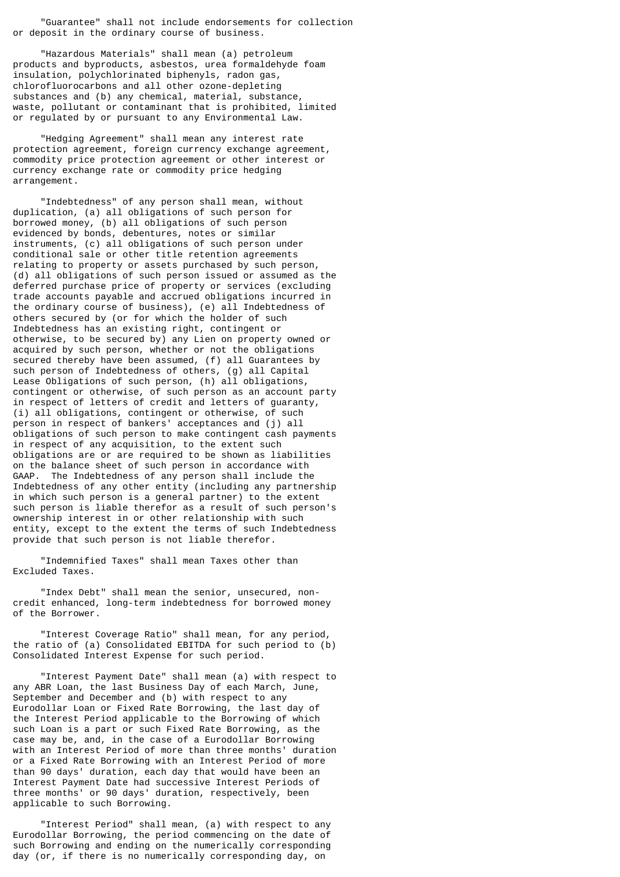"Guarantee" shall not include endorsements for collection or deposit in the ordinary course of business.

"Hazardous Materials" shall mean (a) petroleum products and byproducts, asbestos, urea formaldehyde foam insulation, polychlorinated biphenyls, radon gas, chlorofluorocarbons and all other ozone-depleting substances and (b) any chemical, material, substance, waste, pollutant or contaminant that is prohibited, limited or regulated by or pursuant to any Environmental Law.

"Hedging Agreement" shall mean any interest rate protection agreement, foreign currency exchange agreement, commodity price protection agreement or other interest or currency exchange rate or commodity price hedging arrangement.

"Indebtedness" of any person shall mean, without duplication, (a) all obligations of such person for borrowed money, (b) all obligations of such person evidenced by bonds, debentures, notes or similar instruments, (c) all obligations of such person under conditional sale or other title retention agreements relating to property or assets purchased by such person, (d) all obligations of such person issued or assumed as the deferred purchase price of property or services (excluding trade accounts payable and accrued obligations incurred in the ordinary course of business), (e) all Indebtedness of others secured by (or for which the holder of such Indebtedness has an existing right, contingent or otherwise, to be secured by) any Lien on property owned or acquired by such person, whether or not the obligations secured thereby have been assumed, (f) all Guarantees by such person of Indebtedness of others, (g) all Capital Lease Obligations of such person, (h) all obligations, contingent or otherwise, of such person as an account party in respect of letters of credit and letters of guaranty, (i) all obligations, contingent or otherwise, of such person in respect of bankers' acceptances and (j) all obligations of such person to make contingent cash payments in respect of any acquisition, to the extent such obligations are or are required to be shown as liabilities on the balance sheet of such person in accordance with GAAP. The Indebtedness of any person shall include the Indebtedness of any other entity (including any partnership in which such person is a general partner) to the extent such person is liable therefor as a result of such person's ownership interest in or other relationship with such entity, except to the extent the terms of such Indebtedness provide that such person is not liable therefor.

"Indemnified Taxes" shall mean Taxes other than Excluded Taxes.

"Index Debt" shall mean the senior, unsecured, non-credit enhanced, long-term indebtedness for borrowed money of the Borrower.

"Interest Coverage Ratio" shall mean, for any period, the ratio of (a) Consolidated EBITDA for such period to (b) Consolidated Interest Expense for such period.

"Interest Payment Date" shall mean (a) with respect to any ABR Loan, the last Business Day of each March, June, September and December and (b) with respect to any Eurodollar Loan or Fixed Rate Borrowing, the last day of the Interest Period applicable to the Borrowing of which such Loan is a part or such Fixed Rate Borrowing, as the case may be, and, in the case of a Eurodollar Borrowing with an Interest Period of more than three months' duration or a Fixed Rate Borrowing with an Interest Period of more than 90 days' duration, each day that would have been an Interest Payment Date had successive Interest Periods of three months' or 90 days' duration, respectively, been applicable to such Borrowing.

"Interest Period" shall mean, (a) with respect to any Eurodollar Borrowing, the period commencing on the date of such Borrowing and ending on the numerically corresponding day (or, if there is no numerically corresponding day, on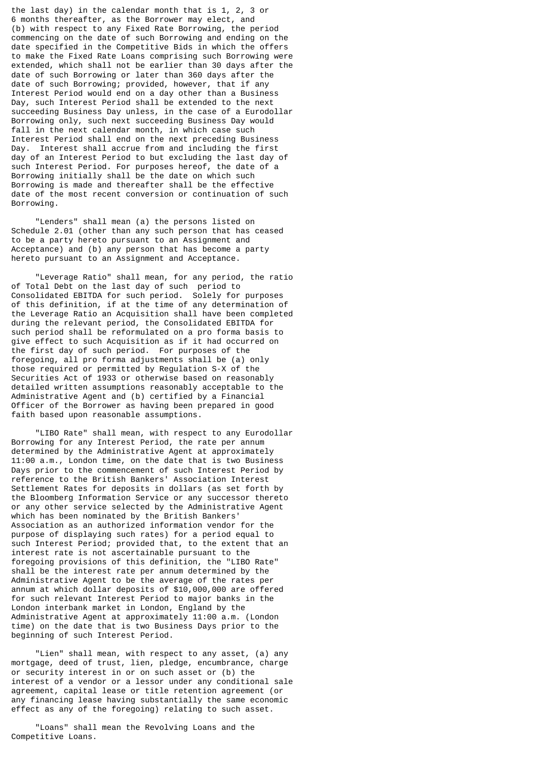the last day) in the calendar month that is 1, 2, 3 or 6 months thereafter, as the Borrower may elect, and (b) with respect to any Fixed Rate Borrowing, the period commencing on the date of such Borrowing and ending on the date specified in the Competitive Bids in which the offers to make the Fixed Rate Loans comprising such Borrowing were extended, which shall not be earlier than 30 days after the date of such Borrowing or later than 360 days after the date of such Borrowing; provided, however, that if any Interest Period would end on a day other than a Business Day, such Interest Period shall be extended to the next succeeding Business Day unless, in the case of a Eurodollar Borrowing only, such next succeeding Business Day would fall in the next calendar month, in which case such Interest Period shall end on the next preceding Business Day. Interest shall accrue from and including the first day of an Interest Period to but excluding the last day of such Interest Period. For purposes hereof, the date of a Borrowing initially shall be the date on which such Borrowing is made and thereafter shall be the effective date of the most recent conversion or continuation of such Borrowing.

"Lenders" shall mean (a) the persons listed on Schedule 2.01 (other than any such person that has ceased to be a party hereto pursuant to an Assignment and Acceptance) and (b) any person that has become a party hereto pursuant to an Assignment and Acceptance.

"Leverage Ratio" shall mean, for any period, the ratio of Total Debt on the last day of such period to Consolidated EBITDA for such period. Solely for purposes of this definition, if at the time of any determination of the Leverage Ratio an Acquisition shall have been completed during the relevant period, the Consolidated EBITDA for such period shall be reformulated on a pro forma basis to give effect to such Acquisition as if it had occurred on the first day of such period. For purposes of the foregoing, all pro forma adjustments shall be (a) only those required or permitted by Regulation S-X of the Securities Act of 1933 or otherwise based on reasonably detailed written assumptions reasonably acceptable to the Administrative Agent and (b) certified by a Financial Officer of the Borrower as having been prepared in good faith based upon reasonable assumptions.

"LIBO Rate" shall mean, with respect to any Eurodollar Borrowing for any Interest Period, the rate per annum determined by the Administrative Agent at approximately 11:00 a.m., London time, on the date that is two Business Days prior to the commencement of such Interest Period by reference to the British Bankers' Association Interest Settlement Rates for deposits in dollars (as set forth by the Bloomberg Information Service or any successor thereto or any other service selected by the Administrative Agent which has been nominated by the British Bankers' Association as an authorized information vendor for the purpose of displaying such rates) for a period equal to such Interest Period; provided that, to the extent that an interest rate is not ascertainable pursuant to the foregoing provisions of this definition, the "LIBO Rate" shall be the interest rate per annum determined by the Administrative Agent to be the average of the rates per annum at which dollar deposits of $10,000,000 are offered for such relevant Interest Period to major banks in the London interbank market in London, England by the Administrative Agent at approximately 11:00 a.m. (London time) on the date that is two Business Days prior to the beginning of such Interest Period.

"Lien" shall mean, with respect to any asset, (a) any mortgage, deed of trust, lien, pledge, encumbrance, charge or security interest in or on such asset or (b) the interest of a vendor or a lessor under any conditional sale agreement, capital lease or title retention agreement (or any financing lease having substantially the same economic effect as any of the foregoing) relating to such asset.

"Loans" shall mean the Revolving Loans and the Competitive Loans.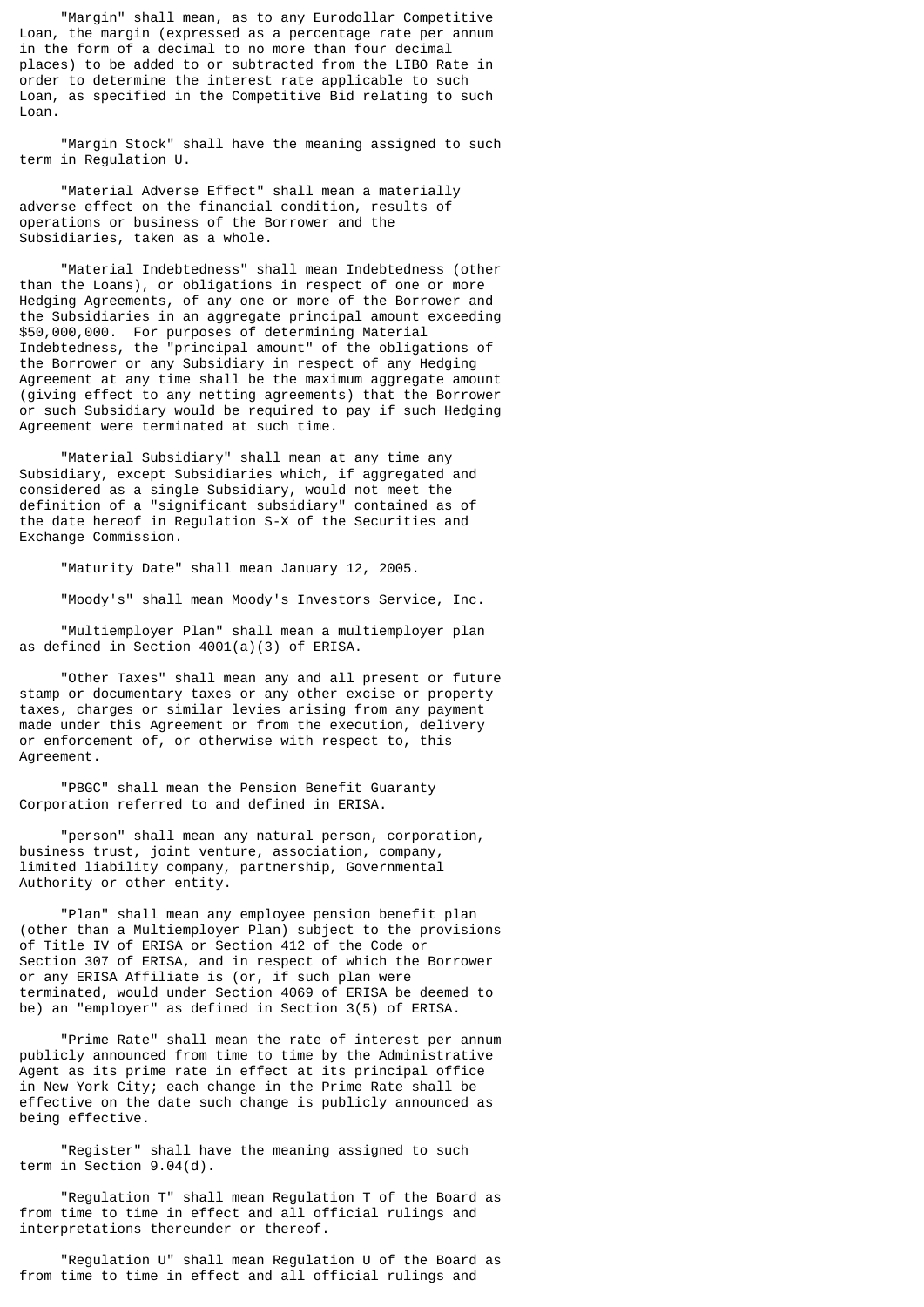"Margin" shall mean, as to any Eurodollar Competitive Loan, the margin (expressed as a percentage rate per annum in the form of a decimal to no more than four decimal places) to be added to or subtracted from the LIBO Rate in order to determine the interest rate applicable to such Loan, as specified in the Competitive Bid relating to such Loan.

"Margin Stock" shall have the meaning assigned to such term in Regulation U.

"Material Adverse Effect" shall mean a materially adverse effect on the financial condition, results of operations or business of the Borrower and the Subsidiaries, taken as a whole.

"Material Indebtedness" shall mean Indebtedness (other than the Loans), or obligations in respect of one or more Hedging Agreements, of any one or more of the Borrower and the Subsidiaries in an aggregate principal amount exceeding $50,000,000. For purposes of determining Material Indebtedness, the "principal amount" of the obligations of the Borrower or any Subsidiary in respect of any Hedging Agreement at any time shall be the maximum aggregate amount (giving effect to any netting agreements) that the Borrower or such Subsidiary would be required to pay if such Hedging Agreement were terminated at such time.

"Material Subsidiary" shall mean at any time any Subsidiary, except Subsidiaries which, if aggregated and considered as a single Subsidiary, would not meet the definition of a "significant subsidiary" contained as of the date hereof in Regulation S-X of the Securities and Exchange Commission.

"Maturity Date" shall mean January 12, 2005.

"Moody's" shall mean Moody's Investors Service, Inc.

"Multiemployer Plan" shall mean a multiemployer plan as defined in Section 4001(a)(3) of ERISA.

"Other Taxes" shall mean any and all present or future stamp or documentary taxes or any other excise or property taxes, charges or similar levies arising from any payment made under this Agreement or from the execution, delivery or enforcement of, or otherwise with respect to, this Agreement.

"PBGC" shall mean the Pension Benefit Guaranty Corporation referred to and defined in ERISA.

"person" shall mean any natural person, corporation, business trust, joint venture, association, company, limited liability company, partnership, Governmental Authority or other entity.

"Plan" shall mean any employee pension benefit plan (other than a Multiemployer Plan) subject to the provisions of Title IV of ERISA or Section 412 of the Code or Section 307 of ERISA, and in respect of which the Borrower or any ERISA Affiliate is (or, if such plan were terminated, would under Section 4069 of ERISA be deemed to be) an "employer" as defined in Section 3(5) of ERISA.

"Prime Rate" shall mean the rate of interest per annum publicly announced from time to time by the Administrative Agent as its prime rate in effect at its principal office in New York City; each change in the Prime Rate shall be effective on the date such change is publicly announced as being effective.

"Register" shall have the meaning assigned to such term in Section 9.04(d).

"Regulation T" shall mean Regulation T of the Board as from time to time in effect and all official rulings and interpretations thereunder or thereof.

"Regulation U" shall mean Regulation U of the Board as from time to time in effect and all official rulings and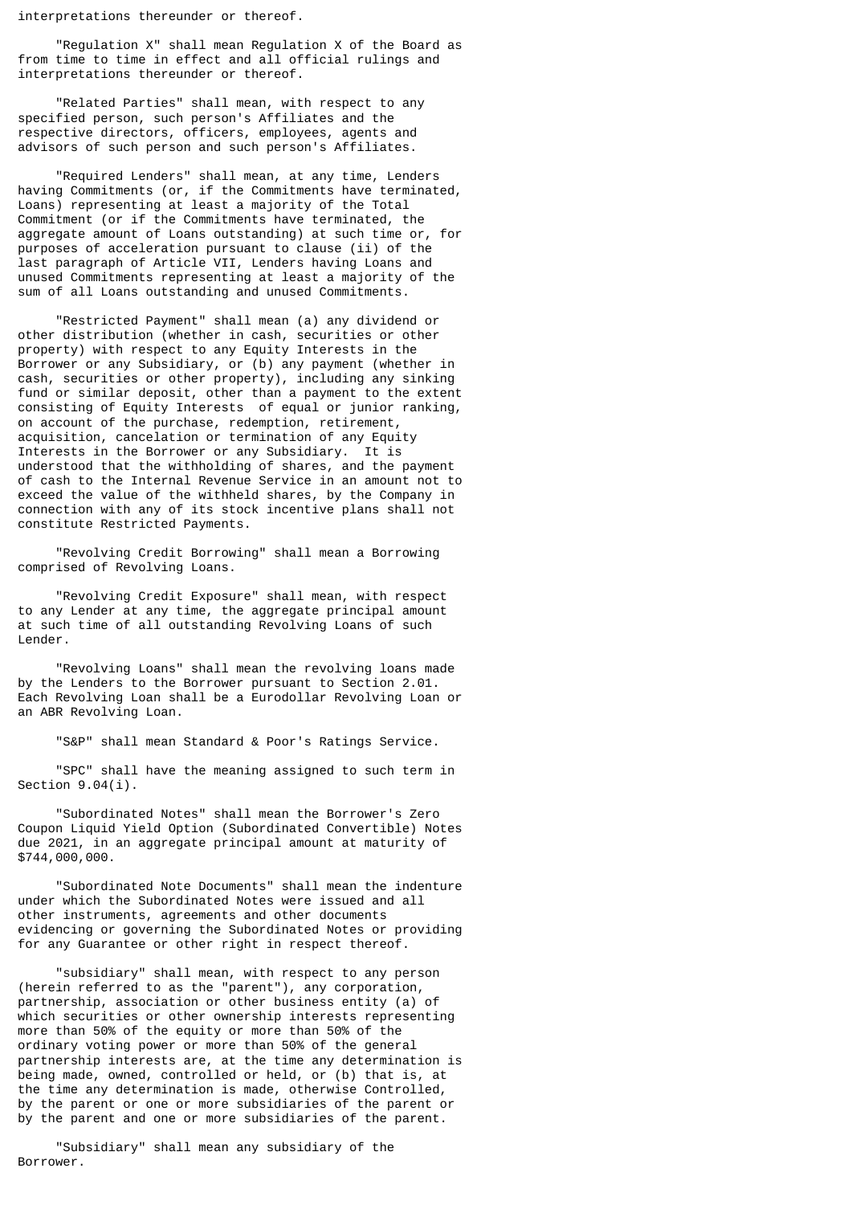interpretations thereunder or thereof.

"Regulation X" shall mean Regulation X of the Board as from time to time in effect and all official rulings and interpretations thereunder or thereof.

"Related Parties" shall mean, with respect to any specified person, such person's Affiliates and the respective directors, officers, employees, agents and advisors of such person and such person's Affiliates.

"Required Lenders" shall mean, at any time, Lenders having Commitments (or, if the Commitments have terminated, Loans) representing at least a majority of the Total Commitment (or if the Commitments have terminated, the aggregate amount of Loans outstanding) at such time or, for purposes of acceleration pursuant to clause (ii) of the last paragraph of Article VII, Lenders having Loans and unused Commitments representing at least a majority of the sum of all Loans outstanding and unused Commitments.

"Restricted Payment" shall mean (a) any dividend or other distribution (whether in cash, securities or other property) with respect to any Equity Interests in the Borrower or any Subsidiary, or (b) any payment (whether in cash, securities or other property), including any sinking fund or similar deposit, other than a payment to the extent consisting of Equity Interests of equal or junior ranking, on account of the purchase, redemption, retirement, acquisition, cancelation or termination of any Equity Interests in the Borrower or any Subsidiary. It is understood that the withholding of shares, and the payment of cash to the Internal Revenue Service in an amount not to exceed the value of the withheld shares, by the Company in connection with any of its stock incentive plans shall not constitute Restricted Payments.

"Revolving Credit Borrowing" shall mean a Borrowing comprised of Revolving Loans.

"Revolving Credit Exposure" shall mean, with respect to any Lender at any time, the aggregate principal amount at such time of all outstanding Revolving Loans of such Lender.

"Revolving Loans" shall mean the revolving loans made by the Lenders to the Borrower pursuant to Section 2.01. Each Revolving Loan shall be a Eurodollar Revolving Loan or an ABR Revolving Loan.

"S&P" shall mean Standard & Poor's Ratings Service.

"SPC" shall have the meaning assigned to such term in Section 9.04(i).

"Subordinated Notes" shall mean the Borrower's Zero Coupon Liquid Yield Option (Subordinated Convertible) Notes due 2021, in an aggregate principal amount at maturity of $744,000,000.

"Subordinated Note Documents" shall mean the indenture under which the Subordinated Notes were issued and all other instruments, agreements and other documents evidencing or governing the Subordinated Notes or providing for any Guarantee or other right in respect thereof.

"subsidiary" shall mean, with respect to any person (herein referred to as the "parent"), any corporation, partnership, association or other business entity (a) of which securities or other ownership interests representing more than 50% of the equity or more than 50% of the ordinary voting power or more than 50% of the general partnership interests are, at the time any determination is being made, owned, controlled or held, or (b) that is, at the time any determination is made, otherwise Controlled, by the parent or one or more subsidiaries of the parent or by the parent and one or more subsidiaries of the parent.

"Subsidiary" shall mean any subsidiary of the Borrower.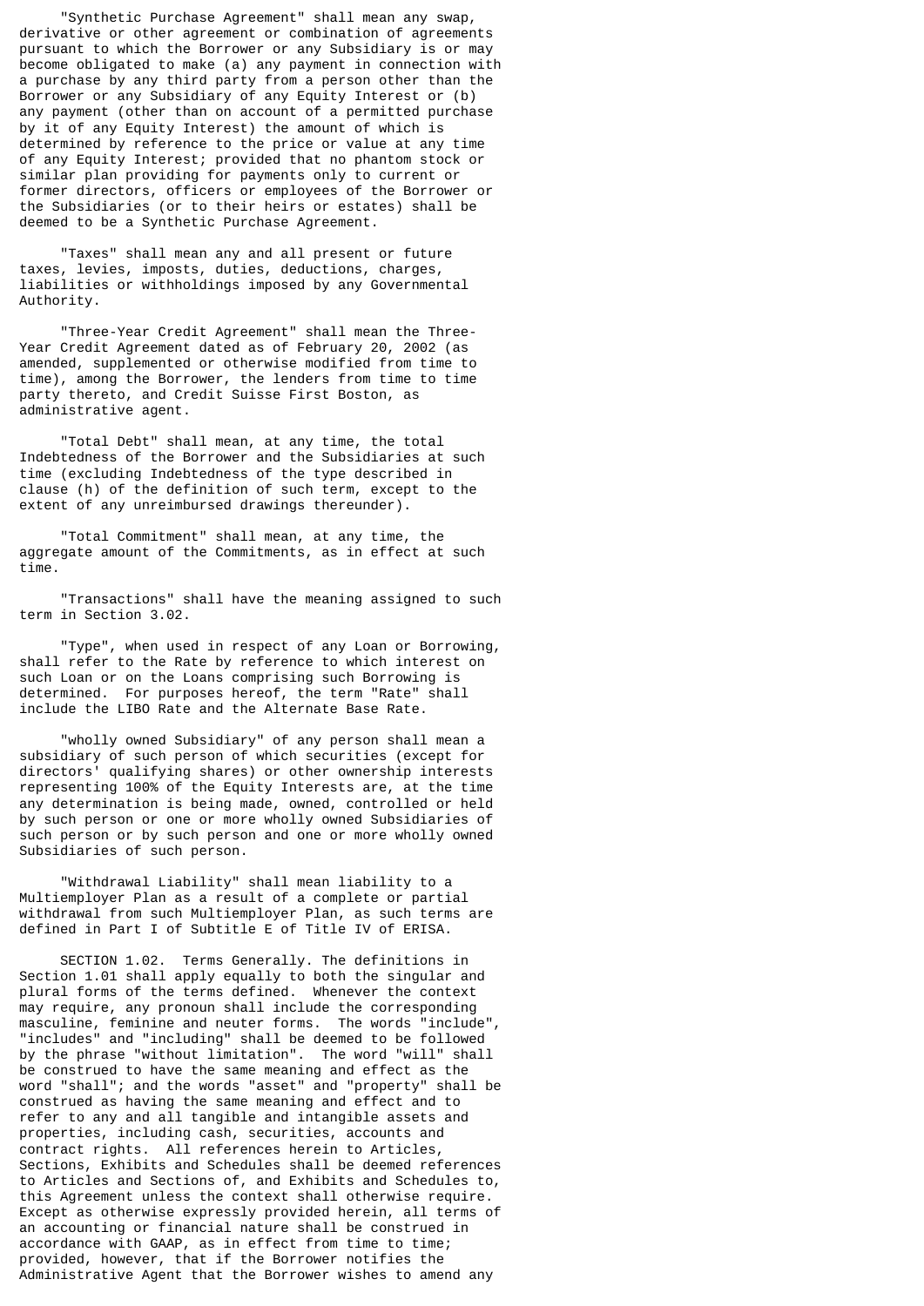"Synthetic Purchase Agreement" shall mean any swap, derivative or other agreement or combination of agreements pursuant to which the Borrower or any Subsidiary is or may become obligated to make (a) any payment in connection with a purchase by any third party from a person other than the Borrower or any Subsidiary of any Equity Interest or (b) any payment (other than on account of a permitted purchase by it of any Equity Interest) the amount of which is determined by reference to the price or value at any time of any Equity Interest; provided that no phantom stock or similar plan providing for payments only to current or former directors, officers or employees of the Borrower or the Subsidiaries (or to their heirs or estates) shall be deemed to be a Synthetic Purchase Agreement.

"Taxes" shall mean any and all present or future taxes, levies, imposts, duties, deductions, charges, liabilities or withholdings imposed by any Governmental Authority.

"Three-Year Credit Agreement" shall mean the Three-Year Credit Agreement dated as of February 20, 2002 (as amended, supplemented or otherwise modified from time to time), among the Borrower, the lenders from time to time party thereto, and Credit Suisse First Boston, as administrative agent.

"Total Debt" shall mean, at any time, the total Indebtedness of the Borrower and the Subsidiaries at such time (excluding Indebtedness of the type described in clause (h) of the definition of such term, except to the extent of any unreimbursed drawings thereunder).

"Total Commitment" shall mean, at any time, the aggregate amount of the Commitments, as in effect at such time.

"Transactions" shall have the meaning assigned to such term in Section 3.02.

"Type", when used in respect of any Loan or Borrowing, shall refer to the Rate by reference to which interest on such Loan or on the Loans comprising such Borrowing is determined. For purposes hereof, the term "Rate" shall include the LIBO Rate and the Alternate Base Rate.

"wholly owned Subsidiary" of any person shall mean a subsidiary of such person of which securities (except for directors' qualifying shares) or other ownership interests representing 100% of the Equity Interests are, at the time any determination is being made, owned, controlled or held by such person or one or more wholly owned Subsidiaries of such person or by such person and one or more wholly owned Subsidiaries of such person.

"Withdrawal Liability" shall mean liability to a Multiemployer Plan as a result of a complete or partial withdrawal from such Multiemployer Plan, as such terms are defined in Part I of Subtitle E of Title IV of ERISA.

SECTION 1.02. Terms Generally. The definitions in Section 1.01 shall apply equally to both the singular and plural forms of the terms defined. Whenever the context may require, any pronoun shall include the corresponding masculine, feminine and neuter forms. The words "include", "includes" and "including" shall be deemed to be followed by the phrase "without limitation". The word "will" shall be construed to have the same meaning and effect as the word "shall"; and the words "asset" and "property" shall be construed as having the same meaning and effect and to refer to any and all tangible and intangible assets and properties, including cash, securities, accounts and contract rights. All references herein to Articles, Sections, Exhibits and Schedules shall be deemed references to Articles and Sections of, and Exhibits and Schedules to, this Agreement unless the context shall otherwise require. Except as otherwise expressly provided herein, all terms of an accounting or financial nature shall be construed in accordance with GAAP, as in effect from time to time; provided, however, that if the Borrower notifies the Administrative Agent that the Borrower wishes to amend any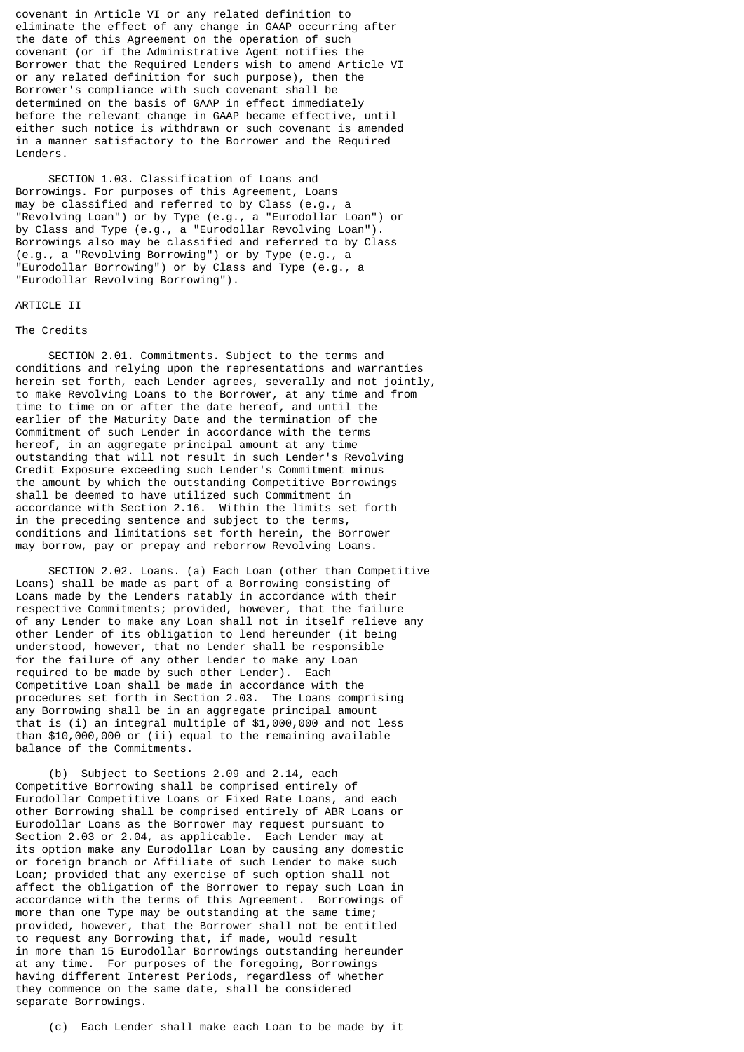covenant in Article VI or any related definition to eliminate the effect of any change in GAAP occurring after the date of this Agreement on the operation of such covenant (or if the Administrative Agent notifies the Borrower that the Required Lenders wish to amend Article VI or any related definition for such purpose), then the Borrower's compliance with such covenant shall be determined on the basis of GAAP in effect immediately before the relevant change in GAAP became effective, until either such notice is withdrawn or such covenant is amended in a manner satisfactory to the Borrower and the Required Lenders.

SECTION 1.03. Classification of Loans and Borrowings. For purposes of this Agreement, Loans may be classified and referred to by Class (e.g., a "Revolving Loan") or by Type (e.g., a "Eurodollar Loan") or by Class and Type (e.g., a "Eurodollar Revolving Loan"). Borrowings also may be classified and referred to by Class (e.g., a "Revolving Borrowing") or by Type (e.g., a "Eurodollar Borrowing") or by Class and Type (e.g., a "Eurodollar Revolving Borrowing").

## ARTICLE II

## The Credits

SECTION 2.01. Commitments. Subject to the terms and conditions and relying upon the representations and warranties herein set forth, each Lender agrees, severally and not jointly, to make Revolving Loans to the Borrower, at any time and from time to time on or after the date hereof, and until the earlier of the Maturity Date and the termination of the Commitment of such Lender in accordance with the terms hereof, in an aggregate principal amount at any time outstanding that will not result in such Lender's Revolving Credit Exposure exceeding such Lender's Commitment minus the amount by which the outstanding Competitive Borrowings shall be deemed to have utilized such Commitment in accordance with Section 2.16. Within the limits set forth in the preceding sentence and subject to the terms, conditions and limitations set forth herein, the Borrower may borrow, pay or prepay and reborrow Revolving Loans.

SECTION 2.02. Loans. (a) Each Loan (other than Competitive Loans) shall be made as part of a Borrowing consisting of Loans made by the Lenders ratably in accordance with their respective Commitments; provided, however, that the failure of any Lender to make any Loan shall not in itself relieve any other Lender of its obligation to lend hereunder (it being understood, however, that no Lender shall be responsible for the failure of any other Lender to make any Loan required to be made by such other Lender). Each Competitive Loan shall be made in accordance with the procedures set forth in Section 2.03. The Loans comprising any Borrowing shall be in an aggregate principal amount that is (i) an integral multiple of $1,000,000 and not less than $10,000,000 or (ii) equal to the remaining available balance of the Commitments.

(b) Subject to Sections 2.09 and 2.14, each Competitive Borrowing shall be comprised entirely of Eurodollar Competitive Loans or Fixed Rate Loans, and each other Borrowing shall be comprised entirely of ABR Loans or Eurodollar Loans as the Borrower may request pursuant to Section 2.03 or 2.04, as applicable. Each Lender may at its option make any Eurodollar Loan by causing any domestic or foreign branch or Affiliate of such Lender to make such Loan; provided that any exercise of such option shall not affect the obligation of the Borrower to repay such Loan in accordance with the terms of this Agreement. Borrowings of more than one Type may be outstanding at the same time; provided, however, that the Borrower shall not be entitled to request any Borrowing that, if made, would result in more than 15 Eurodollar Borrowings outstanding hereunder at any time. For purposes of the foregoing, Borrowings having different Interest Periods, regardless of whether they commence on the same date, shall be considered separate Borrowings.

(c) Each Lender shall make each Loan to be made by it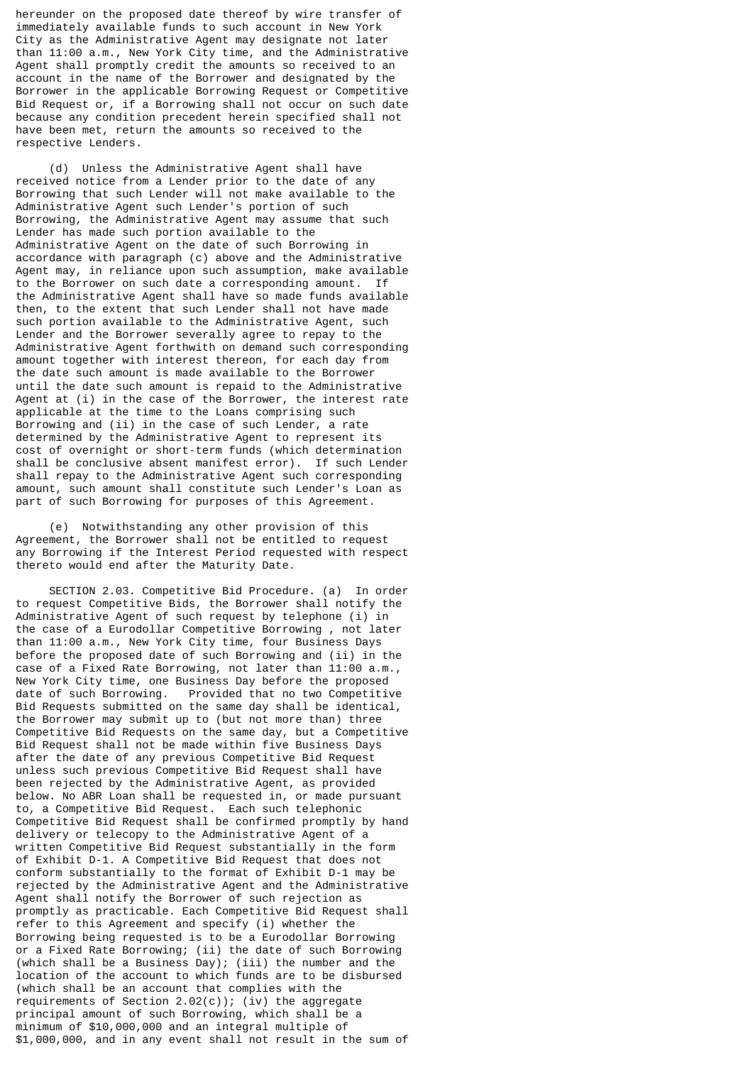hereunder on the proposed date thereof by wire transfer of immediately available funds to such account in New York City as the Administrative Agent may designate not later than 11:00 a.m., New York City time, and the Administrative Agent shall promptly credit the amounts so received to an account in the name of the Borrower and designated by the Borrower in the applicable Borrowing Request or Competitive Bid Request or, if a Borrowing shall not occur on such date because any condition precedent herein specified shall not have been met, return the amounts so received to the respective Lenders.

(d) Unless the Administrative Agent shall have received notice from a Lender prior to the date of any Borrowing that such Lender will not make available to the Administrative Agent such Lender's portion of such Borrowing, the Administrative Agent may assume that such Lender has made such portion available to the Administrative Agent on the date of such Borrowing in accordance with paragraph (c) above and the Administrative Agent may, in reliance upon such assumption, make available to the Borrower on such date a corresponding amount. If the Administrative Agent shall have so made funds available then, to the extent that such Lender shall not have made such portion available to the Administrative Agent, such Lender and the Borrower severally agree to repay to the Administrative Agent forthwith on demand such corresponding amount together with interest thereon, for each day from the date such amount is made available to the Borrower until the date such amount is repaid to the Administrative Agent at (i) in the case of the Borrower, the interest rate applicable at the time to the Loans comprising such Borrowing and (ii) in the case of such Lender, a rate determined by the Administrative Agent to represent its cost of overnight or short-term funds (which determination shall be conclusive absent manifest error). If such Lender shall repay to the Administrative Agent such corresponding amount, such amount shall constitute such Lender's Loan as part of such Borrowing for purposes of this Agreement.

(e) Notwithstanding any other provision of this Agreement, the Borrower shall not be entitled to request any Borrowing if the Interest Period requested with respect thereto would end after the Maturity Date.

SECTION 2.03. Competitive Bid Procedure. (a) In order to request Competitive Bids, the Borrower shall notify the Administrative Agent of such request by telephone (i) in the case of a Eurodollar Competitive Borrowing , not later than 11:00 a.m., New York City time, four Business Days before the proposed date of such Borrowing and (ii) in the case of a Fixed Rate Borrowing, not later than 11:00 a.m., New York City time, one Business Day before the proposed date of such Borrowing. Provided that no two Competitive Bid Requests submitted on the same day shall be identical, the Borrower may submit up to (but not more than) three Competitive Bid Requests on the same day, but a Competitive Bid Request shall not be made within five Business Days after the date of any previous Competitive Bid Request unless such previous Competitive Bid Request shall have been rejected by the Administrative Agent, as provided below. No ABR Loan shall be requested in, or made pursuant to, a Competitive Bid Request. Each such telephonic Competitive Bid Request shall be confirmed promptly by hand delivery or telecopy to the Administrative Agent of a written Competitive Bid Request substantially in the form of Exhibit D-1. A Competitive Bid Request that does not conform substantially to the format of Exhibit D-1 may be rejected by the Administrative Agent and the Administrative Agent shall notify the Borrower of such rejection as promptly as practicable. Each Competitive Bid Request shall refer to this Agreement and specify (i) whether the Borrowing being requested is to be a Eurodollar Borrowing or a Fixed Rate Borrowing; (ii) the date of such Borrowing (which shall be a Business Day); (iii) the number and the location of the account to which funds are to be disbursed (which shall be an account that complies with the requirements of Section 2.02(c)); (iv) the aggregate principal amount of such Borrowing, which shall be a minimum of $10,000,000 and an integral multiple of $1,000,000, and in any event shall not result in the sum of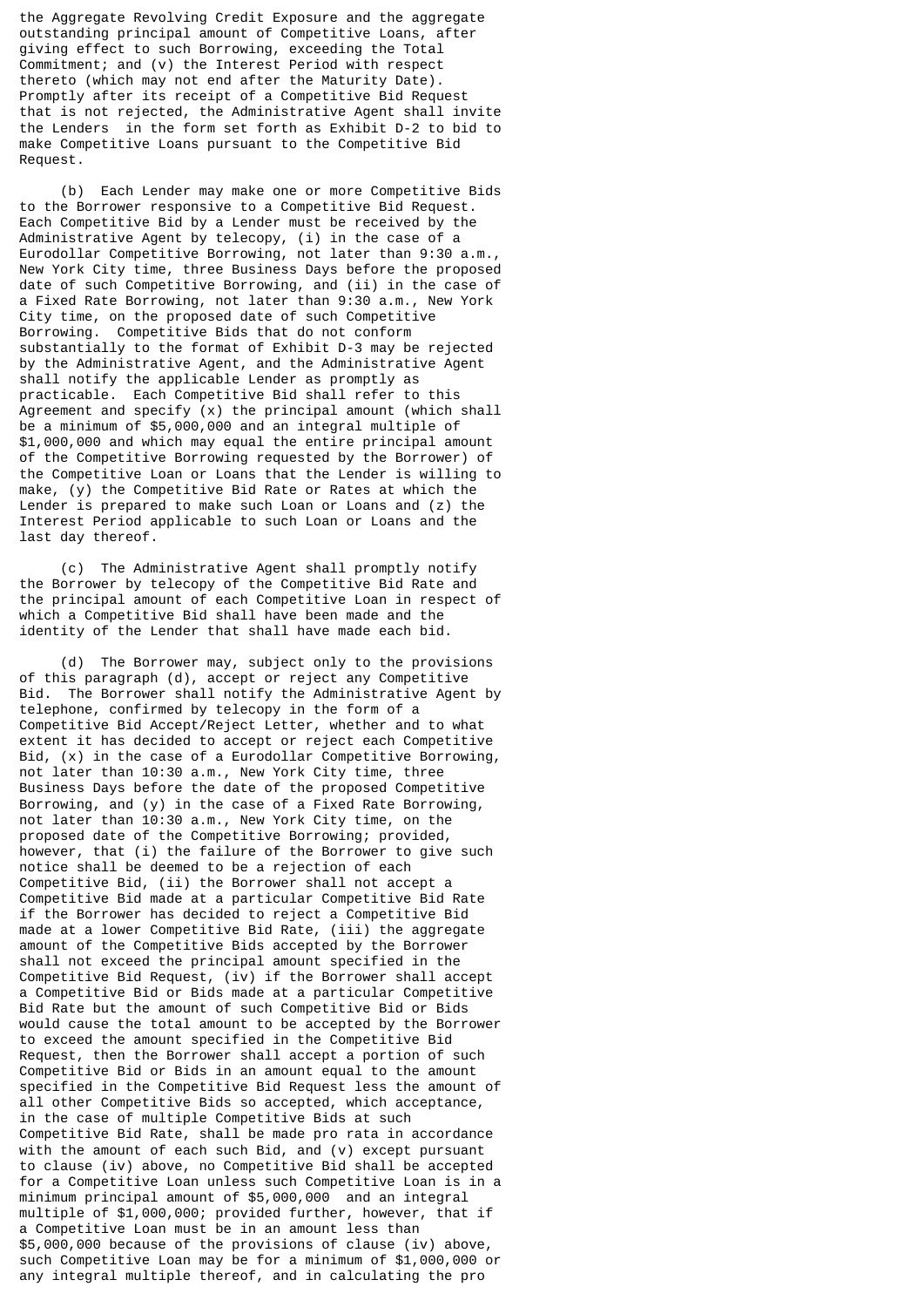the Aggregate Revolving Credit Exposure and the aggregate outstanding principal amount of Competitive Loans, after giving effect to such Borrowing, exceeding the Total Commitment; and (v) the Interest Period with respect thereto (which may not end after the Maturity Date). Promptly after its receipt of a Competitive Bid Request that is not rejected, the Administrative Agent shall invite the Lenders in the form set forth as Exhibit D-2 to bid to make Competitive Loans pursuant to the Competitive Bid Request.

(b) Each Lender may make one or more Competitive Bids to the Borrower responsive to a Competitive Bid Request. Each Competitive Bid by a Lender must be received by the Administrative Agent by telecopy, (i) in the case of a Eurodollar Competitive Borrowing, not later than 9:30 a.m., New York City time, three Business Days before the proposed date of such Competitive Borrowing, and (ii) in the case of a Fixed Rate Borrowing, not later than 9:30 a.m., New York City time, on the proposed date of such Competitive Borrowing. Competitive Bids that do not conform substantially to the format of Exhibit D-3 may be rejected by the Administrative Agent, and the Administrative Agent shall notify the applicable Lender as promptly as practicable. Each Competitive Bid shall refer to this Agreement and specify (x) the principal amount (which shall be a minimum of $5,000,000 and an integral multiple of $1,000,000 and which may equal the entire principal amount of the Competitive Borrowing requested by the Borrower) of the Competitive Loan or Loans that the Lender is willing to make, (y) the Competitive Bid Rate or Rates at which the Lender is prepared to make such Loan or Loans and (z) the Interest Period applicable to such Loan or Loans and the last day thereof.

(c) The Administrative Agent shall promptly notify the Borrower by telecopy of the Competitive Bid Rate and the principal amount of each Competitive Loan in respect of which a Competitive Bid shall have been made and the identity of the Lender that shall have made each bid.

(d) The Borrower may, subject only to the provisions of this paragraph (d), accept or reject any Competitive Bid. The Borrower shall notify the Administrative Agent by telephone, confirmed by telecopy in the form of a Competitive Bid Accept/Reject Letter, whether and to what extent it has decided to accept or reject each Competitive Bid, (x) in the case of a Eurodollar Competitive Borrowing, not later than 10:30 a.m., New York City time, three Business Days before the date of the proposed Competitive Borrowing, and (y) in the case of a Fixed Rate Borrowing, not later than 10:30 a.m., New York City time, on the proposed date of the Competitive Borrowing; provided, however, that (i) the failure of the Borrower to give such notice shall be deemed to be a rejection of each Competitive Bid, (ii) the Borrower shall not accept a Competitive Bid made at a particular Competitive Bid Rate if the Borrower has decided to reject a Competitive Bid made at a lower Competitive Bid Rate, (iii) the aggregate amount of the Competitive Bids accepted by the Borrower shall not exceed the principal amount specified in the Competitive Bid Request, (iv) if the Borrower shall accept a Competitive Bid or Bids made at a particular Competitive Bid Rate but the amount of such Competitive Bid or Bids would cause the total amount to be accepted by the Borrower to exceed the amount specified in the Competitive Bid Request, then the Borrower shall accept a portion of such Competitive Bid or Bids in an amount equal to the amount specified in the Competitive Bid Request less the amount of all other Competitive Bids so accepted, which acceptance, in the case of multiple Competitive Bids at such Competitive Bid Rate, shall be made pro rata in accordance with the amount of each such Bid, and (v) except pursuant to clause (iv) above, no Competitive Bid shall be accepted for a Competitive Loan unless such Competitive Loan is in a minimum principal amount of $5,000,000 and an integral multiple of $1,000,000; provided further, however, that if a Competitive Loan must be in an amount less than $5,000,000 because of the provisions of clause (iv) above, such Competitive Loan may be for a minimum of $1,000,000 or any integral multiple thereof, and in calculating the pro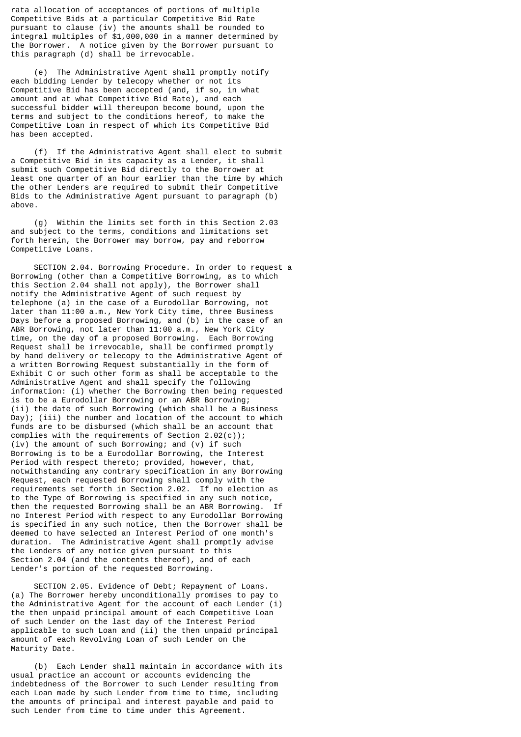rata allocation of acceptances of portions of multiple Competitive Bids at a particular Competitive Bid Rate pursuant to clause (iv) the amounts shall be rounded to integral multiples of $1,000,000 in a manner determined by the Borrower. A notice given by the Borrower pursuant to this paragraph (d) shall be irrevocable.

(e) The Administrative Agent shall promptly notify each bidding Lender by telecopy whether or not its Competitive Bid has been accepted (and, if so, in what amount and at what Competitive Bid Rate), and each successful bidder will thereupon become bound, upon the terms and subject to the conditions hereof, to make the Competitive Loan in respect of which its Competitive Bid has been accepted.

(f) If the Administrative Agent shall elect to submit a Competitive Bid in its capacity as a Lender, it shall submit such Competitive Bid directly to the Borrower at least one quarter of an hour earlier than the time by which the other Lenders are required to submit their Competitive Bids to the Administrative Agent pursuant to paragraph (b) above.

(g) Within the limits set forth in this Section 2.03 and subject to the terms, conditions and limitations set forth herein, the Borrower may borrow, pay and reborrow Competitive Loans.

SECTION 2.04. Borrowing Procedure. In order to request a Borrowing (other than a Competitive Borrowing, as to which this Section 2.04 shall not apply), the Borrower shall notify the Administrative Agent of such request by telephone (a) in the case of a Eurodollar Borrowing, not later than 11:00 a.m., New York City time, three Business Days before a proposed Borrowing, and (b) in the case of an ABR Borrowing, not later than 11:00 a.m., New York City time, on the day of a proposed Borrowing. Each Borrowing Request shall be irrevocable, shall be confirmed promptly by hand delivery or telecopy to the Administrative Agent of a written Borrowing Request substantially in the form of Exhibit C or such other form as shall be acceptable to the Administrative Agent and shall specify the following information: (i) whether the Borrowing then being requested is to be a Eurodollar Borrowing or an ABR Borrowing; (ii) the date of such Borrowing (which shall be a Business Day); (iii) the number and location of the account to which funds are to be disbursed (which shall be an account that complies with the requirements of Section 2.02(c)); (iv) the amount of such Borrowing; and (v) if such Borrowing is to be a Eurodollar Borrowing, the Interest Period with respect thereto; provided, however, that, notwithstanding any contrary specification in any Borrowing Request, each requested Borrowing shall comply with the requirements set forth in Section 2.02. If no election as to the Type of Borrowing is specified in any such notice, then the requested Borrowing shall be an ABR Borrowing. If no Interest Period with respect to any Eurodollar Borrowing is specified in any such notice, then the Borrower shall be deemed to have selected an Interest Period of one month's duration. The Administrative Agent shall promptly advise the Lenders of any notice given pursuant to this Section 2.04 (and the contents thereof), and of each Lender's portion of the requested Borrowing.

SECTION 2.05. Evidence of Debt; Repayment of Loans. (a) The Borrower hereby unconditionally promises to pay to the Administrative Agent for the account of each Lender (i) the then unpaid principal amount of each Competitive Loan of such Lender on the last day of the Interest Period applicable to such Loan and (ii) the then unpaid principal amount of each Revolving Loan of such Lender on the Maturity Date.

(b) Each Lender shall maintain in accordance with its usual practice an account or accounts evidencing the indebtedness of the Borrower to such Lender resulting from each Loan made by such Lender from time to time, including the amounts of principal and interest payable and paid to such Lender from time to time under this Agreement.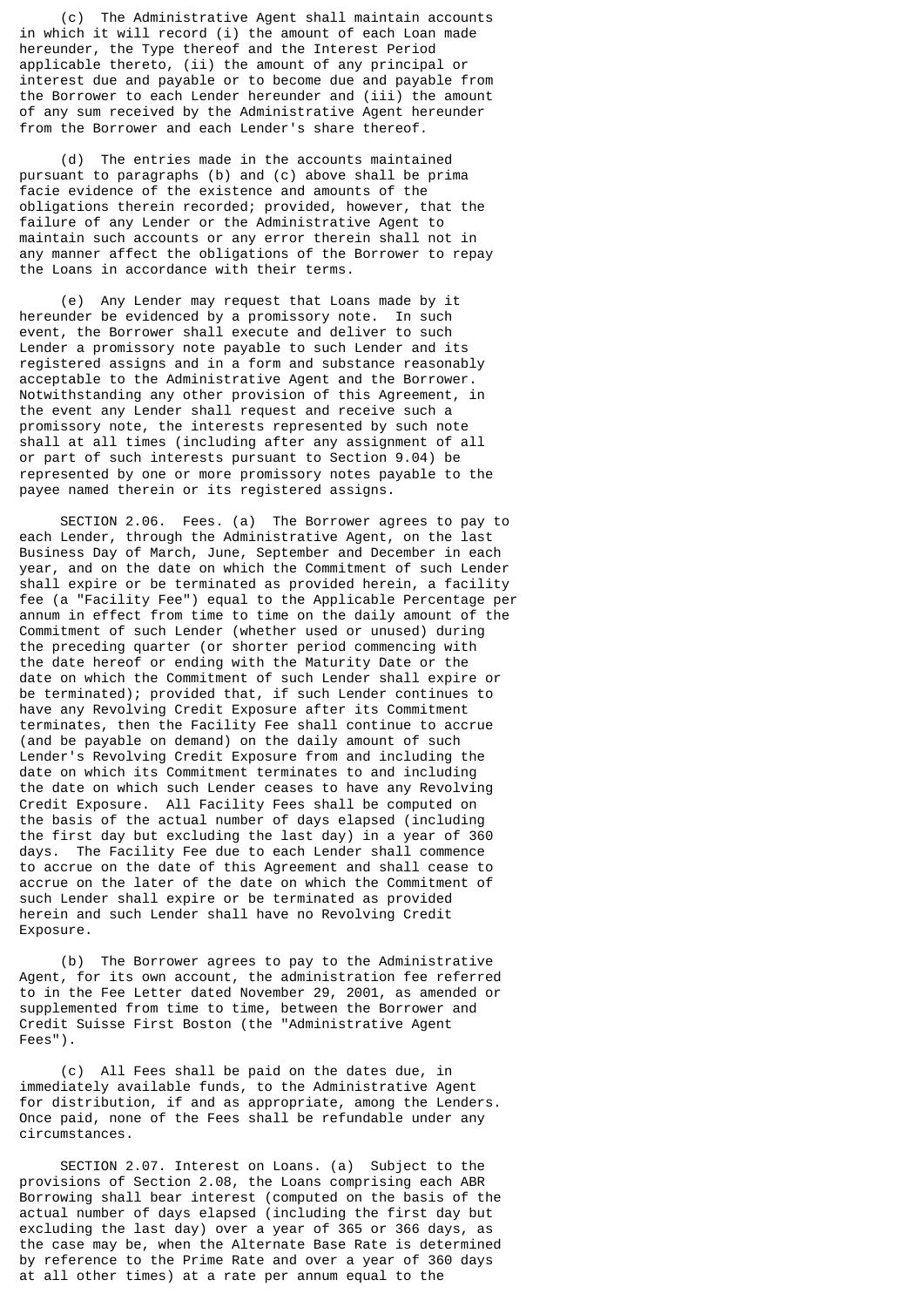(c) The Administrative Agent shall maintain accounts in which it will record (i) the amount of each Loan made hereunder, the Type thereof and the Interest Period applicable thereto, (ii) the amount of any principal or interest due and payable or to become due and payable from the Borrower to each Lender hereunder and (iii) the amount of any sum received by the Administrative Agent hereunder from the Borrower and each Lender's share thereof.

(d) The entries made in the accounts maintained pursuant to paragraphs (b) and (c) above shall be prima facie evidence of the existence and amounts of the obligations therein recorded; provided, however, that the failure of any Lender or the Administrative Agent to maintain such accounts or any error therein shall not in any manner affect the obligations of the Borrower to repay the Loans in accordance with their terms.

(e) Any Lender may request that Loans made by it hereunder be evidenced by a promissory note. In such event, the Borrower shall execute and deliver to such Lender a promissory note payable to such Lender and its registered assigns and in a form and substance reasonably acceptable to the Administrative Agent and the Borrower. Notwithstanding any other provision of this Agreement, in the event any Lender shall request and receive such a promissory note, the interests represented by such note shall at all times (including after any assignment of all or part of such interests pursuant to Section 9.04) be represented by one or more promissory notes payable to the payee named therein or its registered assigns.

SECTION 2.06. Fees. (a) The Borrower agrees to pay to each Lender, through the Administrative Agent, on the last Business Day of March, June, September and December in each year, and on the date on which the Commitment of such Lender shall expire or be terminated as provided herein, a facility fee (a "Facility Fee") equal to the Applicable Percentage per annum in effect from time to time on the daily amount of the Commitment of such Lender (whether used or unused) during the preceding quarter (or shorter period commencing with the date hereof or ending with the Maturity Date or the date on which the Commitment of such Lender shall expire or be terminated); provided that, if such Lender continues to have any Revolving Credit Exposure after its Commitment terminates, then the Facility Fee shall continue to accrue (and be payable on demand) on the daily amount of such Lender's Revolving Credit Exposure from and including the date on which its Commitment terminates to and including the date on which such Lender ceases to have any Revolving Credit Exposure. All Facility Fees shall be computed on the basis of the actual number of days elapsed (including the first day but excluding the last day) in a year of 360 days. The Facility Fee due to each Lender shall commence to accrue on the date of this Agreement and shall cease to accrue on the later of the date on which the Commitment of such Lender shall expire or be terminated as provided herein and such Lender shall have no Revolving Credit Exposure.

(b) The Borrower agrees to pay to the Administrative Agent, for its own account, the administration fee referred to in the Fee Letter dated November 29, 2001, as amended or supplemented from time to time, between the Borrower and Credit Suisse First Boston (the "Administrative Agent Fees").

(c) All Fees shall be paid on the dates due, in immediately available funds, to the Administrative Agent for distribution, if and as appropriate, among the Lenders. Once paid, none of the Fees shall be refundable under any circumstances.

SECTION 2.07. Interest on Loans. (a) Subject to the provisions of Section 2.08, the Loans comprising each ABR Borrowing shall bear interest (computed on the basis of the actual number of days elapsed (including the first day but excluding the last day) over a year of 365 or 366 days, as the case may be, when the Alternate Base Rate is determined by reference to the Prime Rate and over a year of 360 days at all other times) at a rate per annum equal to the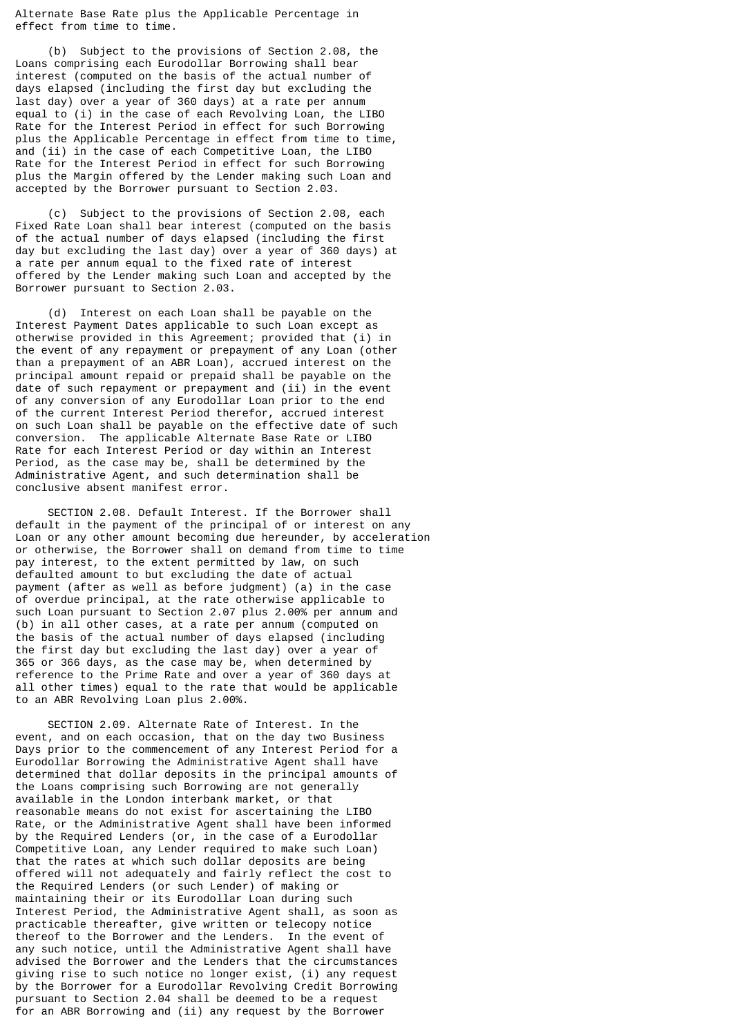Alternate Base Rate plus the Applicable Percentage in effect from time to time.

(b) Subject to the provisions of Section 2.08, the Loans comprising each Eurodollar Borrowing shall bear interest (computed on the basis of the actual number of days elapsed (including the first day but excluding the last day) over a year of 360 days) at a rate per annum equal to (i) in the case of each Revolving Loan, the LIBO Rate for the Interest Period in effect for such Borrowing plus the Applicable Percentage in effect from time to time, and (ii) in the case of each Competitive Loan, the LIBO Rate for the Interest Period in effect for such Borrowing plus the Margin offered by the Lender making such Loan and accepted by the Borrower pursuant to Section 2.03.

(c) Subject to the provisions of Section 2.08, each Fixed Rate Loan shall bear interest (computed on the basis of the actual number of days elapsed (including the first day but excluding the last day) over a year of 360 days) at a rate per annum equal to the fixed rate of interest offered by the Lender making such Loan and accepted by the Borrower pursuant to Section 2.03.

(d) Interest on each Loan shall be payable on the Interest Payment Dates applicable to such Loan except as otherwise provided in this Agreement; provided that (i) in the event of any repayment or prepayment of any Loan (other than a prepayment of an ABR Loan), accrued interest on the principal amount repaid or prepaid shall be payable on the date of such repayment or prepayment and (ii) in the event of any conversion of any Eurodollar Loan prior to the end of the current Interest Period therefor, accrued interest on such Loan shall be payable on the effective date of such conversion. The applicable Alternate Base Rate or LIBO Rate for each Interest Period or day within an Interest Period, as the case may be, shall be determined by the Administrative Agent, and such determination shall be conclusive absent manifest error.

SECTION 2.08. Default Interest. If the Borrower shall default in the payment of the principal of or interest on any Loan or any other amount becoming due hereunder, by acceleration or otherwise, the Borrower shall on demand from time to time pay interest, to the extent permitted by law, on such defaulted amount to but excluding the date of actual payment (after as well as before judgment) (a) in the case of overdue principal, at the rate otherwise applicable to such Loan pursuant to Section 2.07 plus 2.00% per annum and (b) in all other cases, at a rate per annum (computed on the basis of the actual number of days elapsed (including the first day but excluding the last day) over a year of 365 or 366 days, as the case may be, when determined by reference to the Prime Rate and over a year of 360 days at all other times) equal to the rate that would be applicable to an ABR Revolving Loan plus 2.00%.

SECTION 2.09. Alternate Rate of Interest. In the event, and on each occasion, that on the day two Business Days prior to the commencement of any Interest Period for a Eurodollar Borrowing the Administrative Agent shall have determined that dollar deposits in the principal amounts of the Loans comprising such Borrowing are not generally available in the London interbank market, or that reasonable means do not exist for ascertaining the LIBO Rate, or the Administrative Agent shall have been informed by the Required Lenders (or, in the case of a Eurodollar Competitive Loan, any Lender required to make such Loan) that the rates at which such dollar deposits are being offered will not adequately and fairly reflect the cost to the Required Lenders (or such Lender) of making or maintaining their or its Eurodollar Loan during such Interest Period, the Administrative Agent shall, as soon as practicable thereafter, give written or telecopy notice thereof to the Borrower and the Lenders. In the event of any such notice, until the Administrative Agent shall have advised the Borrower and the Lenders that the circumstances giving rise to such notice no longer exist, (i) any request by the Borrower for a Eurodollar Revolving Credit Borrowing pursuant to Section 2.04 shall be deemed to be a request for an ABR Borrowing and (ii) any request by the Borrower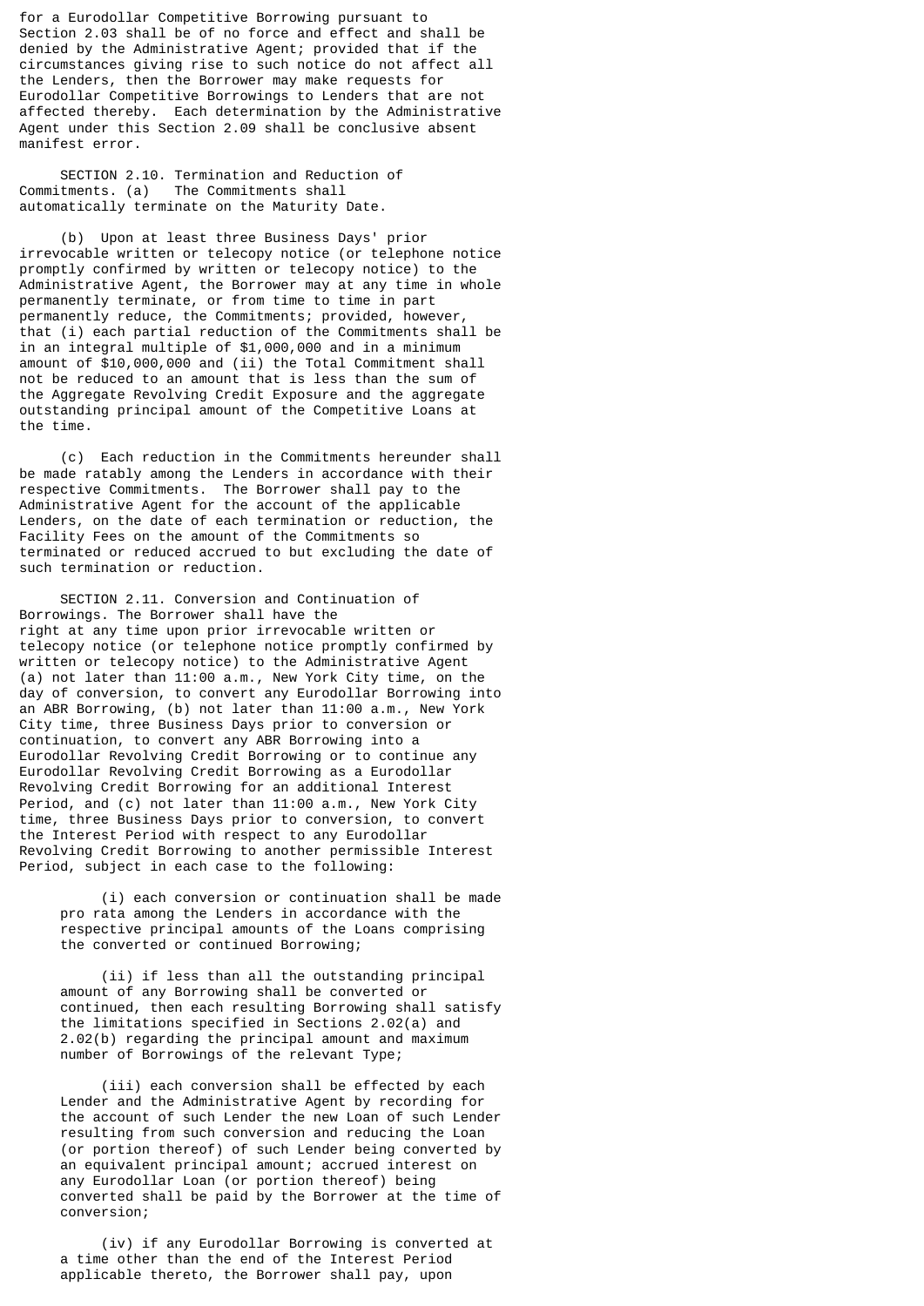for a Eurodollar Competitive Borrowing pursuant to Section 2.03 shall be of no force and effect and shall be denied by the Administrative Agent; provided that if the circumstances giving rise to such notice do not affect all the Lenders, then the Borrower may make requests for Eurodollar Competitive Borrowings to Lenders that are not affected thereby. Each determination by the Administrative Agent under this Section 2.09 shall be conclusive absent manifest error.

SECTION 2.10. Termination and Reduction of Commitments. (a) The Commitments shall automatically terminate on the Maturity Date.

(b) Upon at least three Business Days' prior irrevocable written or telecopy notice (or telephone notice promptly confirmed by written or telecopy notice) to the Administrative Agent, the Borrower may at any time in whole permanently terminate, or from time to time in part permanently reduce, the Commitments; provided, however, that (i) each partial reduction of the Commitments shall be in an integral multiple of $1,000,000 and in a minimum amount of $10,000,000 and (ii) the Total Commitment shall not be reduced to an amount that is less than the sum of the Aggregate Revolving Credit Exposure and the aggregate outstanding principal amount of the Competitive Loans at the time.

(c) Each reduction in the Commitments hereunder shall be made ratably among the Lenders in accordance with their respective Commitments. The Borrower shall pay to the Administrative Agent for the account of the applicable Lenders, on the date of each termination or reduction, the Facility Fees on the amount of the Commitments so terminated or reduced accrued to but excluding the date of such termination or reduction.

SECTION 2.11. Conversion and Continuation of Borrowings. The Borrower shall have the right at any time upon prior irrevocable written or telecopy notice (or telephone notice promptly confirmed by written or telecopy notice) to the Administrative Agent (a) not later than 11:00 a.m., New York City time, on the day of conversion, to convert any Eurodollar Borrowing into an ABR Borrowing, (b) not later than 11:00 a.m., New York City time, three Business Days prior to conversion or continuation, to convert any ABR Borrowing into a Eurodollar Revolving Credit Borrowing or to continue any Eurodollar Revolving Credit Borrowing as a Eurodollar Revolving Credit Borrowing for an additional Interest Period, and (c) not later than 11:00 a.m., New York City time, three Business Days prior to conversion, to convert the Interest Period with respect to any Eurodollar Revolving Credit Borrowing to another permissible Interest Period, subject in each case to the following:

(i) each conversion or continuation shall be made pro rata among the Lenders in accordance with the respective principal amounts of the Loans comprising the converted or continued Borrowing;

(ii) if less than all the outstanding principal amount of any Borrowing shall be converted or continued, then each resulting Borrowing shall satisfy the limitations specified in Sections 2.02(a) and 2.02(b) regarding the principal amount and maximum number of Borrowings of the relevant Type;

(iii) each conversion shall be effected by each Lender and the Administrative Agent by recording for the account of such Lender the new Loan of such Lender resulting from such conversion and reducing the Loan (or portion thereof) of such Lender being converted by an equivalent principal amount; accrued interest on any Eurodollar Loan (or portion thereof) being converted shall be paid by the Borrower at the time of conversion;

(iv) if any Eurodollar Borrowing is converted at a time other than the end of the Interest Period applicable thereto, the Borrower shall pay, upon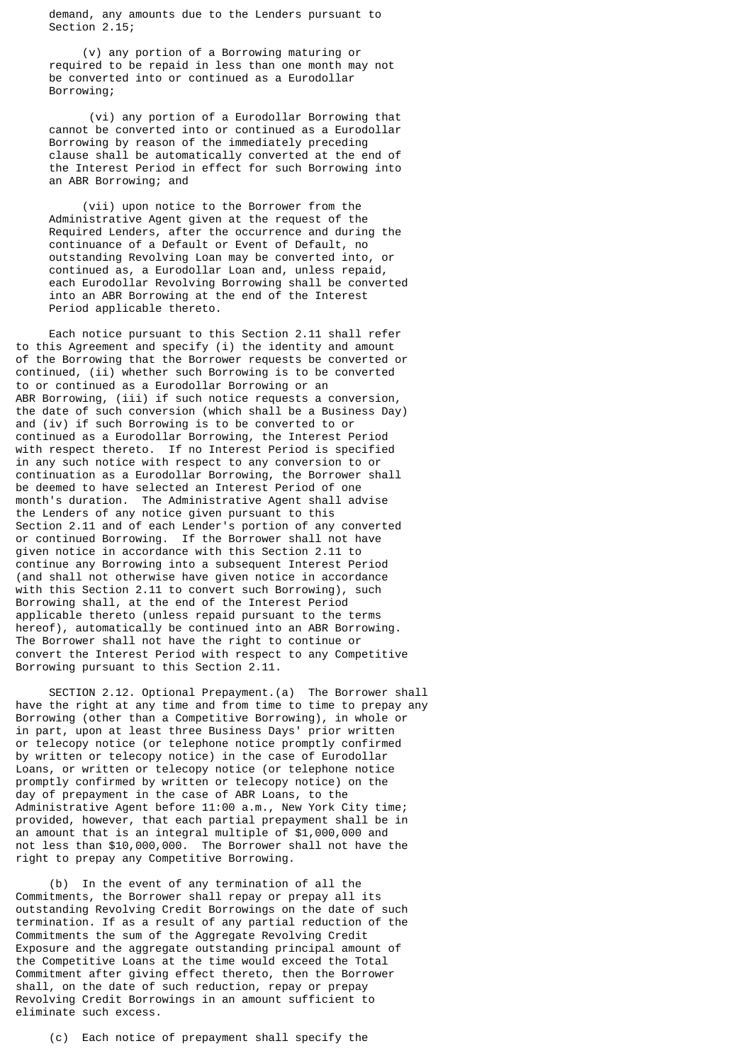demand, any amounts due to the Lenders pursuant to Section 2.15;

(v) any portion of a Borrowing maturing or required to be repaid in less than one month may not be converted into or continued as a Eurodollar Borrowing;

(vi) any portion of a Eurodollar Borrowing that cannot be converted into or continued as a Eurodollar Borrowing by reason of the immediately preceding clause shall be automatically converted at the end of the Interest Period in effect for such Borrowing into an ABR Borrowing; and

(vii) upon notice to the Borrower from the Administrative Agent given at the request of the Required Lenders, after the occurrence and during the continuance of a Default or Event of Default, no outstanding Revolving Loan may be converted into, or continued as, a Eurodollar Loan and, unless repaid, each Eurodollar Revolving Borrowing shall be converted into an ABR Borrowing at the end of the Interest Period applicable thereto.

Each notice pursuant to this Section 2.11 shall refer to this Agreement and specify (i) the identity and amount of the Borrowing that the Borrower requests be converted or continued, (ii) whether such Borrowing is to be converted to or continued as a Eurodollar Borrowing or an ABR Borrowing, (iii) if such notice requests a conversion, the date of such conversion (which shall be a Business Day) and (iv) if such Borrowing is to be converted to or continued as a Eurodollar Borrowing, the Interest Period with respect thereto. If no Interest Period is specified in any such notice with respect to any conversion to or continuation as a Eurodollar Borrowing, the Borrower shall be deemed to have selected an Interest Period of one month's duration. The Administrative Agent shall advise the Lenders of any notice given pursuant to this Section 2.11 and of each Lender's portion of any converted or continued Borrowing. If the Borrower shall not have given notice in accordance with this Section 2.11 to continue any Borrowing into a subsequent Interest Period (and shall not otherwise have given notice in accordance with this Section 2.11 to convert such Borrowing), such Borrowing shall, at the end of the Interest Period applicable thereto (unless repaid pursuant to the terms hereof), automatically be continued into an ABR Borrowing. The Borrower shall not have the right to continue or convert the Interest Period with respect to any Competitive Borrowing pursuant to this Section 2.11.

SECTION 2.12. Optional Prepayment.(a) The Borrower shall have the right at any time and from time to time to prepay any Borrowing (other than a Competitive Borrowing), in whole or in part, upon at least three Business Days' prior written or telecopy notice (or telephone notice promptly confirmed by written or telecopy notice) in the case of Eurodollar Loans, or written or telecopy notice (or telephone notice promptly confirmed by written or telecopy notice) on the day of prepayment in the case of ABR Loans, to the Administrative Agent before 11:00 a.m., New York City time; provided, however, that each partial prepayment shall be in an amount that is an integral multiple of $1,000,000 and not less than $10,000,000. The Borrower shall not have the right to prepay any Competitive Borrowing.

(b) In the event of any termination of all the Commitments, the Borrower shall repay or prepay all its outstanding Revolving Credit Borrowings on the date of such termination. If as a result of any partial reduction of the Commitments the sum of the Aggregate Revolving Credit Exposure and the aggregate outstanding principal amount of the Competitive Loans at the time would exceed the Total Commitment after giving effect thereto, then the Borrower shall, on the date of such reduction, repay or prepay Revolving Credit Borrowings in an amount sufficient to eliminate such excess.

(c) Each notice of prepayment shall specify the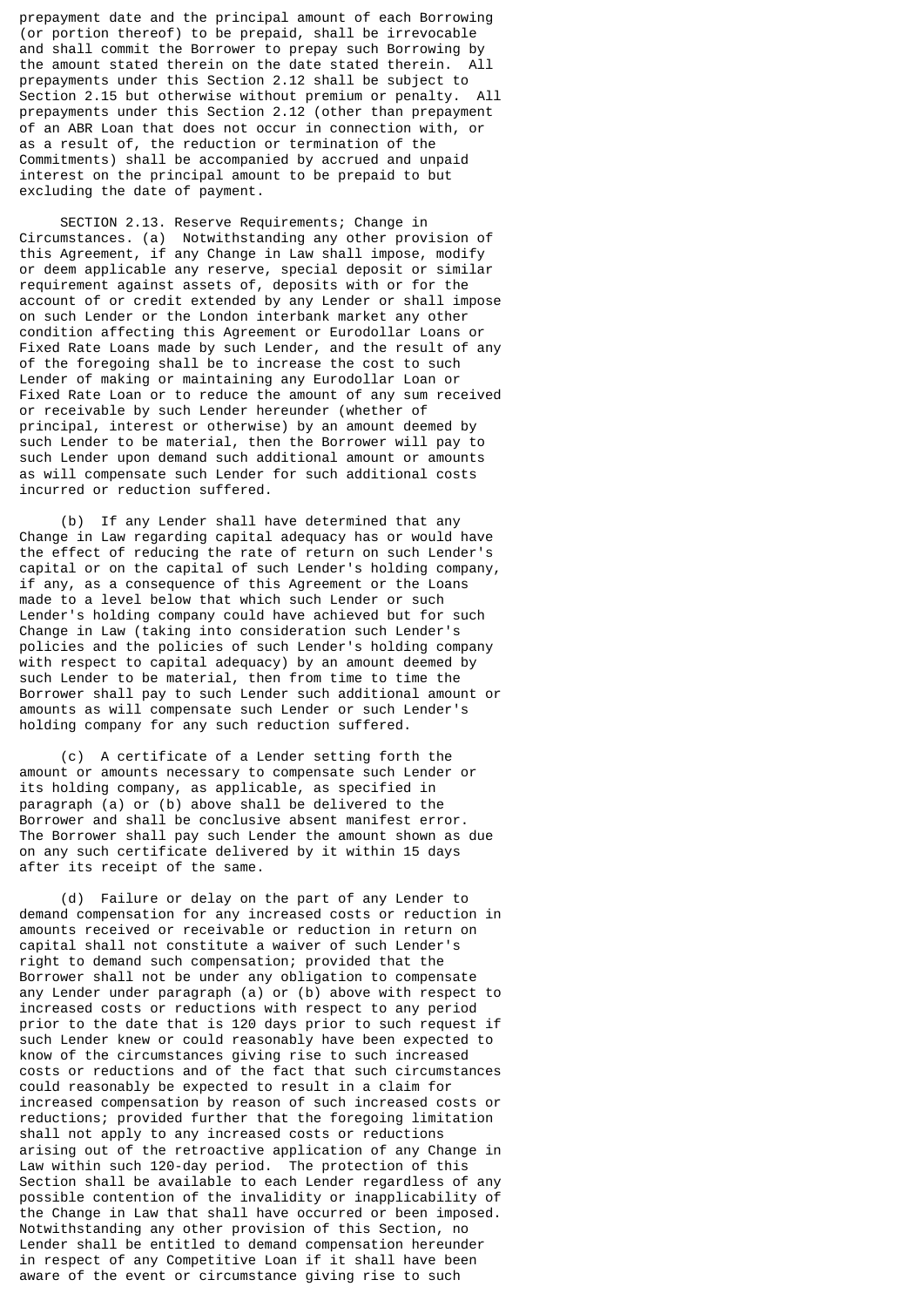prepayment date and the principal amount of each Borrowing (or portion thereof) to be prepaid, shall be irrevocable and shall commit the Borrower to prepay such Borrowing by the amount stated therein on the date stated therein. All prepayments under this Section 2.12 shall be subject to Section 2.15 but otherwise without premium or penalty. All prepayments under this Section 2.12 (other than prepayment of an ABR Loan that does not occur in connection with, or as a result of, the reduction or termination of the Commitments) shall be accompanied by accrued and unpaid interest on the principal amount to be prepaid to but excluding the date of payment.

SECTION 2.13. Reserve Requirements; Change in Circumstances. (a) Notwithstanding any other provision of this Agreement, if any Change in Law shall impose, modify or deem applicable any reserve, special deposit or similar requirement against assets of, deposits with or for the account of or credit extended by any Lender or shall impose on such Lender or the London interbank market any other condition affecting this Agreement or Eurodollar Loans or Fixed Rate Loans made by such Lender, and the result of any of the foregoing shall be to increase the cost to such Lender of making or maintaining any Eurodollar Loan or Fixed Rate Loan or to reduce the amount of any sum received or receivable by such Lender hereunder (whether of principal, interest or otherwise) by an amount deemed by such Lender to be material, then the Borrower will pay to such Lender upon demand such additional amount or amounts as will compensate such Lender for such additional costs incurred or reduction suffered.

(b) If any Lender shall have determined that any Change in Law regarding capital adequacy has or would have the effect of reducing the rate of return on such Lender's capital or on the capital of such Lender's holding company, if any, as a consequence of this Agreement or the Loans made to a level below that which such Lender or such Lender's holding company could have achieved but for such Change in Law (taking into consideration such Lender's policies and the policies of such Lender's holding company with respect to capital adequacy) by an amount deemed by such Lender to be material, then from time to time the Borrower shall pay to such Lender such additional amount or amounts as will compensate such Lender or such Lender's holding company for any such reduction suffered.

(c) A certificate of a Lender setting forth the amount or amounts necessary to compensate such Lender or its holding company, as applicable, as specified in paragraph (a) or (b) above shall be delivered to the Borrower and shall be conclusive absent manifest error. The Borrower shall pay such Lender the amount shown as due on any such certificate delivered by it within 15 days after its receipt of the same.

(d) Failure or delay on the part of any Lender to demand compensation for any increased costs or reduction in amounts received or receivable or reduction in return on capital shall not constitute a waiver of such Lender's right to demand such compensation; provided that the Borrower shall not be under any obligation to compensate any Lender under paragraph (a) or (b) above with respect to increased costs or reductions with respect to any period prior to the date that is 120 days prior to such request if such Lender knew or could reasonably have been expected to know of the circumstances giving rise to such increased costs or reductions and of the fact that such circumstances could reasonably be expected to result in a claim for increased compensation by reason of such increased costs or reductions; provided further that the foregoing limitation shall not apply to any increased costs or reductions arising out of the retroactive application of any Change in Law within such 120-day period. The protection of this Section shall be available to each Lender regardless of any possible contention of the invalidity or inapplicability of the Change in Law that shall have occurred or been imposed. Notwithstanding any other provision of this Section, no Lender shall be entitled to demand compensation hereunder in respect of any Competitive Loan if it shall have been aware of the event or circumstance giving rise to such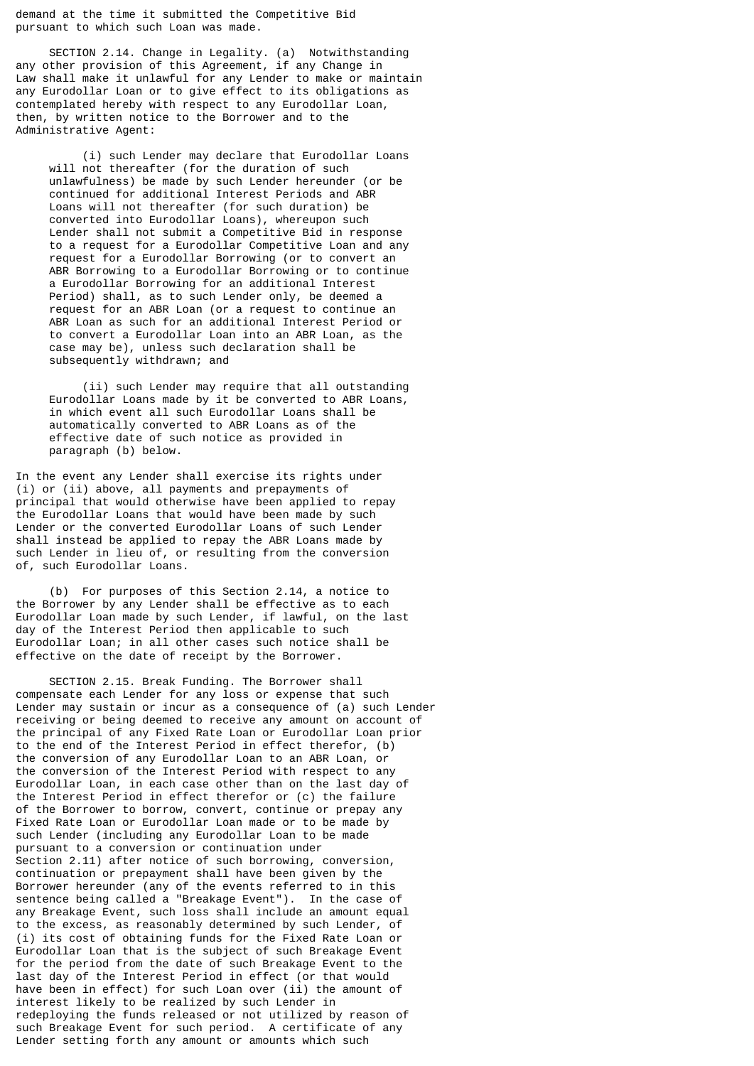demand at the time it submitted the Competitive Bid pursuant to which such Loan was made.

SECTION 2.14. Change in Legality. (a) Notwithstanding any other provision of this Agreement, if any Change in Law shall make it unlawful for any Lender to make or maintain any Eurodollar Loan or to give effect to its obligations as contemplated hereby with respect to any Eurodollar Loan, then, by written notice to the Borrower and to the Administrative Agent:

(i) such Lender may declare that Eurodollar Loans will not thereafter (for the duration of such unlawfulness) be made by such Lender hereunder (or be continued for additional Interest Periods and ABR Loans will not thereafter (for such duration) be converted into Eurodollar Loans), whereupon such Lender shall not submit a Competitive Bid in response to a request for a Eurodollar Competitive Loan and any request for a Eurodollar Borrowing (or to convert an ABR Borrowing to a Eurodollar Borrowing or to continue a Eurodollar Borrowing for an additional Interest Period) shall, as to such Lender only, be deemed a request for an ABR Loan (or a request to continue an ABR Loan as such for an additional Interest Period or to convert a Eurodollar Loan into an ABR Loan, as the case may be), unless such declaration shall be subsequently withdrawn; and

(ii) such Lender may require that all outstanding Eurodollar Loans made by it be converted to ABR Loans, in which event all such Eurodollar Loans shall be automatically converted to ABR Loans as of the effective date of such notice as provided in paragraph (b) below.

In the event any Lender shall exercise its rights under (i) or (ii) above, all payments and prepayments of principal that would otherwise have been applied to repay the Eurodollar Loans that would have been made by such Lender or the converted Eurodollar Loans of such Lender shall instead be applied to repay the ABR Loans made by such Lender in lieu of, or resulting from the conversion of, such Eurodollar Loans.

(b) For purposes of this Section 2.14, a notice to the Borrower by any Lender shall be effective as to each Eurodollar Loan made by such Lender, if lawful, on the last day of the Interest Period then applicable to such Eurodollar Loan; in all other cases such notice shall be effective on the date of receipt by the Borrower.

SECTION 2.15. Break Funding. The Borrower shall compensate each Lender for any loss or expense that such Lender may sustain or incur as a consequence of (a) such Lender receiving or being deemed to receive any amount on account of the principal of any Fixed Rate Loan or Eurodollar Loan prior to the end of the Interest Period in effect therefor, (b) the conversion of any Eurodollar Loan to an ABR Loan, or the conversion of the Interest Period with respect to any Eurodollar Loan, in each case other than on the last day of the Interest Period in effect therefor or (c) the failure of the Borrower to borrow, convert, continue or prepay any Fixed Rate Loan or Eurodollar Loan made or to be made by such Lender (including any Eurodollar Loan to be made pursuant to a conversion or continuation under Section 2.11) after notice of such borrowing, conversion, continuation or prepayment shall have been given by the Borrower hereunder (any of the events referred to in this sentence being called a "Breakage Event"). In the case of any Breakage Event, such loss shall include an amount equal to the excess, as reasonably determined by such Lender, of (i) its cost of obtaining funds for the Fixed Rate Loan or Eurodollar Loan that is the subject of such Breakage Event for the period from the date of such Breakage Event to the last day of the Interest Period in effect (or that would have been in effect) for such Loan over (ii) the amount of interest likely to be realized by such Lender in redeploying the funds released or not utilized by reason of such Breakage Event for such period. A certificate of any Lender setting forth any amount or amounts which such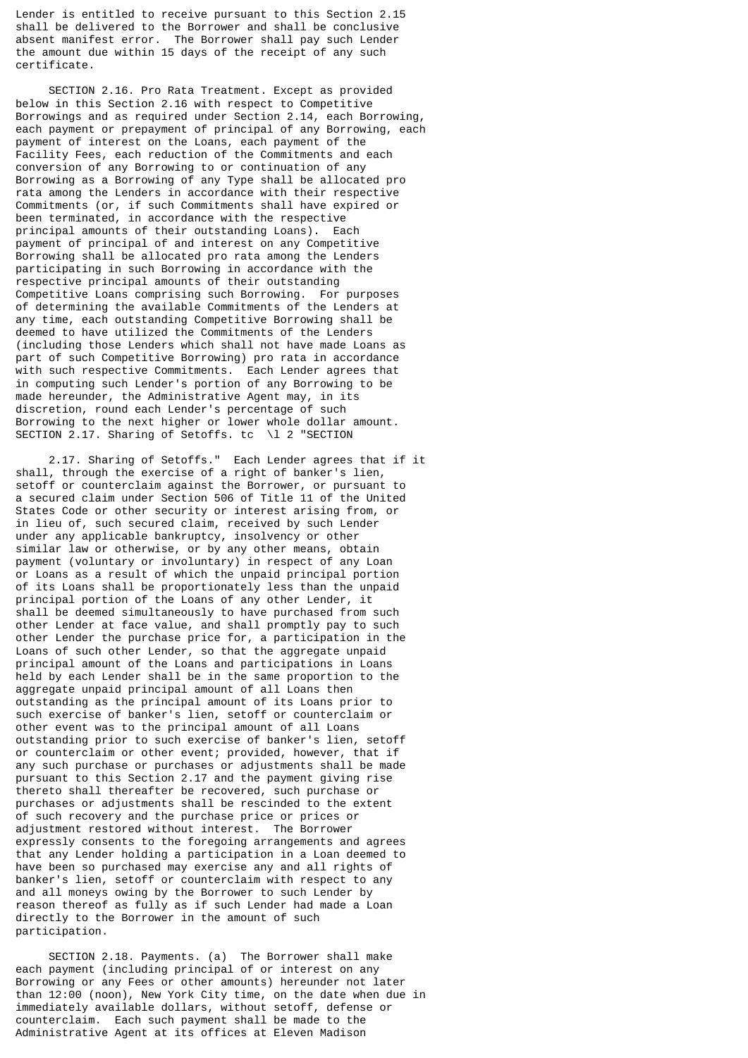Lender is entitled to receive pursuant to this Section 2.15 shall be delivered to the Borrower and shall be conclusive absent manifest error. The Borrower shall pay such Lender the amount due within 15 days of the receipt of any such certificate.

SECTION 2.16. Pro Rata Treatment. Except as provided below in this Section 2.16 with respect to Competitive Borrowings and as required under Section 2.14, each Borrowing, each payment or prepayment of principal of any Borrowing, each payment of interest on the Loans, each payment of the Facility Fees, each reduction of the Commitments and each conversion of any Borrowing to or continuation of any Borrowing as a Borrowing of any Type shall be allocated pro rata among the Lenders in accordance with their respective Commitments (or, if such Commitments shall have expired or been terminated, in accordance with the respective principal amounts of their outstanding Loans). Each payment of principal of and interest on any Competitive Borrowing shall be allocated pro rata among the Lenders participating in such Borrowing in accordance with the respective principal amounts of their outstanding Competitive Loans comprising such Borrowing. For purposes of determining the available Commitments of the Lenders at any time, each outstanding Competitive Borrowing shall be deemed to have utilized the Commitments of the Lenders (including those Lenders which shall not have made Loans as part of such Competitive Borrowing) pro rata in accordance with such respective Commitments. Each Lender agrees that in computing such Lender's portion of any Borrowing to be made hereunder, the Administrative Agent may, in its discretion, round each Lender's percentage of such Borrowing to the next higher or lower whole dollar amount.
SECTION 2.17. Sharing of Setoffs. tc \l 2 "SECTION

2.17. Sharing of Setoffs." Each Lender agrees that if it shall, through the exercise of a right of banker's lien, setoff or counterclaim against the Borrower, or pursuant to a secured claim under Section 506 of Title 11 of the United States Code or other security or interest arising from, or in lieu of, such secured claim, received by such Lender under any applicable bankruptcy, insolvency or other similar law or otherwise, or by any other means, obtain payment (voluntary or involuntary) in respect of any Loan or Loans as a result of which the unpaid principal portion of its Loans shall be proportionately less than the unpaid principal portion of the Loans of any other Lender, it shall be deemed simultaneously to have purchased from such other Lender at face value, and shall promptly pay to such other Lender the purchase price for, a participation in the Loans of such other Lender, so that the aggregate unpaid principal amount of the Loans and participations in Loans held by each Lender shall be in the same proportion to the aggregate unpaid principal amount of all Loans then outstanding as the principal amount of its Loans prior to such exercise of banker's lien, setoff or counterclaim or other event was to the principal amount of all Loans outstanding prior to such exercise of banker's lien, setoff or counterclaim or other event; provided, however, that if any such purchase or purchases or adjustments shall be made pursuant to this Section 2.17 and the payment giving rise thereto shall thereafter be recovered, such purchase or purchases or adjustments shall be rescinded to the extent of such recovery and the purchase price or prices or adjustment restored without interest. The Borrower expressly consents to the foregoing arrangements and agrees that any Lender holding a participation in a Loan deemed to have been so purchased may exercise any and all rights of banker's lien, setoff or counterclaim with respect to any and all moneys owing by the Borrower to such Lender by reason thereof as fully as if such Lender had made a Loan directly to the Borrower in the amount of such participation.

SECTION 2.18. Payments. (a) The Borrower shall make each payment (including principal of or interest on any Borrowing or any Fees or other amounts) hereunder not later than 12:00 (noon), New York City time, on the date when due in immediately available dollars, without setoff, defense or counterclaim. Each such payment shall be made to the Administrative Agent at its offices at Eleven Madison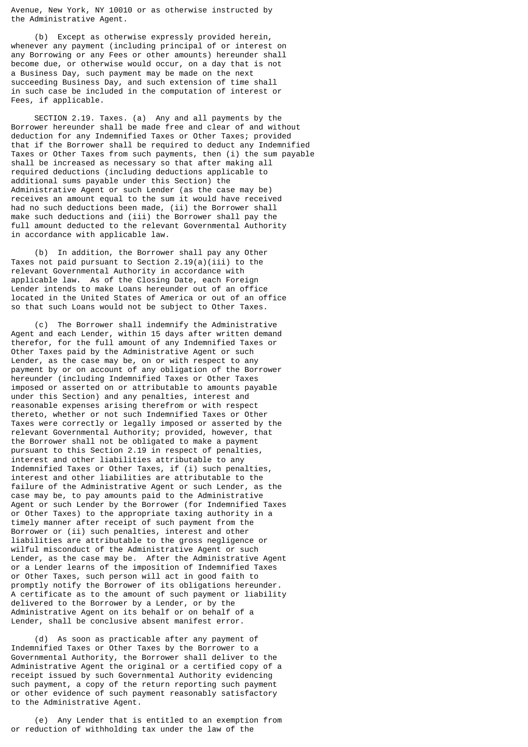Avenue, New York, NY 10010 or as otherwise instructed by the Administrative Agent.

(b) Except as otherwise expressly provided herein, whenever any payment (including principal of or interest on any Borrowing or any Fees or other amounts) hereunder shall become due, or otherwise would occur, on a day that is not a Business Day, such payment may be made on the next succeeding Business Day, and such extension of time shall in such case be included in the computation of interest or Fees, if applicable.

SECTION 2.19. Taxes. (a) Any and all payments by the Borrower hereunder shall be made free and clear of and without deduction for any Indemnified Taxes or Other Taxes; provided that if the Borrower shall be required to deduct any Indemnified Taxes or Other Taxes from such payments, then (i) the sum payable shall be increased as necessary so that after making all required deductions (including deductions applicable to additional sums payable under this Section) the Administrative Agent or such Lender (as the case may be) receives an amount equal to the sum it would have received had no such deductions been made, (ii) the Borrower shall make such deductions and (iii) the Borrower shall pay the full amount deducted to the relevant Governmental Authority in accordance with applicable law.

(b) In addition, the Borrower shall pay any Other Taxes not paid pursuant to Section 2.19(a)(iii) to the relevant Governmental Authority in accordance with applicable law. As of the Closing Date, each Foreign Lender intends to make Loans hereunder out of an office located in the United States of America or out of an office so that such Loans would not be subject to Other Taxes.

(c) The Borrower shall indemnify the Administrative Agent and each Lender, within 15 days after written demand therefor, for the full amount of any Indemnified Taxes or Other Taxes paid by the Administrative Agent or such Lender, as the case may be, on or with respect to any payment by or on account of any obligation of the Borrower hereunder (including Indemnified Taxes or Other Taxes imposed or asserted on or attributable to amounts payable under this Section) and any penalties, interest and reasonable expenses arising therefrom or with respect thereto, whether or not such Indemnified Taxes or Other Taxes were correctly or legally imposed or asserted by the relevant Governmental Authority; provided, however, that the Borrower shall not be obligated to make a payment pursuant to this Section 2.19 in respect of penalties, interest and other liabilities attributable to any Indemnified Taxes or Other Taxes, if (i) such penalties, interest and other liabilities are attributable to the failure of the Administrative Agent or such Lender, as the case may be, to pay amounts paid to the Administrative Agent or such Lender by the Borrower (for Indemnified Taxes or Other Taxes) to the appropriate taxing authority in a timely manner after receipt of such payment from the Borrower or (ii) such penalties, interest and other liabilities are attributable to the gross negligence or wilful misconduct of the Administrative Agent or such Lender, as the case may be. After the Administrative Agent or a Lender learns of the imposition of Indemnified Taxes or Other Taxes, such person will act in good faith to promptly notify the Borrower of its obligations hereunder. A certificate as to the amount of such payment or liability delivered to the Borrower by a Lender, or by the Administrative Agent on its behalf or on behalf of a Lender, shall be conclusive absent manifest error.

(d) As soon as practicable after any payment of Indemnified Taxes or Other Taxes by the Borrower to a Governmental Authority, the Borrower shall deliver to the Administrative Agent the original or a certified copy of a receipt issued by such Governmental Authority evidencing such payment, a copy of the return reporting such payment or other evidence of such payment reasonably satisfactory to the Administrative Agent.

(e) Any Lender that is entitled to an exemption from or reduction of withholding tax under the law of the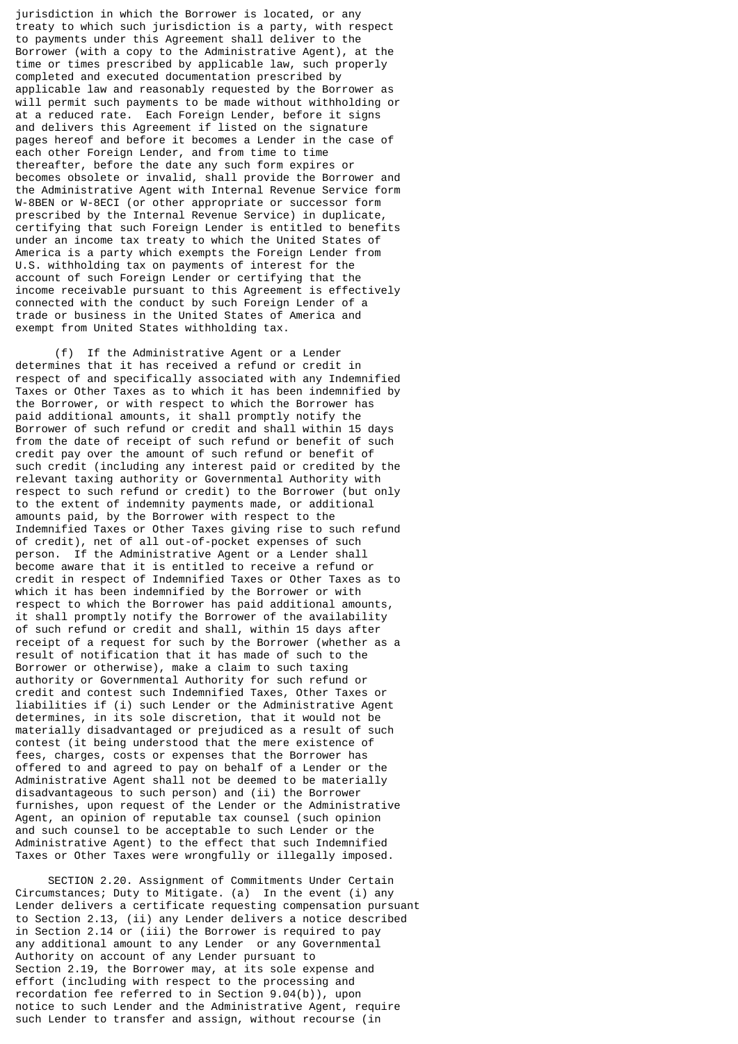jurisdiction in which the Borrower is located, or any treaty to which such jurisdiction is a party, with respect to payments under this Agreement shall deliver to the Borrower (with a copy to the Administrative Agent), at the time or times prescribed by applicable law, such properly completed and executed documentation prescribed by applicable law and reasonably requested by the Borrower as will permit such payments to be made without withholding or at a reduced rate. Each Foreign Lender, before it signs and delivers this Agreement if listed on the signature pages hereof and before it becomes a Lender in the case of each other Foreign Lender, and from time to time thereafter, before the date any such form expires or becomes obsolete or invalid, shall provide the Borrower and the Administrative Agent with Internal Revenue Service form W-8BEN or W-8ECI (or other appropriate or successor form prescribed by the Internal Revenue Service) in duplicate, certifying that such Foreign Lender is entitled to benefits under an income tax treaty to which the United States of America is a party which exempts the Foreign Lender from U.S. withholding tax on payments of interest for the account of such Foreign Lender or certifying that the income receivable pursuant to this Agreement is effectively connected with the conduct by such Foreign Lender of a trade or business in the United States of America and exempt from United States withholding tax.

(f) If the Administrative Agent or a Lender determines that it has received a refund or credit in respect of and specifically associated with any Indemnified Taxes or Other Taxes as to which it has been indemnified by the Borrower, or with respect to which the Borrower has paid additional amounts, it shall promptly notify the Borrower of such refund or credit and shall within 15 days from the date of receipt of such refund or benefit of such credit pay over the amount of such refund or benefit of such credit (including any interest paid or credited by the relevant taxing authority or Governmental Authority with respect to such refund or credit) to the Borrower (but only to the extent of indemnity payments made, or additional amounts paid, by the Borrower with respect to the Indemnified Taxes or Other Taxes giving rise to such refund of credit), net of all out-of-pocket expenses of such person. If the Administrative Agent or a Lender shall become aware that it is entitled to receive a refund or credit in respect of Indemnified Taxes or Other Taxes as to which it has been indemnified by the Borrower or with respect to which the Borrower has paid additional amounts, it shall promptly notify the Borrower of the availability of such refund or credit and shall, within 15 days after receipt of a request for such by the Borrower (whether as a result of notification that it has made of such to the Borrower or otherwise), make a claim to such taxing authority or Governmental Authority for such refund or credit and contest such Indemnified Taxes, Other Taxes or liabilities if (i) such Lender or the Administrative Agent determines, in its sole discretion, that it would not be materially disadvantaged or prejudiced as a result of such contest (it being understood that the mere existence of fees, charges, costs or expenses that the Borrower has offered to and agreed to pay on behalf of a Lender or the Administrative Agent shall not be deemed to be materially disadvantageous to such person) and (ii) the Borrower furnishes, upon request of the Lender or the Administrative Agent, an opinion of reputable tax counsel (such opinion and such counsel to be acceptable to such Lender or the Administrative Agent) to the effect that such Indemnified Taxes or Other Taxes were wrongfully or illegally imposed.

SECTION 2.20. Assignment of Commitments Under Certain Circumstances; Duty to Mitigate. (a) In the event (i) any Lender delivers a certificate requesting compensation pursuant to Section 2.13, (ii) any Lender delivers a notice described in Section 2.14 or (iii) the Borrower is required to pay any additional amount to any Lender or any Governmental Authority on account of any Lender pursuant to Section 2.19, the Borrower may, at its sole expense and effort (including with respect to the processing and recordation fee referred to in Section 9.04(b)), upon notice to such Lender and the Administrative Agent, require such Lender to transfer and assign, without recourse (in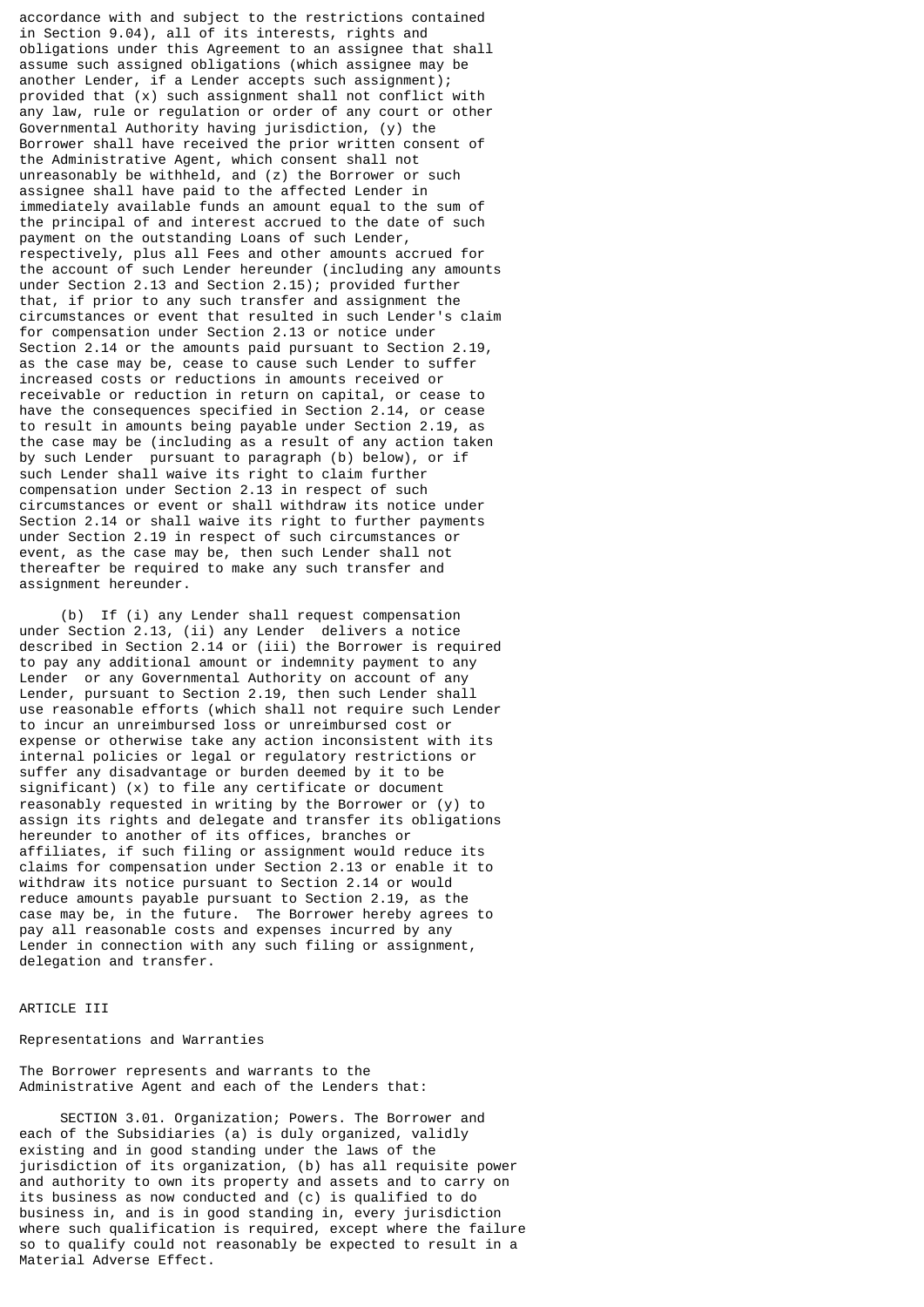accordance with and subject to the restrictions contained in Section 9.04), all of its interests, rights and obligations under this Agreement to an assignee that shall assume such assigned obligations (which assignee may be another Lender, if a Lender accepts such assignment); provided that (x) such assignment shall not conflict with any law, rule or regulation or order of any court or other Governmental Authority having jurisdiction, (y) the Borrower shall have received the prior written consent of the Administrative Agent, which consent shall not unreasonably be withheld, and (z) the Borrower or such assignee shall have paid to the affected Lender in immediately available funds an amount equal to the sum of the principal of and interest accrued to the date of such payment on the outstanding Loans of such Lender, respectively, plus all Fees and other amounts accrued for the account of such Lender hereunder (including any amounts under Section 2.13 and Section 2.15); provided further that, if prior to any such transfer and assignment the circumstances or event that resulted in such Lender's claim for compensation under Section 2.13 or notice under Section 2.14 or the amounts paid pursuant to Section 2.19, as the case may be, cease to cause such Lender to suffer increased costs or reductions in amounts received or receivable or reduction in return on capital, or cease to have the consequences specified in Section 2.14, or cease to result in amounts being payable under Section 2.19, as the case may be (including as a result of any action taken by such Lender pursuant to paragraph (b) below), or if such Lender shall waive its right to claim further compensation under Section 2.13 in respect of such circumstances or event or shall withdraw its notice under Section 2.14 or shall waive its right to further payments under Section 2.19 in respect of such circumstances or event, as the case may be, then such Lender shall not thereafter be required to make any such transfer and assignment hereunder.

(b) If (i) any Lender shall request compensation under Section 2.13, (ii) any Lender delivers a notice described in Section 2.14 or (iii) the Borrower is required to pay any additional amount or indemnity payment to any Lender or any Governmental Authority on account of any Lender, pursuant to Section 2.19, then such Lender shall use reasonable efforts (which shall not require such Lender to incur an unreimbursed loss or unreimbursed cost or expense or otherwise take any action inconsistent with its internal policies or legal or regulatory restrictions or suffer any disadvantage or burden deemed by it to be significant) (x) to file any certificate or document reasonably requested in writing by the Borrower or (y) to assign its rights and delegate and transfer its obligations hereunder to another of its offices, branches or affiliates, if such filing or assignment would reduce its claims for compensation under Section 2.13 or enable it to withdraw its notice pursuant to Section 2.14 or would reduce amounts payable pursuant to Section 2.19, as the case may be, in the future. The Borrower hereby agrees to pay all reasonable costs and expenses incurred by any Lender in connection with any such filing or assignment, delegation and transfer.

# ARTICLE III

## Representations and Warranties

The Borrower represents and warrants to the Administrative Agent and each of the Lenders that:

SECTION 3.01. Organization; Powers. The Borrower and each of the Subsidiaries (a) is duly organized, validly existing and in good standing under the laws of the jurisdiction of its organization, (b) has all requisite power and authority to own its property and assets and to carry on its business as now conducted and (c) is qualified to do business in, and is in good standing in, every jurisdiction where such qualification is required, except where the failure so to qualify could not reasonably be expected to result in a Material Adverse Effect.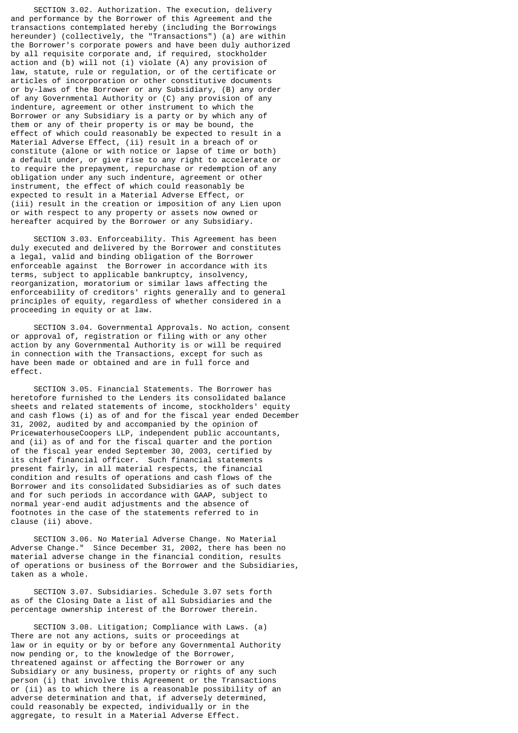SECTION 3.02. Authorization. The execution, delivery and performance by the Borrower of this Agreement and the transactions contemplated hereby (including the Borrowings hereunder) (collectively, the "Transactions") (a) are within the Borrower's corporate powers and have been duly authorized by all requisite corporate and, if required, stockholder action and (b) will not (i) violate (A) any provision of law, statute, rule or regulation, or of the certificate or articles of incorporation or other constitutive documents or by-laws of the Borrower or any Subsidiary, (B) any order of any Governmental Authority or (C) any provision of any indenture, agreement or other instrument to which the Borrower or any Subsidiary is a party or by which any of them or any of their property is or may be bound, the effect of which could reasonably be expected to result in a Material Adverse Effect, (ii) result in a breach of or constitute (alone or with notice or lapse of time or both) a default under, or give rise to any right to accelerate or to require the prepayment, repurchase or redemption of any obligation under any such indenture, agreement or other instrument, the effect of which could reasonably be expected to result in a Material Adverse Effect, or (iii) result in the creation or imposition of any Lien upon or with respect to any property or assets now owned or hereafter acquired by the Borrower or any Subsidiary.

SECTION 3.03. Enforceability. This Agreement has been duly executed and delivered by the Borrower and constitutes a legal, valid and binding obligation of the Borrower enforceable against the Borrower in accordance with its terms, subject to applicable bankruptcy, insolvency, reorganization, moratorium or similar laws affecting the enforceability of creditors' rights generally and to general principles of equity, regardless of whether considered in a proceeding in equity or at law.

SECTION 3.04. Governmental Approvals. No action, consent or approval of, registration or filing with or any other action by any Governmental Authority is or will be required in connection with the Transactions, except for such as have been made or obtained and are in full force and effect.

SECTION 3.05. Financial Statements. The Borrower has heretofore furnished to the Lenders its consolidated balance sheets and related statements of income, stockholders' equity and cash flows (i) as of and for the fiscal year ended December 31, 2002, audited by and accompanied by the opinion of PricewaterhouseCoopers LLP, independent public accountants, and (ii) as of and for the fiscal quarter and the portion of the fiscal year ended September 30, 2003, certified by its chief financial officer. Such financial statements present fairly, in all material respects, the financial condition and results of operations and cash flows of the Borrower and its consolidated Subsidiaries as of such dates and for such periods in accordance with GAAP, subject to normal year-end audit adjustments and the absence of footnotes in the case of the statements referred to in clause (ii) above.

SECTION 3.06. No Material Adverse Change. No Material Adverse Change." Since December 31, 2002, there has been no material adverse change in the financial condition, results of operations or business of the Borrower and the Subsidiaries, taken as a whole.

SECTION 3.07. Subsidiaries. Schedule 3.07 sets forth as of the Closing Date a list of all Subsidiaries and the percentage ownership interest of the Borrower therein.

SECTION 3.08. Litigation; Compliance with Laws. (a) There are not any actions, suits or proceedings at law or in equity or by or before any Governmental Authority now pending or, to the knowledge of the Borrower, threatened against or affecting the Borrower or any Subsidiary or any business, property or rights of any such person (i) that involve this Agreement or the Transactions or (ii) as to which there is a reasonable possibility of an adverse determination and that, if adversely determined, could reasonably be expected, individually or in the aggregate, to result in a Material Adverse Effect.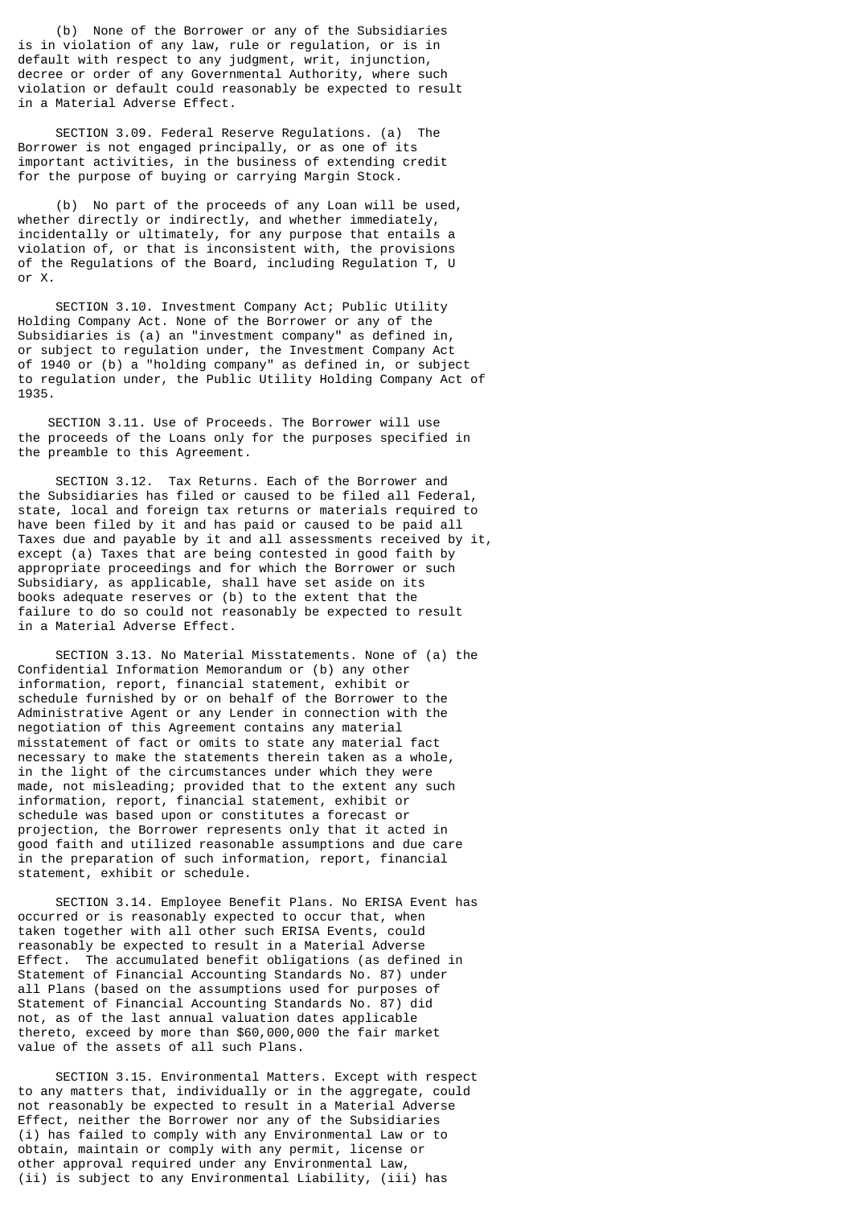(b) None of the Borrower or any of the Subsidiaries is in violation of any law, rule or regulation, or is in default with respect to any judgment, writ, injunction, decree or order of any Governmental Authority, where such violation or default could reasonably be expected to result in a Material Adverse Effect.

SECTION 3.09. Federal Reserve Regulations. (a) The Borrower is not engaged principally, or as one of its important activities, in the business of extending credit for the purpose of buying or carrying Margin Stock.

(b) No part of the proceeds of any Loan will be used, whether directly or indirectly, and whether immediately, incidentally or ultimately, for any purpose that entails a violation of, or that is inconsistent with, the provisions of the Regulations of the Board, including Regulation T, U or X.

SECTION 3.10. Investment Company Act; Public Utility Holding Company Act. None of the Borrower or any of the Subsidiaries is (a) an "investment company" as defined in, or subject to regulation under, the Investment Company Act of 1940 or (b) a "holding company" as defined in, or subject to regulation under, the Public Utility Holding Company Act of 1935.

SECTION 3.11. Use of Proceeds. The Borrower will use the proceeds of the Loans only for the purposes specified in the preamble to this Agreement.

SECTION 3.12. Tax Returns. Each of the Borrower and the Subsidiaries has filed or caused to be filed all Federal, state, local and foreign tax returns or materials required to have been filed by it and has paid or caused to be paid all Taxes due and payable by it and all assessments received by it, except (a) Taxes that are being contested in good faith by appropriate proceedings and for which the Borrower or such Subsidiary, as applicable, shall have set aside on its books adequate reserves or (b) to the extent that the failure to do so could not reasonably be expected to result in a Material Adverse Effect.

SECTION 3.13. No Material Misstatements. None of (a) the Confidential Information Memorandum or (b) any other information, report, financial statement, exhibit or schedule furnished by or on behalf of the Borrower to the Administrative Agent or any Lender in connection with the negotiation of this Agreement contains any material misstatement of fact or omits to state any material fact necessary to make the statements therein taken as a whole, in the light of the circumstances under which they were made, not misleading; provided that to the extent any such information, report, financial statement, exhibit or schedule was based upon or constitutes a forecast or projection, the Borrower represents only that it acted in good faith and utilized reasonable assumptions and due care in the preparation of such information, report, financial statement, exhibit or schedule.

SECTION 3.14. Employee Benefit Plans. No ERISA Event has occurred or is reasonably expected to occur that, when taken together with all other such ERISA Events, could reasonably be expected to result in a Material Adverse Effect. The accumulated benefit obligations (as defined in Statement of Financial Accounting Standards No. 87) under all Plans (based on the assumptions used for purposes of Statement of Financial Accounting Standards No. 87) did not, as of the last annual valuation dates applicable thereto, exceed by more than $60,000,000 the fair market value of the assets of all such Plans.

SECTION 3.15. Environmental Matters. Except with respect to any matters that, individually or in the aggregate, could not reasonably be expected to result in a Material Adverse Effect, neither the Borrower nor any of the Subsidiaries (i) has failed to comply with any Environmental Law or to obtain, maintain or comply with any permit, license or other approval required under any Environmental Law, (ii) is subject to any Environmental Liability, (iii) has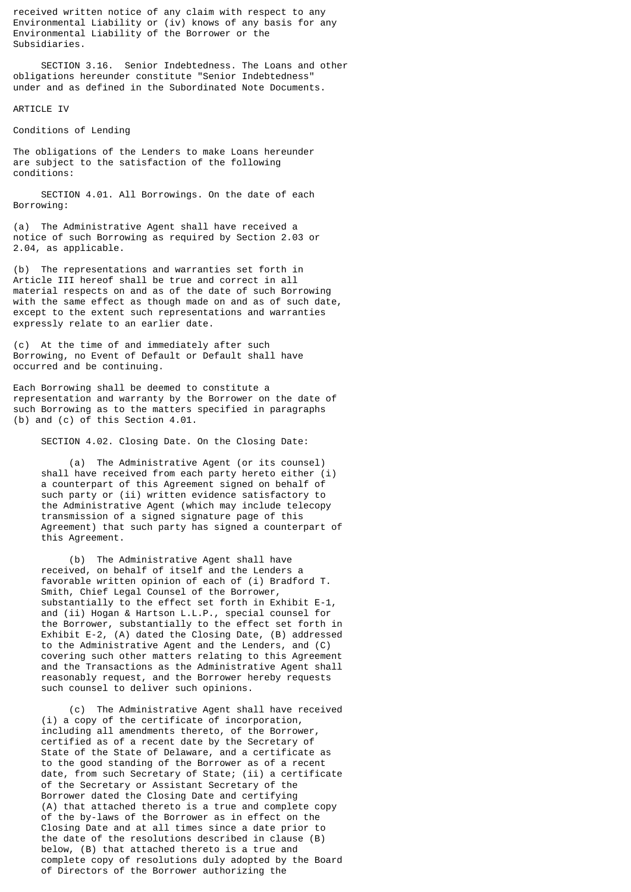received written notice of any claim with respect to any Environmental Liability or (iv) knows of any basis for any Environmental Liability of the Borrower or the Subsidiaries.

SECTION 3.16. Senior Indebtedness. The Loans and other obligations hereunder constitute "Senior Indebtedness" under and as defined in the Subordinated Note Documents.

ARTICLE IV

Conditions of Lending

The obligations of the Lenders to make Loans hereunder are subject to the satisfaction of the following conditions:

SECTION 4.01. All Borrowings. On the date of each Borrowing:

(a) The Administrative Agent shall have received a notice of such Borrowing as required by Section 2.03 or 2.04, as applicable.

(b) The representations and warranties set forth in Article III hereof shall be true and correct in all material respects on and as of the date of such Borrowing with the same effect as though made on and as of such date, except to the extent such representations and warranties expressly relate to an earlier date.

(c) At the time of and immediately after such Borrowing, no Event of Default or Default shall have occurred and be continuing.

Each Borrowing shall be deemed to constitute a representation and warranty by the Borrower on the date of such Borrowing as to the matters specified in paragraphs (b) and (c) of this Section 4.01.

SECTION 4.02. Closing Date. On the Closing Date:

(a) The Administrative Agent (or its counsel) shall have received from each party hereto either (i) a counterpart of this Agreement signed on behalf of such party or (ii) written evidence satisfactory to the Administrative Agent (which may include telecopy transmission of a signed signature page of this Agreement) that such party has signed a counterpart of this Agreement.

(b) The Administrative Agent shall have received, on behalf of itself and the Lenders a favorable written opinion of each of (i) Bradford T. Smith, Chief Legal Counsel of the Borrower, substantially to the effect set forth in Exhibit E-1, and (ii) Hogan & Hartson L.L.P., special counsel for the Borrower, substantially to the effect set forth in Exhibit E-2, (A) dated the Closing Date, (B) addressed to the Administrative Agent and the Lenders, and (C) covering such other matters relating to this Agreement and the Transactions as the Administrative Agent shall reasonably request, and the Borrower hereby requests such counsel to deliver such opinions.

(c) The Administrative Agent shall have received (i) a copy of the certificate of incorporation, including all amendments thereto, of the Borrower, certified as of a recent date by the Secretary of State of the State of Delaware, and a certificate as to the good standing of the Borrower as of a recent date, from such Secretary of State; (ii) a certificate of the Secretary or Assistant Secretary of the Borrower dated the Closing Date and certifying (A) that attached thereto is a true and complete copy of the by-laws of the Borrower as in effect on the Closing Date and at all times since a date prior to the date of the resolutions described in clause (B) below, (B) that attached thereto is a true and complete copy of resolutions duly adopted by the Board of Directors of the Borrower authorizing the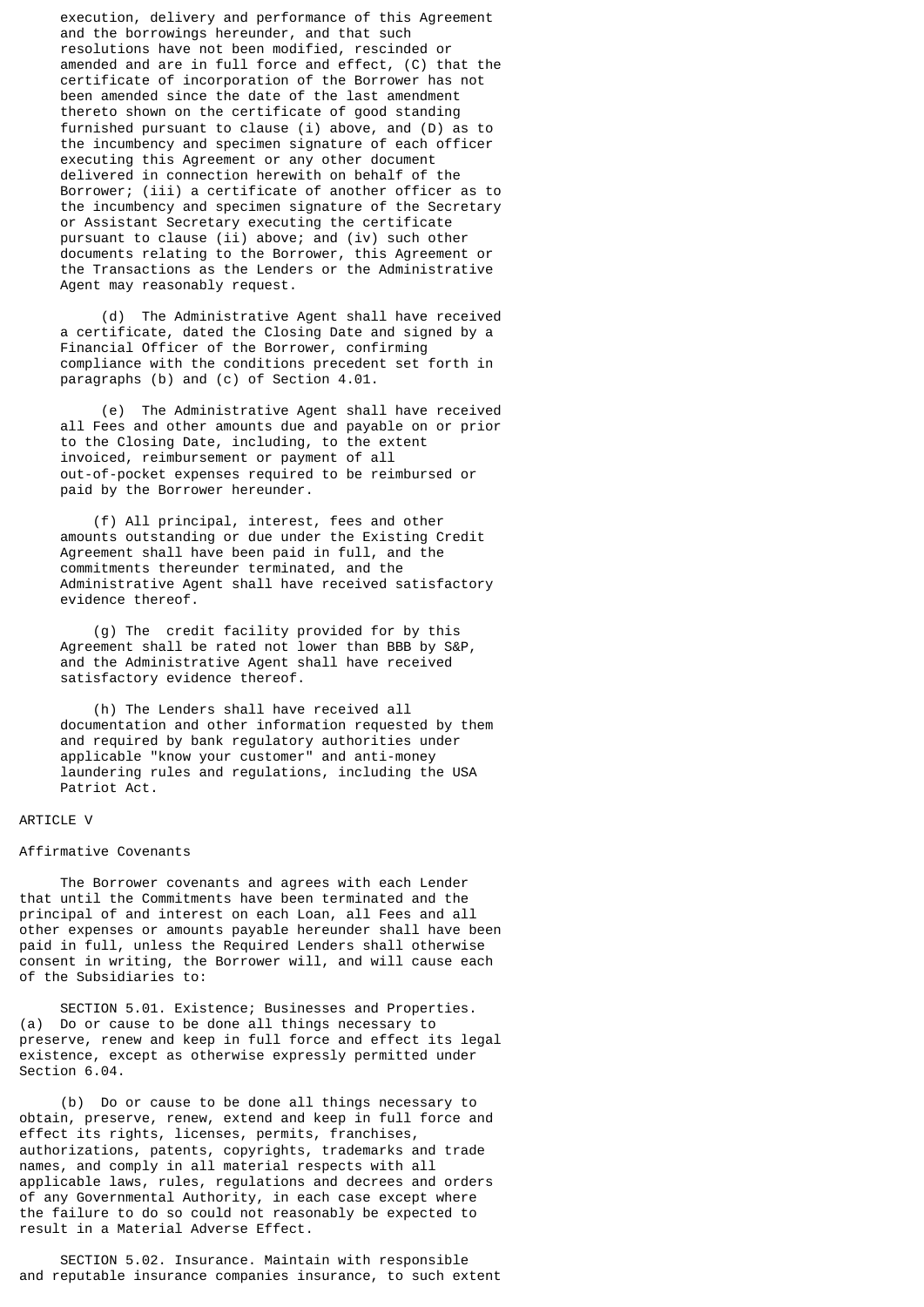execution, delivery and performance of this Agreement and the borrowings hereunder, and that such resolutions have not been modified, rescinded or amended and are in full force and effect, (C) that the certificate of incorporation of the Borrower has not been amended since the date of the last amendment thereto shown on the certificate of good standing furnished pursuant to clause (i) above, and (D) as to the incumbency and specimen signature of each officer executing this Agreement or any other document delivered in connection herewith on behalf of the Borrower; (iii) a certificate of another officer as to the incumbency and specimen signature of the Secretary or Assistant Secretary executing the certificate pursuant to clause (ii) above; and (iv) such other documents relating to the Borrower, this Agreement or the Transactions as the Lenders or the Administrative Agent may reasonably request.

(d) The Administrative Agent shall have received a certificate, dated the Closing Date and signed by a Financial Officer of the Borrower, confirming compliance with the conditions precedent set forth in paragraphs (b) and (c) of Section 4.01.

(e) The Administrative Agent shall have received all Fees and other amounts due and payable on or prior to the Closing Date, including, to the extent invoiced, reimbursement or payment of all out-of-pocket expenses required to be reimbursed or paid by the Borrower hereunder.

(f) All principal, interest, fees and other amounts outstanding or due under the Existing Credit Agreement shall have been paid in full, and the commitments thereunder terminated, and the Administrative Agent shall have received satisfactory evidence thereof.

(g) The credit facility provided for by this Agreement shall be rated not lower than BBB by S&P, and the Administrative Agent shall have received satisfactory evidence thereof.

(h) The Lenders shall have received all documentation and other information requested by them and required by bank regulatory authorities under applicable "know your customer" and anti-money laundering rules and regulations, including the USA Patriot Act.

ARTICLE V

Affirmative Covenants

The Borrower covenants and agrees with each Lender that until the Commitments have been terminated and the principal of and interest on each Loan, all Fees and all other expenses or amounts payable hereunder shall have been paid in full, unless the Required Lenders shall otherwise consent in writing, the Borrower will, and will cause each of the Subsidiaries to:

SECTION 5.01. Existence; Businesses and Properties. (a) Do or cause to be done all things necessary to preserve, renew and keep in full force and effect its legal existence, except as otherwise expressly permitted under Section 6.04.

(b) Do or cause to be done all things necessary to obtain, preserve, renew, extend and keep in full force and effect its rights, licenses, permits, franchises, authorizations, patents, copyrights, trademarks and trade names, and comply in all material respects with all applicable laws, rules, regulations and decrees and orders of any Governmental Authority, in each case except where the failure to do so could not reasonably be expected to result in a Material Adverse Effect.

SECTION 5.02. Insurance. Maintain with responsible and reputable insurance companies insurance, to such extent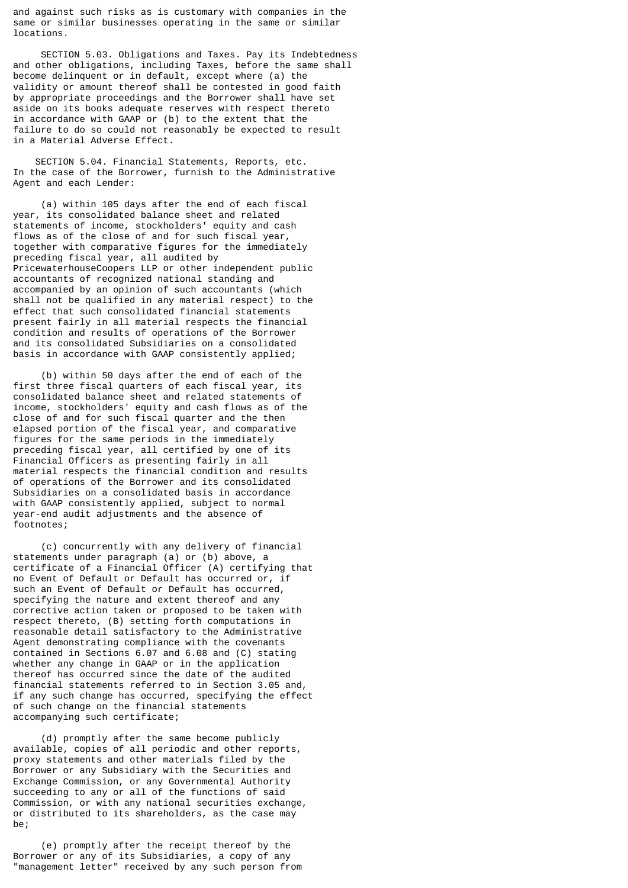and against such risks as is customary with companies in the same or similar businesses operating in the same or similar locations.

SECTION 5.03. Obligations and Taxes. Pay its Indebtedness and other obligations, including Taxes, before the same shall become delinquent or in default, except where (a) the validity or amount thereof shall be contested in good faith by appropriate proceedings and the Borrower shall have set aside on its books adequate reserves with respect thereto in accordance with GAAP or (b) to the extent that the failure to do so could not reasonably be expected to result in a Material Adverse Effect.

SECTION 5.04. Financial Statements, Reports, etc. In the case of the Borrower, furnish to the Administrative Agent and each Lender:

(a) within 105 days after the end of each fiscal year, its consolidated balance sheet and related statements of income, stockholders' equity and cash flows as of the close of and for such fiscal year, together with comparative figures for the immediately preceding fiscal year, all audited by PricewaterhouseCoopers LLP or other independent public accountants of recognized national standing and accompanied by an opinion of such accountants (which shall not be qualified in any material respect) to the effect that such consolidated financial statements present fairly in all material respects the financial condition and results of operations of the Borrower and its consolidated Subsidiaries on a consolidated basis in accordance with GAAP consistently applied;

(b) within 50 days after the end of each of the first three fiscal quarters of each fiscal year, its consolidated balance sheet and related statements of income, stockholders' equity and cash flows as of the close of and for such fiscal quarter and the then elapsed portion of the fiscal year, and comparative figures for the same periods in the immediately preceding fiscal year, all certified by one of its Financial Officers as presenting fairly in all material respects the financial condition and results of operations of the Borrower and its consolidated Subsidiaries on a consolidated basis in accordance with GAAP consistently applied, subject to normal year-end audit adjustments and the absence of footnotes;

(c) concurrently with any delivery of financial statements under paragraph (a) or (b) above, a certificate of a Financial Officer (A) certifying that no Event of Default or Default has occurred or, if such an Event of Default or Default has occurred, specifying the nature and extent thereof and any corrective action taken or proposed to be taken with respect thereto, (B) setting forth computations in reasonable detail satisfactory to the Administrative Agent demonstrating compliance with the covenants contained in Sections 6.07 and 6.08 and (C) stating whether any change in GAAP or in the application thereof has occurred since the date of the audited financial statements referred to in Section 3.05 and, if any such change has occurred, specifying the effect of such change on the financial statements accompanying such certificate;

(d) promptly after the same become publicly available, copies of all periodic and other reports, proxy statements and other materials filed by the Borrower or any Subsidiary with the Securities and Exchange Commission, or any Governmental Authority succeeding to any or all of the functions of said Commission, or with any national securities exchange, or distributed to its shareholders, as the case may be;

(e) promptly after the receipt thereof by the Borrower or any of its Subsidiaries, a copy of any "management letter" received by any such person from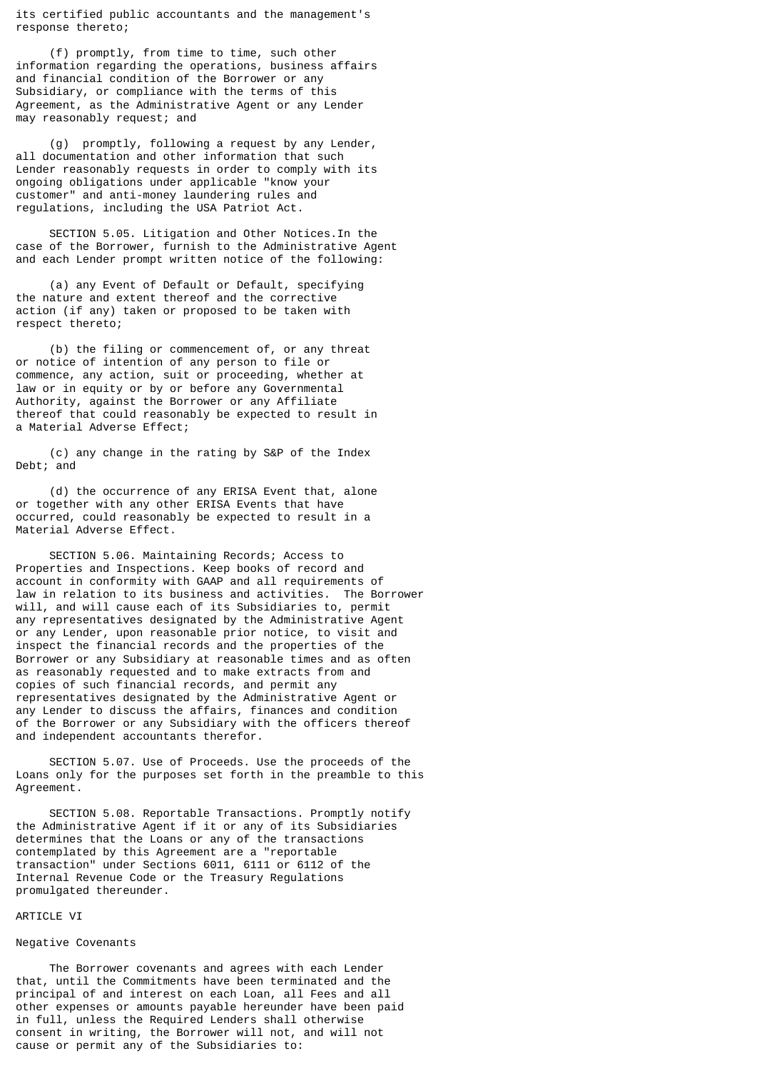its certified public accountants and the management's response thereto;

(f) promptly, from time to time, such other information regarding the operations, business affairs and financial condition of the Borrower or any Subsidiary, or compliance with the terms of this Agreement, as the Administrative Agent or any Lender may reasonably request; and

(g) promptly, following a request by any Lender, all documentation and other information that such Lender reasonably requests in order to comply with its ongoing obligations under applicable "know your customer" and anti-money laundering rules and regulations, including the USA Patriot Act.

SECTION 5.05. Litigation and Other Notices.In the case of the Borrower, furnish to the Administrative Agent and each Lender prompt written notice of the following:

(a) any Event of Default or Default, specifying the nature and extent thereof and the corrective action (if any) taken or proposed to be taken with respect thereto;

(b) the filing or commencement of, or any threat or notice of intention of any person to file or commence, any action, suit or proceeding, whether at law or in equity or by or before any Governmental Authority, against the Borrower or any Affiliate thereof that could reasonably be expected to result in a Material Adverse Effect;

(c) any change in the rating by S&P of the Index Debt; and

(d) the occurrence of any ERISA Event that, alone or together with any other ERISA Events that have occurred, could reasonably be expected to result in a Material Adverse Effect.

SECTION 5.06. Maintaining Records; Access to Properties and Inspections. Keep books of record and account in conformity with GAAP and all requirements of law in relation to its business and activities. The Borrower will, and will cause each of its Subsidiaries to, permit any representatives designated by the Administrative Agent or any Lender, upon reasonable prior notice, to visit and inspect the financial records and the properties of the Borrower or any Subsidiary at reasonable times and as often as reasonably requested and to make extracts from and copies of such financial records, and permit any representatives designated by the Administrative Agent or any Lender to discuss the affairs, finances and condition of the Borrower or any Subsidiary with the officers thereof and independent accountants therefor.

SECTION 5.07. Use of Proceeds. Use the proceeds of the Loans only for the purposes set forth in the preamble to this Agreement.

SECTION 5.08. Reportable Transactions. Promptly notify the Administrative Agent if it or any of its Subsidiaries determines that the Loans or any of the transactions contemplated by this Agreement are a "reportable transaction" under Sections 6011, 6111 or 6112 of the Internal Revenue Code or the Treasury Regulations promulgated thereunder.

## ARTICLE VI

## Negative Covenants

The Borrower covenants and agrees with each Lender that, until the Commitments have been terminated and the principal of and interest on each Loan, all Fees and all other expenses or amounts payable hereunder have been paid in full, unless the Required Lenders shall otherwise consent in writing, the Borrower will not, and will not cause or permit any of the Subsidiaries to: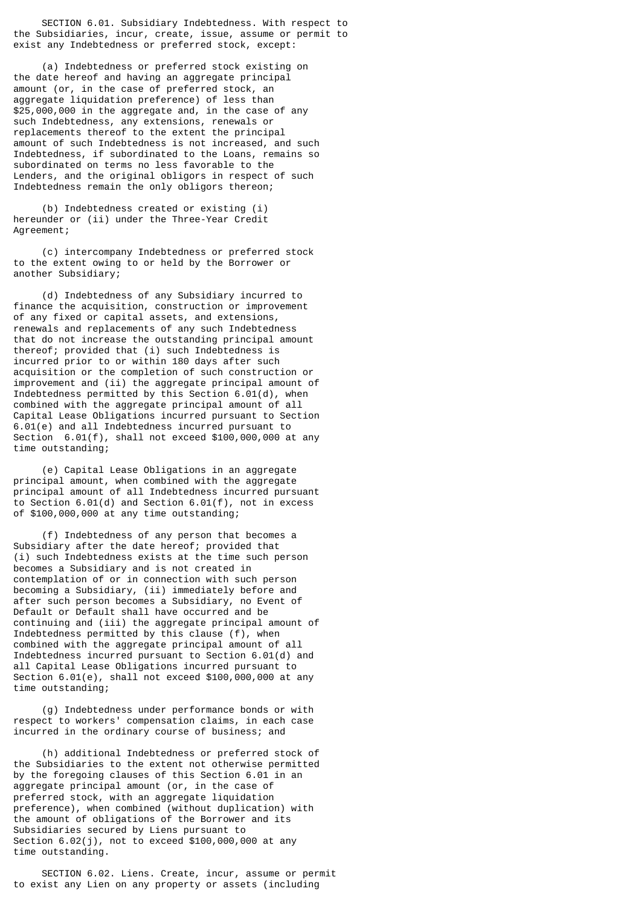SECTION 6.01. Subsidiary Indebtedness. With respect to the Subsidiaries, incur, create, issue, assume or permit to exist any Indebtedness or preferred stock, except:

(a) Indebtedness or preferred stock existing on the date hereof and having an aggregate principal amount (or, in the case of preferred stock, an aggregate liquidation preference) of less than $25,000,000 in the aggregate and, in the case of any such Indebtedness, any extensions, renewals or replacements thereof to the extent the principal amount of such Indebtedness is not increased, and such Indebtedness, if subordinated to the Loans, remains so subordinated on terms no less favorable to the Lenders, and the original obligors in respect of such Indebtedness remain the only obligors thereon;

(b) Indebtedness created or existing (i) hereunder or (ii) under the Three-Year Credit Agreement;

(c) intercompany Indebtedness or preferred stock to the extent owing to or held by the Borrower or another Subsidiary;

(d) Indebtedness of any Subsidiary incurred to finance the acquisition, construction or improvement of any fixed or capital assets, and extensions, renewals and replacements of any such Indebtedness that do not increase the outstanding principal amount thereof; provided that (i) such Indebtedness is incurred prior to or within 180 days after such acquisition or the completion of such construction or improvement and (ii) the aggregate principal amount of Indebtedness permitted by this Section 6.01(d), when combined with the aggregate principal amount of all Capital Lease Obligations incurred pursuant to Section 6.01(e) and all Indebtedness incurred pursuant to Section 6.01(f), shall not exceed $100,000,000 at any time outstanding;

(e) Capital Lease Obligations in an aggregate principal amount, when combined with the aggregate principal amount of all Indebtedness incurred pursuant to Section 6.01(d) and Section 6.01(f), not in excess of $100,000,000 at any time outstanding;

(f) Indebtedness of any person that becomes a Subsidiary after the date hereof; provided that (i) such Indebtedness exists at the time such person becomes a Subsidiary and is not created in contemplation of or in connection with such person becoming a Subsidiary, (ii) immediately before and after such person becomes a Subsidiary, no Event of Default or Default shall have occurred and be continuing and (iii) the aggregate principal amount of Indebtedness permitted by this clause (f), when combined with the aggregate principal amount of all Indebtedness incurred pursuant to Section 6.01(d) and all Capital Lease Obligations incurred pursuant to Section 6.01(e), shall not exceed $100,000,000 at any time outstanding;

(g) Indebtedness under performance bonds or with respect to workers' compensation claims, in each case incurred in the ordinary course of business; and

(h) additional Indebtedness or preferred stock of the Subsidiaries to the extent not otherwise permitted by the foregoing clauses of this Section 6.01 in an aggregate principal amount (or, in the case of preferred stock, with an aggregate liquidation preference), when combined (without duplication) with the amount of obligations of the Borrower and its Subsidiaries secured by Liens pursuant to Section 6.02(j), not to exceed $100,000,000 at any time outstanding.

SECTION 6.02. Liens. Create, incur, assume or permit to exist any Lien on any property or assets (including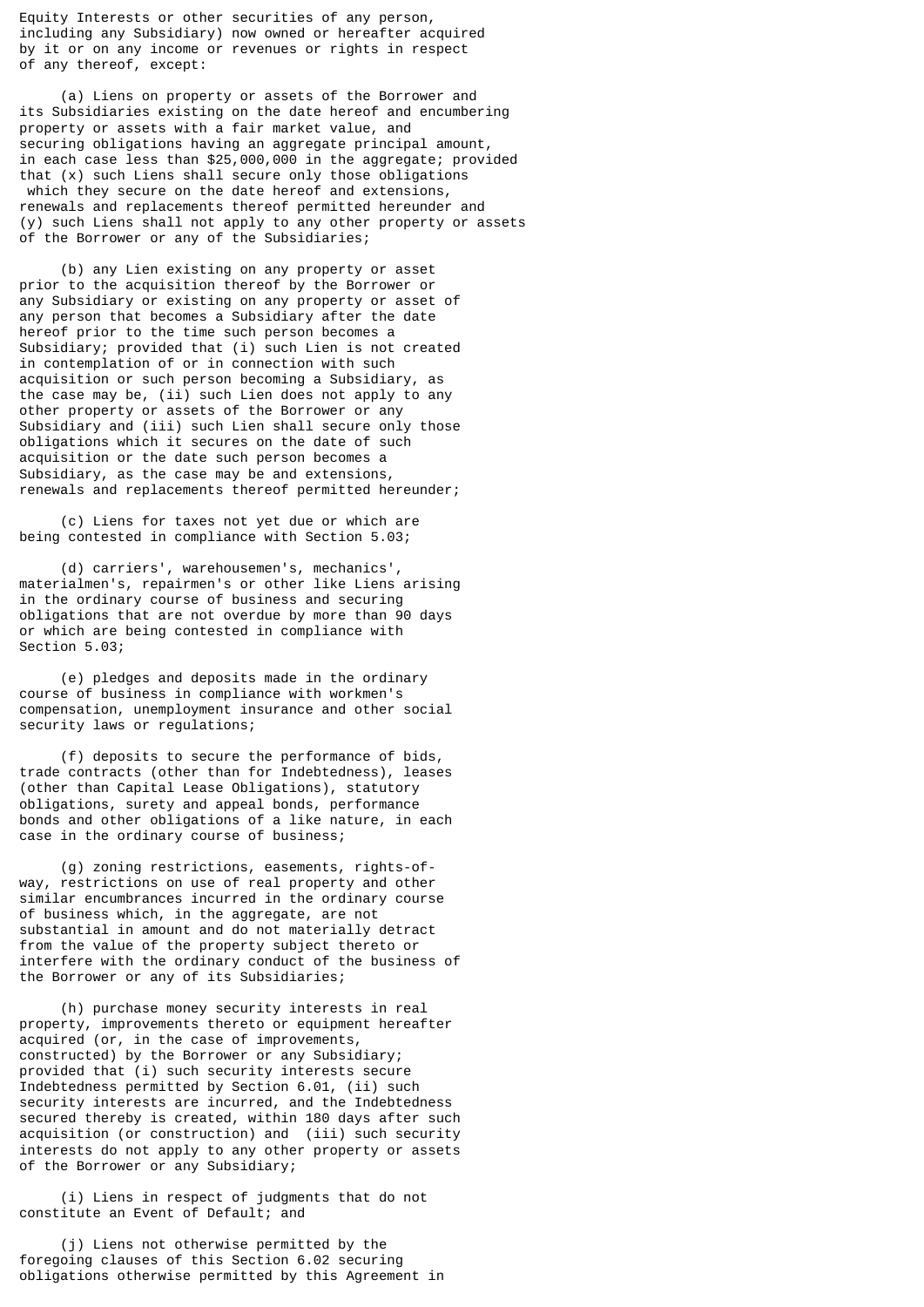Equity Interests or other securities of any person, including any Subsidiary) now owned or hereafter acquired by it or on any income or revenues or rights in respect of any thereof, except:

(a) Liens on property or assets of the Borrower and its Subsidiaries existing on the date hereof and encumbering property or assets with a fair market value, and securing obligations having an aggregate principal amount, in each case less than $25,000,000 in the aggregate; provided that (x) such Liens shall secure only those obligations which they secure on the date hereof and extensions, renewals and replacements thereof permitted hereunder and (y) such Liens shall not apply to any other property or assets of the Borrower or any of the Subsidiaries;

(b) any Lien existing on any property or asset prior to the acquisition thereof by the Borrower or any Subsidiary or existing on any property or asset of any person that becomes a Subsidiary after the date hereof prior to the time such person becomes a Subsidiary; provided that (i) such Lien is not created in contemplation of or in connection with such acquisition or such person becoming a Subsidiary, as the case may be, (ii) such Lien does not apply to any other property or assets of the Borrower or any Subsidiary and (iii) such Lien shall secure only those obligations which it secures on the date of such acquisition or the date such person becomes a Subsidiary, as the case may be and extensions, renewals and replacements thereof permitted hereunder;

(c) Liens for taxes not yet due or which are being contested in compliance with Section 5.03;

(d) carriers', warehousemen's, mechanics', materialmen's, repairmen's or other like Liens arising in the ordinary course of business and securing obligations that are not overdue by more than 90 days or which are being contested in compliance with Section 5.03;

(e) pledges and deposits made in the ordinary course of business in compliance with workmen's compensation, unemployment insurance and other social security laws or regulations;

(f) deposits to secure the performance of bids, trade contracts (other than for Indebtedness), leases (other than Capital Lease Obligations), statutory obligations, surety and appeal bonds, performance bonds and other obligations of a like nature, in each case in the ordinary course of business;

(g) zoning restrictions, easements, rights-of-way, restrictions on use of real property and other similar encumbrances incurred in the ordinary course of business which, in the aggregate, are not substantial in amount and do not materially detract from the value of the property subject thereto or interfere with the ordinary conduct of the business of the Borrower or any of its Subsidiaries;

(h) purchase money security interests in real property, improvements thereto or equipment hereafter acquired (or, in the case of improvements, constructed) by the Borrower or any Subsidiary; provided that (i) such security interests secure Indebtedness permitted by Section 6.01, (ii) such security interests are incurred, and the Indebtedness secured thereby is created, within 180 days after such acquisition (or construction) and (iii) such security interests do not apply to any other property or assets of the Borrower or any Subsidiary;

(i) Liens in respect of judgments that do not constitute an Event of Default; and

(j) Liens not otherwise permitted by the foregoing clauses of this Section 6.02 securing obligations otherwise permitted by this Agreement in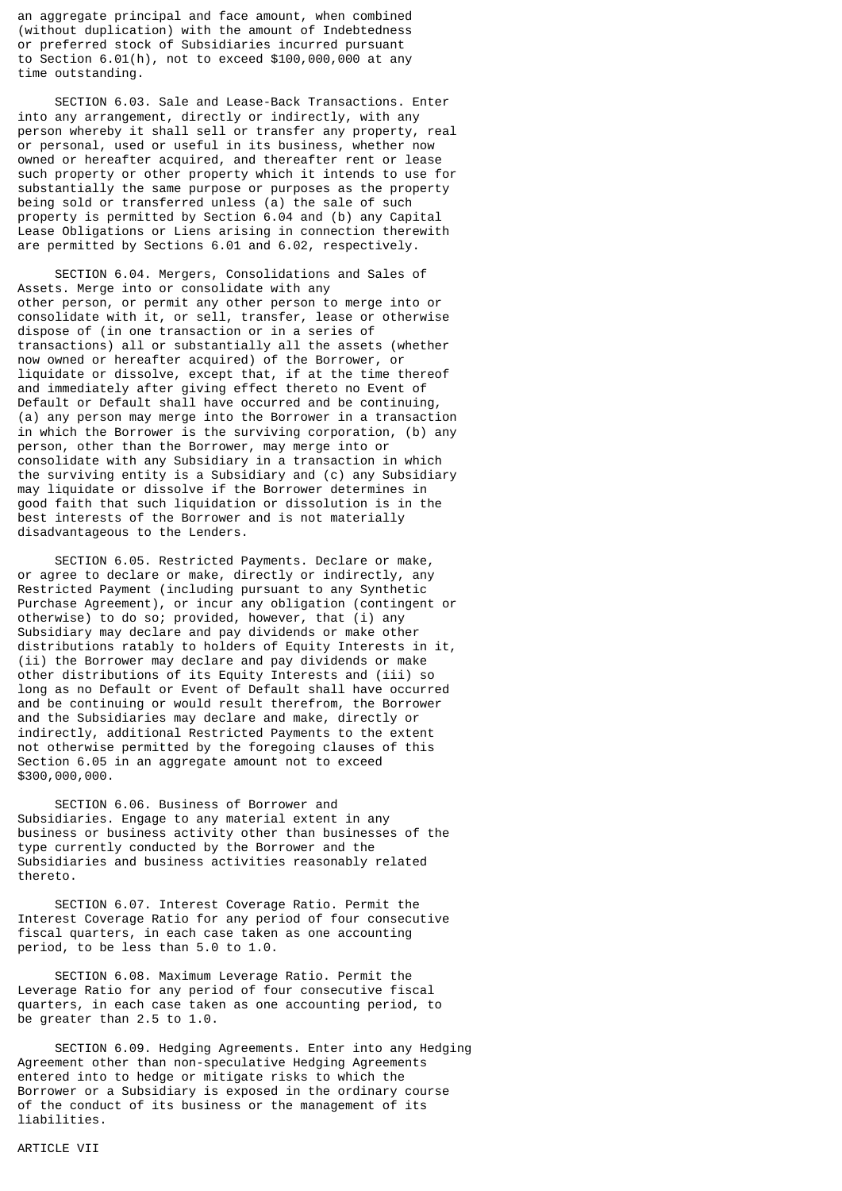an aggregate principal and face amount, when combined (without duplication) with the amount of Indebtedness or preferred stock of Subsidiaries incurred pursuant to Section 6.01(h), not to exceed $100,000,000 at any time outstanding.

SECTION 6.03. Sale and Lease-Back Transactions. Enter into any arrangement, directly or indirectly, with any person whereby it shall sell or transfer any property, real or personal, used or useful in its business, whether now owned or hereafter acquired, and thereafter rent or lease such property or other property which it intends to use for substantially the same purpose or purposes as the property being sold or transferred unless (a) the sale of such property is permitted by Section 6.04 and (b) any Capital Lease Obligations or Liens arising in connection therewith are permitted by Sections 6.01 and 6.02, respectively.

SECTION 6.04. Mergers, Consolidations and Sales of Assets. Merge into or consolidate with any other person, or permit any other person to merge into or consolidate with it, or sell, transfer, lease or otherwise dispose of (in one transaction or in a series of transactions) all or substantially all the assets (whether now owned or hereafter acquired) of the Borrower, or liquidate or dissolve, except that, if at the time thereof and immediately after giving effect thereto no Event of Default or Default shall have occurred and be continuing, (a) any person may merge into the Borrower in a transaction in which the Borrower is the surviving corporation, (b) any person, other than the Borrower, may merge into or consolidate with any Subsidiary in a transaction in which the surviving entity is a Subsidiary and (c) any Subsidiary may liquidate or dissolve if the Borrower determines in good faith that such liquidation or dissolution is in the best interests of the Borrower and is not materially disadvantageous to the Lenders.

SECTION 6.05. Restricted Payments. Declare or make, or agree to declare or make, directly or indirectly, any Restricted Payment (including pursuant to any Synthetic Purchase Agreement), or incur any obligation (contingent or otherwise) to do so; provided, however, that (i) any Subsidiary may declare and pay dividends or make other distributions ratably to holders of Equity Interests in it, (ii) the Borrower may declare and pay dividends or make other distributions of its Equity Interests and (iii) so long as no Default or Event of Default shall have occurred and be continuing or would result therefrom, the Borrower and the Subsidiaries may declare and make, directly or indirectly, additional Restricted Payments to the extent not otherwise permitted by the foregoing clauses of this Section 6.05 in an aggregate amount not to exceed $300,000,000.

SECTION 6.06. Business of Borrower and Subsidiaries. Engage to any material extent in any business or business activity other than businesses of the type currently conducted by the Borrower and the Subsidiaries and business activities reasonably related thereto.

SECTION 6.07. Interest Coverage Ratio. Permit the Interest Coverage Ratio for any period of four consecutive fiscal quarters, in each case taken as one accounting period, to be less than 5.0 to 1.0.

SECTION 6.08. Maximum Leverage Ratio. Permit the Leverage Ratio for any period of four consecutive fiscal quarters, in each case taken as one accounting period, to be greater than 2.5 to 1.0.

SECTION 6.09. Hedging Agreements. Enter into any Hedging Agreement other than non-speculative Hedging Agreements entered into to hedge or mitigate risks to which the Borrower or a Subsidiary is exposed in the ordinary course of the conduct of its business or the management of its liabilities.

ARTICLE VII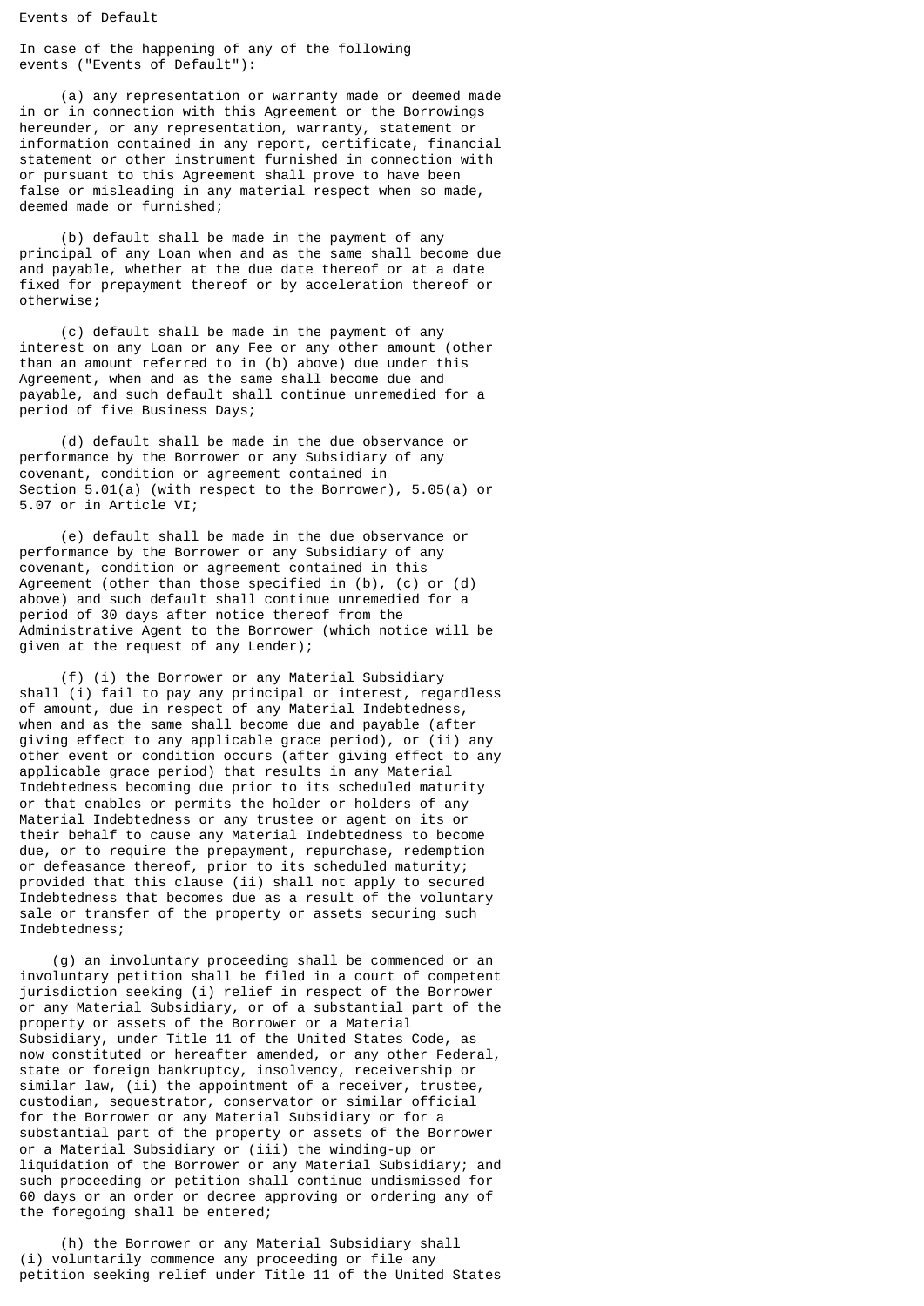Events of Default

In case of the happening of any of the following events ("Events of Default"):

(a) any representation or warranty made or deemed made in or in connection with this Agreement or the Borrowings hereunder, or any representation, warranty, statement or information contained in any report, certificate, financial statement or other instrument furnished in connection with or pursuant to this Agreement shall prove to have been false or misleading in any material respect when so made, deemed made or furnished;

(b) default shall be made in the payment of any principal of any Loan when and as the same shall become due and payable, whether at the due date thereof or at a date fixed for prepayment thereof or by acceleration thereof or otherwise;

(c) default shall be made in the payment of any interest on any Loan or any Fee or any other amount (other than an amount referred to in (b) above) due under this Agreement, when and as the same shall become due and payable, and such default shall continue unremedied for a period of five Business Days;

(d) default shall be made in the due observance or performance by the Borrower or any Subsidiary of any covenant, condition or agreement contained in Section 5.01(a) (with respect to the Borrower), 5.05(a) or 5.07 or in Article VI;

(e) default shall be made in the due observance or performance by the Borrower or any Subsidiary of any covenant, condition or agreement contained in this Agreement (other than those specified in (b), (c) or (d) above) and such default shall continue unremedied for a period of 30 days after notice thereof from the Administrative Agent to the Borrower (which notice will be given at the request of any Lender);

(f) (i) the Borrower or any Material Subsidiary shall (i) fail to pay any principal or interest, regardless of amount, due in respect of any Material Indebtedness, when and as the same shall become due and payable (after giving effect to any applicable grace period), or (ii) any other event or condition occurs (after giving effect to any applicable grace period) that results in any Material Indebtedness becoming due prior to its scheduled maturity or that enables or permits the holder or holders of any Material Indebtedness or any trustee or agent on its or their behalf to cause any Material Indebtedness to become due, or to require the prepayment, repurchase, redemption or defeasance thereof, prior to its scheduled maturity; provided that this clause (ii) shall not apply to secured Indebtedness that becomes due as a result of the voluntary sale or transfer of the property or assets securing such Indebtedness;

(g) an involuntary proceeding shall be commenced or an involuntary petition shall be filed in a court of competent jurisdiction seeking (i) relief in respect of the Borrower or any Material Subsidiary, or of a substantial part of the property or assets of the Borrower or a Material Subsidiary, under Title 11 of the United States Code, as now constituted or hereafter amended, or any other Federal, state or foreign bankruptcy, insolvency, receivership or similar law, (ii) the appointment of a receiver, trustee, custodian, sequestrator, conservator or similar official for the Borrower or any Material Subsidiary or for a substantial part of the property or assets of the Borrower or a Material Subsidiary or (iii) the winding-up or liquidation of the Borrower or any Material Subsidiary; and such proceeding or petition shall continue undismissed for 60 days or an order or decree approving or ordering any of the foregoing shall be entered;

(h) the Borrower or any Material Subsidiary shall (i) voluntarily commence any proceeding or file any petition seeking relief under Title 11 of the United States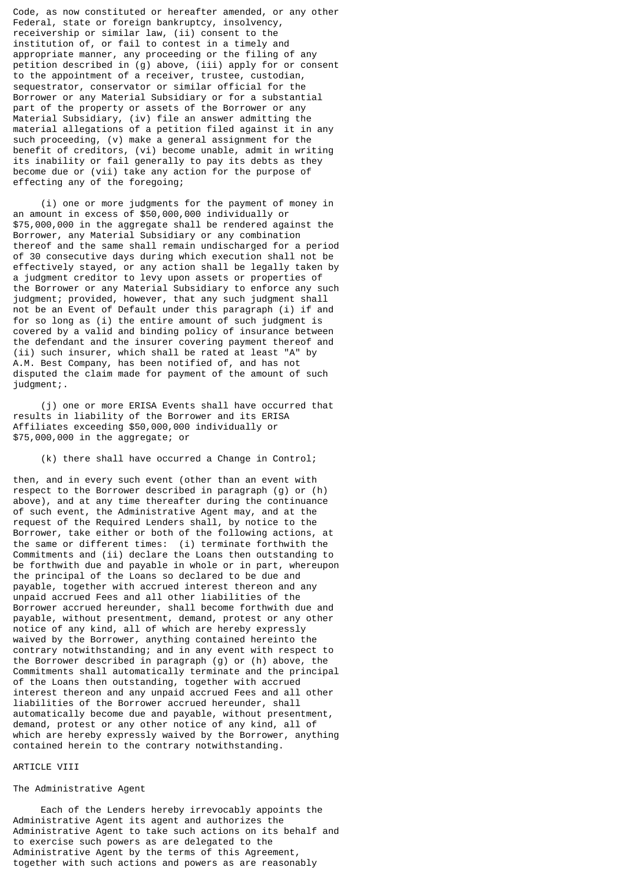Code, as now constituted or hereafter amended, or any other Federal, state or foreign bankruptcy, insolvency, receivership or similar law, (ii) consent to the institution of, or fail to contest in a timely and appropriate manner, any proceeding or the filing of any petition described in (g) above, (iii) apply for or consent to the appointment of a receiver, trustee, custodian, sequestrator, conservator or similar official for the Borrower or any Material Subsidiary or for a substantial part of the property or assets of the Borrower or any Material Subsidiary, (iv) file an answer admitting the material allegations of a petition filed against it in any such proceeding, (v) make a general assignment for the benefit of creditors, (vi) become unable, admit in writing its inability or fail generally to pay its debts as they become due or (vii) take any action for the purpose of effecting any of the foregoing;

(i) one or more judgments for the payment of money in an amount in excess of $50,000,000 individually or $75,000,000 in the aggregate shall be rendered against the Borrower, any Material Subsidiary or any combination thereof and the same shall remain undischarged for a period of 30 consecutive days during which execution shall not be effectively stayed, or any action shall be legally taken by a judgment creditor to levy upon assets or properties of the Borrower or any Material Subsidiary to enforce any such judgment; provided, however, that any such judgment shall not be an Event of Default under this paragraph (i) if and for so long as (i) the entire amount of such judgment is covered by a valid and binding policy of insurance between the defendant and the insurer covering payment thereof and (ii) such insurer, which shall be rated at least "A" by A.M. Best Company, has been notified of, and has not disputed the claim made for payment of the amount of such judgment;.

(j) one or more ERISA Events shall have occurred that results in liability of the Borrower and its ERISA Affiliates exceeding $50,000,000 individually or $75,000,000 in the aggregate; or

(k) there shall have occurred a Change in Control;

then, and in every such event (other than an event with respect to the Borrower described in paragraph (g) or (h) above), and at any time thereafter during the continuance of such event, the Administrative Agent may, and at the request of the Required Lenders shall, by notice to the Borrower, take either or both of the following actions, at the same or different times: (i) terminate forthwith the Commitments and (ii) declare the Loans then outstanding to be forthwith due and payable in whole or in part, whereupon the principal of the Loans so declared to be due and payable, together with accrued interest thereon and any unpaid accrued Fees and all other liabilities of the Borrower accrued hereunder, shall become forthwith due and payable, without presentment, demand, protest or any other notice of any kind, all of which are hereby expressly waived by the Borrower, anything contained hereinto the contrary notwithstanding; and in any event with respect to the Borrower described in paragraph (g) or (h) above, the Commitments shall automatically terminate and the principal of the Loans then outstanding, together with accrued interest thereon and any unpaid accrued Fees and all other liabilities of the Borrower accrued hereunder, shall automatically become due and payable, without presentment, demand, protest or any other notice of any kind, all of which are hereby expressly waived by the Borrower, anything contained herein to the contrary notwithstanding.

## ARTICLE VIII

### The Administrative Agent

Each of the Lenders hereby irrevocably appoints the Administrative Agent its agent and authorizes the Administrative Agent to take such actions on its behalf and to exercise such powers as are delegated to the Administrative Agent by the terms of this Agreement, together with such actions and powers as are reasonably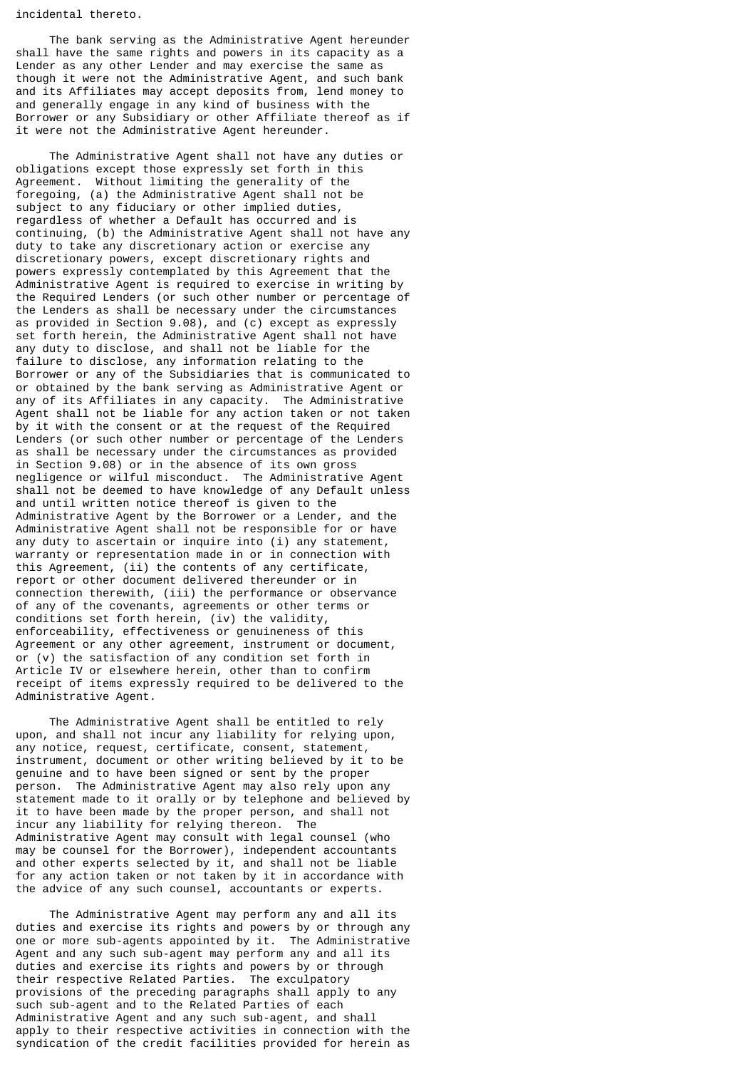incidental thereto.

The bank serving as the Administrative Agent hereunder shall have the same rights and powers in its capacity as a Lender as any other Lender and may exercise the same as though it were not the Administrative Agent, and such bank and its Affiliates may accept deposits from, lend money to and generally engage in any kind of business with the Borrower or any Subsidiary or other Affiliate thereof as if it were not the Administrative Agent hereunder.

The Administrative Agent shall not have any duties or obligations except those expressly set forth in this Agreement. Without limiting the generality of the foregoing, (a) the Administrative Agent shall not be subject to any fiduciary or other implied duties, regardless of whether a Default has occurred and is continuing, (b) the Administrative Agent shall not have any duty to take any discretionary action or exercise any discretionary powers, except discretionary rights and powers expressly contemplated by this Agreement that the Administrative Agent is required to exercise in writing by the Required Lenders (or such other number or percentage of the Lenders as shall be necessary under the circumstances as provided in Section 9.08), and (c) except as expressly set forth herein, the Administrative Agent shall not have any duty to disclose, and shall not be liable for the failure to disclose, any information relating to the Borrower or any of the Subsidiaries that is communicated to or obtained by the bank serving as Administrative Agent or any of its Affiliates in any capacity. The Administrative Agent shall not be liable for any action taken or not taken by it with the consent or at the request of the Required Lenders (or such other number or percentage of the Lenders as shall be necessary under the circumstances as provided in Section 9.08) or in the absence of its own gross negligence or wilful misconduct. The Administrative Agent shall not be deemed to have knowledge of any Default unless and until written notice thereof is given to the Administrative Agent by the Borrower or a Lender, and the Administrative Agent shall not be responsible for or have any duty to ascertain or inquire into (i) any statement, warranty or representation made in or in connection with this Agreement, (ii) the contents of any certificate, report or other document delivered thereunder or in connection therewith, (iii) the performance or observance of any of the covenants, agreements or other terms or conditions set forth herein, (iv) the validity, enforceability, effectiveness or genuineness of this Agreement or any other agreement, instrument or document, or (v) the satisfaction of any condition set forth in Article IV or elsewhere herein, other than to confirm receipt of items expressly required to be delivered to the Administrative Agent.

The Administrative Agent shall be entitled to rely upon, and shall not incur any liability for relying upon, any notice, request, certificate, consent, statement, instrument, document or other writing believed by it to be genuine and to have been signed or sent by the proper person. The Administrative Agent may also rely upon any statement made to it orally or by telephone and believed by it to have been made by the proper person, and shall not incur any liability for relying thereon. The Administrative Agent may consult with legal counsel (who may be counsel for the Borrower), independent accountants and other experts selected by it, and shall not be liable for any action taken or not taken by it in accordance with the advice of any such counsel, accountants or experts.

The Administrative Agent may perform any and all its duties and exercise its rights and powers by or through any one or more sub-agents appointed by it. The Administrative Agent and any such sub-agent may perform any and all its duties and exercise its rights and powers by or through their respective Related Parties. The exculpatory provisions of the preceding paragraphs shall apply to any such sub-agent and to the Related Parties of each Administrative Agent and any such sub-agent, and shall apply to their respective activities in connection with the syndication of the credit facilities provided for herein as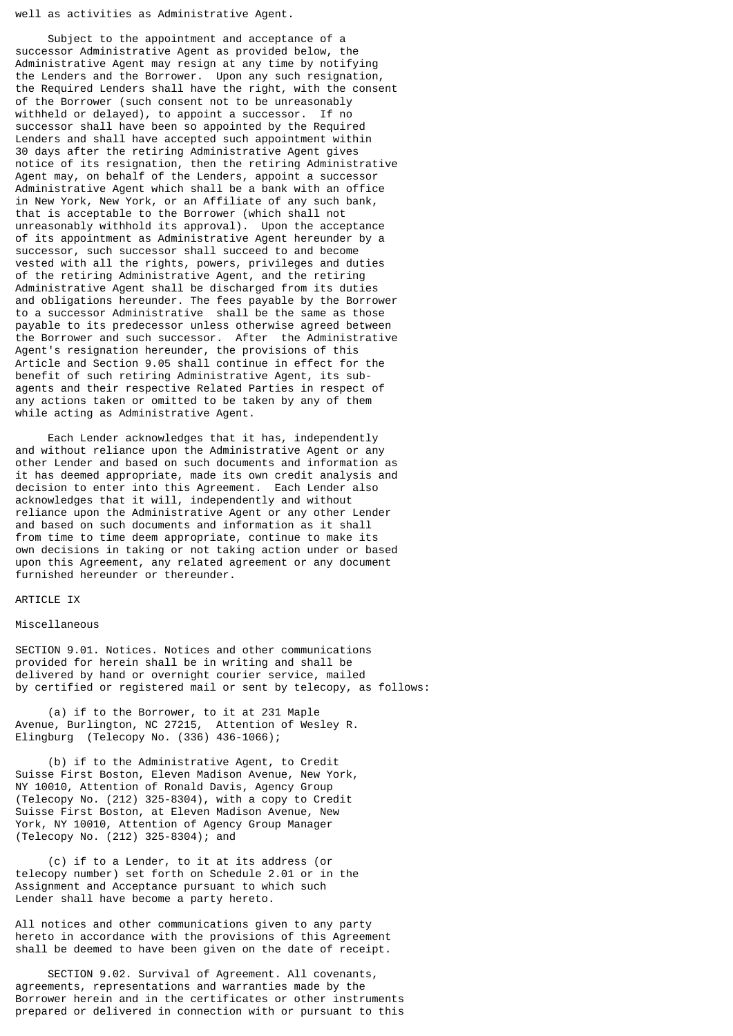well as activities as Administrative Agent.

Subject to the appointment and acceptance of a successor Administrative Agent as provided below, the Administrative Agent may resign at any time by notifying the Lenders and the Borrower. Upon any such resignation, the Required Lenders shall have the right, with the consent of the Borrower (such consent not to be unreasonably withheld or delayed), to appoint a successor. If no successor shall have been so appointed by the Required Lenders and shall have accepted such appointment within 30 days after the retiring Administrative Agent gives notice of its resignation, then the retiring Administrative Agent may, on behalf of the Lenders, appoint a successor Administrative Agent which shall be a bank with an office in New York, New York, or an Affiliate of any such bank, that is acceptable to the Borrower (which shall not unreasonably withhold its approval). Upon the acceptance of its appointment as Administrative Agent hereunder by a successor, such successor shall succeed to and become vested with all the rights, powers, privileges and duties of the retiring Administrative Agent, and the retiring Administrative Agent shall be discharged from its duties and obligations hereunder. The fees payable by the Borrower to a successor Administrative shall be the same as those payable to its predecessor unless otherwise agreed between the Borrower and such successor. After the Administrative Agent's resignation hereunder, the provisions of this Article and Section 9.05 shall continue in effect for the benefit of such retiring Administrative Agent, its sub-agents and their respective Related Parties in respect of any actions taken or omitted to be taken by any of them while acting as Administrative Agent.

Each Lender acknowledges that it has, independently and without reliance upon the Administrative Agent or any other Lender and based on such documents and information as it has deemed appropriate, made its own credit analysis and decision to enter into this Agreement. Each Lender also acknowledges that it will, independently and without reliance upon the Administrative Agent or any other Lender and based on such documents and information as it shall from time to time deem appropriate, continue to make its own decisions in taking or not taking action under or based upon this Agreement, any related agreement or any document furnished hereunder or thereunder.

## ARTICLE IX

## Miscellaneous

SECTION 9.01. Notices. Notices and other communications provided for herein shall be in writing and shall be delivered by hand or overnight courier service, mailed by certified or registered mail or sent by telecopy, as follows:

(a) if to the Borrower, to it at 231 Maple Avenue, Burlington, NC 27215, Attention of Wesley R. Elingburg (Telecopy No. (336) 436-1066);

(b) if to the Administrative Agent, to Credit Suisse First Boston, Eleven Madison Avenue, New York, NY 10010, Attention of Ronald Davis, Agency Group (Telecopy No. (212) 325-8304), with a copy to Credit Suisse First Boston, at Eleven Madison Avenue, New York, NY 10010, Attention of Agency Group Manager (Telecopy No. (212) 325-8304); and

(c) if to a Lender, to it at its address (or telecopy number) set forth on Schedule 2.01 or in the Assignment and Acceptance pursuant to which such Lender shall have become a party hereto.

All notices and other communications given to any party hereto in accordance with the provisions of this Agreement shall be deemed to have been given on the date of receipt.

SECTION 9.02. Survival of Agreement. All covenants, agreements, representations and warranties made by the Borrower herein and in the certificates or other instruments prepared or delivered in connection with or pursuant to this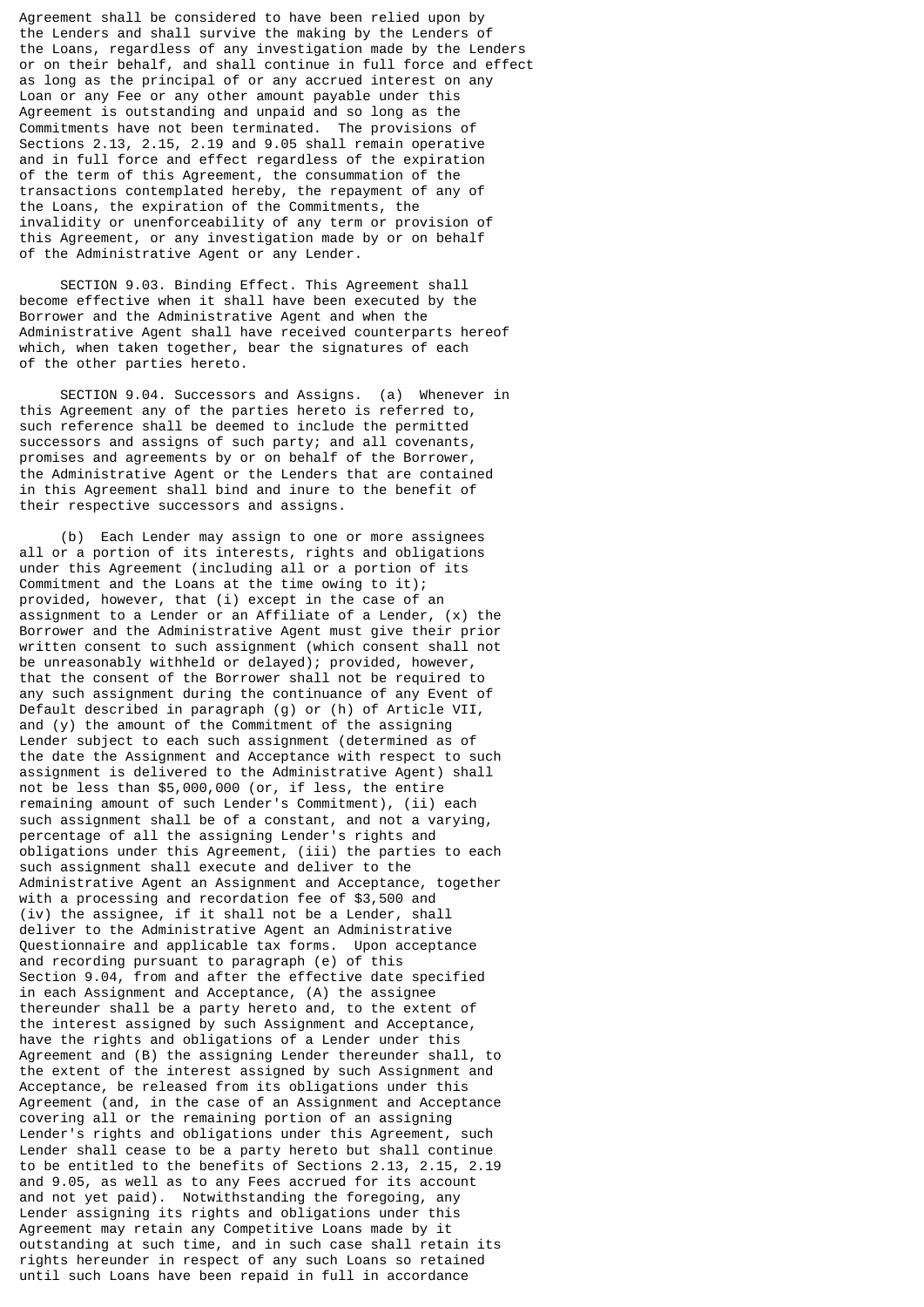Agreement shall be considered to have been relied upon by the Lenders and shall survive the making by the Lenders of the Loans, regardless of any investigation made by the Lenders or on their behalf, and shall continue in full force and effect as long as the principal of or any accrued interest on any Loan or any Fee or any other amount payable under this Agreement is outstanding and unpaid and so long as the Commitments have not been terminated. The provisions of Sections 2.13, 2.15, 2.19 and 9.05 shall remain operative and in full force and effect regardless of the expiration of the term of this Agreement, the consummation of the transactions contemplated hereby, the repayment of any of the Loans, the expiration of the Commitments, the invalidity or unenforceability of any term or provision of this Agreement, or any investigation made by or on behalf of the Administrative Agent or any Lender.

SECTION 9.03. Binding Effect. This Agreement shall become effective when it shall have been executed by the Borrower and the Administrative Agent and when the Administrative Agent shall have received counterparts hereof which, when taken together, bear the signatures of each of the other parties hereto.

SECTION 9.04. Successors and Assigns. (a) Whenever in this Agreement any of the parties hereto is referred to, such reference shall be deemed to include the permitted successors and assigns of such party; and all covenants, promises and agreements by or on behalf of the Borrower, the Administrative Agent or the Lenders that are contained in this Agreement shall bind and inure to the benefit of their respective successors and assigns.

(b) Each Lender may assign to one or more assignees all or a portion of its interests, rights and obligations under this Agreement (including all or a portion of its Commitment and the Loans at the time owing to it); provided, however, that (i) except in the case of an assignment to a Lender or an Affiliate of a Lender, (x) the Borrower and the Administrative Agent must give their prior written consent to such assignment (which consent shall not be unreasonably withheld or delayed); provided, however, that the consent of the Borrower shall not be required to any such assignment during the continuance of any Event of Default described in paragraph (g) or (h) of Article VII, and (y) the amount of the Commitment of the assigning Lender subject to each such assignment (determined as of the date the Assignment and Acceptance with respect to such assignment is delivered to the Administrative Agent) shall not be less than $5,000,000 (or, if less, the entire remaining amount of such Lender's Commitment), (ii) each such assignment shall be of a constant, and not a varying, percentage of all the assigning Lender's rights and obligations under this Agreement, (iii) the parties to each such assignment shall execute and deliver to the Administrative Agent an Assignment and Acceptance, together with a processing and recordation fee of $3,500 and (iv) the assignee, if it shall not be a Lender, shall deliver to the Administrative Agent an Administrative Questionnaire and applicable tax forms. Upon acceptance and recording pursuant to paragraph (e) of this Section 9.04, from and after the effective date specified in each Assignment and Acceptance, (A) the assignee thereunder shall be a party hereto and, to the extent of the interest assigned by such Assignment and Acceptance, have the rights and obligations of a Lender under this Agreement and (B) the assigning Lender thereunder shall, to the extent of the interest assigned by such Assignment and Acceptance, be released from its obligations under this Agreement (and, in the case of an Assignment and Acceptance covering all or the remaining portion of an assigning Lender's rights and obligations under this Agreement, such Lender shall cease to be a party hereto but shall continue to be entitled to the benefits of Sections 2.13, 2.15, 2.19 and 9.05, as well as to any Fees accrued for its account and not yet paid). Notwithstanding the foregoing, any Lender assigning its rights and obligations under this Agreement may retain any Competitive Loans made by it outstanding at such time, and in such case shall retain its rights hereunder in respect of any such Loans so retained until such Loans have been repaid in full in accordance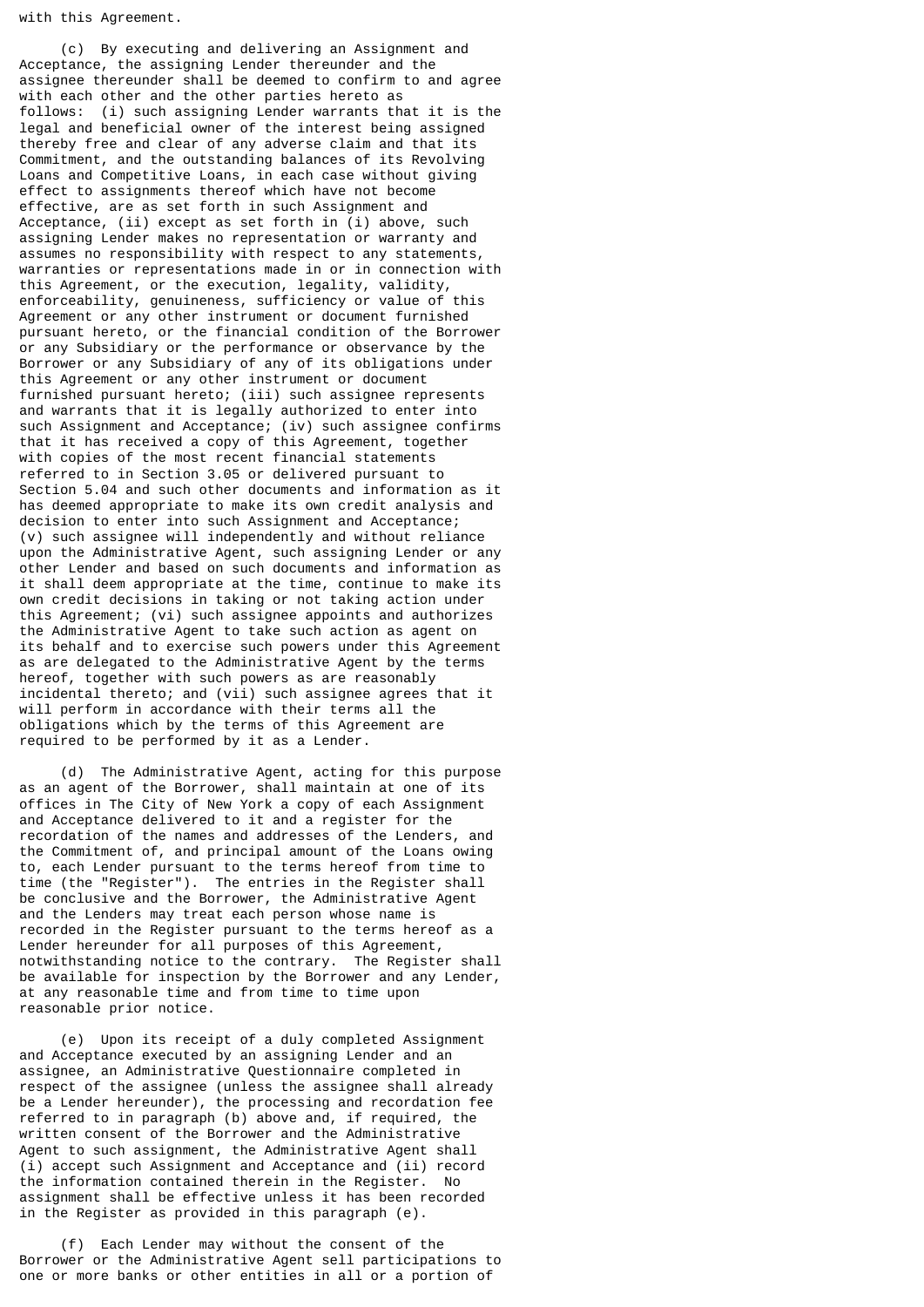with this Agreement.

(c) By executing and delivering an Assignment and Acceptance, the assigning Lender thereunder and the assignee thereunder shall be deemed to confirm to and agree with each other and the other parties hereto as follows: (i) such assigning Lender warrants that it is the legal and beneficial owner of the interest being assigned thereby free and clear of any adverse claim and that its Commitment, and the outstanding balances of its Revolving Loans and Competitive Loans, in each case without giving effect to assignments thereof which have not become effective, are as set forth in such Assignment and Acceptance, (ii) except as set forth in (i) above, such assigning Lender makes no representation or warranty and assumes no responsibility with respect to any statements, warranties or representations made in or in connection with this Agreement, or the execution, legality, validity, enforceability, genuineness, sufficiency or value of this Agreement or any other instrument or document furnished pursuant hereto, or the financial condition of the Borrower or any Subsidiary or the performance or observance by the Borrower or any Subsidiary of any of its obligations under this Agreement or any other instrument or document furnished pursuant hereto; (iii) such assignee represents and warrants that it is legally authorized to enter into such Assignment and Acceptance; (iv) such assignee confirms that it has received a copy of this Agreement, together with copies of the most recent financial statements referred to in Section 3.05 or delivered pursuant to Section 5.04 and such other documents and information as it has deemed appropriate to make its own credit analysis and decision to enter into such Assignment and Acceptance; (v) such assignee will independently and without reliance upon the Administrative Agent, such assigning Lender or any other Lender and based on such documents and information as it shall deem appropriate at the time, continue to make its own credit decisions in taking or not taking action under this Agreement; (vi) such assignee appoints and authorizes the Administrative Agent to take such action as agent on its behalf and to exercise such powers under this Agreement as are delegated to the Administrative Agent by the terms hereof, together with such powers as are reasonably incidental thereto; and (vii) such assignee agrees that it will perform in accordance with their terms all the obligations which by the terms of this Agreement are required to be performed by it as a Lender.

(d) The Administrative Agent, acting for this purpose as an agent of the Borrower, shall maintain at one of its offices in The City of New York a copy of each Assignment and Acceptance delivered to it and a register for the recordation of the names and addresses of the Lenders, and the Commitment of, and principal amount of the Loans owing to, each Lender pursuant to the terms hereof from time to time (the "Register"). The entries in the Register shall be conclusive and the Borrower, the Administrative Agent and the Lenders may treat each person whose name is recorded in the Register pursuant to the terms hereof as a Lender hereunder for all purposes of this Agreement, notwithstanding notice to the contrary. The Register shall be available for inspection by the Borrower and any Lender, at any reasonable time and from time to time upon reasonable prior notice.

(e) Upon its receipt of a duly completed Assignment and Acceptance executed by an assigning Lender and an assignee, an Administrative Questionnaire completed in respect of the assignee (unless the assignee shall already be a Lender hereunder), the processing and recordation fee referred to in paragraph (b) above and, if required, the written consent of the Borrower and the Administrative Agent to such assignment, the Administrative Agent shall (i) accept such Assignment and Acceptance and (ii) record the information contained therein in the Register. No assignment shall be effective unless it has been recorded in the Register as provided in this paragraph (e).

(f) Each Lender may without the consent of the Borrower or the Administrative Agent sell participations to one or more banks or other entities in all or a portion of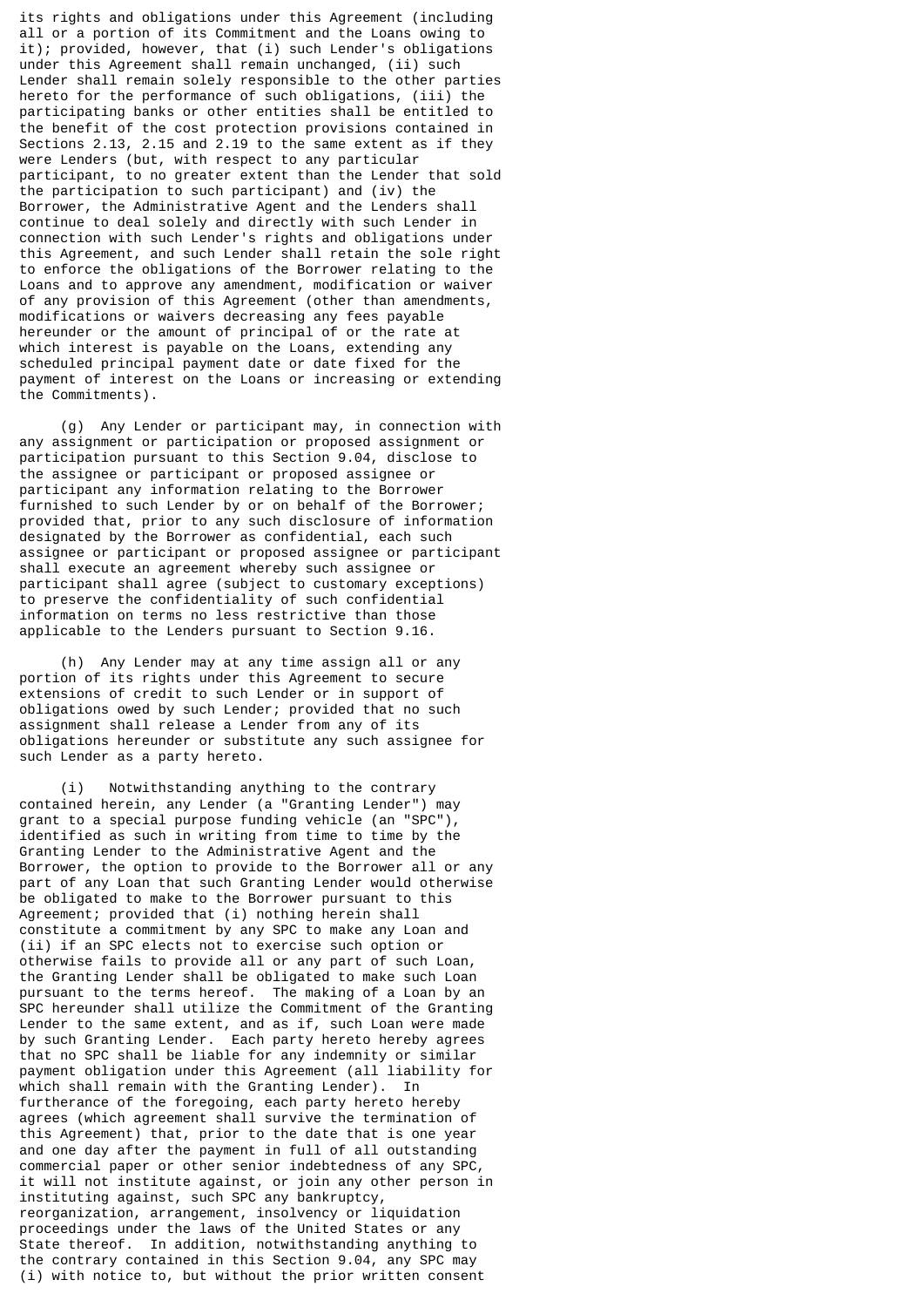its rights and obligations under this Agreement (including all or a portion of its Commitment and the Loans owing to it); provided, however, that (i) such Lender's obligations under this Agreement shall remain unchanged, (ii) such Lender shall remain solely responsible to the other parties hereto for the performance of such obligations, (iii) the participating banks or other entities shall be entitled to the benefit of the cost protection provisions contained in Sections 2.13, 2.15 and 2.19 to the same extent as if they were Lenders (but, with respect to any particular participant, to no greater extent than the Lender that sold the participation to such participant) and (iv) the Borrower, the Administrative Agent and the Lenders shall continue to deal solely and directly with such Lender in connection with such Lender's rights and obligations under this Agreement, and such Lender shall retain the sole right to enforce the obligations of the Borrower relating to the Loans and to approve any amendment, modification or waiver of any provision of this Agreement (other than amendments, modifications or waivers decreasing any fees payable hereunder or the amount of principal of or the rate at which interest is payable on the Loans, extending any scheduled principal payment date or date fixed for the payment of interest on the Loans or increasing or extending the Commitments).

(g) Any Lender or participant may, in connection with any assignment or participation or proposed assignment or participation pursuant to this Section 9.04, disclose to the assignee or participant or proposed assignee or participant any information relating to the Borrower furnished to such Lender by or on behalf of the Borrower; provided that, prior to any such disclosure of information designated by the Borrower as confidential, each such assignee or participant or proposed assignee or participant shall execute an agreement whereby such assignee or participant shall agree (subject to customary exceptions) to preserve the confidentiality of such confidential information on terms no less restrictive than those applicable to the Lenders pursuant to Section 9.16.

(h) Any Lender may at any time assign all or any portion of its rights under this Agreement to secure extensions of credit to such Lender or in support of obligations owed by such Lender; provided that no such assignment shall release a Lender from any of its obligations hereunder or substitute any such assignee for such Lender as a party hereto.

(i) Notwithstanding anything to the contrary contained herein, any Lender (a "Granting Lender") may grant to a special purpose funding vehicle (an "SPC"), identified as such in writing from time to time by the Granting Lender to the Administrative Agent and the Borrower, the option to provide to the Borrower all or any part of any Loan that such Granting Lender would otherwise be obligated to make to the Borrower pursuant to this Agreement; provided that (i) nothing herein shall constitute a commitment by any SPC to make any Loan and (ii) if an SPC elects not to exercise such option or otherwise fails to provide all or any part of such Loan, the Granting Lender shall be obligated to make such Loan pursuant to the terms hereof. The making of a Loan by an SPC hereunder shall utilize the Commitment of the Granting Lender to the same extent, and as if, such Loan were made by such Granting Lender. Each party hereto hereby agrees that no SPC shall be liable for any indemnity or similar payment obligation under this Agreement (all liability for which shall remain with the Granting Lender). In furtherance of the foregoing, each party hereto hereby agrees (which agreement shall survive the termination of this Agreement) that, prior to the date that is one year and one day after the payment in full of all outstanding commercial paper or other senior indebtedness of any SPC, it will not institute against, or join any other person in instituting against, such SPC any bankruptcy, reorganization, arrangement, insolvency or liquidation proceedings under the laws of the United States or any State thereof. In addition, notwithstanding anything to the contrary contained in this Section 9.04, any SPC may (i) with notice to, but without the prior written consent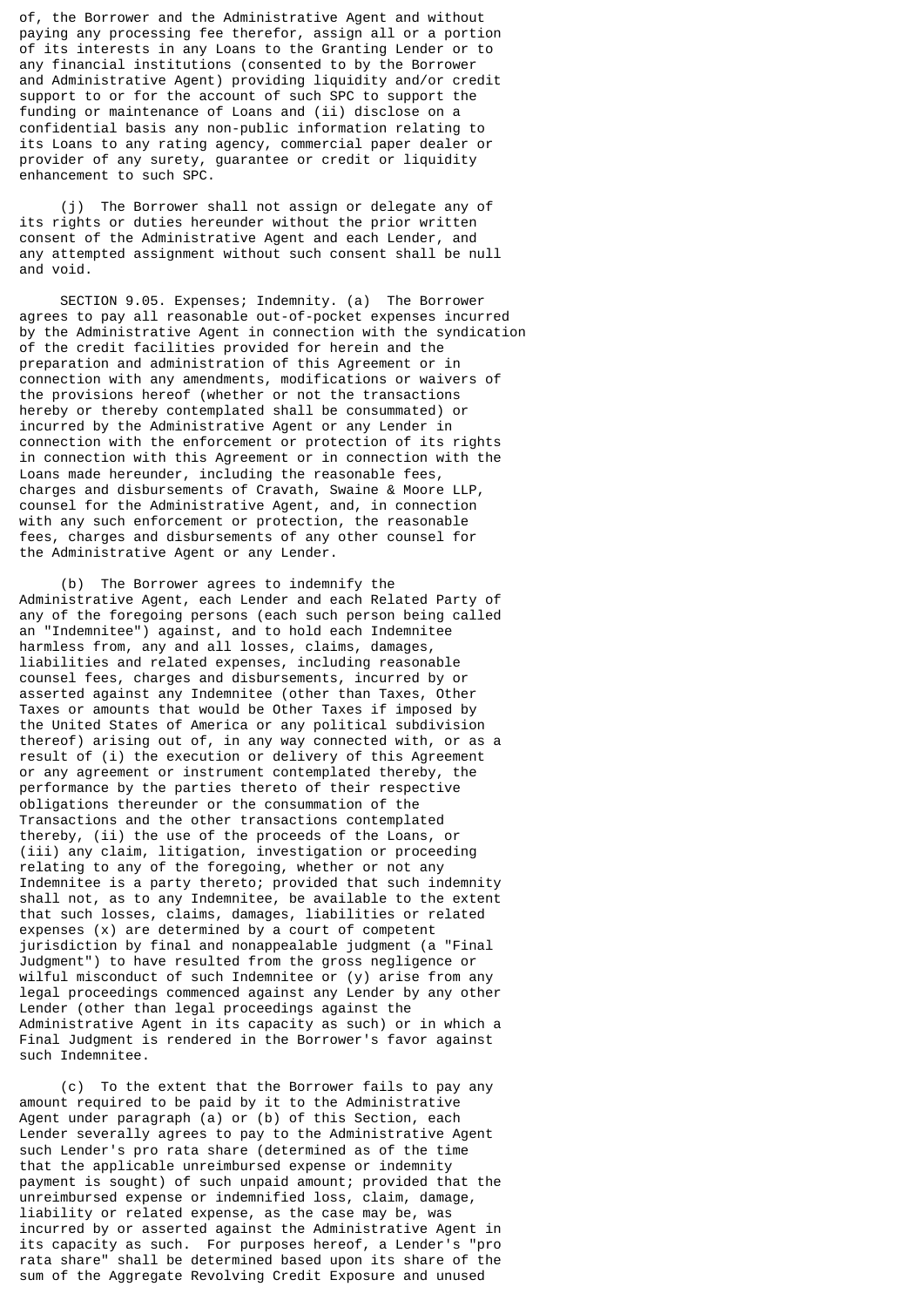of, the Borrower and the Administrative Agent and without paying any processing fee therefor, assign all or a portion of its interests in any Loans to the Granting Lender or to any financial institutions (consented to by the Borrower and Administrative Agent) providing liquidity and/or credit support to or for the account of such SPC to support the funding or maintenance of Loans and (ii) disclose on a confidential basis any non-public information relating to its Loans to any rating agency, commercial paper dealer or provider of any surety, guarantee or credit or liquidity enhancement to such SPC.

(j) The Borrower shall not assign or delegate any of its rights or duties hereunder without the prior written consent of the Administrative Agent and each Lender, and any attempted assignment without such consent shall be null and void.

SECTION 9.05. Expenses; Indemnity. (a) The Borrower agrees to pay all reasonable out-of-pocket expenses incurred by the Administrative Agent in connection with the syndication of the credit facilities provided for herein and the preparation and administration of this Agreement or in connection with any amendments, modifications or waivers of the provisions hereof (whether or not the transactions hereby or thereby contemplated shall be consummated) or incurred by the Administrative Agent or any Lender in connection with the enforcement or protection of its rights in connection with this Agreement or in connection with the Loans made hereunder, including the reasonable fees, charges and disbursements of Cravath, Swaine & Moore LLP, counsel for the Administrative Agent, and, in connection with any such enforcement or protection, the reasonable fees, charges and disbursements of any other counsel for the Administrative Agent or any Lender.

(b) The Borrower agrees to indemnify the Administrative Agent, each Lender and each Related Party of any of the foregoing persons (each such person being called an "Indemnitee") against, and to hold each Indemnitee harmless from, any and all losses, claims, damages, liabilities and related expenses, including reasonable counsel fees, charges and disbursements, incurred by or asserted against any Indemnitee (other than Taxes, Other Taxes or amounts that would be Other Taxes if imposed by the United States of America or any political subdivision thereof) arising out of, in any way connected with, or as a result of (i) the execution or delivery of this Agreement or any agreement or instrument contemplated thereby, the performance by the parties thereto of their respective obligations thereunder or the consummation of the Transactions and the other transactions contemplated thereby, (ii) the use of the proceeds of the Loans, or (iii) any claim, litigation, investigation or proceeding relating to any of the foregoing, whether or not any Indemnitee is a party thereto; provided that such indemnity shall not, as to any Indemnitee, be available to the extent that such losses, claims, damages, liabilities or related expenses (x) are determined by a court of competent jurisdiction by final and nonappealable judgment (a "Final Judgment") to have resulted from the gross negligence or wilful misconduct of such Indemnitee or (y) arise from any legal proceedings commenced against any Lender by any other Lender (other than legal proceedings against the Administrative Agent in its capacity as such) or in which a Final Judgment is rendered in the Borrower's favor against such Indemnitee.

(c) To the extent that the Borrower fails to pay any amount required to be paid by it to the Administrative Agent under paragraph (a) or (b) of this Section, each Lender severally agrees to pay to the Administrative Agent such Lender's pro rata share (determined as of the time that the applicable unreimbursed expense or indemnity payment is sought) of such unpaid amount; provided that the unreimbursed expense or indemnified loss, claim, damage, liability or related expense, as the case may be, was incurred by or asserted against the Administrative Agent in its capacity as such. For purposes hereof, a Lender's "pro rata share" shall be determined based upon its share of the sum of the Aggregate Revolving Credit Exposure and unused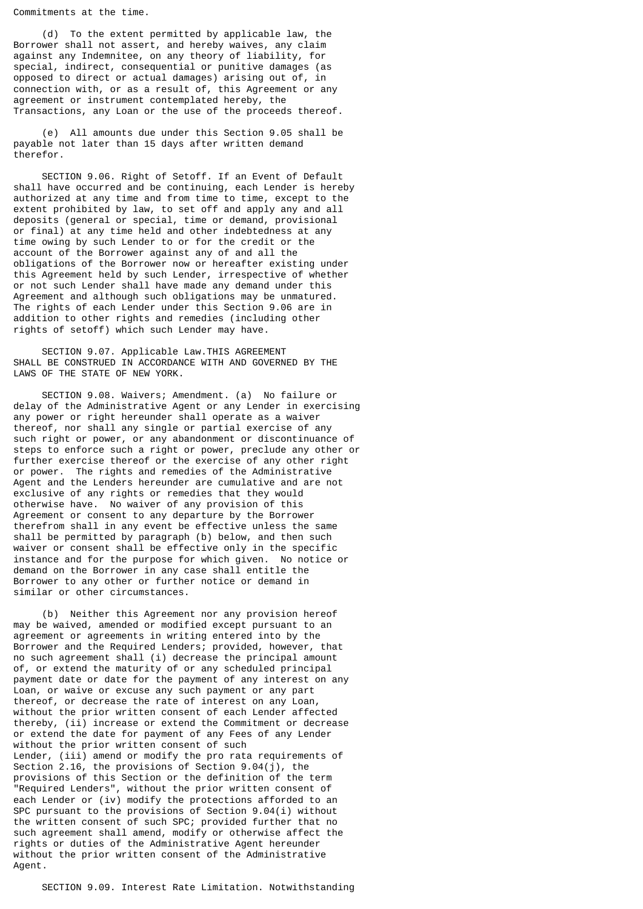Commitments at the time.

(d) To the extent permitted by applicable law, the Borrower shall not assert, and hereby waives, any claim against any Indemnitee, on any theory of liability, for special, indirect, consequential or punitive damages (as opposed to direct or actual damages) arising out of, in connection with, or as a result of, this Agreement or any agreement or instrument contemplated hereby, the Transactions, any Loan or the use of the proceeds thereof.

(e) All amounts due under this Section 9.05 shall be payable not later than 15 days after written demand therefor.

SECTION 9.06. Right of Setoff. If an Event of Default shall have occurred and be continuing, each Lender is hereby authorized at any time and from time to time, except to the extent prohibited by law, to set off and apply any and all deposits (general or special, time or demand, provisional or final) at any time held and other indebtedness at any time owing by such Lender to or for the credit or the account of the Borrower against any of and all the obligations of the Borrower now or hereafter existing under this Agreement held by such Lender, irrespective of whether or not such Lender shall have made any demand under this Agreement and although such obligations may be unmatured. The rights of each Lender under this Section 9.06 are in addition to other rights and remedies (including other rights of setoff) which such Lender may have.

SECTION 9.07. Applicable Law.THIS AGREEMENT SHALL BE CONSTRUED IN ACCORDANCE WITH AND GOVERNED BY THE LAWS OF THE STATE OF NEW YORK.

SECTION 9.08. Waivers; Amendment. (a) No failure or delay of the Administrative Agent or any Lender in exercising any power or right hereunder shall operate as a waiver thereof, nor shall any single or partial exercise of any such right or power, or any abandonment or discontinuance of steps to enforce such a right or power, preclude any other or further exercise thereof or the exercise of any other right or power. The rights and remedies of the Administrative Agent and the Lenders hereunder are cumulative and are not exclusive of any rights or remedies that they would otherwise have. No waiver of any provision of this Agreement or consent to any departure by the Borrower therefrom shall in any event be effective unless the same shall be permitted by paragraph (b) below, and then such waiver or consent shall be effective only in the specific instance and for the purpose for which given. No notice or demand on the Borrower in any case shall entitle the Borrower to any other or further notice or demand in similar or other circumstances.

(b) Neither this Agreement nor any provision hereof may be waived, amended or modified except pursuant to an agreement or agreements in writing entered into by the Borrower and the Required Lenders; provided, however, that no such agreement shall (i) decrease the principal amount of, or extend the maturity of or any scheduled principal payment date or date for the payment of any interest on any Loan, or waive or excuse any such payment or any part thereof, or decrease the rate of interest on any Loan, without the prior written consent of each Lender affected thereby, (ii) increase or extend the Commitment or decrease or extend the date for payment of any Fees of any Lender without the prior written consent of such Lender, (iii) amend or modify the pro rata requirements of Section 2.16, the provisions of Section 9.04(j), the provisions of this Section or the definition of the term "Required Lenders", without the prior written consent of each Lender or (iv) modify the protections afforded to an SPC pursuant to the provisions of Section 9.04(i) without the written consent of such SPC; provided further that no such agreement shall amend, modify or otherwise affect the rights or duties of the Administrative Agent hereunder without the prior written consent of the Administrative Agent.

SECTION 9.09. Interest Rate Limitation. Notwithstanding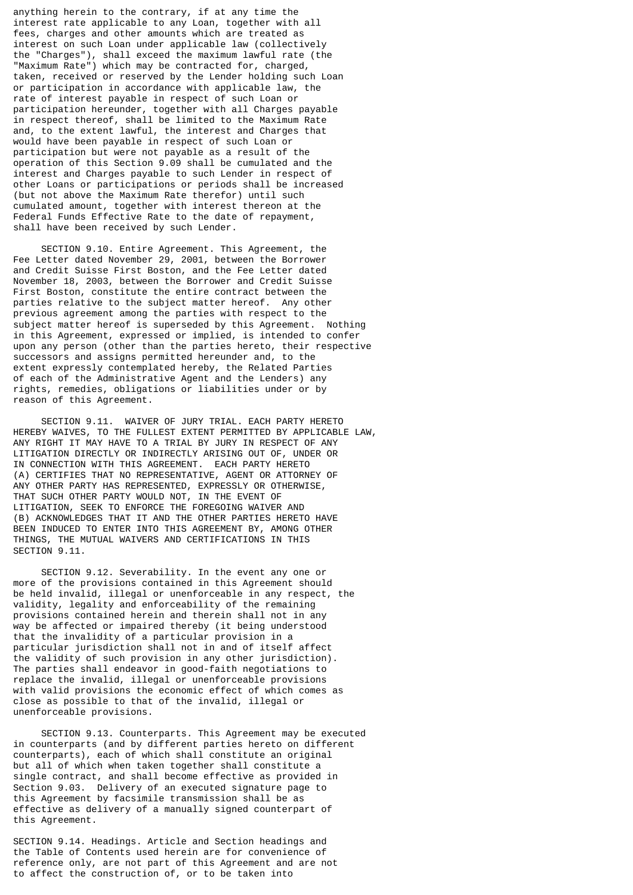anything herein to the contrary, if at any time the interest rate applicable to any Loan, together with all fees, charges and other amounts which are treated as interest on such Loan under applicable law (collectively the "Charges"), shall exceed the maximum lawful rate (the "Maximum Rate") which may be contracted for, charged, taken, received or reserved by the Lender holding such Loan or participation in accordance with applicable law, the rate of interest payable in respect of such Loan or participation hereunder, together with all Charges payable in respect thereof, shall be limited to the Maximum Rate and, to the extent lawful, the interest and Charges that would have been payable in respect of such Loan or participation but were not payable as a result of the operation of this Section 9.09 shall be cumulated and the interest and Charges payable to such Lender in respect of other Loans or participations or periods shall be increased (but not above the Maximum Rate therefor) until such cumulated amount, together with interest thereon at the Federal Funds Effective Rate to the date of repayment, shall have been received by such Lender.

SECTION 9.10. Entire Agreement. This Agreement, the Fee Letter dated November 29, 2001, between the Borrower and Credit Suisse First Boston, and the Fee Letter dated November 18, 2003, between the Borrower and Credit Suisse First Boston, constitute the entire contract between the parties relative to the subject matter hereof. Any other previous agreement among the parties with respect to the subject matter hereof is superseded by this Agreement. Nothing in this Agreement, expressed or implied, is intended to confer upon any person (other than the parties hereto, their respective successors and assigns permitted hereunder and, to the extent expressly contemplated hereby, the Related Parties of each of the Administrative Agent and the Lenders) any rights, remedies, obligations or liabilities under or by reason of this Agreement.

SECTION 9.11. WAIVER OF JURY TRIAL. EACH PARTY HERETO HEREBY WAIVES, TO THE FULLEST EXTENT PERMITTED BY APPLICABLE LAW, ANY RIGHT IT MAY HAVE TO A TRIAL BY JURY IN RESPECT OF ANY LITIGATION DIRECTLY OR INDIRECTLY ARISING OUT OF, UNDER OR IN CONNECTION WITH THIS AGREEMENT. EACH PARTY HERETO (A) CERTIFIES THAT NO REPRESENTATIVE, AGENT OR ATTORNEY OF ANY OTHER PARTY HAS REPRESENTED, EXPRESSLY OR OTHERWISE, THAT SUCH OTHER PARTY WOULD NOT, IN THE EVENT OF LITIGATION, SEEK TO ENFORCE THE FOREGOING WAIVER AND (B) ACKNOWLEDGES THAT IT AND THE OTHER PARTIES HERETO HAVE BEEN INDUCED TO ENTER INTO THIS AGREEMENT BY, AMONG OTHER THINGS, THE MUTUAL WAIVERS AND CERTIFICATIONS IN THIS SECTION 9.11.

SECTION 9.12. Severability. In the event any one or more of the provisions contained in this Agreement should be held invalid, illegal or unenforceable in any respect, the validity, legality and enforceability of the remaining provisions contained herein and therein shall not in any way be affected or impaired thereby (it being understood that the invalidity of a particular provision in a particular jurisdiction shall not in and of itself affect the validity of such provision in any other jurisdiction). The parties shall endeavor in good-faith negotiations to replace the invalid, illegal or unenforceable provisions with valid provisions the economic effect of which comes as close as possible to that of the invalid, illegal or unenforceable provisions.

SECTION 9.13. Counterparts. This Agreement may be executed in counterparts (and by different parties hereto on different counterparts), each of which shall constitute an original but all of which when taken together shall constitute a single contract, and shall become effective as provided in Section 9.03. Delivery of an executed signature page to this Agreement by facsimile transmission shall be as effective as delivery of a manually signed counterpart of this Agreement.

SECTION 9.14. Headings. Article and Section headings and the Table of Contents used herein are for convenience of reference only, are not part of this Agreement and are not to affect the construction of, or to be taken into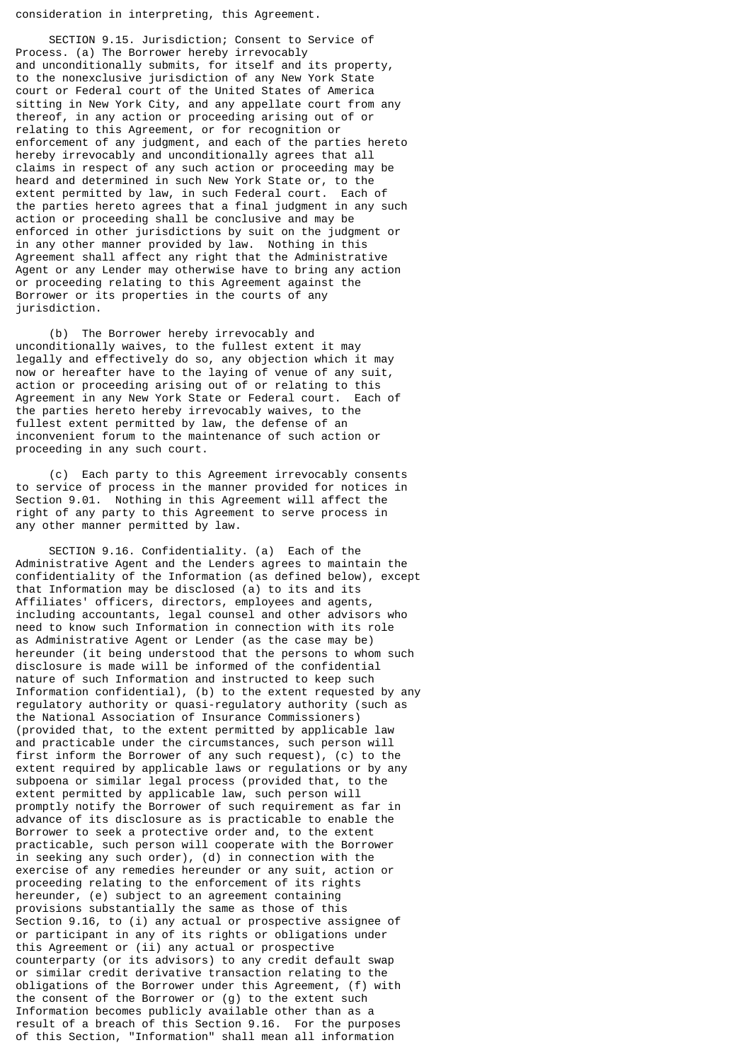consideration in interpreting, this Agreement.

SECTION 9.15. Jurisdiction; Consent to Service of Process. (a) The Borrower hereby irrevocably and unconditionally submits, for itself and its property, to the nonexclusive jurisdiction of any New York State court or Federal court of the United States of America sitting in New York City, and any appellate court from any thereof, in any action or proceeding arising out of or relating to this Agreement, or for recognition or enforcement of any judgment, and each of the parties hereto hereby irrevocably and unconditionally agrees that all claims in respect of any such action or proceeding may be heard and determined in such New York State or, to the extent permitted by law, in such Federal court. Each of the parties hereto agrees that a final judgment in any such action or proceeding shall be conclusive and may be enforced in other jurisdictions by suit on the judgment or in any other manner provided by law. Nothing in this Agreement shall affect any right that the Administrative Agent or any Lender may otherwise have to bring any action or proceeding relating to this Agreement against the Borrower or its properties in the courts of any jurisdiction.

(b) The Borrower hereby irrevocably and unconditionally waives, to the fullest extent it may legally and effectively do so, any objection which it may now or hereafter have to the laying of venue of any suit, action or proceeding arising out of or relating to this Agreement in any New York State or Federal court. Each of the parties hereto hereby irrevocably waives, to the fullest extent permitted by law, the defense of an inconvenient forum to the maintenance of such action or proceeding in any such court.

(c) Each party to this Agreement irrevocably consents to service of process in the manner provided for notices in Section 9.01. Nothing in this Agreement will affect the right of any party to this Agreement to serve process in any other manner permitted by law.

SECTION 9.16. Confidentiality. (a) Each of the Administrative Agent and the Lenders agrees to maintain the confidentiality of the Information (as defined below), except that Information may be disclosed (a) to its and its Affiliates' officers, directors, employees and agents, including accountants, legal counsel and other advisors who need to know such Information in connection with its role as Administrative Agent or Lender (as the case may be) hereunder (it being understood that the persons to whom such disclosure is made will be informed of the confidential nature of such Information and instructed to keep such Information confidential), (b) to the extent requested by any regulatory authority or quasi-regulatory authority (such as the National Association of Insurance Commissioners) (provided that, to the extent permitted by applicable law and practicable under the circumstances, such person will first inform the Borrower of any such request), (c) to the extent required by applicable laws or regulations or by any subpoena or similar legal process (provided that, to the extent permitted by applicable law, such person will promptly notify the Borrower of such requirement as far in advance of its disclosure as is practicable to enable the Borrower to seek a protective order and, to the extent practicable, such person will cooperate with the Borrower in seeking any such order), (d) in connection with the exercise of any remedies hereunder or any suit, action or proceeding relating to the enforcement of its rights hereunder, (e) subject to an agreement containing provisions substantially the same as those of this Section 9.16, to (i) any actual or prospective assignee of or participant in any of its rights or obligations under this Agreement or (ii) any actual or prospective counterparty (or its advisors) to any credit default swap or similar credit derivative transaction relating to the obligations of the Borrower under this Agreement, (f) with the consent of the Borrower or (g) to the extent such Information becomes publicly available other than as a result of a breach of this Section 9.16. For the purposes of this Section, "Information" shall mean all information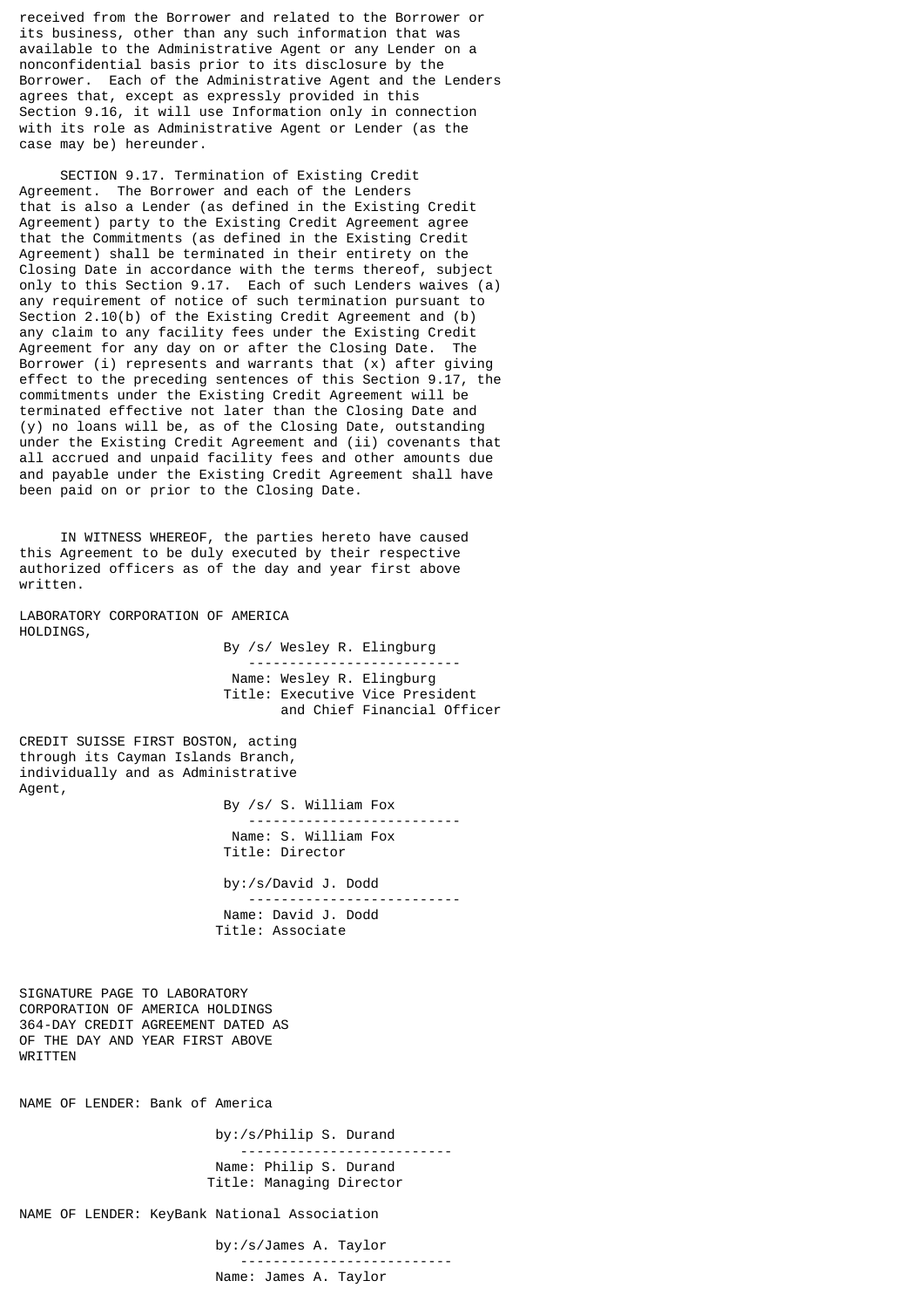received from the Borrower and related to the Borrower or its business, other than any such information that was available to the Administrative Agent or any Lender on a nonconfidential basis prior to its disclosure by the Borrower. Each of the Administrative Agent and the Lenders agrees that, except as expressly provided in this Section 9.16, it will use Information only in connection with its role as Administrative Agent or Lender (as the case may be) hereunder.

SECTION 9.17. Termination of Existing Credit Agreement. The Borrower and each of the Lenders that is also a Lender (as defined in the Existing Credit Agreement) party to the Existing Credit Agreement agree that the Commitments (as defined in the Existing Credit Agreement) shall be terminated in their entirety on the Closing Date in accordance with the terms thereof, subject only to this Section 9.17. Each of such Lenders waives (a) any requirement of notice of such termination pursuant to Section 2.10(b) of the Existing Credit Agreement and (b) any claim to any facility fees under the Existing Credit Agreement for any day on or after the Closing Date. The Borrower (i) represents and warrants that (x) after giving effect to the preceding sentences of this Section 9.17, the commitments under the Existing Credit Agreement will be terminated effective not later than the Closing Date and (y) no loans will be, as of the Closing Date, outstanding under the Existing Credit Agreement and (ii) covenants that all accrued and unpaid facility fees and other amounts due and payable under the Existing Credit Agreement shall have been paid on or prior to the Closing Date.

IN WITNESS WHEREOF, the parties hereto have caused this Agreement to be duly executed by their respective authorized officers as of the day and year first above written.

LABORATORY CORPORATION OF AMERICA HOLDINGS,

By /s/ Wesley R. Elingburg
Name: Wesley R. Elingburg
Title: Executive Vice President and Chief Financial Officer

CREDIT SUISSE FIRST BOSTON, acting through its Cayman Islands Branch, individually and as Administrative Agent,

By /s/ S. William Fox
Name: S. William Fox
Title: Director

by:/s/David J. Dodd
Name: David J. Dodd
Title: Associate

SIGNATURE PAGE TO LABORATORY CORPORATION OF AMERICA HOLDINGS 364-DAY CREDIT AGREEMENT DATED AS OF THE DAY AND YEAR FIRST ABOVE WRITTEN

NAME OF LENDER: Bank of America

by:/s/Philip S. Durand
Name: Philip S. Durand
Title: Managing Director

NAME OF LENDER: KeyBank National Association

by:/s/James A. Taylor
Name: James A. Taylor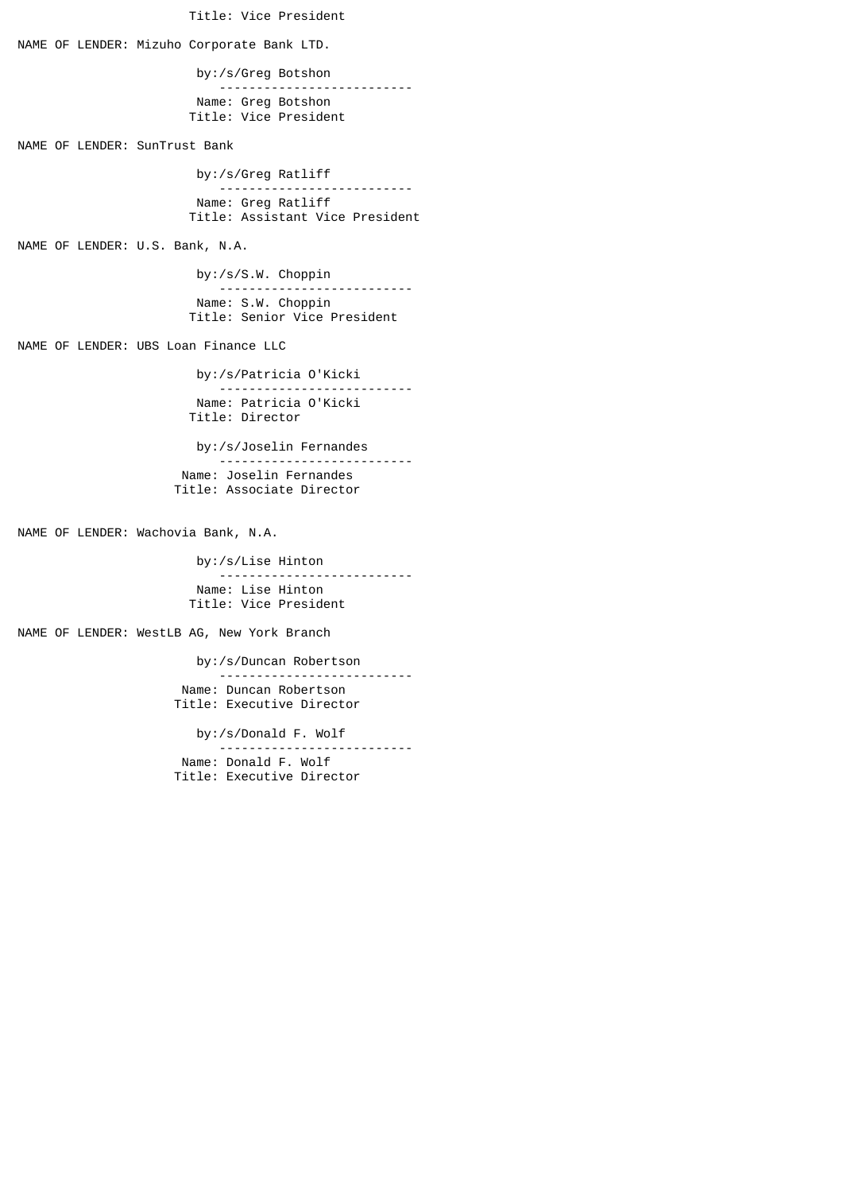Title: Vice President

NAME OF LENDER: Mizuho Corporate Bank LTD.

by:/s/Greg Botshon
-------------------------
Name: Greg Botshon
Title: Vice President

NAME OF LENDER: SunTrust Bank

by:/s/Greg Ratliff
-------------------------
Name: Greg Ratliff
Title: Assistant Vice President

NAME OF LENDER: U.S. Bank, N.A.

by:/s/S.W. Choppin
-------------------------
Name: S.W. Choppin
Title: Senior Vice President

NAME OF LENDER: UBS Loan Finance LLC

by:/s/Patricia O'Kicki
-------------------------
Name: Patricia O'Kicki
Title: Director

by:/s/Joselin Fernandes
-------------------------
Name: Joselin Fernandes
Title: Associate Director

NAME OF LENDER: Wachovia Bank, N.A.

by:/s/Lise Hinton
-------------------------
Name: Lise Hinton
Title: Vice President

NAME OF LENDER: WestLB AG, New York Branch

by:/s/Duncan Robertson
-------------------------
Name: Duncan Robertson
Title: Executive Director

by:/s/Donald F. Wolf
-------------------------
Name: Donald F. Wolf
Title: Executive Director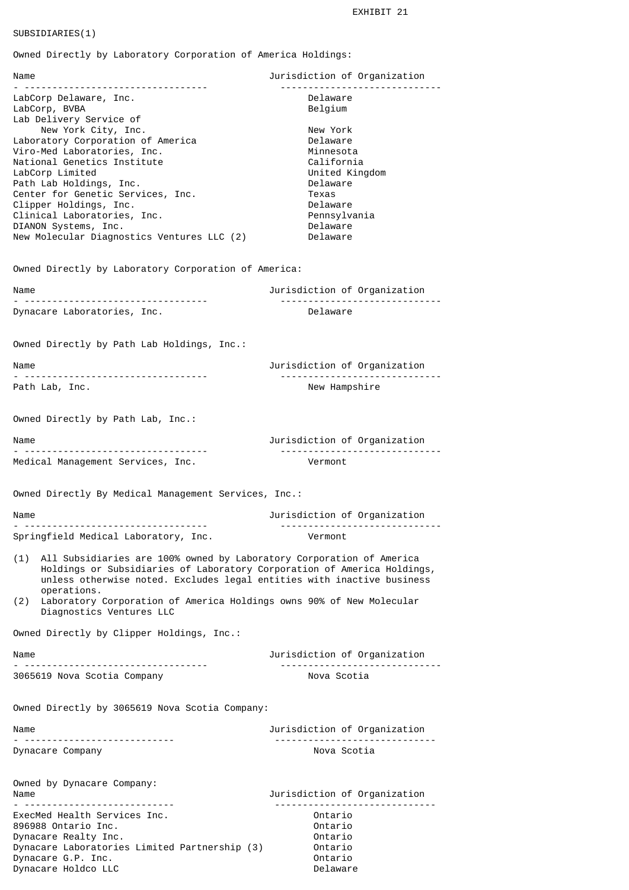EXHIBIT 21

SUBSIDIARIES(1)

Owned Directly by Laboratory Corporation of America Holdings:

| Name | Jurisdiction of Organization |
|---|---|
| LabCorp Delaware, Inc. | Delaware |
| LabCorp, BVBA | Belgium |
| Lab Delivery Service of New York City, Inc. | New York |
| Laboratory Corporation of America | Delaware |
| Viro-Med Laboratories, Inc. | Minnesota |
| National Genetics Institute | California |
| LabCorp Limited | United Kingdom |
| Path Lab Holdings, Inc. | Delaware |
| Center for Genetic Services, Inc. | Texas |
| Clipper Holdings, Inc. | Delaware |
| Clinical Laboratories, Inc. | Pennsylvania |
| DIANON Systems, Inc. | Delaware |
| New Molecular Diagnostics Ventures LLC (2) | Delaware |

Owned Directly by Laboratory Corporation of America:

| Name | Jurisdiction of Organization |
|---|---|
| Dynacare Laboratories, Inc. | Delaware |

Owned Directly by Path Lab Holdings, Inc.:

| Name | Jurisdiction of Organization |
|---|---|
| Path Lab, Inc. | New Hampshire |

Owned Directly by Path Lab, Inc.:

| Name | Jurisdiction of Organization |
|---|---|
| Medical Management Services, Inc. | Vermont |

Owned Directly By Medical Management Services, Inc.:

| Name | Jurisdiction of Organization |
|---|---|
| Springfield Medical Laboratory, Inc. | Vermont |

(1) All Subsidiaries are 100% owned by Laboratory Corporation of America Holdings or Subsidiaries of Laboratory Corporation of America Holdings, unless otherwise noted. Excludes legal entities with inactive business operations.

(2) Laboratory Corporation of America Holdings owns 90% of New Molecular Diagnostics Ventures LLC

Owned Directly by Clipper Holdings, Inc.:

| Name | Jurisdiction of Organization |
|---|---|
| 3065619 Nova Scotia Company | Nova Scotia |

Owned Directly by 3065619 Nova Scotia Company:

| Name | Jurisdiction of Organization |
|---|---|
| Dynacare Company | Nova Scotia |

Owned by Dynacare Company:

| Name | Jurisdiction of Organization |
|---|---|
| ExecMed Health Services Inc. | Ontario |
| 896988 Ontario Inc. | Ontario |
| Dynacare Realty Inc. | Ontario |
| Dynacare Laboratories Limited Partnership (3) | Ontario |
| Dynacare G.P. Inc. | Ontario |
| Dynacare Holdco LLC | Delaware |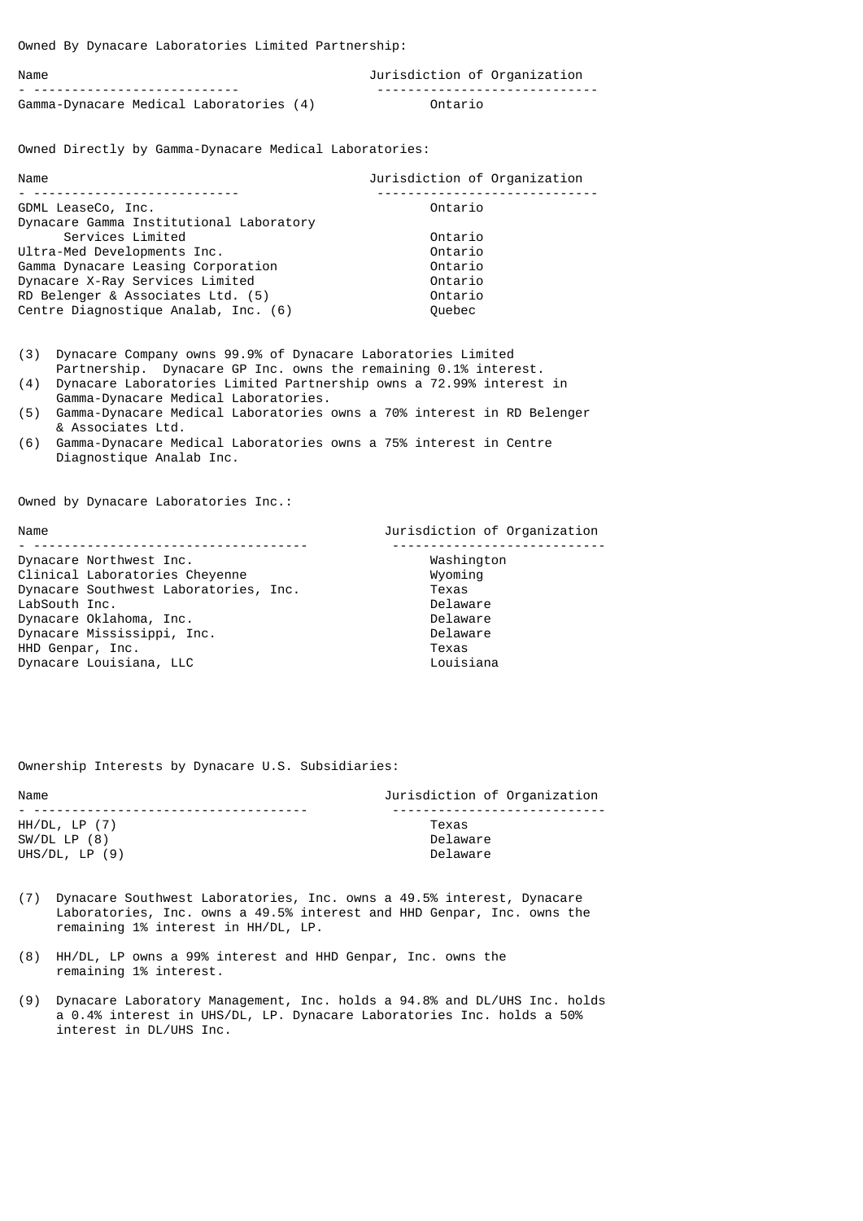Owned By Dynacare Laboratories Limited Partnership:

| Name | Jurisdiction of Organization |
|---|---|
| Gamma-Dynacare Medical Laboratories (4) | Ontario |

Owned Directly by Gamma-Dynacare Medical Laboratories:

| Name | Jurisdiction of Organization |
|---|---|
| GDML LeaseCo, Inc. | Ontario |
| Dynacare Gamma Institutional Laboratory Services Limited | Ontario |
| Ultra-Med Developments Inc. | Ontario |
| Gamma Dynacare Leasing Corporation | Ontario |
| Dynacare X-Ray Services Limited | Ontario |
| RD Belenger & Associates Ltd. (5) | Ontario |
| Centre Diagnostique Analab, Inc. (6) | Quebec |

(3) Dynacare Company owns 99.9% of Dynacare Laboratories Limited Partnership. Dynacare GP Inc. owns the remaining 0.1% interest.
(4) Dynacare Laboratories Limited Partnership owns a 72.99% interest in Gamma-Dynacare Medical Laboratories.
(5) Gamma-Dynacare Medical Laboratories owns a 70% interest in RD Belenger & Associates Ltd.
(6) Gamma-Dynacare Medical Laboratories owns a 75% interest in Centre Diagnostique Analab Inc.

Owned by Dynacare Laboratories Inc.:

| Name | Jurisdiction of Organization |
|---|---|
| Dynacare Northwest Inc. | Washington |
| Clinical Laboratories Cheyenne | Wyoming |
| Dynacare Southwest Laboratories, Inc. | Texas |
| LabSouth Inc. | Delaware |
| Dynacare Oklahoma, Inc. | Delaware |
| Dynacare Mississippi, Inc. | Delaware |
| HHD Genpar, Inc. | Texas |
| Dynacare Louisiana, LLC | Louisiana |

Ownership Interests by Dynacare U.S. Subsidiaries:

| Name | Jurisdiction of Organization |
|---|---|
| HH/DL, LP (7) | Texas |
| SW/DL LP (8) | Delaware |
| UHS/DL, LP (9) | Delaware |

(7) Dynacare Southwest Laboratories, Inc. owns a 49.5% interest, Dynacare Laboratories, Inc. owns a 49.5% interest and HHD Genpar, Inc. owns the remaining 1% interest in HH/DL, LP.

(8) HH/DL, LP owns a 99% interest and HHD Genpar, Inc. owns the remaining 1% interest.

(9) Dynacare Laboratory Management, Inc. holds a 94.8% and DL/UHS Inc. holds a 0.4% interest in UHS/DL, LP. Dynacare Laboratories Inc. holds a 50% interest in DL/UHS Inc.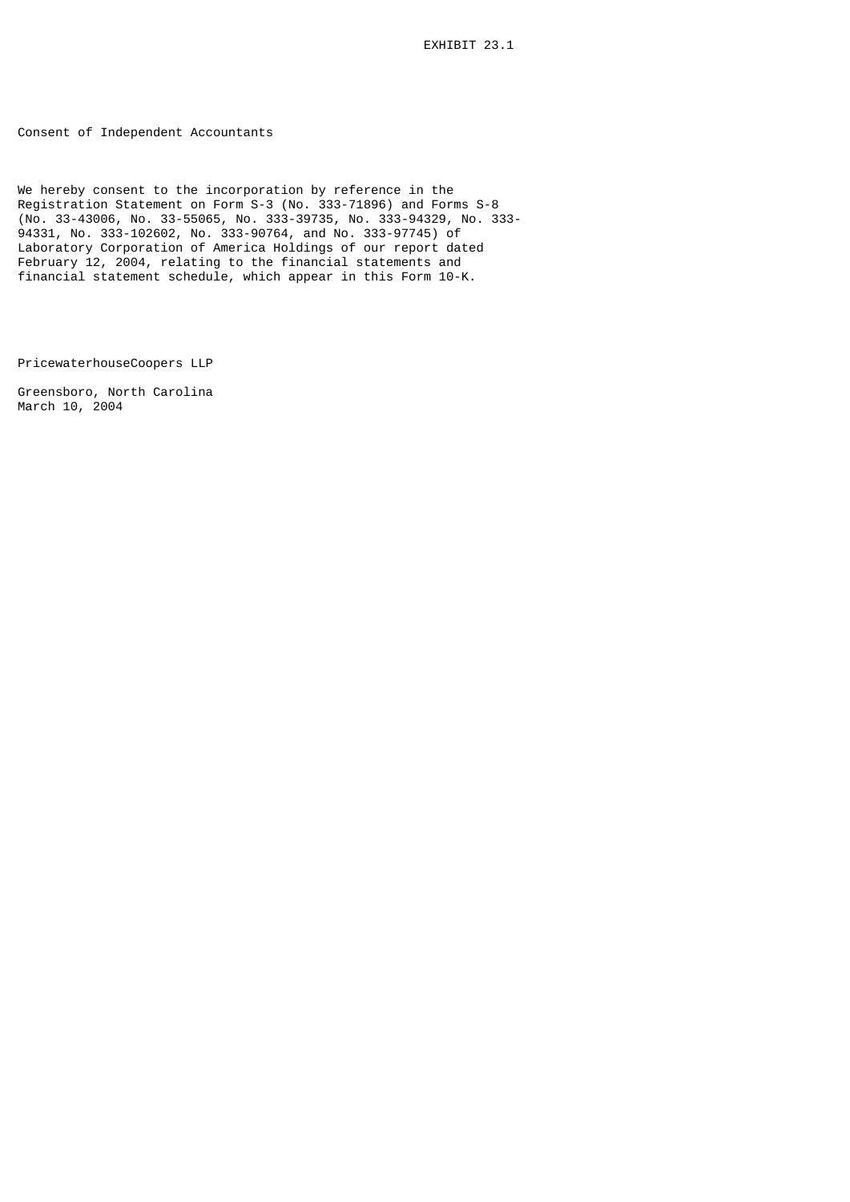EXHIBIT 23.1

# Consent of Independent Accountants

We hereby consent to the incorporation by reference in the Registration Statement on Form S-3 (No. 333-71896) and Forms S-8 (No. 33-43006, No. 33-55065, No. 333-39735, No. 333-94329, No. 333-94331, No. 333-102602, No. 333-90764, and No. 333-97745) of Laboratory Corporation of America Holdings of our report dated February 12, 2004, relating to the financial statements and financial statement schedule, which appear in this Form 10-K.

PricewaterhouseCoopers LLP

Greensboro, North Carolina
March 10, 2004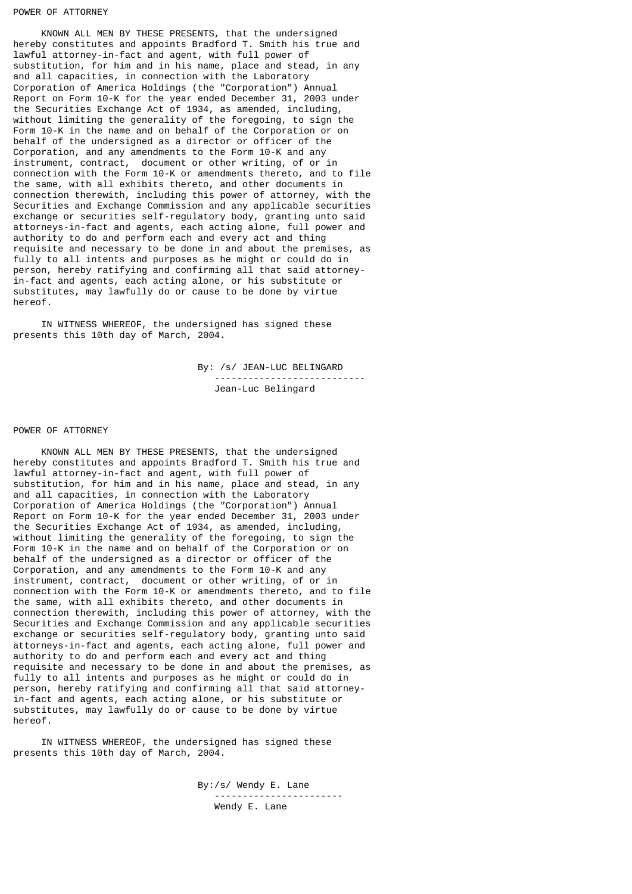POWER OF ATTORNEY

KNOWN ALL MEN BY THESE PRESENTS, that the undersigned hereby constitutes and appoints Bradford T. Smith his true and lawful attorney-in-fact and agent, with full power of substitution, for him and in his name, place and stead, in any and all capacities, in connection with the Laboratory Corporation of America Holdings (the "Corporation") Annual Report on Form 10-K for the year ended December 31, 2003 under the Securities Exchange Act of 1934, as amended, including, without limiting the generality of the foregoing, to sign the Form 10-K in the name and on behalf of the Corporation or on behalf of the undersigned as a director or officer of the Corporation, and any amendments to the Form 10-K and any instrument, contract, document or other writing, of or in connection with the Form 10-K or amendments thereto, and to file the same, with all exhibits thereto, and other documents in connection therewith, including this power of attorney, with the Securities and Exchange Commission and any applicable securities exchange or securities self-regulatory body, granting unto said attorneys-in-fact and agents, each acting alone, full power and authority to do and perform each and every act and thing requisite and necessary to be done in and about the premises, as fully to all intents and purposes as he might or could do in person, hereby ratifying and confirming all that said attorney-in-fact and agents, each acting alone, or his substitute or substitutes, may lawfully do or cause to be done by virtue hereof.

IN WITNESS WHEREOF, the undersigned has signed these presents this 10th day of March, 2004.

By: /s/ JEAN-LUC BELINGARD

---

Jean-Luc Belingard

POWER OF ATTORNEY

KNOWN ALL MEN BY THESE PRESENTS, that the undersigned hereby constitutes and appoints Bradford T. Smith his true and lawful attorney-in-fact and agent, with full power of substitution, for him and in his name, place and stead, in any and all capacities, in connection with the Laboratory Corporation of America Holdings (the "Corporation") Annual Report on Form 10-K for the year ended December 31, 2003 under the Securities Exchange Act of 1934, as amended, including, without limiting the generality of the foregoing, to sign the Form 10-K in the name and on behalf of the Corporation or on behalf of the undersigned as a director or officer of the Corporation, and any amendments to the Form 10-K and any instrument, contract, document or other writing, of or in connection with the Form 10-K or amendments thereto, and to file the same, with all exhibits thereto, and other documents in connection therewith, including this power of attorney, with the Securities and Exchange Commission and any applicable securities exchange or securities self-regulatory body, granting unto said attorneys-in-fact and agents, each acting alone, full power and authority to do and perform each and every act and thing requisite and necessary to be done in and about the premises, as fully to all intents and purposes as he might or could do in person, hereby ratifying and confirming all that said attorney-in-fact and agents, each acting alone, or his substitute or substitutes, may lawfully do or cause to be done by virtue hereof.

IN WITNESS WHEREOF, the undersigned has signed these presents this 10th day of March, 2004.

By:/s/ Wendy E. Lane

---

Wendy E. Lane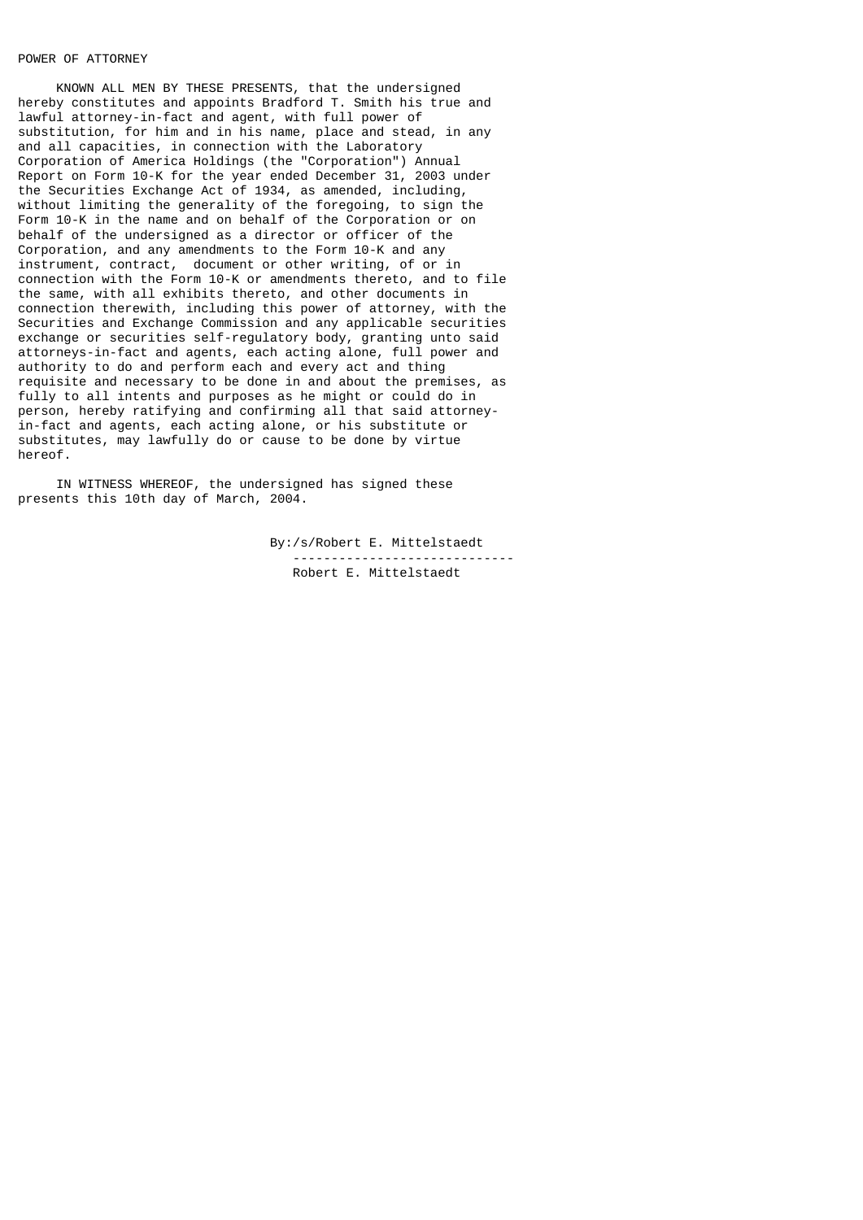POWER OF ATTORNEY

KNOWN ALL MEN BY THESE PRESENTS, that the undersigned hereby constitutes and appoints Bradford T. Smith his true and lawful attorney-in-fact and agent, with full power of substitution, for him and in his name, place and stead, in any and all capacities, in connection with the Laboratory Corporation of America Holdings (the "Corporation") Annual Report on Form 10-K for the year ended December 31, 2003 under the Securities Exchange Act of 1934, as amended, including, without limiting the generality of the foregoing, to sign the Form 10-K in the name and on behalf of the Corporation or on behalf of the undersigned as a director or officer of the Corporation, and any amendments to the Form 10-K and any instrument, contract, document or other writing, of or in connection with the Form 10-K or amendments thereto, and to file the same, with all exhibits thereto, and other documents in connection therewith, including this power of attorney, with the Securities and Exchange Commission and any applicable securities exchange or securities self-regulatory body, granting unto said attorneys-in-fact and agents, each acting alone, full power and authority to do and perform each and every act and thing requisite and necessary to be done in and about the premises, as fully to all intents and purposes as he might or could do in person, hereby ratifying and confirming all that said attorney-in-fact and agents, each acting alone, or his substitute or substitutes, may lawfully do or cause to be done by virtue hereof.

IN WITNESS WHEREOF, the undersigned has signed these presents this 10th day of March, 2004.

By:/s/Robert E. Mittelstaedt

-----------------------------

Robert E. Mittelstaedt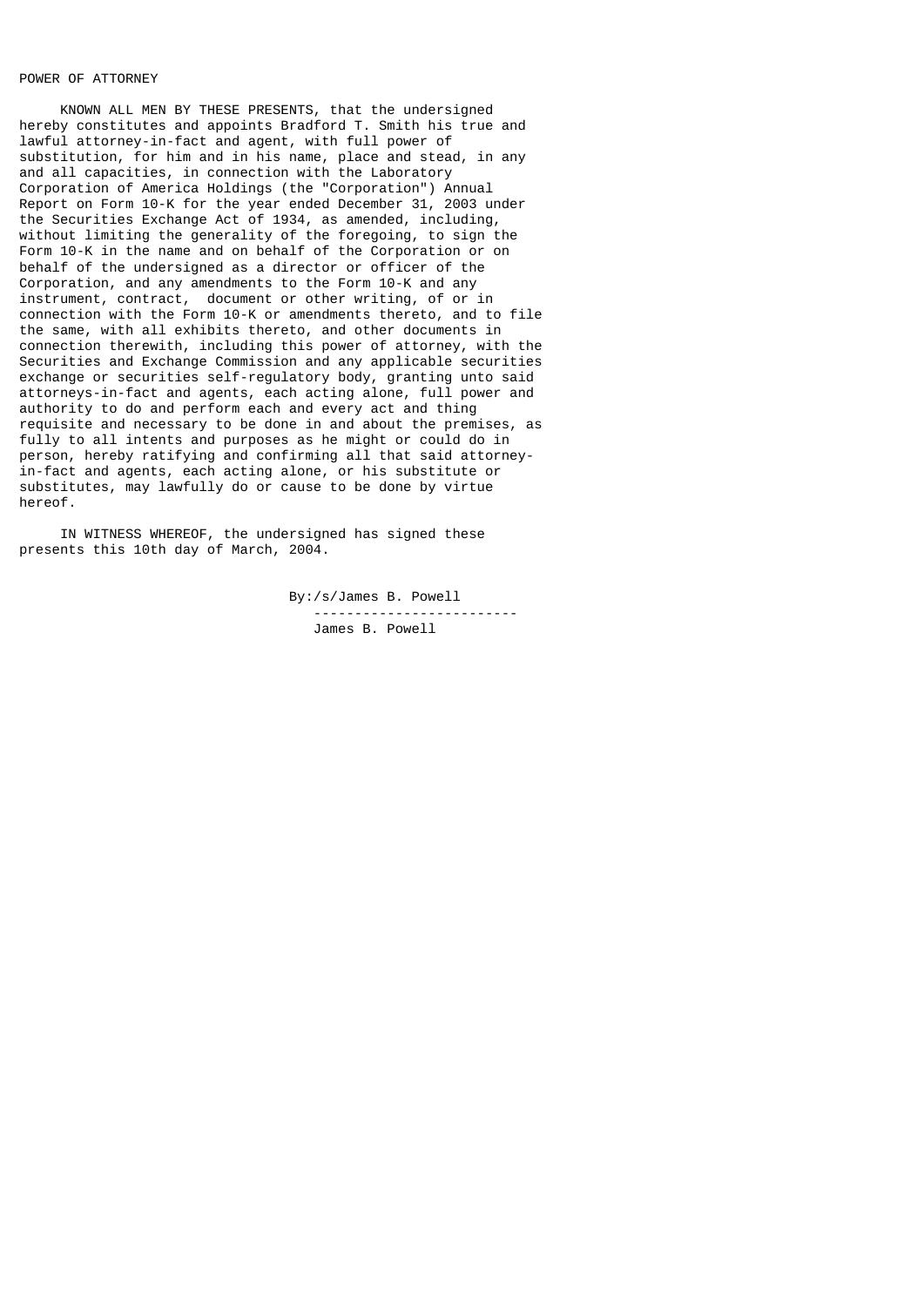POWER OF ATTORNEY

KNOWN ALL MEN BY THESE PRESENTS, that the undersigned hereby constitutes and appoints Bradford T. Smith his true and lawful attorney-in-fact and agent, with full power of substitution, for him and in his name, place and stead, in any and all capacities, in connection with the Laboratory Corporation of America Holdings (the "Corporation") Annual Report on Form 10-K for the year ended December 31, 2003 under the Securities Exchange Act of 1934, as amended, including, without limiting the generality of the foregoing, to sign the Form 10-K in the name and on behalf of the Corporation or on behalf of the undersigned as a director or officer of the Corporation, and any amendments to the Form 10-K and any instrument, contract, document or other writing, of or in connection with the Form 10-K or amendments thereto, and to file the same, with all exhibits thereto, and other documents in connection therewith, including this power of attorney, with the Securities and Exchange Commission and any applicable securities exchange or securities self-regulatory body, granting unto said attorneys-in-fact and agents, each acting alone, full power and authority to do and perform each and every act and thing requisite and necessary to be done in and about the premises, as fully to all intents and purposes as he might or could do in person, hereby ratifying and confirming all that said attorney-in-fact and agents, each acting alone, or his substitute or substitutes, may lawfully do or cause to be done by virtue hereof.

IN WITNESS WHEREOF, the undersigned has signed these presents this 10th day of March, 2004.

By:/s/James B. Powell

James B. Powell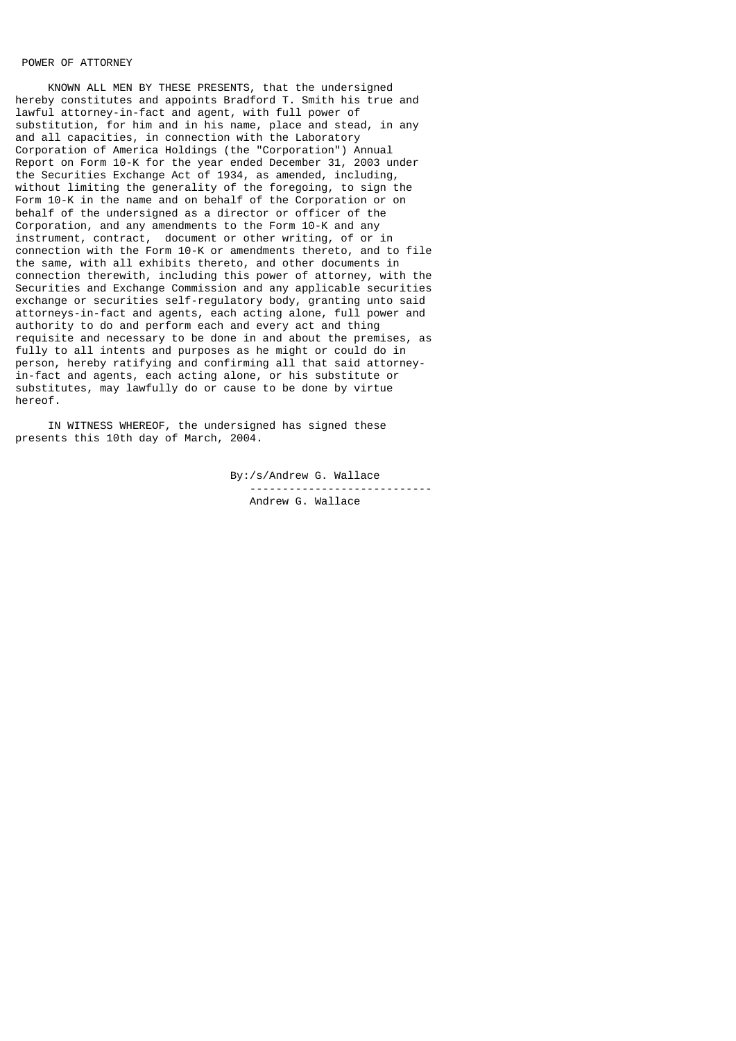POWER OF ATTORNEY

KNOWN ALL MEN BY THESE PRESENTS, that the undersigned hereby constitutes and appoints Bradford T. Smith his true and lawful attorney-in-fact and agent, with full power of substitution, for him and in his name, place and stead, in any and all capacities, in connection with the Laboratory Corporation of America Holdings (the "Corporation") Annual Report on Form 10-K for the year ended December 31, 2003 under the Securities Exchange Act of 1934, as amended, including, without limiting the generality of the foregoing, to sign the Form 10-K in the name and on behalf of the Corporation or on behalf of the undersigned as a director or officer of the Corporation, and any amendments to the Form 10-K and any instrument, contract, document or other writing, of or in connection with the Form 10-K or amendments thereto, and to file the same, with all exhibits thereto, and other documents in connection therewith, including this power of attorney, with the Securities and Exchange Commission and any applicable securities exchange or securities self-regulatory body, granting unto said attorneys-in-fact and agents, each acting alone, full power and authority to do and perform each and every act and thing requisite and necessary to be done in and about the premises, as fully to all intents and purposes as he might or could do in person, hereby ratifying and confirming all that said attorney-in-fact and agents, each acting alone, or his substitute or substitutes, may lawfully do or cause to be done by virtue hereof.

IN WITNESS WHEREOF, the undersigned has signed these presents this 10th day of March, 2004.

By:/s/Andrew G. Wallace

---------------------------

Andrew G. Wallace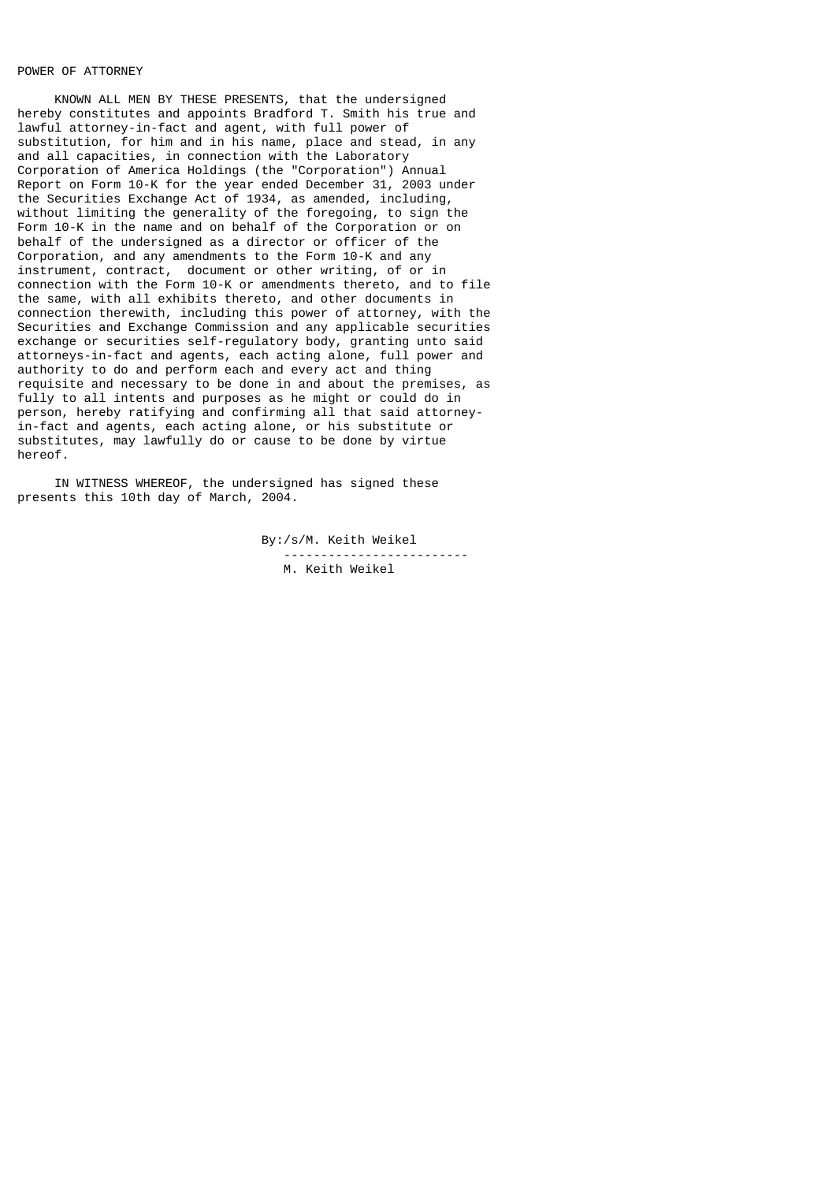# POWER OF ATTORNEY

KNOWN ALL MEN BY THESE PRESENTS, that the undersigned hereby constitutes and appoints Bradford T. Smith his true and lawful attorney-in-fact and agent, with full power of substitution, for him and in his name, place and stead, in any and all capacities, in connection with the Laboratory Corporation of America Holdings (the "Corporation") Annual Report on Form 10-K for the year ended December 31, 2003 under the Securities Exchange Act of 1934, as amended, including, without limiting the generality of the foregoing, to sign the Form 10-K in the name and on behalf of the Corporation or on behalf of the undersigned as a director or officer of the Corporation, and any amendments to the Form 10-K and any instrument, contract, document or other writing, of or in connection with the Form 10-K or amendments thereto, and to file the same, with all exhibits thereto, and other documents in connection therewith, including this power of attorney, with the Securities and Exchange Commission and any applicable securities exchange or securities self-regulatory body, granting unto said attorneys-in-fact and agents, each acting alone, full power and authority to do and perform each and every act and thing requisite and necessary to be done in and about the premises, as fully to all intents and purposes as he might or could do in person, hereby ratifying and confirming all that said attorney-in-fact and agents, each acting alone, or his substitute or substitutes, may lawfully do or cause to be done by virtue hereof.

IN WITNESS WHEREOF, the undersigned has signed these presents this 10th day of March, 2004.

By:/s/M. Keith Weikel
M. Keith Weikel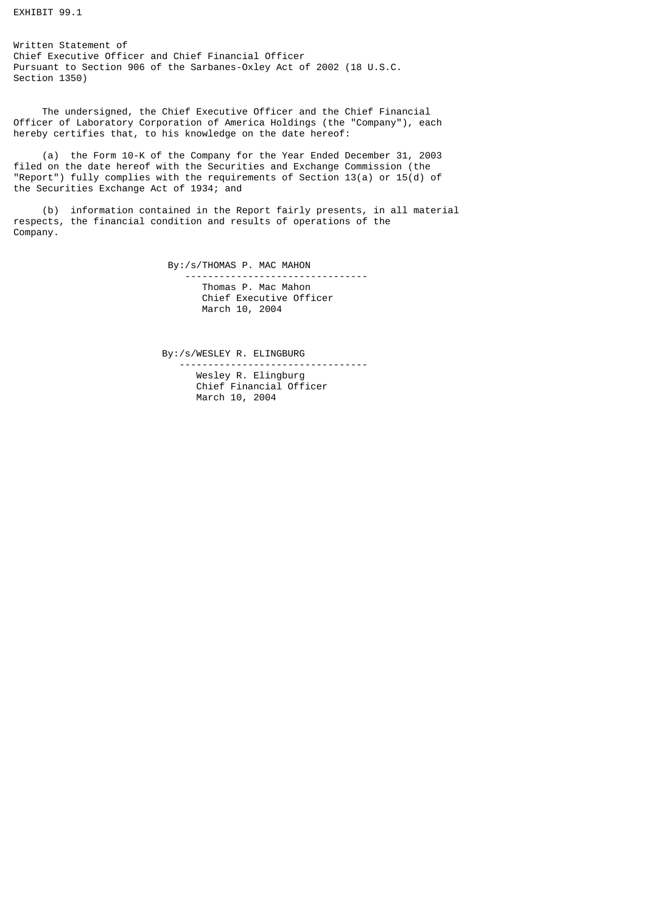EXHIBIT 99.1

Written Statement of
Chief Executive Officer and Chief Financial Officer
Pursuant to Section 906 of the Sarbanes-Oxley Act of 2002 (18 U.S.C. Section 1350)

The undersigned, the Chief Executive Officer and the Chief Financial Officer of Laboratory Corporation of America Holdings (the "Company"), each hereby certifies that, to his knowledge on the date hereof:

(a) the Form 10-K of the Company for the Year Ended December 31, 2003 filed on the date hereof with the Securities and Exchange Commission (the "Report") fully complies with the requirements of Section 13(a) or 15(d) of the Securities Exchange Act of 1934; and

(b) information contained in the Report fairly presents, in all material respects, the financial condition and results of operations of the Company.

By:/s/THOMAS P. MAC MAHON

Thomas P. Mac Mahon
Chief Executive Officer
March 10, 2004

By:/s/WESLEY R. ELINGBURG

Wesley R. Elingburg
Chief Financial Officer
March 10, 2004